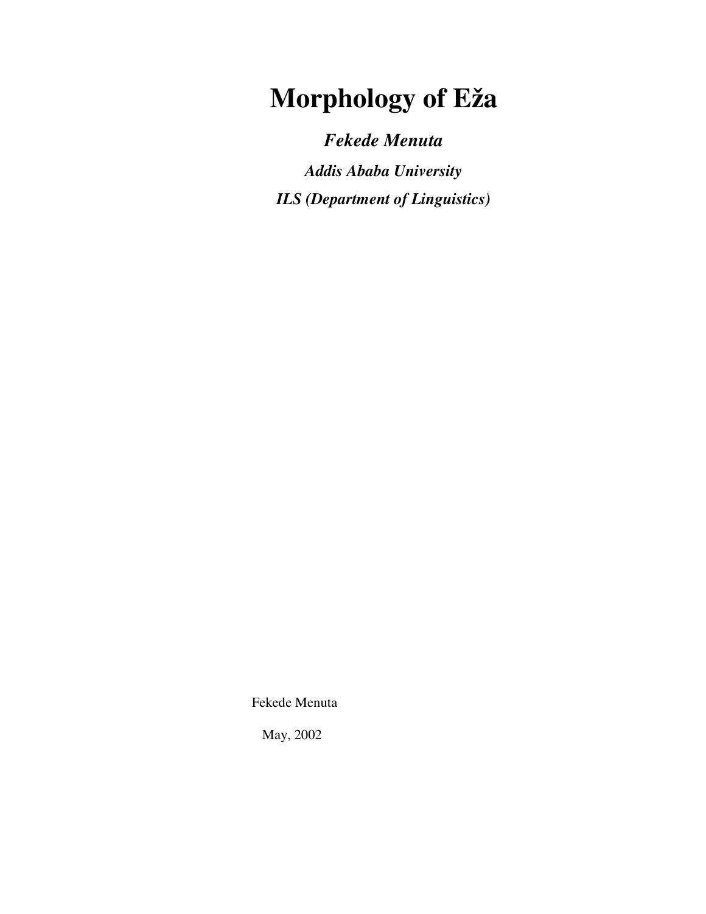# Morphology of Eža

***Fekede Menuta***

***Addis Ababa University***

***ILS (Department of Linguistics)***

Fekede Menuta

May, 2002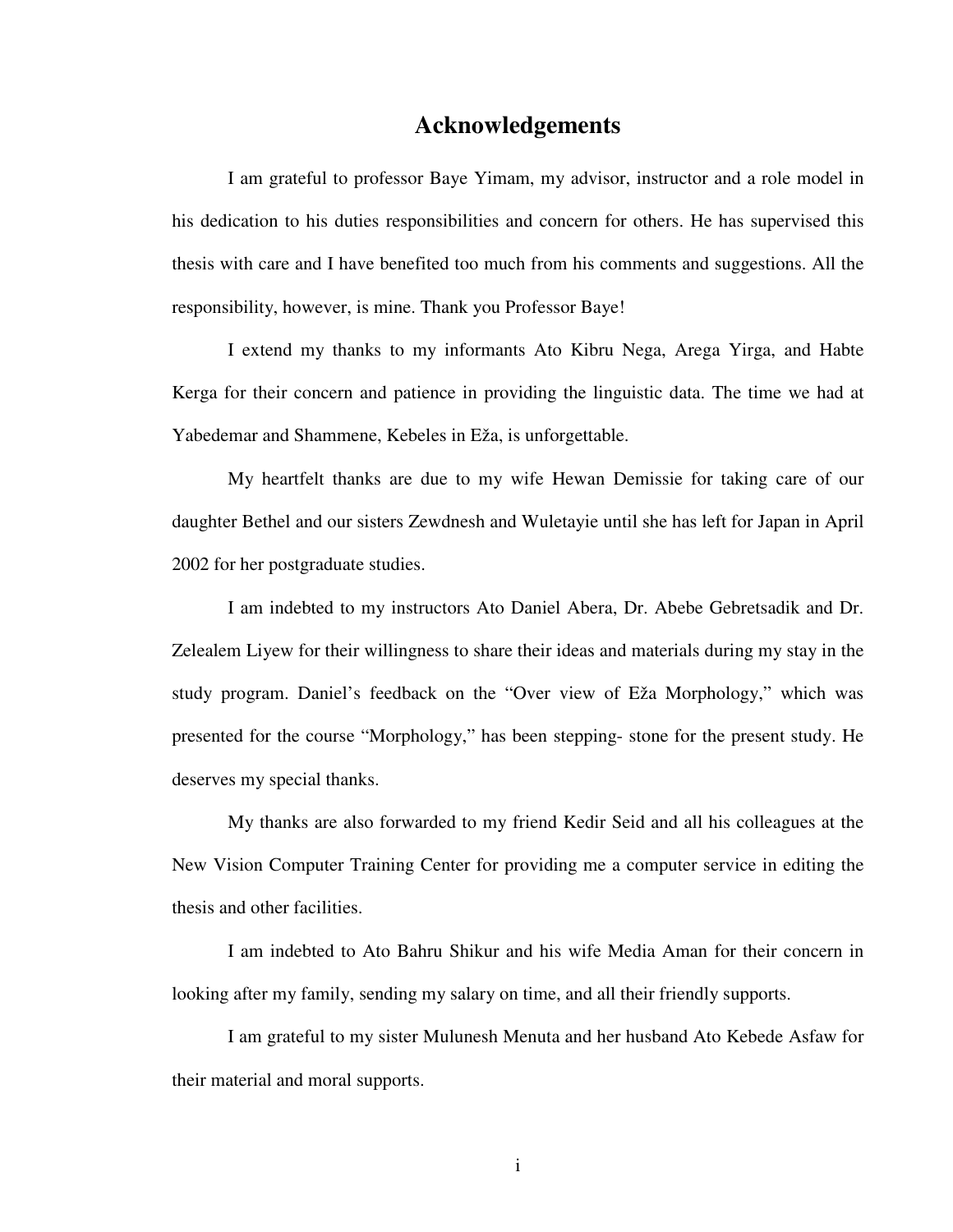# Acknowledgements

I am grateful to professor Baye Yimam, my advisor, instructor and a role model in his dedication to his duties responsibilities and concern for others. He has supervised this thesis with care and I have benefited too much from his comments and suggestions. All the responsibility, however, is mine. Thank you Professor Baye!

I extend my thanks to my informants Ato Kibru Nega, Arega Yirga, and Habte Kerga for their concern and patience in providing the linguistic data. The time we had at Yabedemar and Shammene, Kebeles in Eža, is unforgettable.

My heartfelt thanks are due to my wife Hewan Demissie for taking care of our daughter Bethel and our sisters Zewdnesh and Wuletayie until she has left for Japan in April 2002 for her postgraduate studies.

I am indebted to my instructors Ato Daniel Abera, Dr. Abebe Gebretsadik and Dr. Zelealem Liyew for their willingness to share their ideas and materials during my stay in the study program. Daniel's feedback on the "Over view of Eža Morphology," which was presented for the course "Morphology," has been stepping- stone for the present study. He deserves my special thanks.

My thanks are also forwarded to my friend Kedir Seid and all his colleagues at the New Vision Computer Training Center for providing me a computer service in editing the thesis and other facilities.

I am indebted to Ato Bahru Shikur and his wife Media Aman for their concern in looking after my family, sending my salary on time, and all their friendly supports.

I am grateful to my sister Mulunesh Menuta and her husband Ato Kebede Asfaw for their material and moral supports.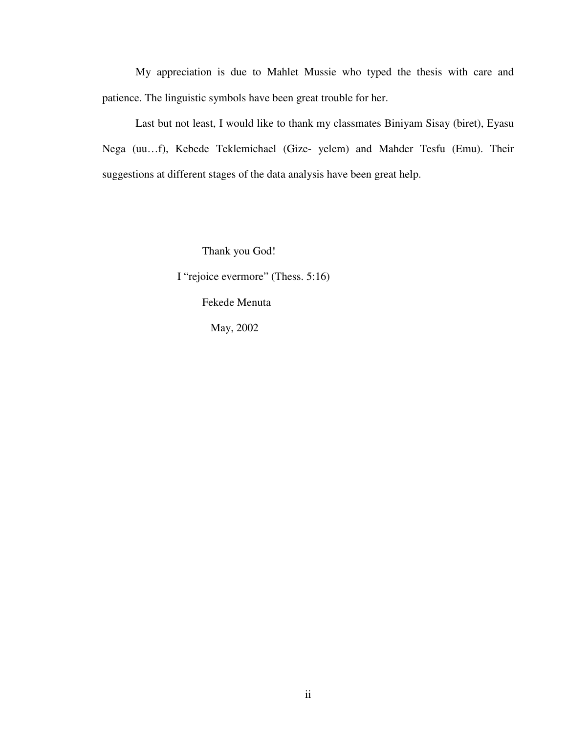My appreciation is due to Mahlet Mussie who typed the thesis with care and patience. The linguistic symbols have been great trouble for her.

Last but not least, I would like to thank my classmates Biniyam Sisay (biret), Eyasu Nega (uu…f), Kebede Teklemichael (Gize- yelem) and Mahder Tesfu (Emu). Their suggestions at different stages of the data analysis have been great help.

Thank you God!

I "rejoice evermore" (Thess. 5:16)

Fekede Menuta

May, 2002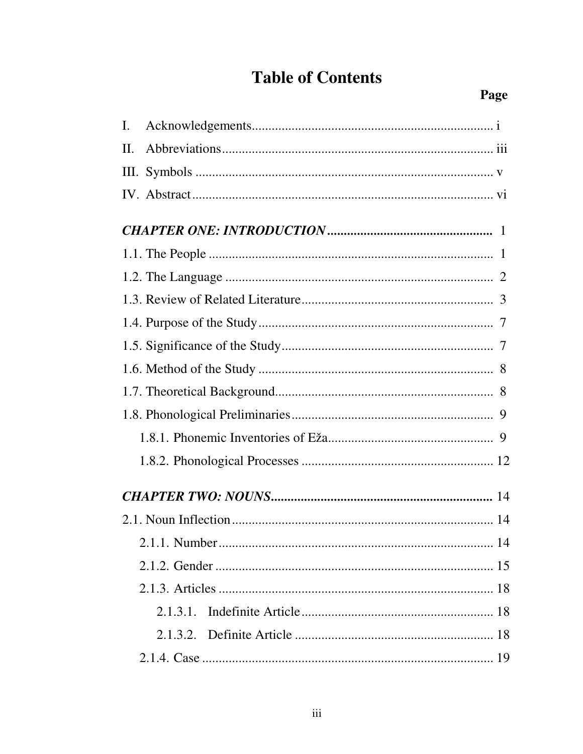# Table of Contents

**Page**

I. Acknowledgements ........................................................................ i

II. Abbreviations ............................................................................. iii

III. Symbols ...................................................................................... v

IV. Abstract ...................................................................................... vi

***CHAPTER ONE: INTRODUCTION*** ............................................... 1

1.1. The People ..................................................................................... 1

1.2. The Language ................................................................................ 2

1.3. Review of Related Literature ......................................................... 3

1.4. Purpose of the Study ...................................................................... 7

1.5. Significance of the Study ............................................................... 7

1.6. Method of the Study ...................................................................... 8

1.7. Theoretical Background ................................................................. 8

1.8. Phonological Preliminaries ............................................................ 9

  1.8.1. Phonemic Inventories of Eža ................................................. 9

  1.8.2. Phonological Processes ......................................................... 12

***CHAPTER TWO: NOUNS*** ................................................................ 14

2.1. Noun Inflection ............................................................................. 14

  2.1.1. Number .................................................................................. 14

  2.1.2. Gender ................................................................................... 15

  2.1.3. Articles .................................................................................. 18

    2.1.3.1. Indefinite Article ........................................................... 18

    2.1.3.2. Definite Article ............................................................. 18

  2.1.4. Case ....................................................................................... 19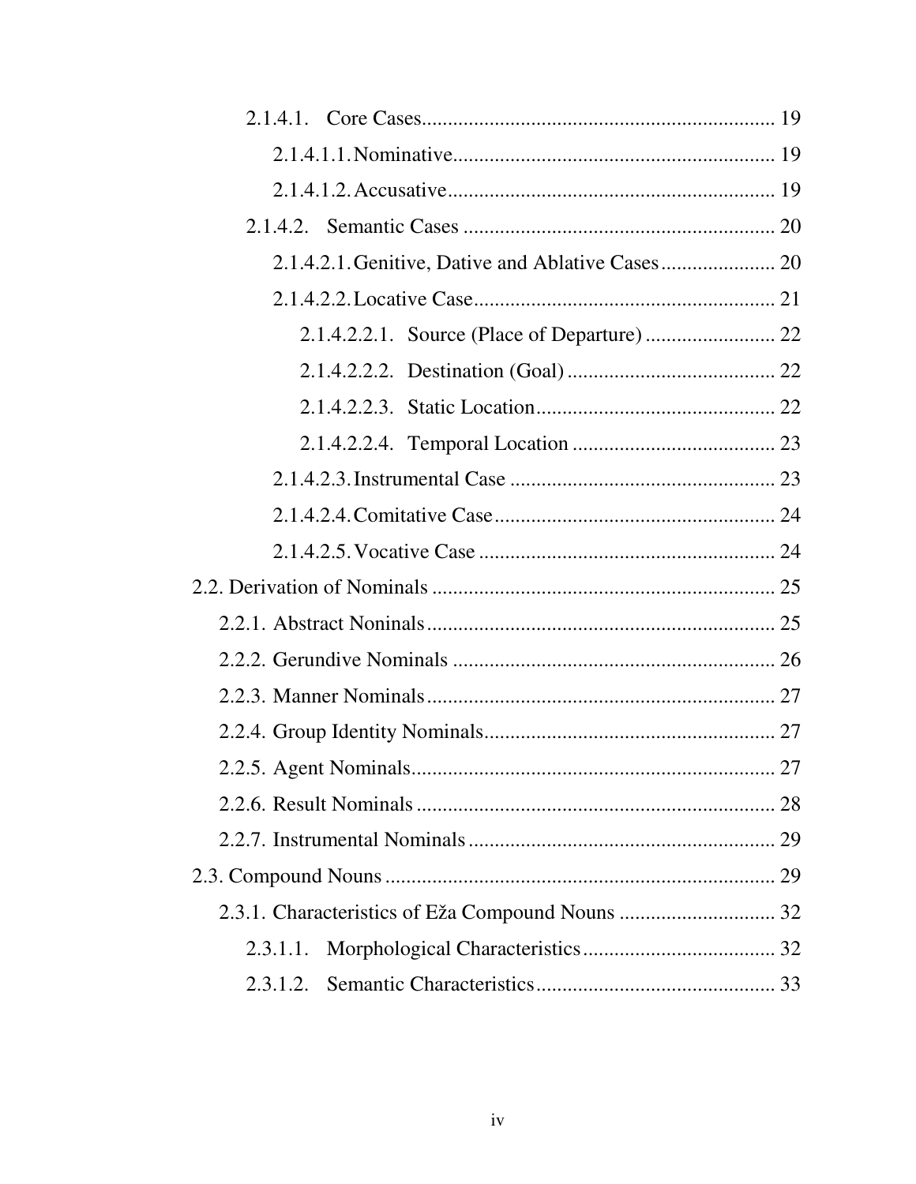2.1.4.1. Core Cases .................................................................. 19

2.1.4.1.1. Nominative ............................................................ 19

2.1.4.1.2. Accusative ............................................................. 19

2.1.4.2. Semantic Cases ........................................................... 20

2.1.4.2.1. Genitive, Dative and Ablative Cases ...................... 20

2.1.4.2.2. Locative Case ......................................................... 21

2.1.4.2.2.1. Source (Place of Departure) ......................... 22

2.1.4.2.2.2. Destination (Goal) ........................................ 22

2.1.4.2.2.3. Static Location .............................................. 22

2.1.4.2.2.4. Temporal Location ....................................... 23

2.1.4.2.3. Instrumental Case .................................................. 23

2.1.4.2.4. Comitative Case ..................................................... 24

2.1.4.2.5. Vocative Case ........................................................ 24

2.2. Derivation of Nominals ................................................................. 25

2.2.1. Abstract Noninals .................................................................. 25

2.2.2. Gerundive Nominals ............................................................. 26

2.2.3. Manner Nominals .................................................................. 27

2.2.4. Group Identity Nominals ....................................................... 27

2.2.5. Agent Nominals ..................................................................... 27

2.2.6. Result Nominals .................................................................... 28

2.2.7. Instrumental Nominals .......................................................... 29

2.3. Compound Nouns .......................................................................... 29

2.3.1. Characteristics of Eža Compound Nouns ............................. 32

2.3.1.1. Morphological Characteristics ..................................... 32

2.3.1.2. Semantic Characteristics ............................................. 33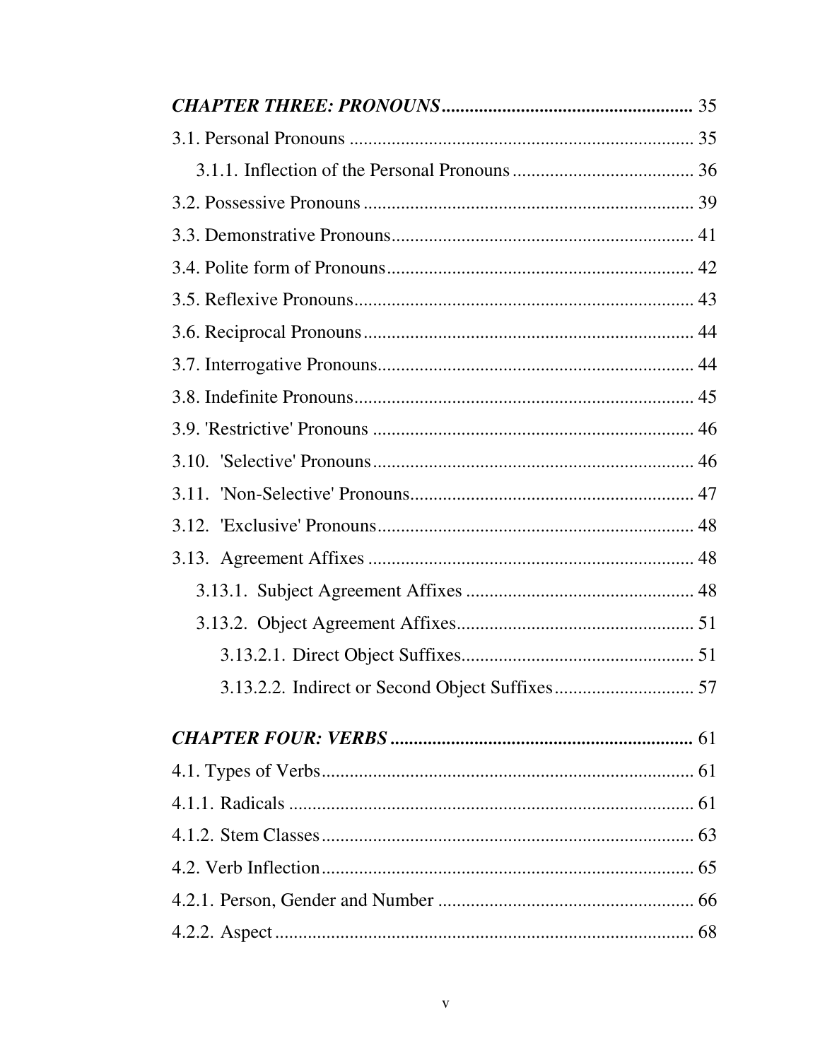***CHAPTER THREE: PRONOUNS*** ...................................................... 35

3.1. Personal Pronouns ........................................................................ 35

3.1.1. Inflection of the Personal Pronouns ....................................... 36

3.2. Possessive Pronouns ...................................................................... 39

3.3. Demonstrative Pronouns................................................................ 41

3.4. Polite form of Pronouns................................................................. 42

3.5. Reflexive Pronouns........................................................................ 43

3.6. Reciprocal Pronouns...................................................................... 44

3.7. Interrogative Pronouns................................................................... 44

3.8. Indefinite Pronouns........................................................................ 45

3.9. 'Restrictive' Pronouns .................................................................... 46

3.10. 'Selective' Pronouns.................................................................... 46

3.11. 'Non-Selective' Pronouns............................................................ 47

3.12. 'Exclusive' Pronouns................................................................... 48

3.13. Agreement Affixes ..................................................................... 48

3.13.1. Subject Agreement Affixes ................................................ 48

3.13.2. Object Agreement Affixes.................................................. 51

3.13.2.1. Direct Object Suffixes................................................. 51

3.13.2.2. Indirect or Second Object Suffixes ............................. 57

***CHAPTER FOUR: VERBS*** ................................................................. 61

4.1. Types of Verbs............................................................................... 61

4.1.1. Radicals ...................................................................................... 61

4.1.2. Stem Classes............................................................................... 63

4.2. Verb Inflection................................................................................ 65

4.2.1. Person, Gender and Number ...................................................... 66

4.2.2. Aspect......................................................................................... 68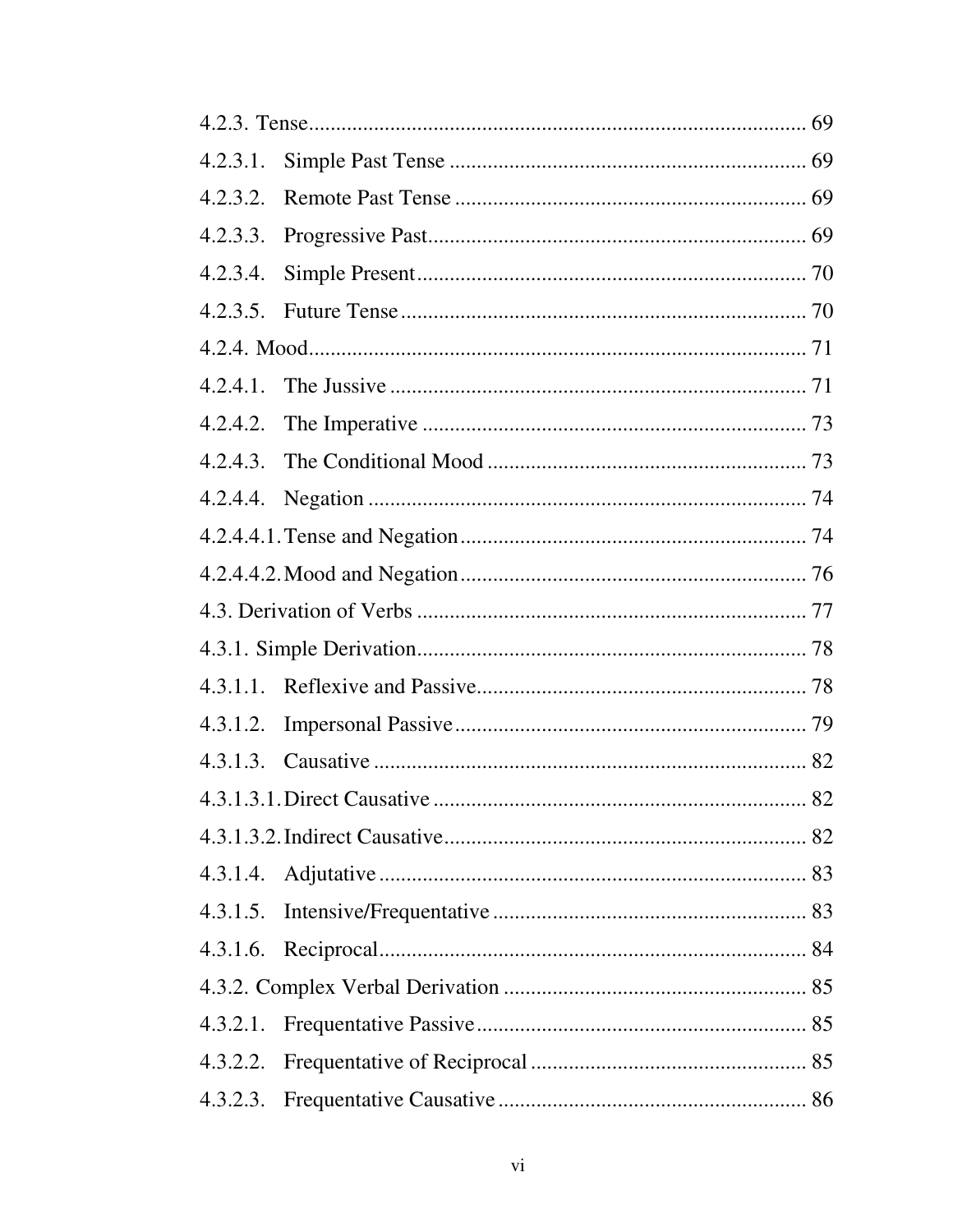4.2.3. Tense ..... 69

4.2.3.1. Simple Past Tense ..... 69

4.2.3.2. Remote Past Tense ..... 69

4.2.3.3. Progressive Past ..... 69

4.2.3.4. Simple Present ..... 70

4.2.3.5. Future Tense ..... 70

4.2.4. Mood ..... 71

4.2.4.1. The Jussive ..... 71

4.2.4.2. The Imperative ..... 73

4.2.4.3. The Conditional Mood ..... 73

4.2.4.4. Negation ..... 74

4.2.4.4.1. Tense and Negation ..... 74

4.2.4.4.2. Mood and Negation ..... 76

4.3. Derivation of Verbs ..... 77

4.3.1. Simple Derivation ..... 78

4.3.1.1. Reflexive and Passive ..... 78

4.3.1.2. Impersonal Passive ..... 79

4.3.1.3. Causative ..... 82

4.3.1.3.1. Direct Causative ..... 82

4.3.1.3.2. Indirect Causative ..... 82

4.3.1.4. Adjutative ..... 83

4.3.1.5. Intensive/Frequentative ..... 83

4.3.1.6. Reciprocal ..... 84

4.3.2. Complex Verbal Derivation ..... 85

4.3.2.1. Frequentative Passive ..... 85

4.3.2.2. Frequentative of Reciprocal ..... 85

4.3.2.3. Frequentative Causative ..... 86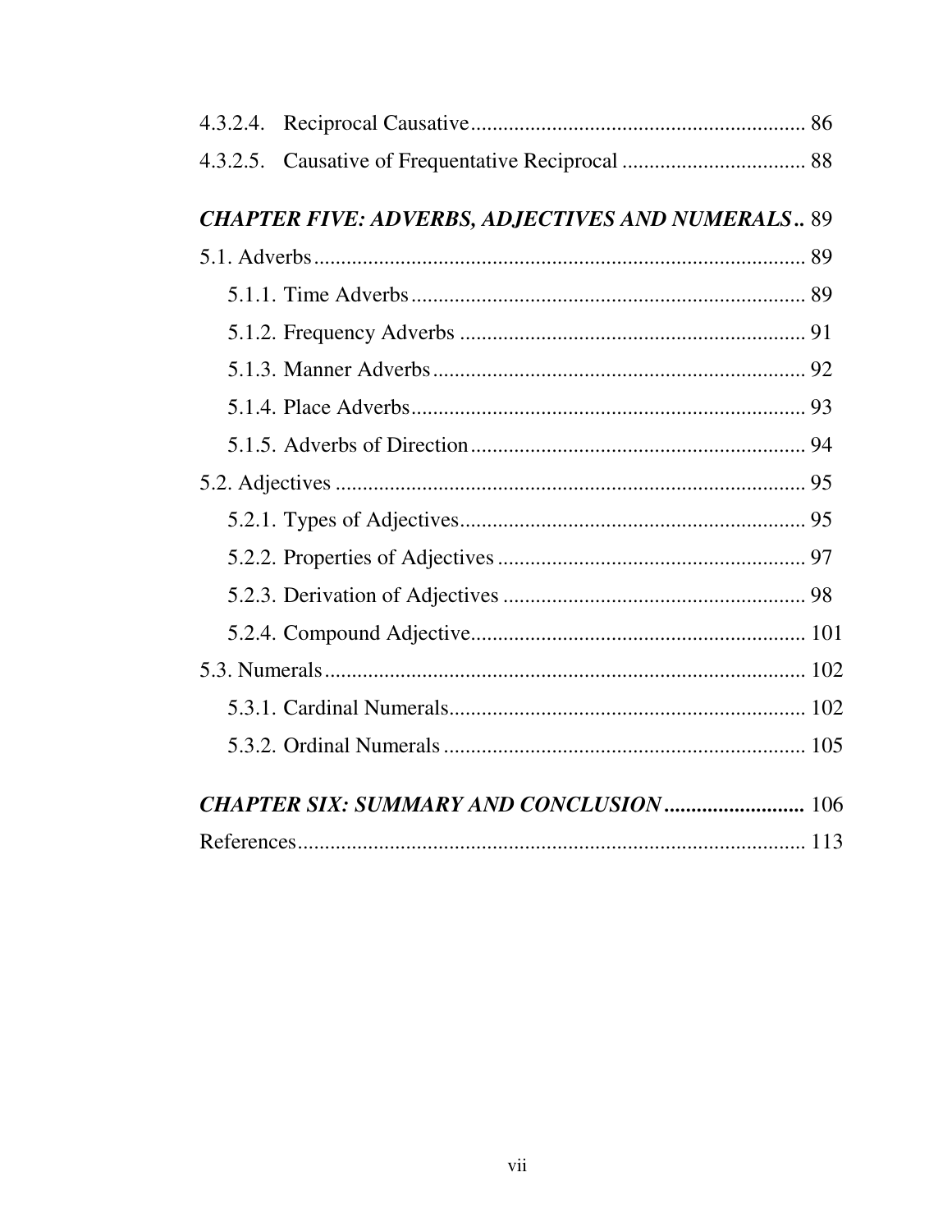4.3.2.4. Reciprocal Causative ............................................................ 86

4.3.2.5. Causative of Frequentative Reciprocal ................................. 88

***CHAPTER FIVE: ADVERBS, ADJECTIVES AND NUMERALS***.. 89

5.1. Adverbs ........................................................................................ 89

5.1.1. Time Adverbs ......................................................................... 89

5.1.2. Frequency Adverbs ................................................................ 91

5.1.3. Manner Adverbs ..................................................................... 92

5.1.4. Place Adverbs ......................................................................... 93

5.1.5. Adverbs of Direction .............................................................. 94

5.2. Adjectives .................................................................................... 95

5.2.1. Types of Adjectives ................................................................ 95

5.2.2. Properties of Adjectives ......................................................... 97

5.2.3. Derivation of Adjectives ........................................................ 98

5.2.4. Compound Adjective ............................................................. 101

5.3. Numerals ..................................................................................... 102

5.3.1. Cardinal Numerals ................................................................. 102

5.3.2. Ordinal Numerals ................................................................... 105

***CHAPTER SIX: SUMMARY AND CONCLUSION*** ......................... 106

References ......................................................................................... 113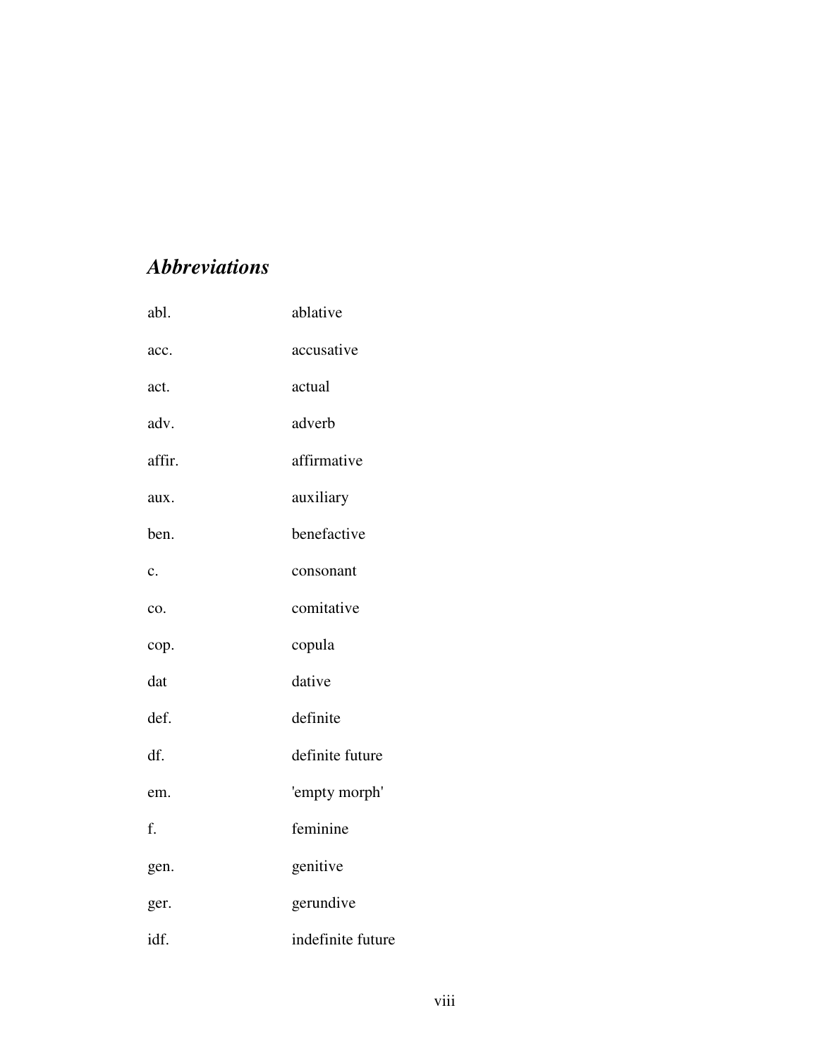## *Abbreviations*

| | |
|---|---|
| abl. | ablative |
| acc. | accusative |
| act. | actual |
| adv. | adverb |
| affir. | affirmative |
| aux. | auxiliary |
| ben. | benefactive |
| c. | consonant |
| co. | comitative |
| cop. | copula |
| dat | dative |
| def. | definite |
| df. | definite future |
| em. | 'empty morph' |
| f. | feminine |
| gen. | genitive |
| ger. | gerundive |
| idf. | indefinite future |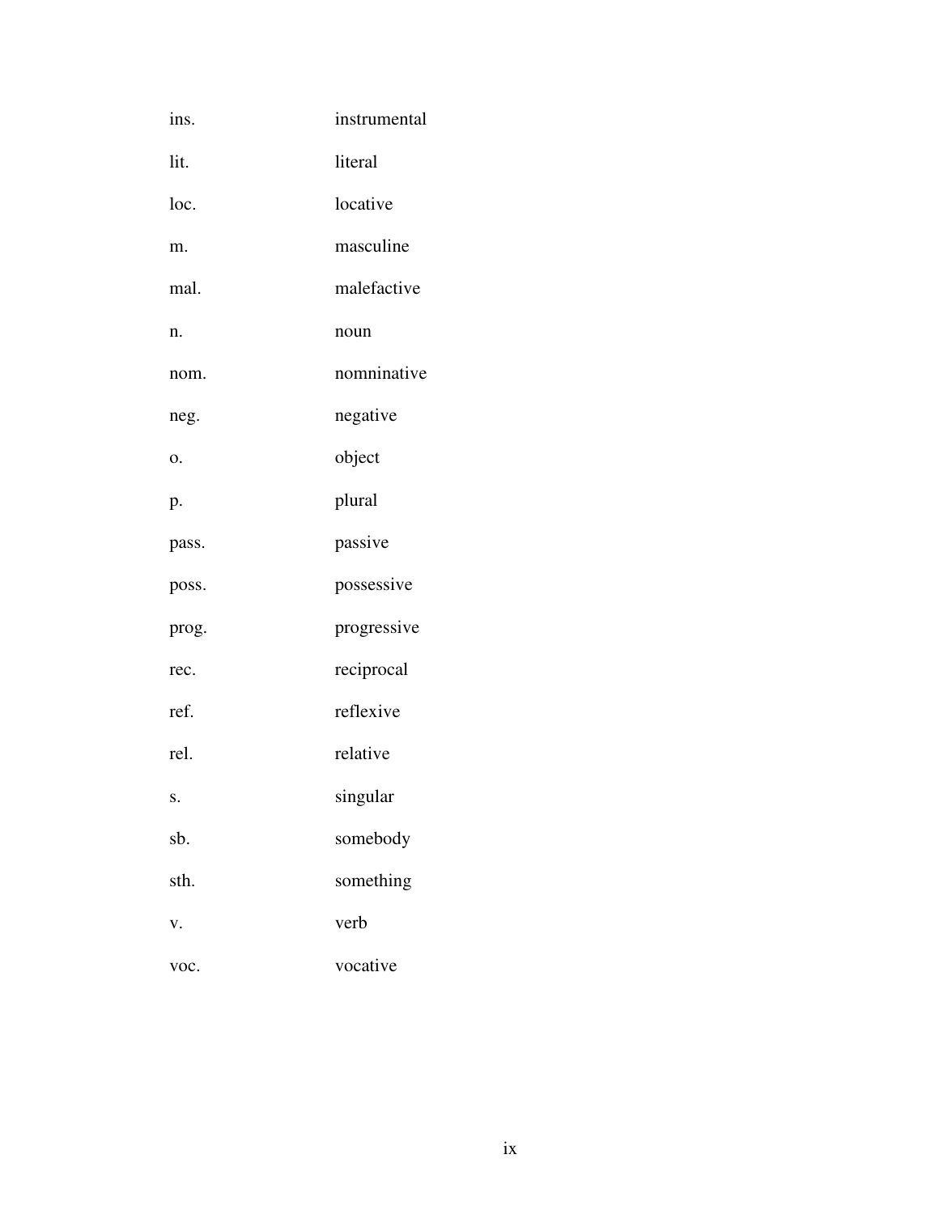| | |
|---|---|
| ins. | instrumental |
| lit. | literal |
| loc. | locative |
| m. | masculine |
| mal. | malefactive |
| n. | noun |
| nom. | nomninative |
| neg. | negative |
| o. | object |
| p. | plural |
| pass. | passive |
| poss. | possessive |
| prog. | progressive |
| rec. | reciprocal |
| ref. | reflexive |
| rel. | relative |
| s. | singular |
| sb. | somebody |
| sth. | something |
| v. | verb |
| voc. | vocative |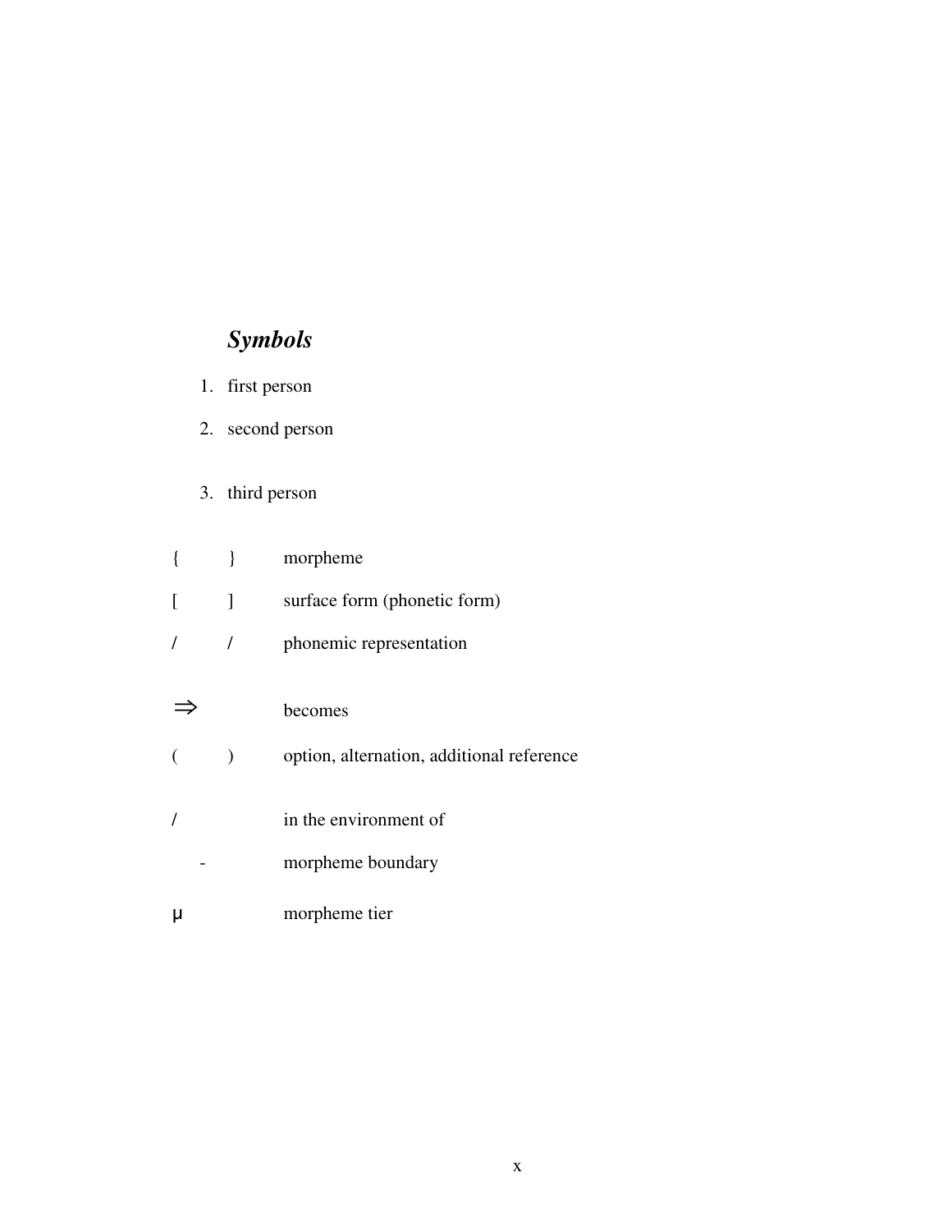## *Symbols*

1. first person
2. second person
3. third person

| | |
|---|---|
| { } | morpheme |
| [ ] | surface form (phonetic form) |
| / / | phonemic representation |
| ⇒ | becomes |
| ( ) | option, alternation, additional reference |
| / | in the environment of |
| - | morpheme boundary |
| μ | morpheme tier |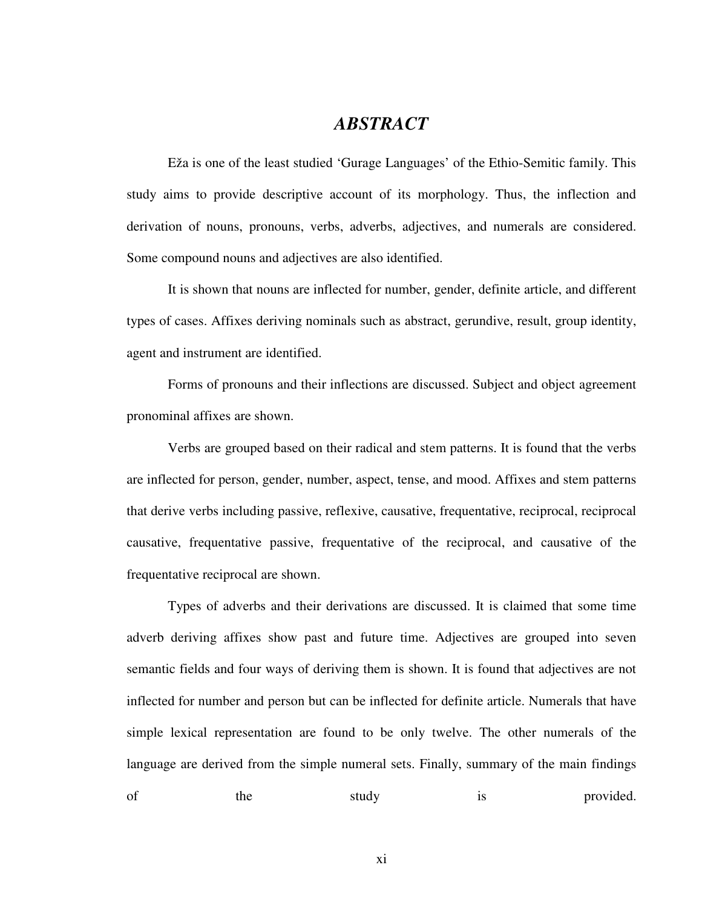# *ABSTRACT*

Eža is one of the least studied 'Gurage Languages' of the Ethio-Semitic family. This study aims to provide descriptive account of its morphology. Thus, the inflection and derivation of nouns, pronouns, verbs, adverbs, adjectives, and numerals are considered. Some compound nouns and adjectives are also identified.

It is shown that nouns are inflected for number, gender, definite article, and different types of cases. Affixes deriving nominals such as abstract, gerundive, result, group identity, agent and instrument are identified.

Forms of pronouns and their inflections are discussed. Subject and object agreement pronominal affixes are shown.

Verbs are grouped based on their radical and stem patterns. It is found that the verbs are inflected for person, gender, number, aspect, tense, and mood. Affixes and stem patterns that derive verbs including passive, reflexive, causative, frequentative, reciprocal, reciprocal causative, frequentative passive, frequentative of the reciprocal, and causative of the frequentative reciprocal are shown.

Types of adverbs and their derivations are discussed. It is claimed that some time adverb deriving affixes show past and future time. Adjectives are grouped into seven semantic fields and four ways of deriving them is shown. It is found that adjectives are not inflected for number and person but can be inflected for definite article. Numerals that have simple lexical representation are found to be only twelve. The other numerals of the language are derived from the simple numeral sets. Finally, summary of the main findings of the study is provided.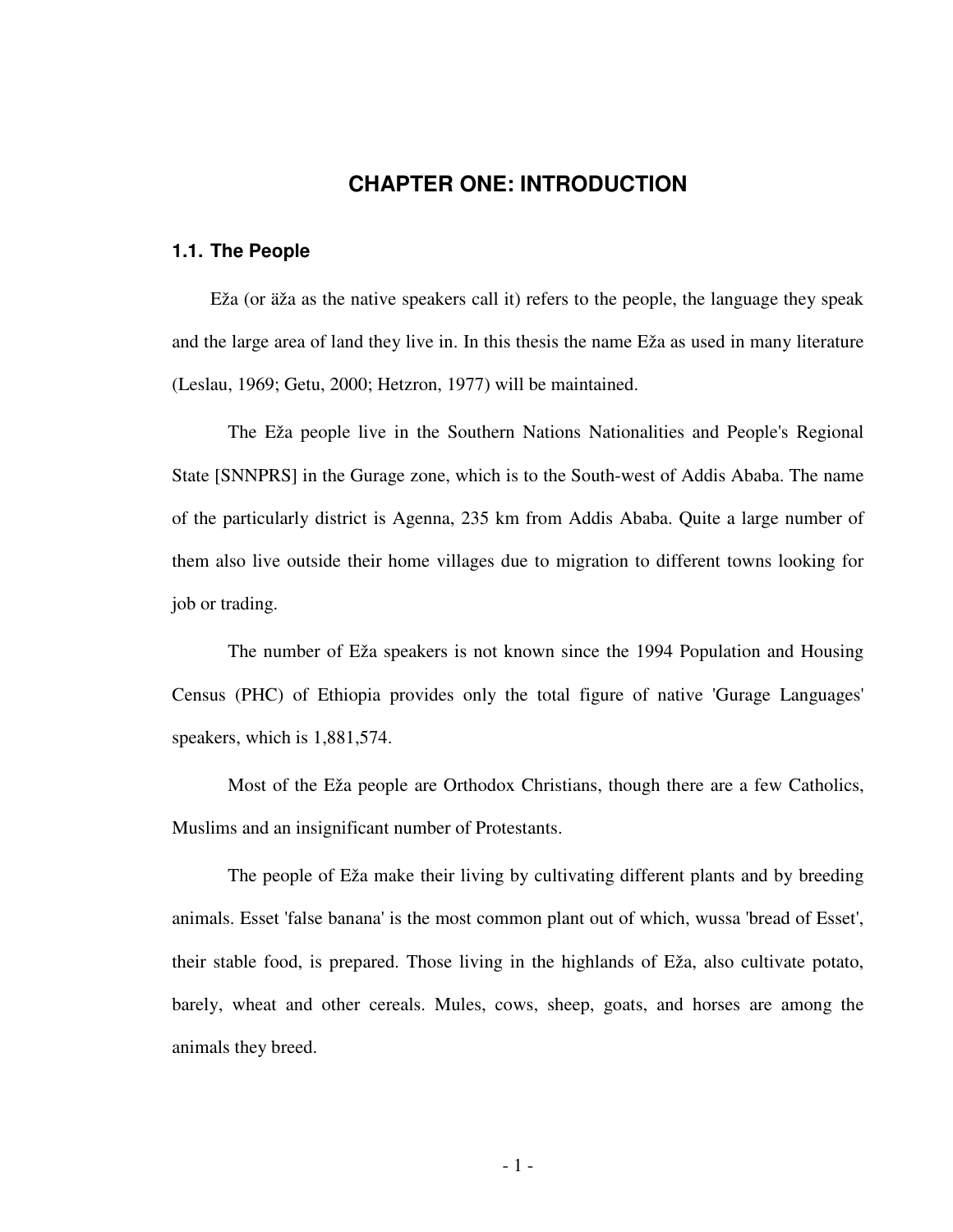# CHAPTER ONE: INTRODUCTION

## 1.1. The People

Eža (or äža as the native speakers call it) refers to the people, the language they speak and the large area of land they live in. In this thesis the name Eža as used in many literature (Leslau, 1969; Getu, 2000; Hetzron, 1977) will be maintained.

The Eža people live in the Southern Nations Nationalities and People's Regional State [SNNPRS] in the Gurage zone, which is to the South-west of Addis Ababa. The name of the particularly district is Agenna, 235 km from Addis Ababa. Quite a large number of them also live outside their home villages due to migration to different towns looking for job or trading.

The number of Eža speakers is not known since the 1994 Population and Housing Census (PHC) of Ethiopia provides only the total figure of native 'Gurage Languages' speakers, which is 1,881,574.

Most of the Eža people are Orthodox Christians, though there are a few Catholics, Muslims and an insignificant number of Protestants.

The people of Eža make their living by cultivating different plants and by breeding animals. Esset 'false banana' is the most common plant out of which, wussa 'bread of Esset', their stable food, is prepared. Those living in the highlands of Eža, also cultivate potato, barely, wheat and other cereals. Mules, cows, sheep, goats, and horses are among the animals they breed.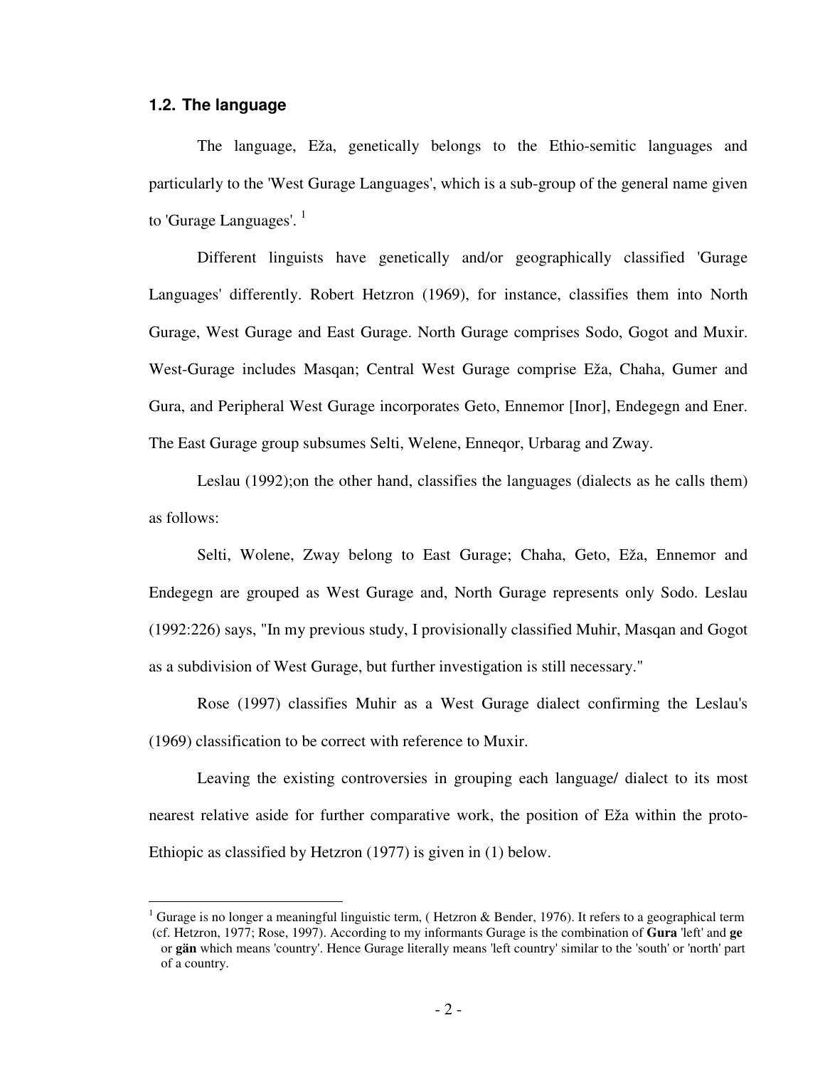### 1.2. The language

The language, Eža, genetically belongs to the Ethio-semitic languages and particularly to the 'West Gurage Languages', which is a sub-group of the general name given to 'Gurage Languages'. [1]

Different linguists have genetically and/or geographically classified 'Gurage Languages' differently. Robert Hetzron (1969), for instance, classifies them into North Gurage, West Gurage and East Gurage. North Gurage comprises Sodo, Gogot and Muxir. West-Gurage includes Masqan; Central West Gurage comprise Eža, Chaha, Gumer and Gura, and Peripheral West Gurage incorporates Geto, Ennemor [Inor], Endegegn and Ener. The East Gurage group subsumes Selti, Welene, Enneqor, Urbarag and Zway.

Leslau (1992);on the other hand, classifies the languages (dialects as he calls them) as follows:

Selti, Wolene, Zway belong to East Gurage; Chaha, Geto, Eža, Ennemor and Endegegn are grouped as West Gurage and, North Gurage represents only Sodo. Leslau (1992:226) says, "In my previous study, I provisionally classified Muhir, Masqan and Gogot as a subdivision of West Gurage, but further investigation is still necessary."

Rose (1997) classifies Muhir as a West Gurage dialect confirming the Leslau's (1969) classification to be correct with reference to Muxir.

Leaving the existing controversies in grouping each language/ dialect to its most nearest relative aside for further comparative work, the position of Eža within the proto-Ethiopic as classified by Hetzron (1977) is given in (1) below.

---

[1] Gurage is no longer a meaningful linguistic term, ( Hetzron & Bender, 1976). It refers to a geographical term (cf. Hetzron, 1977; Rose, 1997). According to my informants Gurage is the combination of **Gura** 'left' and **ge** or **gän** which means 'country'. Hence Gurage literally means 'left country' similar to the 'south' or 'north' part of a country.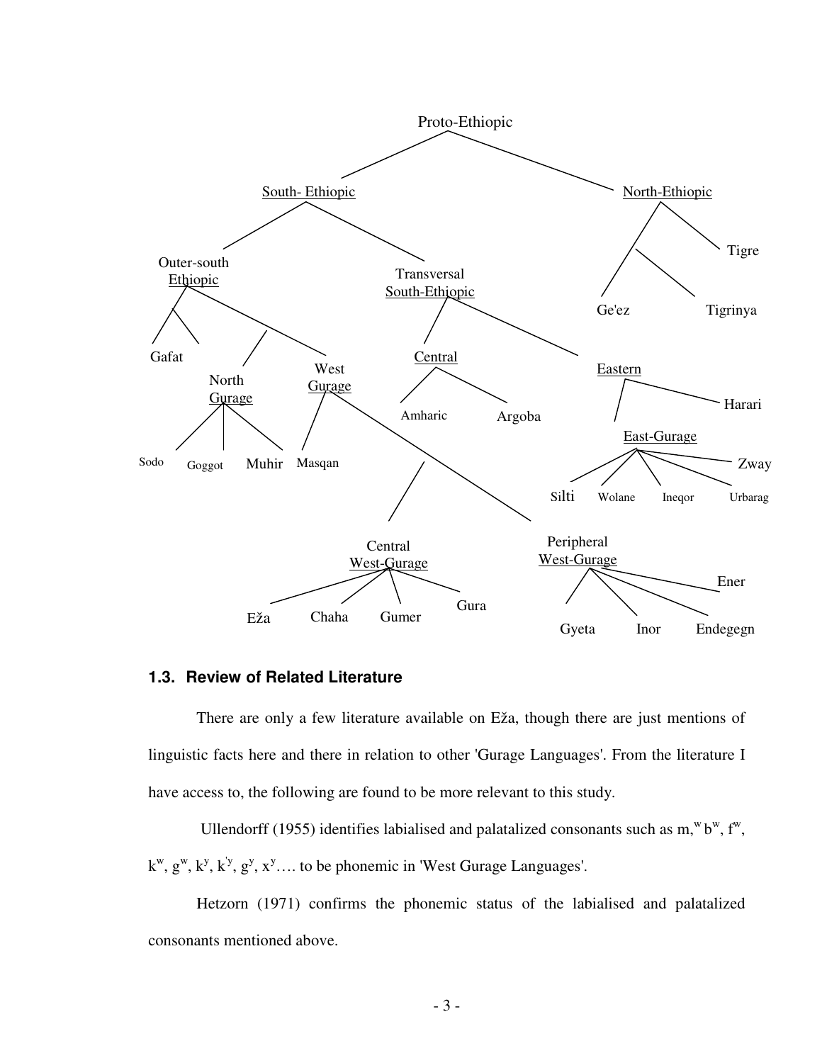- Proto-Ethiopic
  - South- Ethiopic
    - Outer-south Ethiopic
      - Gafat
      - North Gurage
        - Sodo
        - Goggot
        - Muhir
      - West Gurage
        - Masqan
        - Central West-Gurage
          - Eža
          - Chaha
          - Gumer
          - Gura
        - Peripheral West-Gurage
          - Gyeta
          - Inor
          - Endegegn
          - Ener
    - Transversal South-Ethiopic
      - Central
        - Amharic
        - Argoba
      - Eastern
        - East-Gurage
          - Silti
          - Wolane
          - Ineqor
          - Urbarag
          - Zway
        - Harari
  - North-Ethiopic
    - Ge'ez
    - Tigrinya
    - Tigre

### 1.3. Review of Related Literature

There are only a few literature available on Eža, though there are just mentions of linguistic facts here and there in relation to other 'Gurage Languages'. From the literature I have access to, the following are found to be more relevant to this study.

Ullendorff (1955) identifies labialised and palatalized consonants such as m,$^w$ b$^w$, f$^w$, k$^w$, g$^w$, k$^y$, k$^{'y}$, g$^y$, x$^y$…. to be phonemic in 'West Gurage Languages'.

Hetzorn (1971) confirms the phonemic status of the labialised and palatalized consonants mentioned above.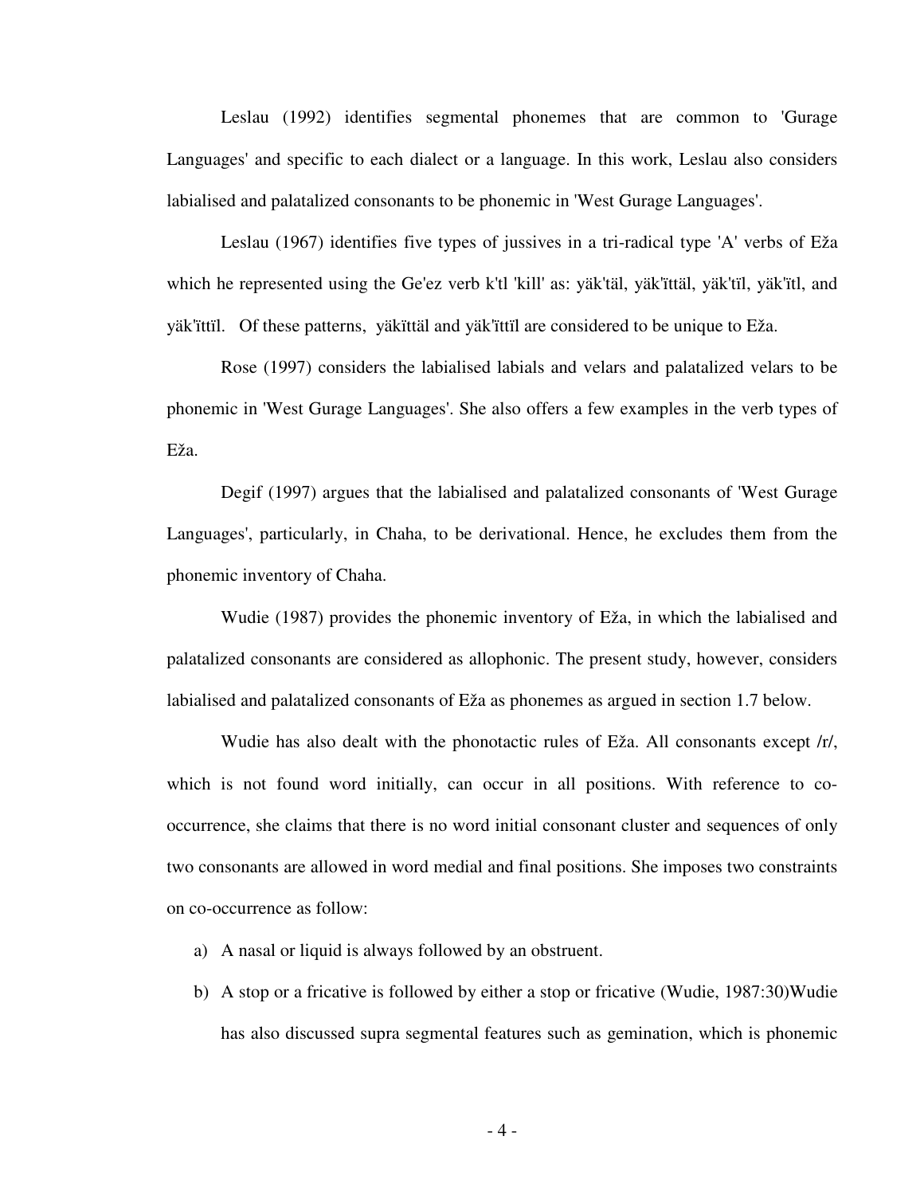Leslau (1992) identifies segmental phonemes that are common to 'Gurage Languages' and specific to each dialect or a language. In this work, Leslau also considers labialised and palatalized consonants to be phonemic in 'West Gurage Languages'.

Leslau (1967) identifies five types of jussives in a tri-radical type 'A' verbs of Eža which he represented using the Ge'ez verb k'tl 'kill' as: yäk'täl, yäk'ïttäl, yäk'tïl, yäk'ïtl, and yäk'ïttïl. Of these patterns, yäkïttäl and yäk'ïttïl are considered to be unique to Eža.

Rose (1997) considers the labialised labials and velars and palatalized velars to be phonemic in 'West Gurage Languages'. She also offers a few examples in the verb types of Eža.

Degif (1997) argues that the labialised and palatalized consonants of 'West Gurage Languages', particularly, in Chaha, to be derivational. Hence, he excludes them from the phonemic inventory of Chaha.

Wudie (1987) provides the phonemic inventory of Eža, in which the labialised and palatalized consonants are considered as allophonic. The present study, however, considers labialised and palatalized consonants of Eža as phonemes as argued in section 1.7 below.

Wudie has also dealt with the phonotactic rules of Eža. All consonants except /r/, which is not found word initially, can occur in all positions. With reference to co-occurrence, she claims that there is no word initial consonant cluster and sequences of only two consonants are allowed in word medial and final positions. She imposes two constraints on co-occurrence as follow:

a) A nasal or liquid is always followed by an obstruent.
b) A stop or a fricative is followed by either a stop or fricative (Wudie, 1987:30)Wudie has also discussed supra segmental features such as gemination, which is phonemic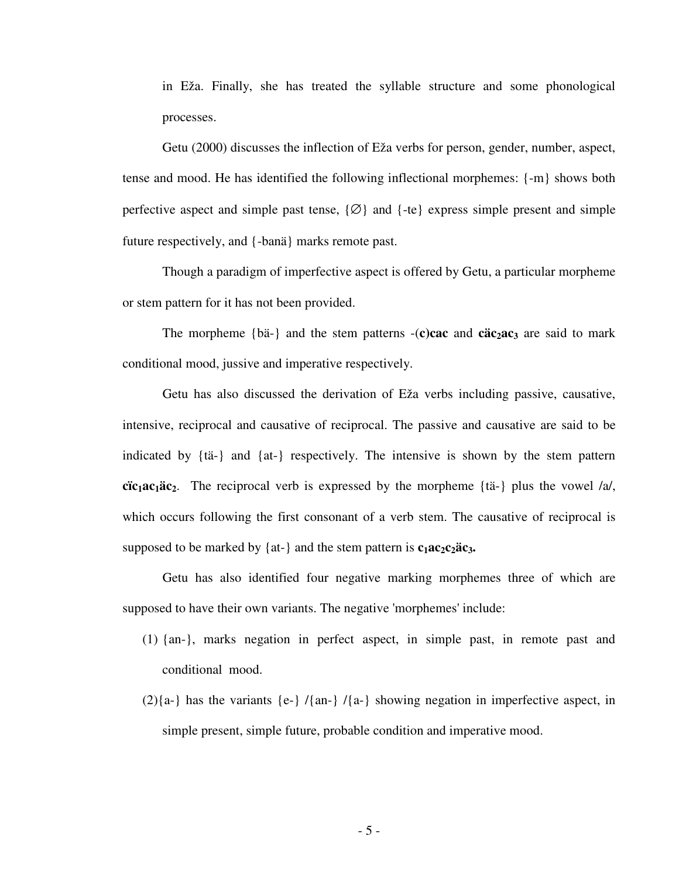in Eža. Finally, she has treated the syllable structure and some phonological processes.

Getu (2000) discusses the inflection of Eža verbs for person, gender, number, aspect, tense and mood. He has identified the following inflectional morphemes: {-m} shows both perfective aspect and simple past tense, {∅} and {-te} express simple present and simple future respectively, and {-banä} marks remote past.

Though a paradigm of imperfective aspect is offered by Getu, a particular morpheme or stem pattern for it has not been provided.

The morpheme {bä-} and the stem patterns -(**c**)**cac** and **cäc$_2$ac$_3$** are said to mark conditional mood, jussive and imperative respectively.

Getu has also discussed the derivation of Eža verbs including passive, causative, intensive, reciprocal and causative of reciprocal. The passive and causative are said to be indicated by {tä-} and {at-} respectively. The intensive is shown by the stem pattern **cïc$_1$ac$_1$äc$_2$**. The reciprocal verb is expressed by the morpheme {tä-} plus the vowel /a/, which occurs following the first consonant of a verb stem. The causative of reciprocal is supposed to be marked by {at-} and the stem pattern is **c$_1$ac$_2$c$_2$äc$_3$.**

Getu has also identified four negative marking morphemes three of which are supposed to have their own variants. The negative 'morphemes' include:

(1) {an-}, marks negation in perfect aspect, in simple past, in remote past and conditional mood.

(2){a-} has the variants {e-} /{an-} /{a-} showing negation in imperfective aspect, in simple present, simple future, probable condition and imperative mood.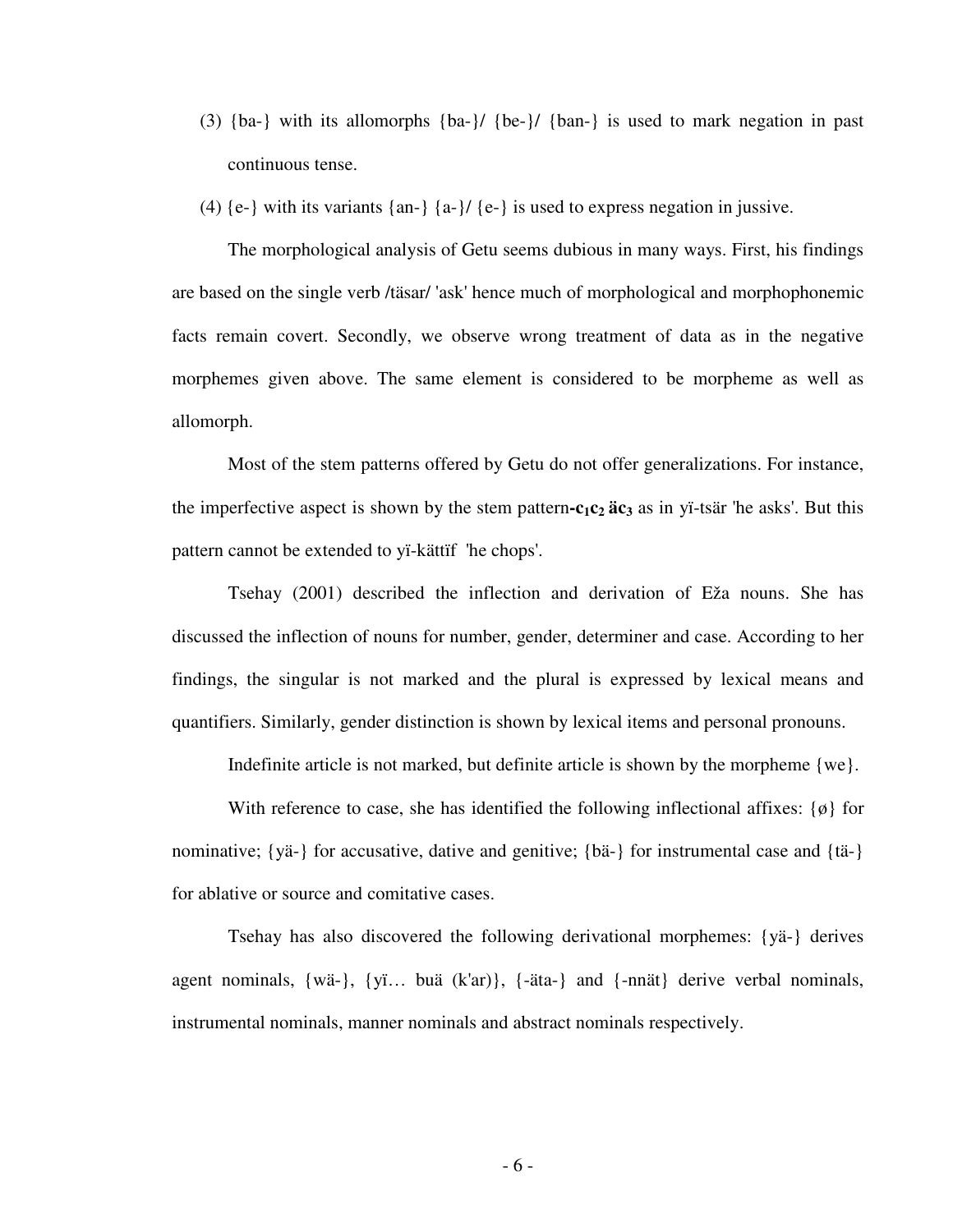(3) {ba-} with its allomorphs {ba-}/ {be-}/ {ban-} is used to mark negation in past continuous tense.

(4) {e-} with its variants {an-} {a-}/ {e-} is used to express negation in jussive.

The morphological analysis of Getu seems dubious in many ways. First, his findings are based on the single verb /täsar/ 'ask' hence much of morphological and morphophonemic facts remain covert. Secondly, we observe wrong treatment of data as in the negative morphemes given above. The same element is considered to be morpheme as well as allomorph.

Most of the stem patterns offered by Getu do not offer generalizations. For instance, the imperfective aspect is shown by the stem pattern-**$c_1c_2$ ä$c_3$** as in yï-tsär 'he asks'. But this pattern cannot be extended to yï-kättïf 'he chops'.

Tsehay (2001) described the inflection and derivation of Eža nouns. She has discussed the inflection of nouns for number, gender, determiner and case. According to her findings, the singular is not marked and the plural is expressed by lexical means and quantifiers. Similarly, gender distinction is shown by lexical items and personal pronouns.

Indefinite article is not marked, but definite article is shown by the morpheme {we}.

With reference to case, she has identified the following inflectional affixes: {ø} for nominative; {yä-} for accusative, dative and genitive; {bä-} for instrumental case and {tä-} for ablative or source and comitative cases.

Tsehay has also discovered the following derivational morphemes: {yä-} derives agent nominals, {wä-}, {yï… buä (k'ar)}, {-äta-} and {-nnät} derive verbal nominals, instrumental nominals, manner nominals and abstract nominals respectively.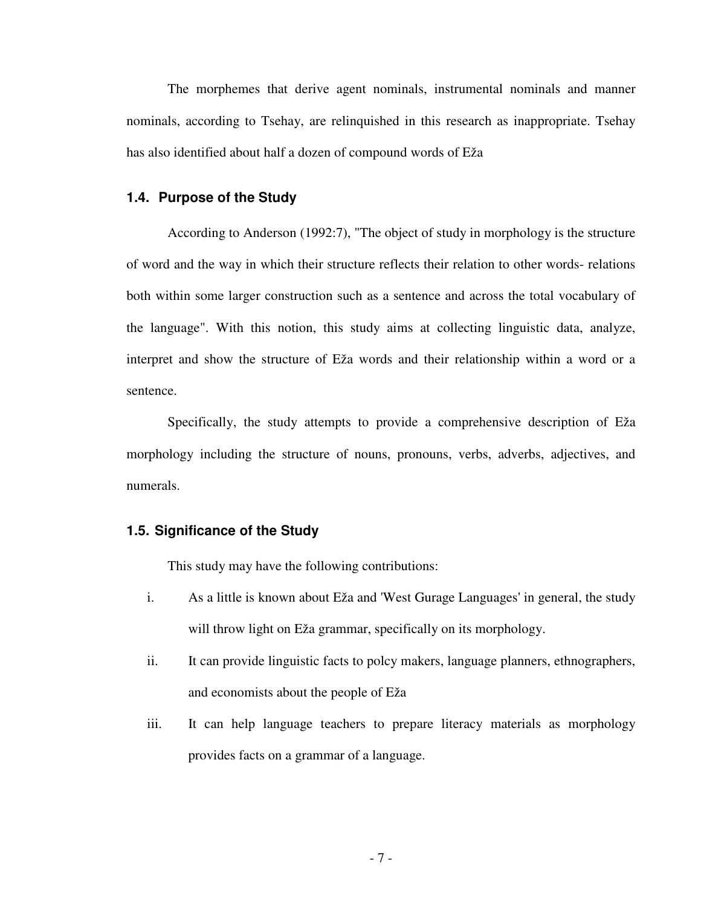The morphemes that derive agent nominals, instrumental nominals and manner nominals, according to Tsehay, are relinquished in this research as inappropriate. Tsehay has also identified about half a dozen of compound words of Eža

### 1.4. Purpose of the Study

According to Anderson (1992:7), "The object of study in morphology is the structure of word and the way in which their structure reflects their relation to other words- relations both within some larger construction such as a sentence and across the total vocabulary of the language". With this notion, this study aims at collecting linguistic data, analyze, interpret and show the structure of Eža words and their relationship within a word or a sentence.

Specifically, the study attempts to provide a comprehensive description of Eža morphology including the structure of nouns, pronouns, verbs, adverbs, adjectives, and numerals.

### 1.5. Significance of the Study

This study may have the following contributions:

i. As a little is known about Eža and 'West Gurage Languages' in general, the study will throw light on Eža grammar, specifically on its morphology.

ii. It can provide linguistic facts to polcy makers, language planners, ethnographers, and economists about the people of Eža

iii. It can help language teachers to prepare literacy materials as morphology provides facts on a grammar of a language.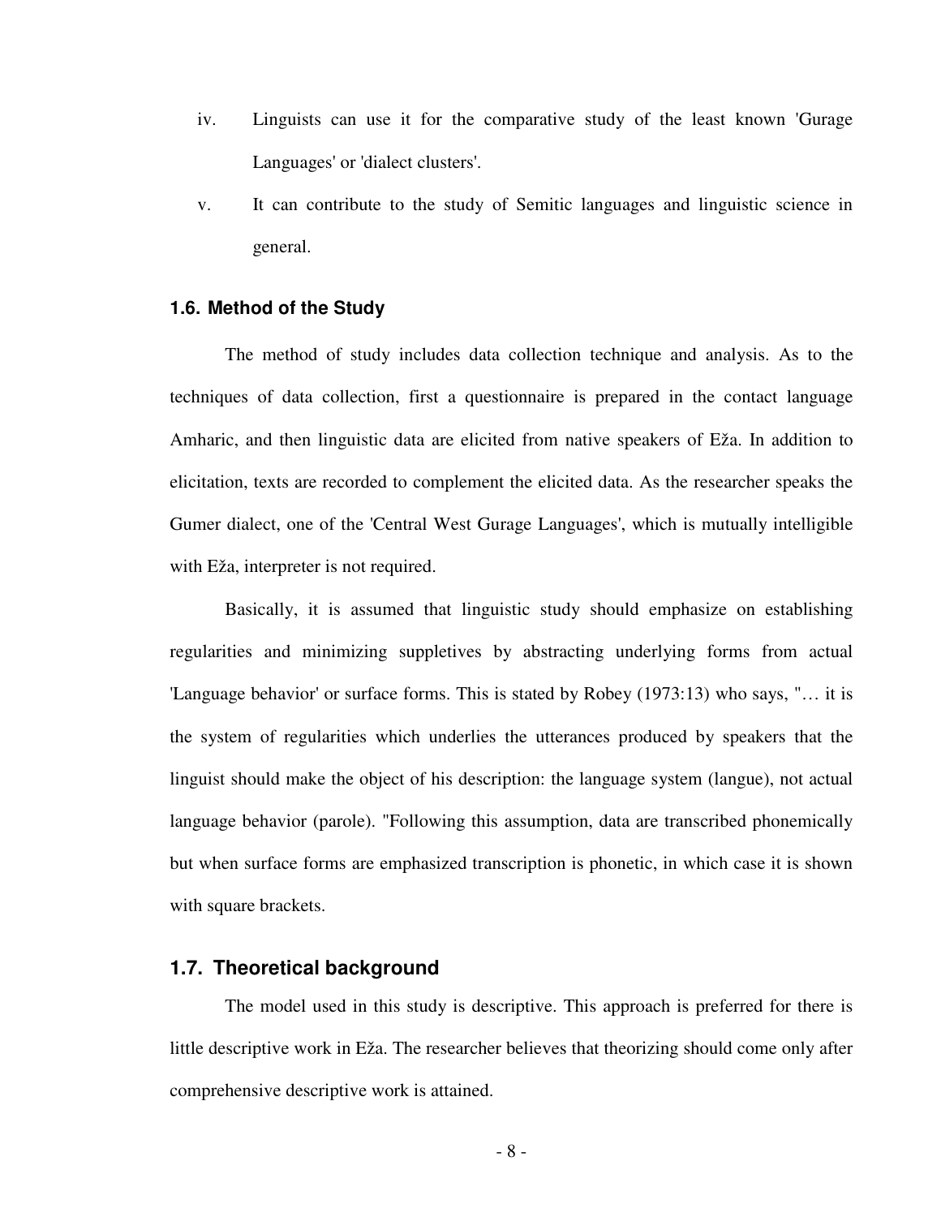iv. Linguists can use it for the comparative study of the least known 'Gurage Languages' or 'dialect clusters'.

v. It can contribute to the study of Semitic languages and linguistic science in general.

### 1.6. Method of the Study

The method of study includes data collection technique and analysis. As to the techniques of data collection, first a questionnaire is prepared in the contact language Amharic, and then linguistic data are elicited from native speakers of Eža. In addition to elicitation, texts are recorded to complement the elicited data. As the researcher speaks the Gumer dialect, one of the 'Central West Gurage Languages', which is mutually intelligible with Eža, interpreter is not required.

Basically, it is assumed that linguistic study should emphasize on establishing regularities and minimizing suppletives by abstracting underlying forms from actual 'Language behavior' or surface forms. This is stated by Robey (1973:13) who says, "… it is the system of regularities which underlies the utterances produced by speakers that the linguist should make the object of his description: the language system (langue), not actual language behavior (parole). "Following this assumption, data are transcribed phonemically but when surface forms are emphasized transcription is phonetic, in which case it is shown with square brackets.

### 1.7. Theoretical background

The model used in this study is descriptive. This approach is preferred for there is little descriptive work in Eža. The researcher believes that theorizing should come only after comprehensive descriptive work is attained.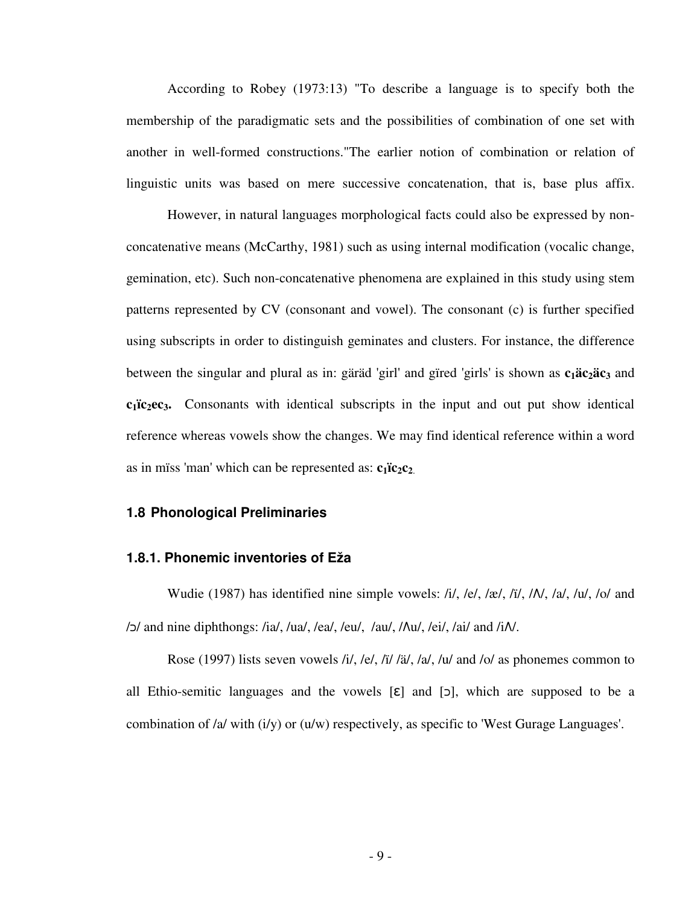According to Robey (1973:13) "To describe a language is to specify both the membership of the paradigmatic sets and the possibilities of combination of one set with another in well-formed constructions."The earlier notion of combination or relation of linguistic units was based on mere successive concatenation, that is, base plus affix.

However, in natural languages morphological facts could also be expressed by non-concatenative means (McCarthy, 1981) such as using internal modification (vocalic change, gemination, etc). Such non-concatenative phenomena are explained in this study using stem patterns represented by CV (consonant and vowel). The consonant (c) is further specified using subscripts in order to distinguish geminates and clusters. For instance, the difference between the singular and plural as in: gäräd 'girl' and gïred 'girls' is shown as $\mathbf{c_1äc_2äc_3}$ and $\mathbf{c_1ïc_2ec_3}$. Consonants with identical subscripts in the input and out put show identical reference whereas vowels show the changes. We may find identical reference within a word as in mïss 'man' which can be represented as: $\mathbf{c_1ïc_2c_2}$.

## 1.8 Phonological Preliminaries

### 1.8.1. Phonemic inventories of Ežа

Wudie (1987) has identified nine simple vowels: /i/, /e/, /æ/, /ï/, /Λ/, /a/, /u/, /o/ and /ɔ/ and nine diphthongs: /ia/, /ua/, /ea/, /eu/, /au/, /Λu/, /ei/, /ai/ and /iΛ/.

Rose (1997) lists seven vowels /i/, /e/, /ï/ /ä/, /a/, /u/ and /o/ as phonemes common to all Ethio-semitic languages and the vowels [ɛ] and [ɔ], which are supposed to be a combination of /a/ with (i/y) or (u/w) respectively, as specific to 'West Gurage Languages'.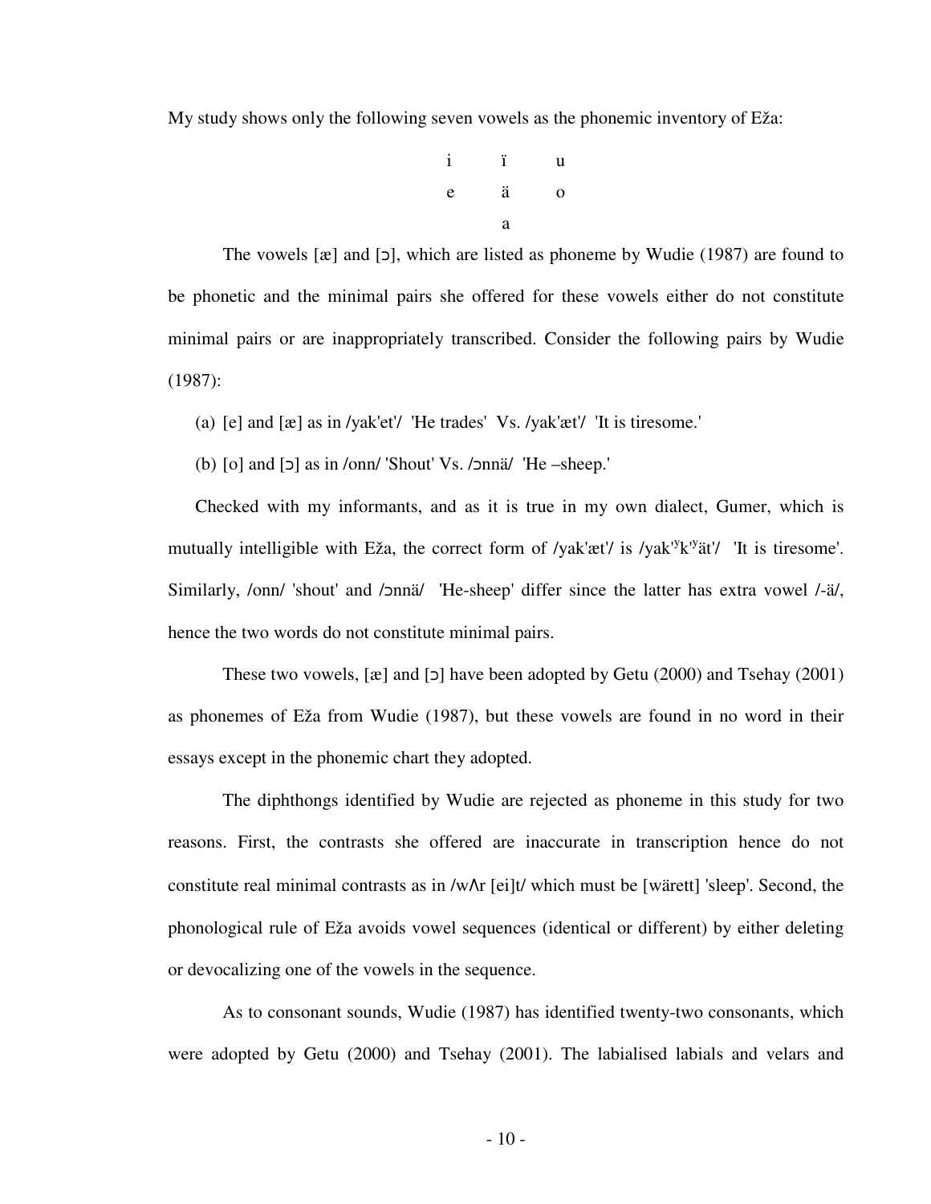My study shows only the following seven vowels as the phonemic inventory of Eža:

| | | |
|---|---|---|
| i | ï | u |
| e | ä | o |
| | a | |

The vowels [æ] and [ɔ], which are listed as phoneme by Wudie (1987) are found to be phonetic and the minimal pairs she offered for these vowels either do not constitute minimal pairs or are inappropriately transcribed. Consider the following pairs by Wudie (1987):

(a) [e] and [æ] as in /yak'et'/ 'He trades' Vs. /yak'æt'/ 'It is tiresome.'

(b) [o] and [ɔ] as in /onn/ 'Shout' Vs. /ɔnnä/ 'He –sheep.'

Checked with my informants, and as it is true in my own dialect, Gumer, which is mutually intelligible with Eža, the correct form of /yak'æt'/ is /yak'$^{y}$k'$^{y}$ät'/ 'It is tiresome'. Similarly, /onn/ 'shout' and /ɔnnä/ 'He-sheep' differ since the latter has extra vowel /-ä/, hence the two words do not constitute minimal pairs.

These two vowels, [æ] and [ɔ] have been adopted by Getu (2000) and Tsehay (2001) as phonemes of Eža from Wudie (1987), but these vowels are found in no word in their essays except in the phonemic chart they adopted.

The diphthongs identified by Wudie are rejected as phoneme in this study for two reasons. First, the contrasts she offered are inaccurate in transcription hence do not constitute real minimal contrasts as in /wʌr [ei]t/ which must be [wärett] 'sleep'. Second, the phonological rule of Eža avoids vowel sequences (identical or different) by either deleting or devocalizing one of the vowels in the sequence.

As to consonant sounds, Wudie (1987) has identified twenty-two consonants, which were adopted by Getu (2000) and Tsehay (2001). The labialised labials and velars and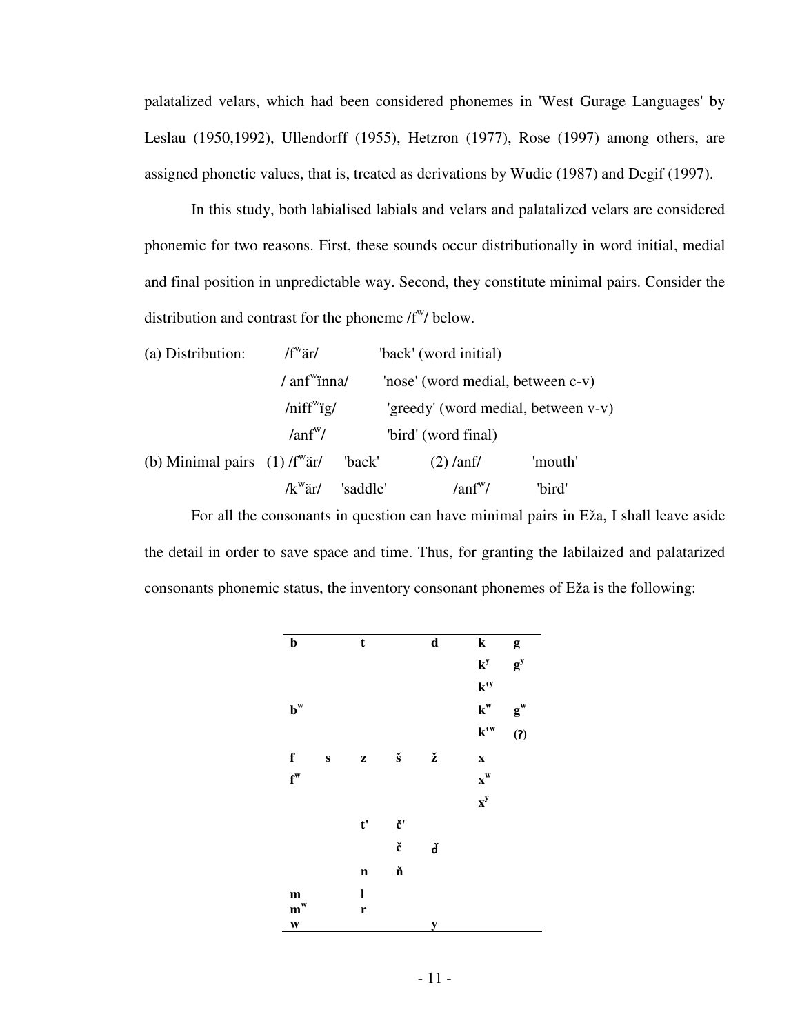palatalized velars, which had been considered phonemes in 'West Gurage Languages' by Leslau (1950,1992), Ullendorff (1955), Hetzron (1977), Rose (1997) among others, are assigned phonetic values, that is, treated as derivations by Wudie (1987) and Degif (1997).

In this study, both labialised labials and velars and palatalized velars are considered phonemic for two reasons. First, these sounds occur distributionally in word initial, medial and final position in unpredictable way. Second, they constitute minimal pairs. Consider the distribution and contrast for the phoneme /$f^w$/ below.

(a) Distribution:

| | | |
|---|---|---|
| /$f^w$är/ | 'back' (word initial) |
| / an$f^w$ïnna/ | 'nose' (word medial, between c-v) |
| /nif$f^w$ïg/ | 'greedy' (word medial, between v-v) |
| /an$f^w$/ | 'bird' (word final) |

(b) Minimal pairs

| | | | |
|---|---|---|---|
| (1) /$f^w$är/ | 'back' | (2) /anf/ | 'mouth' |
| /$k^w$är/ | 'saddle' | /an$f^w$/ | 'bird' |

For all the consonants in question can have minimal pairs in Eža, I shall leave aside the detail in order to save space and time. Thus, for granting the labilaized and palatarized consonants phonemic status, the inventory consonant phonemes of Eža is the following:

| | | | | | | |
|---|---|---|---|---|---|---|
| **b** | | **t** | | **d** | **k** | **g** |
| | | | | | **$k^y$** | **$g^y$** |
| | | | | | **$k'^y$** | |
| **$b^w$** | | | | | **$k^w$** | **$g^w$** |
| | | | | | **$k'^w$** | **(ʔ)** |
| **f** | **s** | **z** | **š** | **ž** | **x** | |
| **$f^w$** | | | | | **$x^w$** | |
| | | | | | **$x^y$** | |
| | | **t'** | **č'** | | | |
| | | | **č** | **ǰ** | | |
| | | **n** | **ň** | | | |
| **m** | | **l** | | | | |
| **$m^w$** | | **r** | | | | |
| **w** | | | | **y** | | |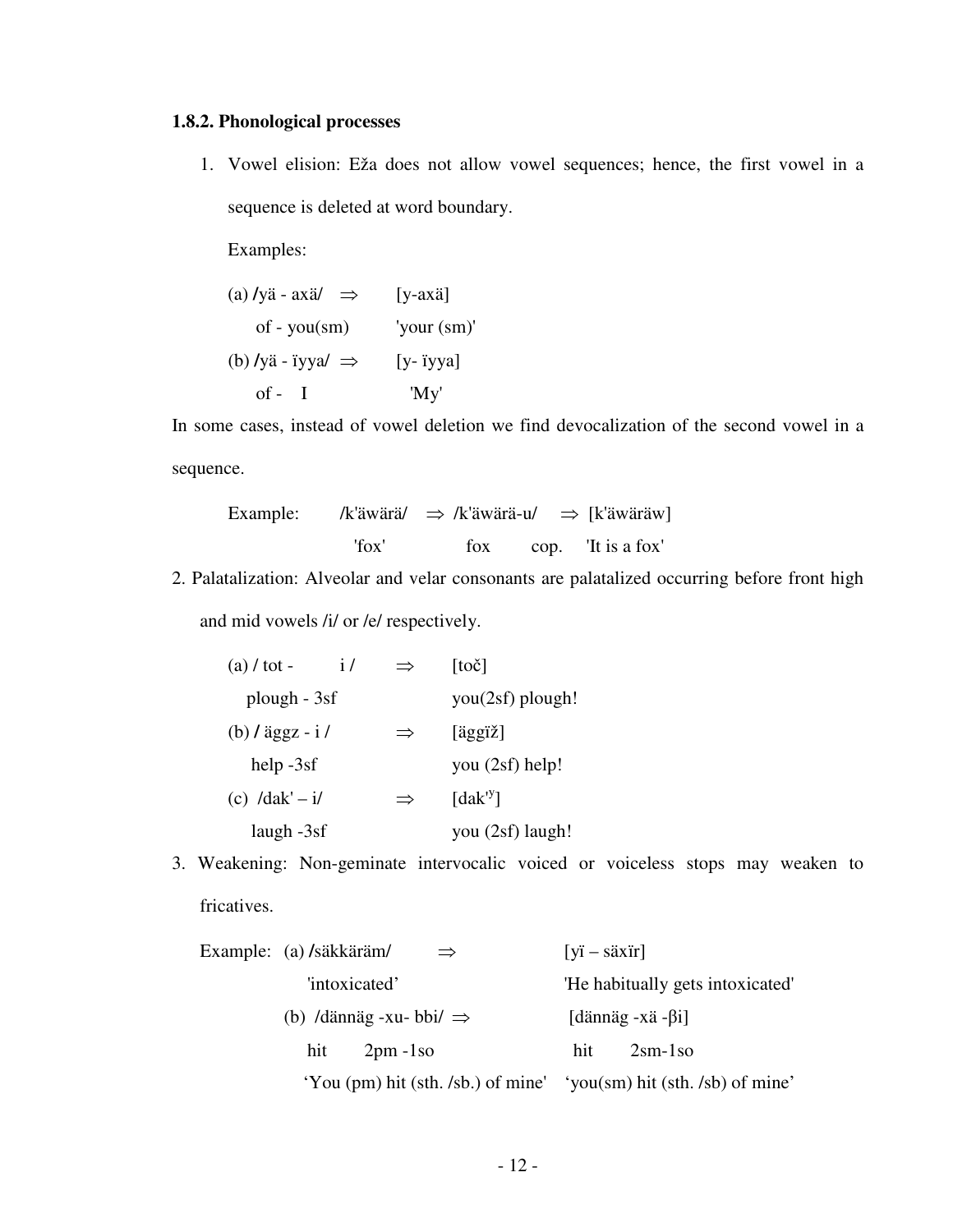### 1.8.2. Phonological processes

1. Vowel elision: Eža does not allow vowel sequences; hence, the first vowel in a sequence is deleted at word boundary.

   Examples:

   (a) /yä - axä/ ⇒ [y-axä]
   of - you(sm) 'your (sm)'

   (b) /yä - ïyya/ ⇒ [y- ïyya]
   of - I 'My'

In some cases, instead of vowel deletion we find devocalization of the second vowel in a sequence.

Example: /k'äwärä/ ⇒ /k'äwärä-u/ ⇒ [k'äwäräw]
'fox' fox cop. 'It is a fox'

2. Palatalization: Alveolar and velar consonants are palatalized occurring before front high and mid vowels /i/ or /e/ respectively.

   (a) / tot - i / ⇒ [toč]
   plough - 3sf you(2sf) plough!

   (b) / äggz - i / ⇒ [äggïž]
   help -3sf you (2sf) help!

   (c) /dak' – i/ ⇒ [dak'[y]]
   laugh -3sf you (2sf) laugh!

3. Weakening: Non-geminate intervocalic voiced or voiceless stops may weaken to fricatives.

   Example: (a) /säkkäräm/ ⇒ [yï – säxïr]
   'intoxicated' 'He habitually gets intoxicated'

   (b) /dännäg -xu- bbi/ ⇒ [dännäg -xä -βi]
   hit 2pm -1so hit 2sm-1so
   'You (pm) hit (sth. /sb.) of mine' 'you(sm) hit (sth. /sb) of mine'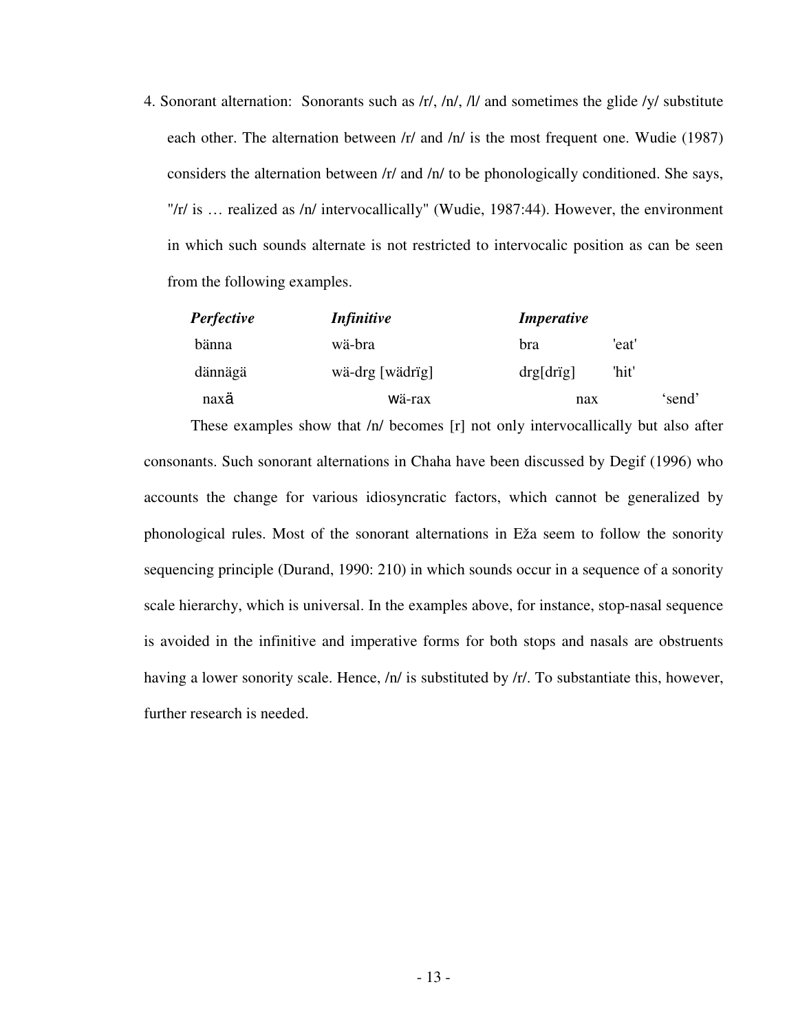4. Sonorant alternation: Sonorants such as /r/, /n/, /l/ and sometimes the glide /y/ substitute each other. The alternation between /r/ and /n/ is the most frequent one. Wudie (1987) considers the alternation between /r/ and /n/ to be phonologically conditioned. She says, "/r/ is … realized as /n/ intervocallically" (Wudie, 1987:44). However, the environment in which such sounds alternate is not restricted to intervocalic position as can be seen from the following examples.

| *Perfective* | *Infinitive* | *Imperative* | |
|---|---|---|---|
| bänna | wä-bra | bra | 'eat' |
| dännägä | wä-drg [wädrïg] | drg[drïg] | 'hit' |
| naxä | wä-rax | nax | 'send' |

These examples show that /n/ becomes [r] not only intervocallically but also after consonants. Such sonorant alternations in Chaha have been discussed by Degif (1996) who accounts the change for various idiosyncratic factors, which cannot be generalized by phonological rules. Most of the sonorant alternations in Eža seem to follow the sonority sequencing principle (Durand, 1990: 210) in which sounds occur in a sequence of a sonority scale hierarchy, which is universal. In the examples above, for instance, stop-nasal sequence is avoided in the infinitive and imperative forms for both stops and nasals are obstruents having a lower sonority scale. Hence, /n/ is substituted by /r/. To substantiate this, however, further research is needed.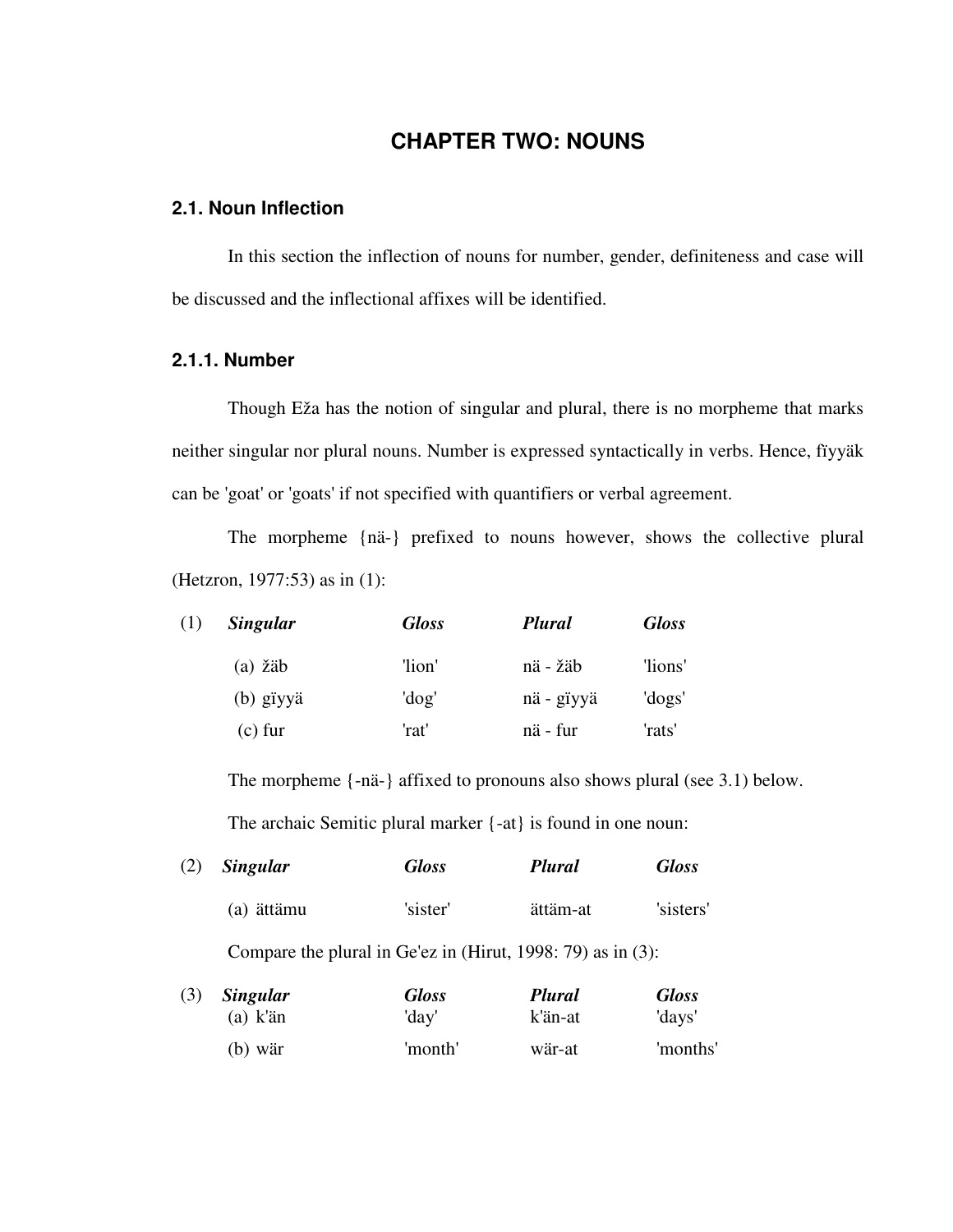# CHAPTER TWO: NOUNS

## 2.1. Noun Inflection

In this section the inflection of nouns for number, gender, definiteness and case will be discussed and the inflectional affixes will be identified.

### 2.1.1. Number

Though Eža has the notion of singular and plural, there is no morpheme that marks neither singular nor plural nouns. Number is expressed syntactically in verbs. Hence, fïyyäk can be 'goat' or 'goats' if not specified with quantifiers or verbal agreement.

The morpheme {nä-} prefixed to nouns however, shows the collective plural (Hetzron, 1977:53) as in (1):

| (1) | *Singular* | *Gloss* | *Plural* | *Gloss* |
|---|---|---|---|---|
| | (a) žäb | 'lion' | nä - žäb | 'lions' |
| | (b) gïyyä | 'dog' | nä - gïyyä | 'dogs' |
| | (c) fur | 'rat' | nä - fur | 'rats' |

The morpheme {-nä-} affixed to pronouns also shows plural (see 3.1) below.

The archaic Semitic plural marker {-at} is found in one noun:

| (2) | *Singular* | *Gloss* | *Plural* | *Gloss* |
|---|---|---|---|---|
| | (a) ättämu | 'sister' | ättäm-at | 'sisters' |

Compare the plural in Ge'ez in (Hirut, 1998: 79) as in (3):

| (3) | *Singular* | *Gloss* | *Plural* | *Gloss* |
|---|---|---|---|---|
| | (a) k'än | 'day' | k'än-at | 'days' |
| | (b) wär | 'month' | wär-at | 'months' |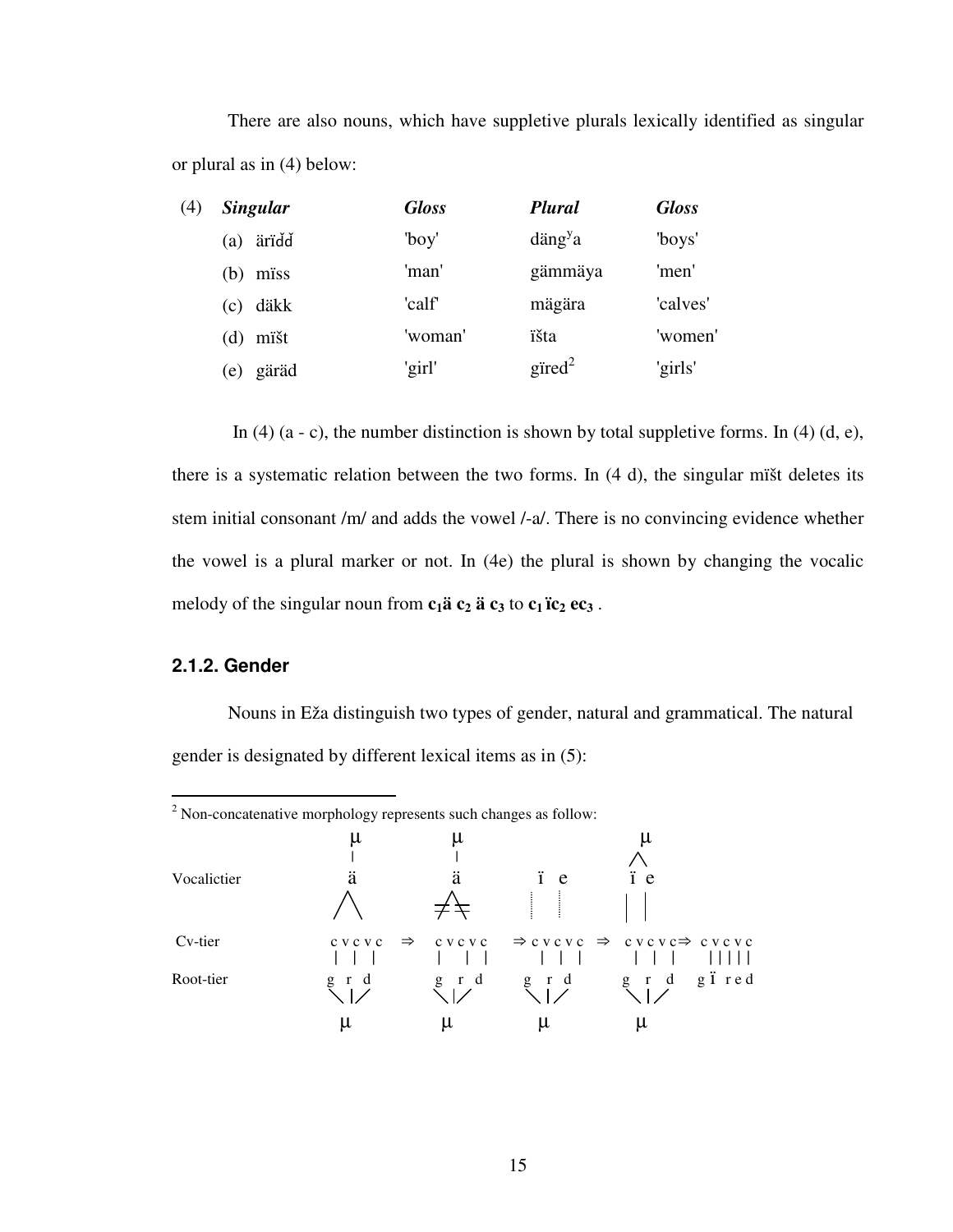There are also nouns, which have suppletive plurals lexically identified as singular or plural as in (4) below:

| (4) | *Singular* | *Gloss* | *Plural* | *Gloss* |
|---|---|---|---|---|
| | (a) äriďď | 'boy' | däng$^{y}$a | 'boys' |
| | (b) miss | 'man' | gämmäya | 'men' |
| | (c) däkk | 'calf' | mägära | 'calves' |
| | (d) mïšt | 'woman' | ïšta | 'women' |
| | (e) gäräd | 'girl' | gïred[2] | 'girls' |

In (4) (a - c), the number distinction is shown by total suppletive forms. In (4) (d, e), there is a systematic relation between the two forms. In (4 d), the singular mïšt deletes its stem initial consonant /m/ and adds the vowel /-a/. There is no convincing evidence whether the vowel is a plural marker or not. In (4e) the plural is shown by changing the vocalic melody of the singular noun from **$c_1$ä $c_2$ ä $c_3$** to **$c_1$ ïc$_2$ ec$_3$** .

### 2.1.2. Gender

Nouns in Eža distinguish two types of gender, natural and grammatical. The natural gender is designated by different lexical items as in (5):

---

[2] Non-concatenative morphology represents such changes as follow:

```
                 μ            μ                         μ
                 |            |                        / \
Vocalictier      ä            ä          ï  e          ï e
                / \          ≠≠          ┆  ┆          | |

Cv-tier       c v c v c  ⇒  c v c v c  ⇒ c v c v c  ⇒  c v c v c ⇒  c v c v c
              |   |   |     |   |   |      |   |   |     |   |   |     | | | | |
Root-tier     g   r   d     g   r   d    g   r   d     g   r   d     g ï r e d
               \  |  /       \  |  /      \  |  /       \  |  /
                  μ             μ            μ             μ
```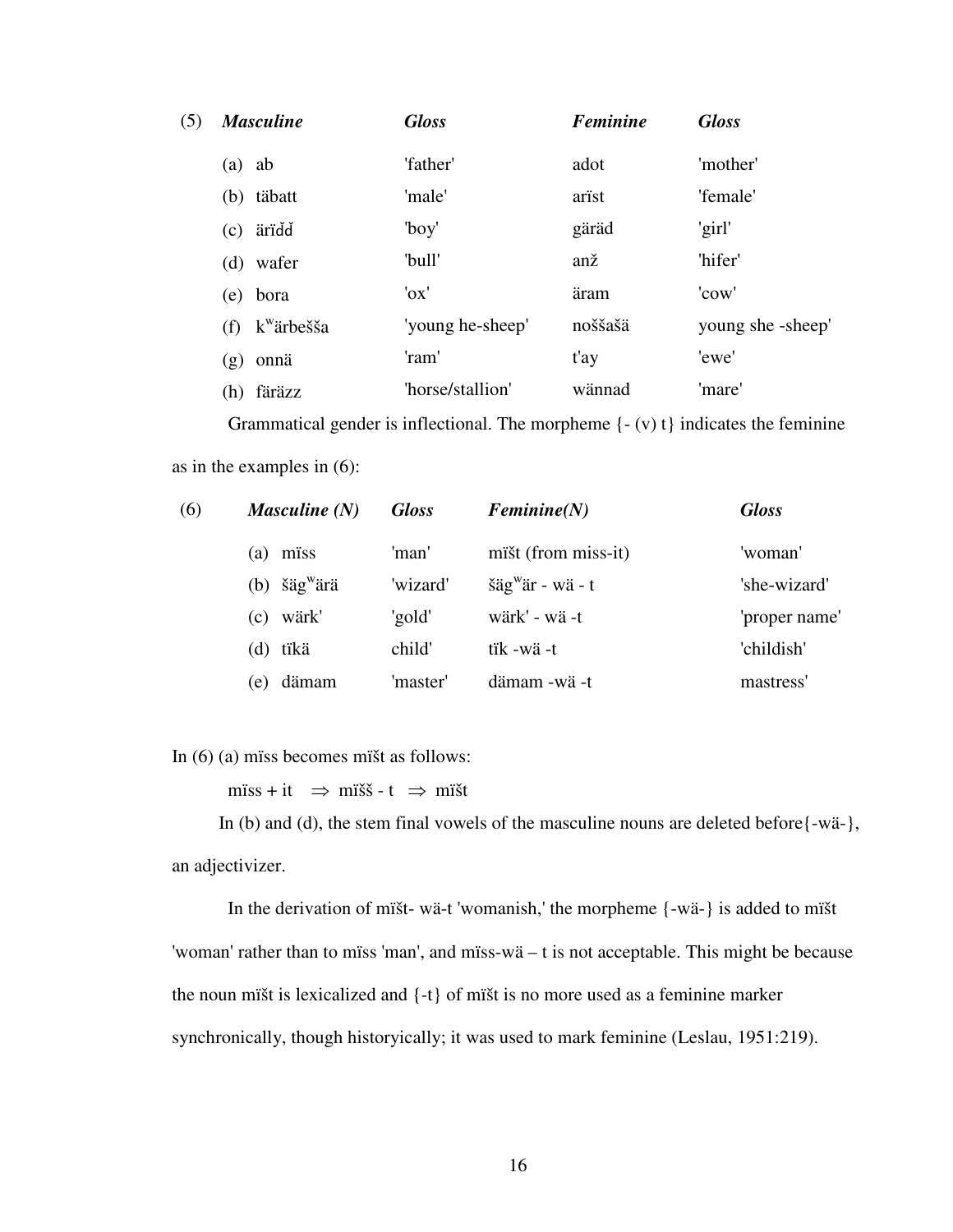| (5) | *Masculine* | *Gloss* | *Feminine* | *Gloss* |
|---|---|---|---|---|
| | (a) ab | 'father' | adot | 'mother' |
| | (b) täbatt | 'male' | arïst | 'female' |
| | (c) ärïďď | 'boy' | gäräd | 'girl' |
| | (d) wafer | 'bull' | anž | 'hifer' |
| | (e) bora | 'ox' | äram | 'cow' |
| | (f) k$^{w}$ärbešša | 'young he-sheep' | noššašä | young she -sheep' |
| | (g) onnä | 'ram' | t'ay | 'ewe' |
| | (h) färäzz | 'horse/stallion' | wännad | 'mare' |

Grammatical gender is inflectional. The morpheme {- (v) t} indicates the feminine as in the examples in (6):

| (6) | *Masculine (N)* | *Gloss* | *Feminine(N)* | *Gloss* |
|---|---|---|---|---|
| | (a) mïss | 'man' | mïšt (from miss-it) | 'woman' |
| | (b) šäg$^{w}$ärä | 'wizard' | šäg$^{w}$är - wä - t | 'she-wizard' |
| | (c) wärk' | 'gold' | wärk' - wä -t | 'proper name' |
| | (d) tïkä | child' | tïk -wä -t | 'childish' |
| | (e) dämam | 'master' | dämam -wä -t | mastress' |

In (6) (a) mïss becomes mïšt as follows:

mïss + it $\Rightarrow$ mïšš - t $\Rightarrow$ mïšt

In (b) and (d), the stem final vowels of the masculine nouns are deleted before{-wä-}, an adjectivizer.

In the derivation of mïšt- wä-t 'womanish,' the morpheme {-wä-} is added to mïšt 'woman' rather than to mïss 'man', and mïss-wä – t is not acceptable. This might be because the noun mïšt is lexicalized and {-t} of mïšt is no more used as a feminine marker synchronically, though historyically; it was used to mark feminine (Leslau, 1951:219).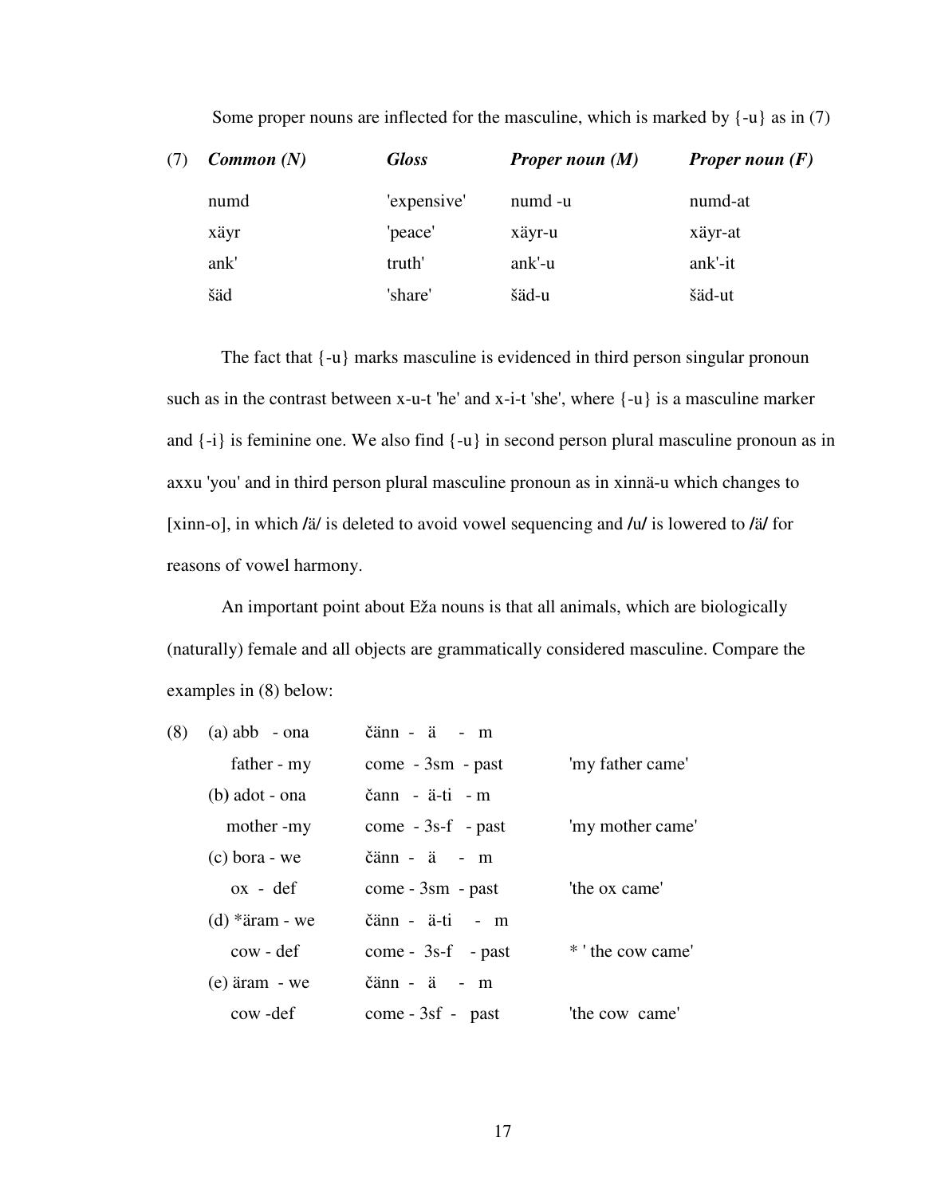Some proper nouns are inflected for the masculine, which is marked by {-u} as in (7)

(7)

| ***Common (N)*** | ***Gloss*** | ***Proper noun (M)*** | ***Proper noun (F)*** |
|---|---|---|---|
| numd | 'expensive' | numd -u | numd-at |
| xäyr | 'peace' | xäyr-u | xäyr-at |
| ank' | truth' | ank'-u | ank'-it |
| šäd | 'share' | šäd-u | šäd-ut |

The fact that {-u} marks masculine is evidenced in third person singular pronoun such as in the contrast between x-u-t 'he' and x-i-t 'she', where {-u} is a masculine marker and {-i} is feminine one. We also find {-u} in second person plural masculine pronoun as in axxu 'you' and in third person plural masculine pronoun as in xinnä-u which changes to [xinn-o], in which /ä/ is deleted to avoid vowel sequencing and /u/ is lowered to /ä/ for reasons of vowel harmony.

An important point about Eža nouns is that all animals, which are biologically (naturally) female and all objects are grammatically considered masculine. Compare the examples in (8) below:

(8)
(a) abb - ona    čänn - ä - m
    father - my    come - 3sm - past    'my father came'
(b) adot - ona    čann - ä-ti - m
    mother -my    come - 3s-f - past    'my mother came'
(c) bora - we    čänn - ä - m
    ox - def    come - 3sm - past    'the ox came'
(d) *äram - we    čänn - ä-ti - m
    cow - def    come - 3s-f - past    * ' the cow came'
(e) äram - we    čänn - ä - m
    cow -def    come - 3sf - past    'the cow came'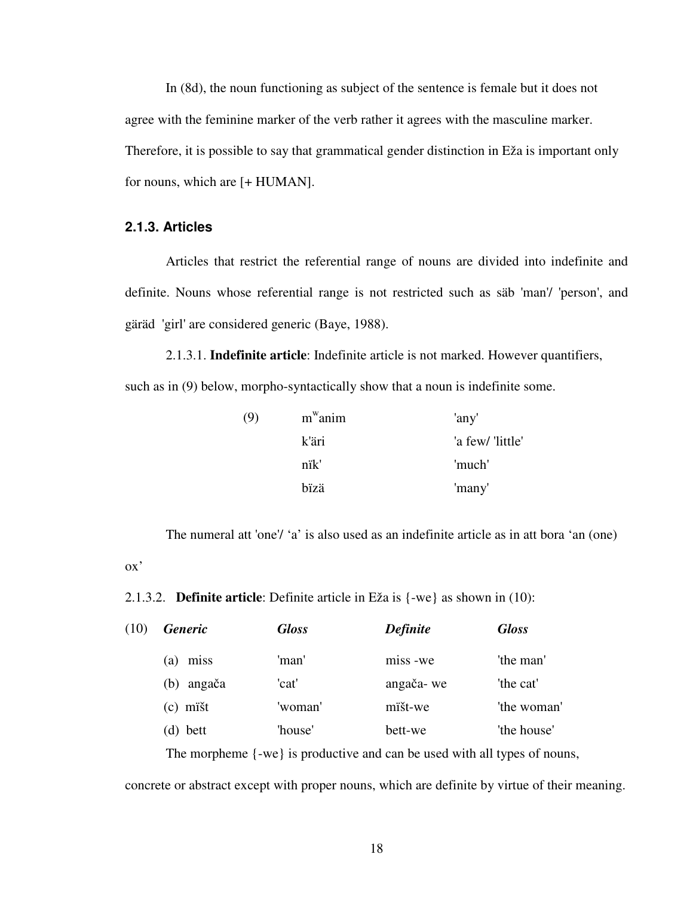In (8d), the noun functioning as subject of the sentence is female but it does not agree with the feminine marker of the verb rather it agrees with the masculine marker. Therefore, it is possible to say that grammatical gender distinction in Eža is important only for nouns, which are [+ HUMAN].

### 2.1.3. Articles

Articles that restrict the referential range of nouns are divided into indefinite and definite. Nouns whose referential range is not restricted such as säb 'man'/ 'person', and gäräd 'girl' are considered generic (Baye, 1988).

2.1.3.1. **Indefinite article**: Indefinite article is not marked. However quantifiers, such as in (9) below, morpho-syntactically show that a noun is indefinite some.

| (9) | $m^w$anim | 'any' |
|---|---|---|
| | k'äri | 'a few/ 'little' |
| | nïk' | 'much' |
| | bïzä | 'many' |

The numeral att 'one'/ 'a' is also used as an indefinite article as in att bora 'an (one) ox'

2.1.3.2. **Definite article**: Definite article in Eža is {-we} as shown in (10):

| (10) | ***Generic*** | ***Gloss*** | ***Definite*** | ***Gloss*** |
|---|---|---|---|---|
| | (a) miss | 'man' | miss -we | 'the man' |
| | (b) angača | 'cat' | angača- we | 'the cat' |
| | (c) mïšt | 'woman' | mïšt-we | 'the woman' |
| | (d) bett | 'house' | bett-we | 'the house' |

The morpheme {-we} is productive and can be used with all types of nouns, concrete or abstract except with proper nouns, which are definite by virtue of their meaning.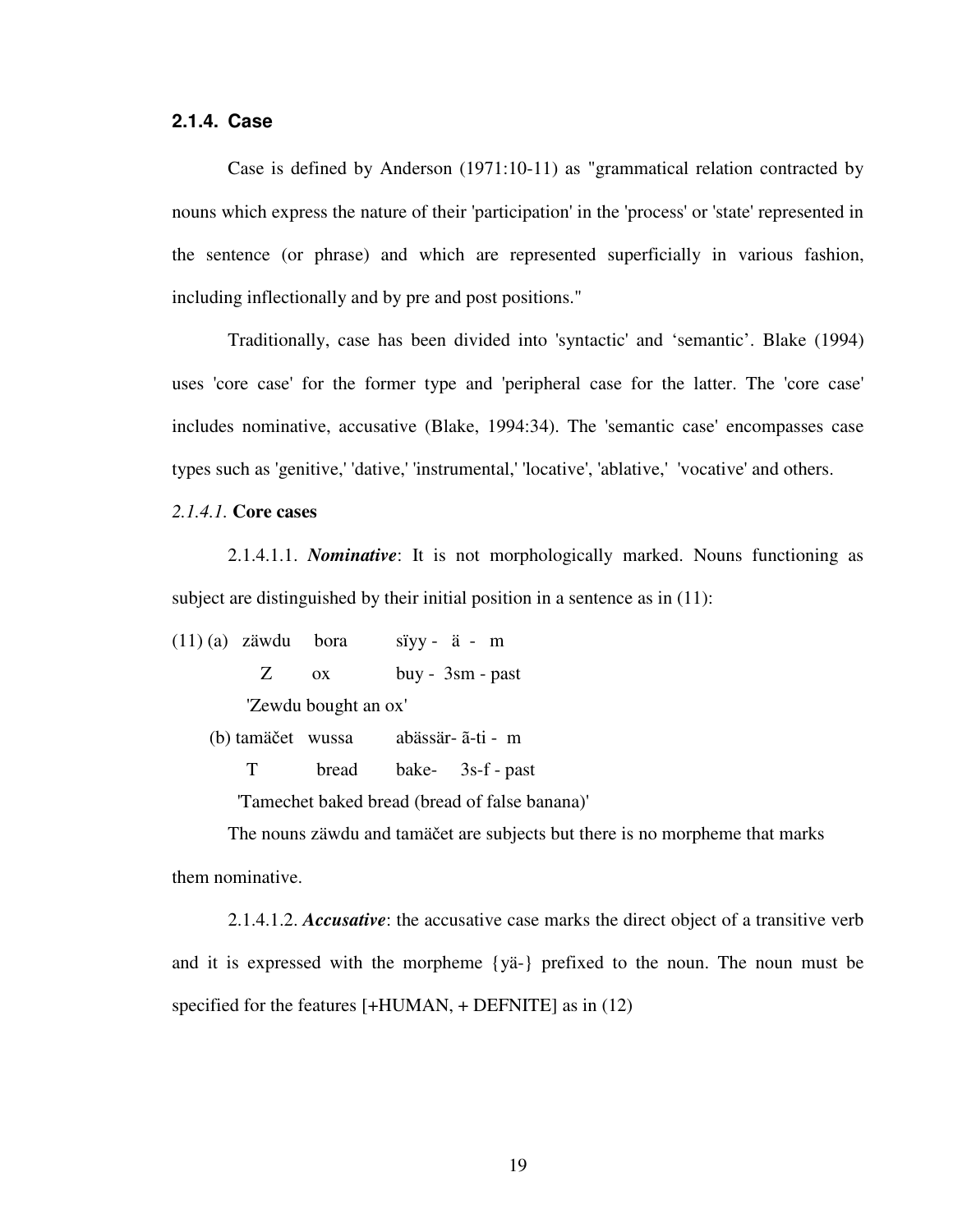### 2.1.4. Case

Case is defined by Anderson (1971:10-11) as "grammatical relation contracted by nouns which express the nature of their 'participation' in the 'process' or 'state' represented in the sentence (or phrase) and which are represented superficially in various fashion, including inflectionally and by pre and post positions."

Traditionally, case has been divided into 'syntactic' and 'semantic'. Blake (1994) uses 'core case' for the former type and 'peripheral case for the latter. The 'core case' includes nominative, accusative (Blake, 1994:34). The 'semantic case' encompasses case types such as 'genitive,' 'dative,' 'instrumental,' 'locative', 'ablative,' 'vocative' and others.

*2.1.4.1.* **Core cases**

2.1.4.1.1. ***Nominative***: It is not morphologically marked. Nouns functioning as subject are distinguished by their initial position in a sentence as in (11):

(11) (a) zäwdu bora sïyy - ä - m
Z ox buy - 3sm - past
'Zewdu bought an ox'

(b) tamäčet wussa abässär- ã-ti - m
T bread bake- 3s-f - past
'Tamechet baked bread (bread of false banana)'

The nouns zäwdu and tamäčet are subjects but there is no morpheme that marks them nominative.

2.1.4.1.2. ***Accusative***: the accusative case marks the direct object of a transitive verb and it is expressed with the morpheme {yä-} prefixed to the noun. The noun must be specified for the features [+HUMAN, + DEFNITE] as in (12)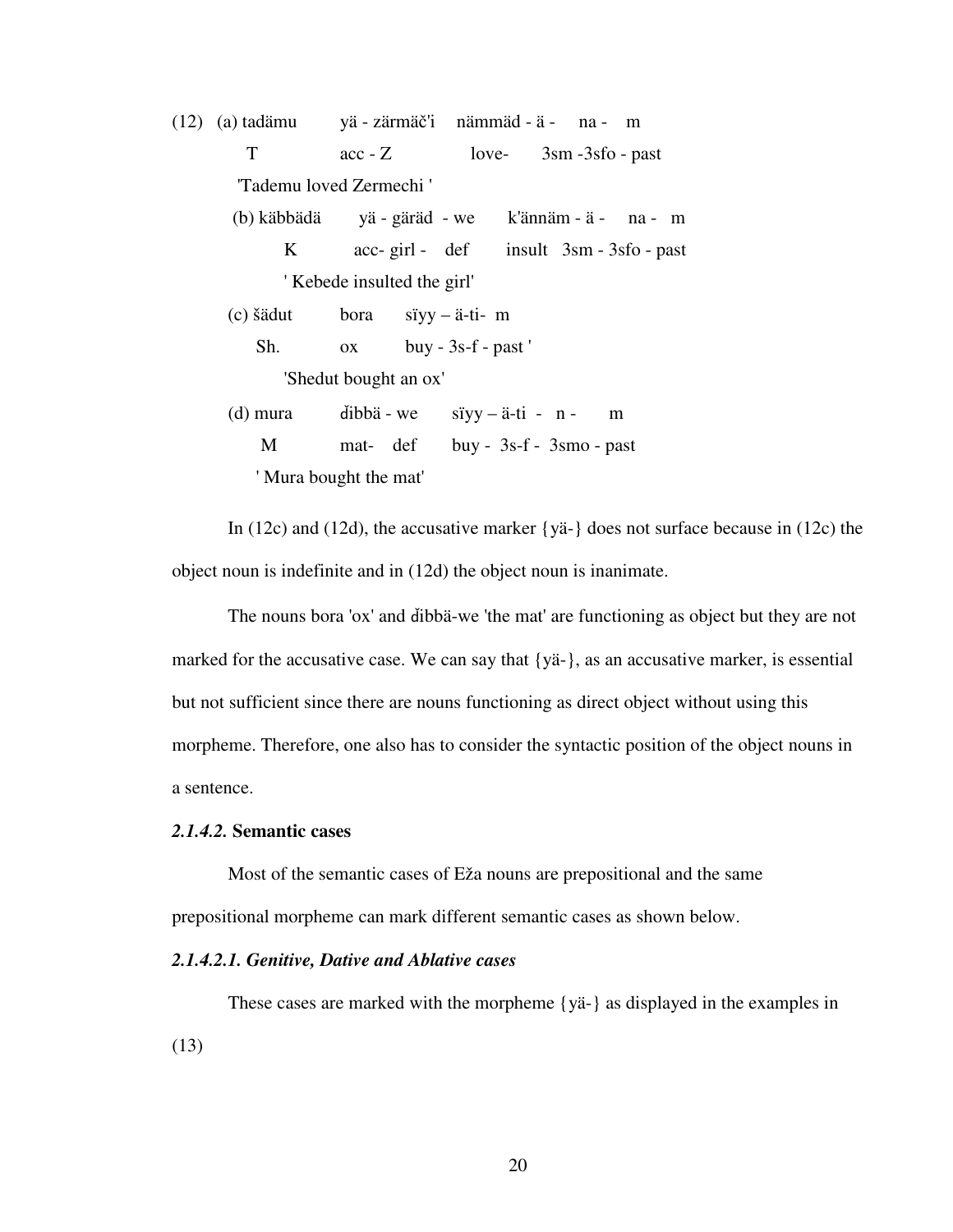(12) (a) tadämu yä - zärmäč'i nämmäd - ä - na - m

T acc - Z love- 3sm -3sfo - past

'Tademu loved Zermechi '

(b) käbbädä yä - gäräd - we k'ännäm - ä - na - m

K acc- girl - def insult 3sm - 3sfo - past

' Kebede insulted the girl'

(c) šädut bora sïyy – ä-ti- m

Sh. ox buy - 3s-f - past '

'Shedut bought an ox'

(d) mura ďibbä - we sïyy – ä-ti - n - m

M mat- def buy - 3s-f - 3smo - past

' Mura bought the mat'

In (12c) and (12d), the accusative marker {yä-} does not surface because in (12c) the object noun is indefinite and in (12d) the object noun is inanimate.

The nouns bora 'ox' and ďibbä-we 'the mat' are functioning as object but they are not marked for the accusative case. We can say that {yä-}, as an accusative marker, is essential but not sufficient since there are nouns functioning as direct object without using this morpheme. Therefore, one also has to consider the syntactic position of the object nouns in a sentence.

#### *2.1.4.2.* **Semantic cases**

Most of the semantic cases of Eža nouns are prepositional and the same prepositional morpheme can mark different semantic cases as shown below.

##### *2.1.4.2.1. Genitive, Dative and Ablative cases*

These cases are marked with the morpheme {yä-} as displayed in the examples in (13)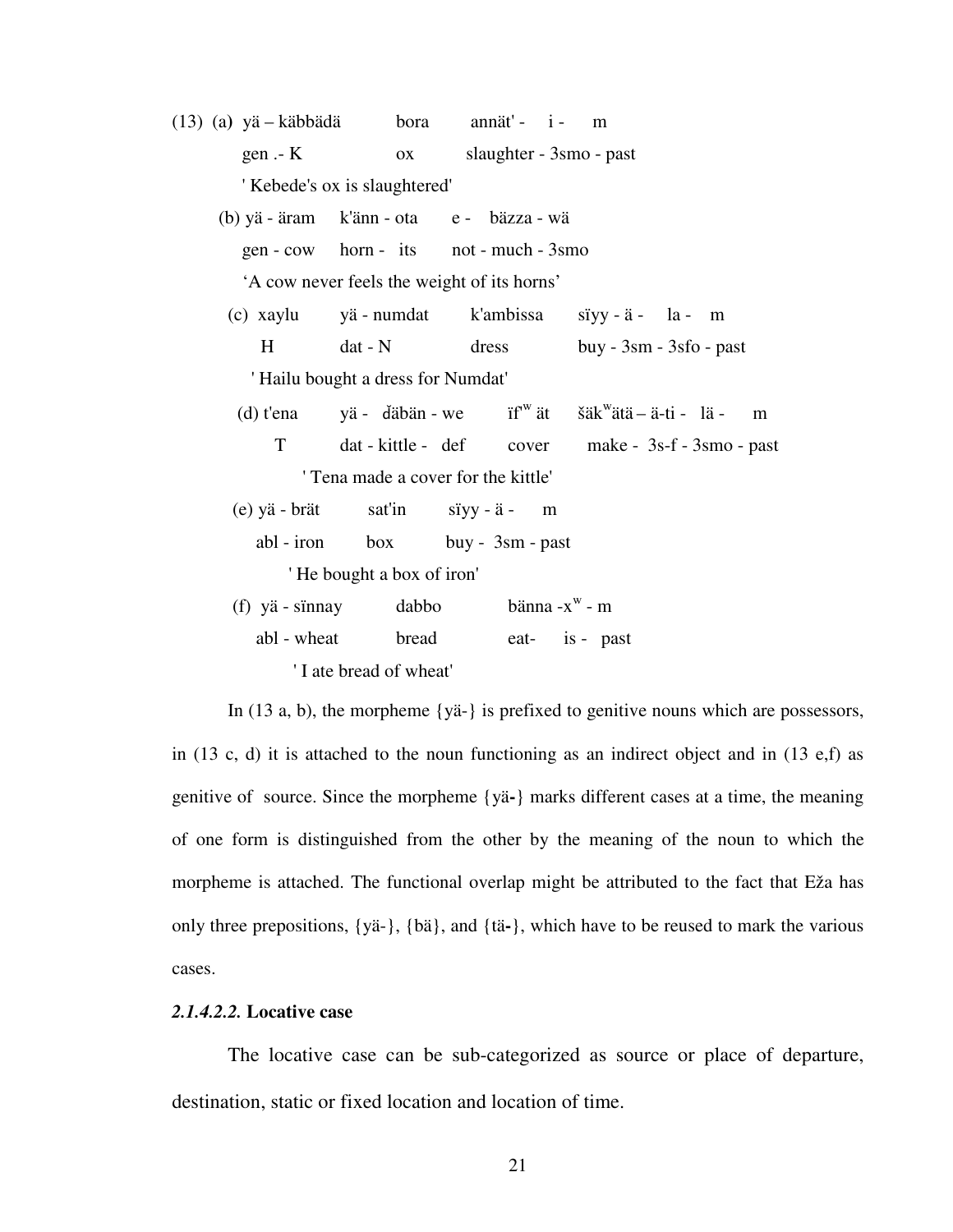(13) (a) yä – käbbädä bora annät' - i - m
gen .- K ox slaughter - 3smo - past
' Kebede's ox is slaughtered'

(b) yä - äram k'änn - ota e - bäzza - wä
gen - cow horn - its not - much - 3smo
'A cow never feels the weight of its horns'

(c) xaylu yä - numdat k'ambissa sïyy - ä - la - m
H dat - N dress buy - 3sm - 3sfo - past
' Hailu bought a dress for Numdat'

(d) t'ena yä - ďäbän - we ïf$^{w}$ ät šäk$^{w}$ätä – ä-ti - lä - m
T dat - kittle - def cover make - 3s-f - 3smo - past
' Tena made a cover for the kittle'

(e) yä - brät sat'in sïyy - ä - m
abl - iron box buy - 3sm - past
' He bought a box of iron'

(f) yä - sïnnay dabbo bänna -x$^{w}$ - m
abl - wheat bread eat- is - past
' I ate bread of wheat'

In (13 a, b), the morpheme {yä-} is prefixed to genitive nouns which are possessors, in (13 c, d) it is attached to the noun functioning as an indirect object and in (13 e,f) as genitive of source. Since the morpheme {yä-} marks different cases at a time, the meaning of one form is distinguished from the other by the meaning of the noun to which the morpheme is attached. The functional overlap might be attributed to the fact that Eža has only three prepositions, {yä-}, {bä}, and {tä-}, which have to be reused to mark the various cases.

***2.1.4.2.2.* Locative case**

The locative case can be sub-categorized as source or place of departure, destination, static or fixed location and location of time.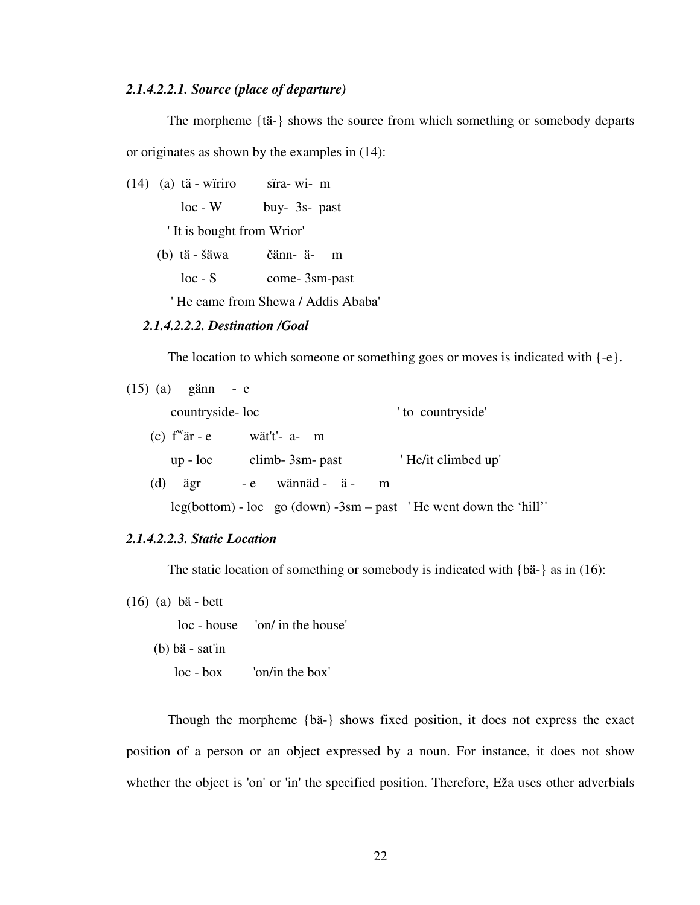***2.1.4.2.2.1. Source (place of departure)***

The morpheme {tä-} shows the source from which something or somebody departs or originates as shown by the examples in (14):

(14) (a) tä - wïriro     sïra- wi- m

loc - W     buy- 3s- past

' It is bought from Wrior'

(b) tä - šäwa     čänn- ä- m

loc - S     come- 3sm-past

' He came from Shewa / Addis Ababa'

***2.1.4.2.2.2. Destination /Goal***

The location to which someone or something goes or moves is indicated with {-e}.

(15) (a) gänn - e

countryside- loc     ' to countryside'

(c) f$^{w}$är - e     wät't'- a- m

up - loc     climb- 3sm- past     ' He/it climbed up'

(d) ägr - e     wännäd - ä - m

leg(bottom) - loc   go (down) -3sm – past   ' He went down the 'hill''

***2.1.4.2.2.3. Static Location***

The static location of something or somebody is indicated with {bä-} as in (16):

(16) (a) bä - bett

loc - house     'on/ in the house'

(b) bä - sat'in

loc - box     'on/in the box'

Though the morpheme {bä-} shows fixed position, it does not express the exact position of a person or an object expressed by a noun. For instance, it does not show whether the object is 'on' or 'in' the specified position. Therefore, Eža uses other adverbials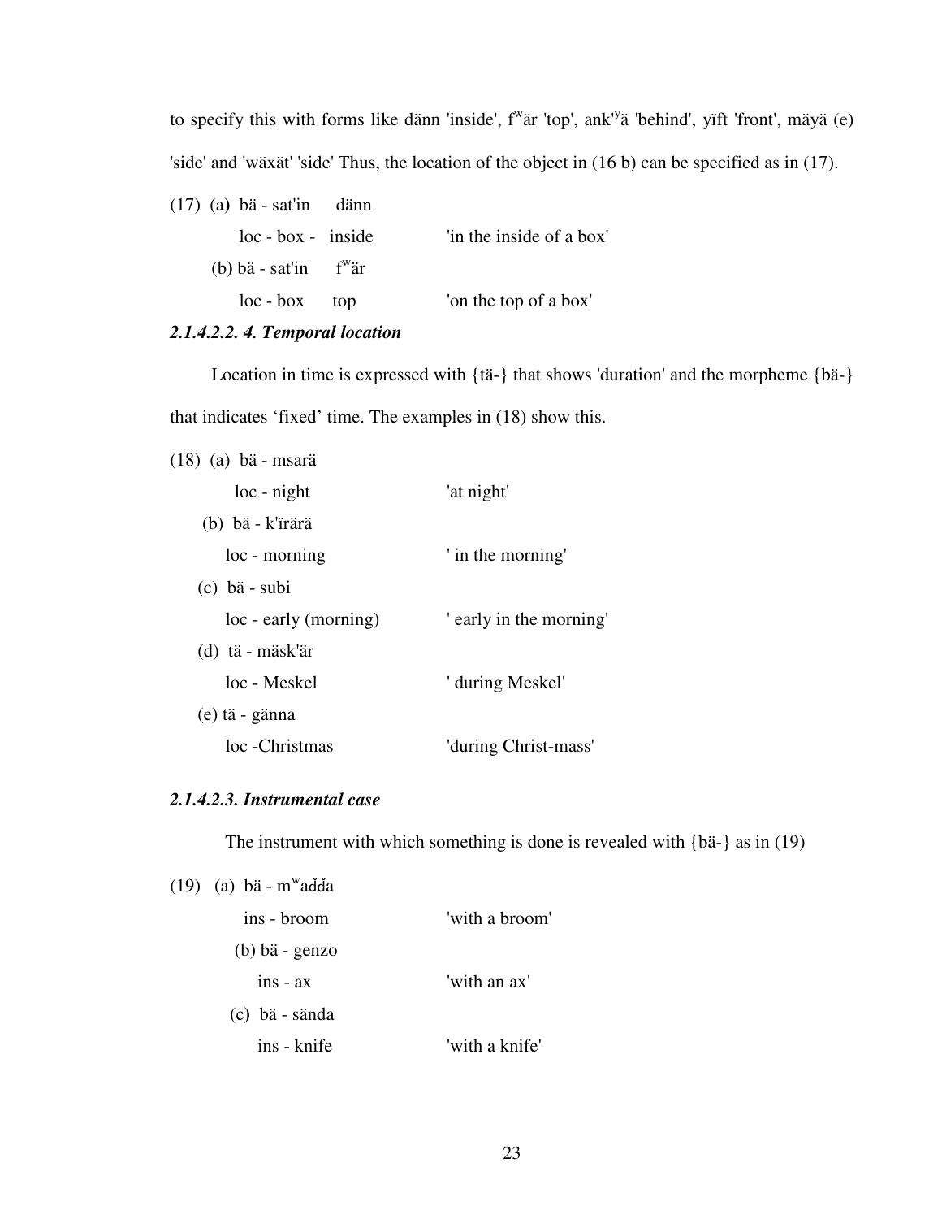to specify this with forms like dänn 'inside', f$^{w}$är 'top', ank'$^{y}$ä 'behind', yïft 'front', mäyä (e) 'side' and 'wäxät' 'side' Thus, the location of the object in (16 b) can be specified as in (17).

(17) (a) bä - sat'in dänn

loc - box - inside 'in the inside of a box'

(b) bä - sat'in f$^{w}$är

loc - box top 'on the top of a box'

***2.1.4.2.2. 4. Temporal location***

Location in time is expressed with {tä-} that shows 'duration' and the morpheme {bä-} that indicates 'fixed' time. The examples in (18) show this.

(18) (a) bä - msarä

loc - night 'at night'

(b) bä - k'ïrärä

loc - morning ' in the morning'

(c) bä - subi

loc - early (morning) ' early in the morning'

(d) tä - mäsk'är

loc - Meskel ' during Meskel'

(e) tä - gänna

loc -Christmas 'during Christ-mass'

***2.1.4.2.3. Instrumental case***

The instrument with which something is done is revealed with {bä-} as in (19)

(19) (a) bä - m$^{w}$aďďa

ins - broom 'with a broom'

(b) bä - genzo

ins - ax 'with an ax'

(c) bä - sända

ins - knife 'with a knife'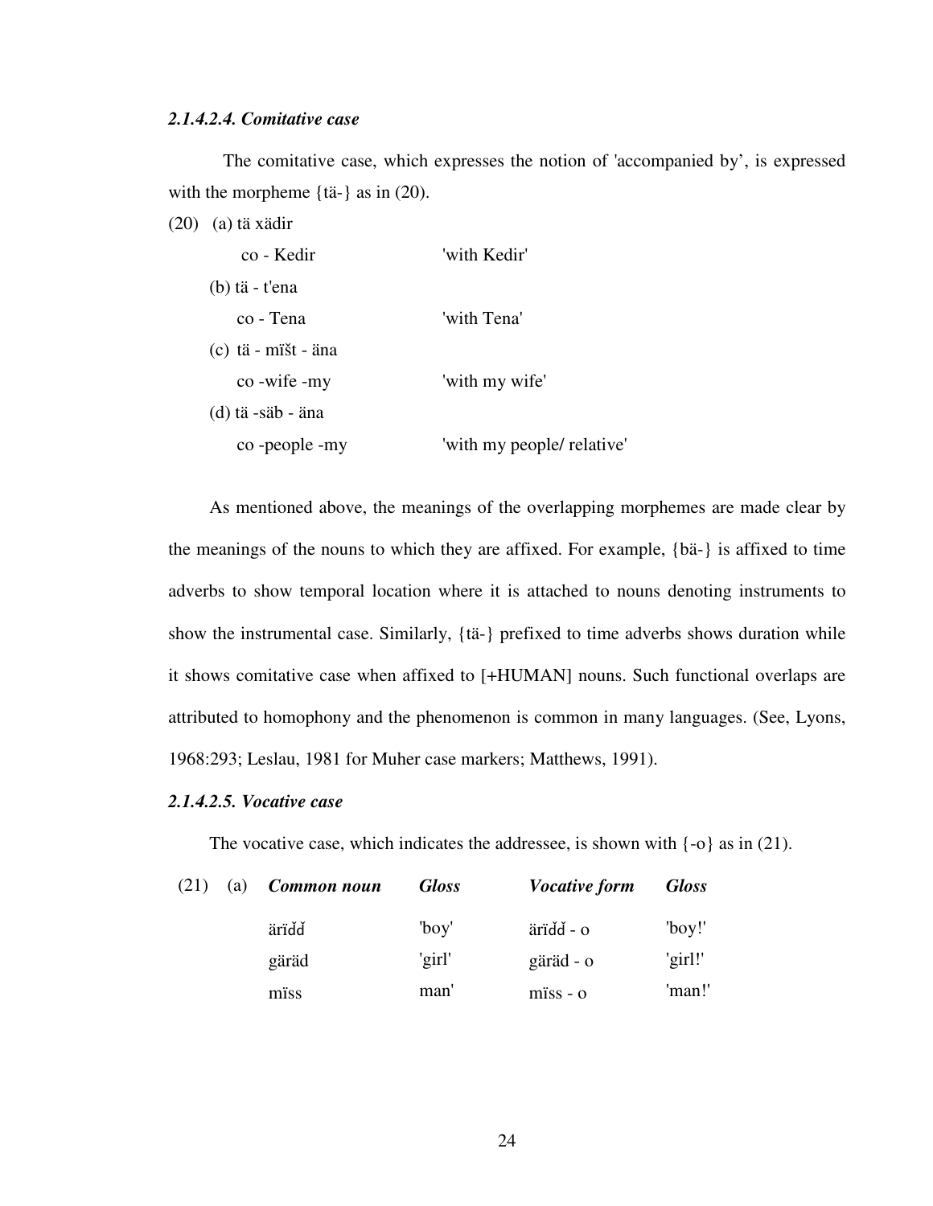#### *2.1.4.2.4. Comitative case*

The comitative case, which expresses the notion of 'accompanied by', is expressed with the morpheme {tä-} as in (20).

(20) (a) tä xädir

co - Kedir 'with Kedir'

(b) tä - t'ena

co - Tena 'with Tena'

(c) tä - mïšt - äna

co -wife -my 'with my wife'

(d) tä -säb - äna

co -people -my 'with my people/ relative'

As mentioned above, the meanings of the overlapping morphemes are made clear by the meanings of the nouns to which they are affixed. For example, {bä-} is affixed to time adverbs to show temporal location where it is attached to nouns denoting instruments to show the instrumental case. Similarly, {tä-} prefixed to time adverbs shows duration while it shows comitative case when affixed to [+HUMAN] nouns. Such functional overlaps are attributed to homophony and the phenomenon is common in many languages. (See, Lyons, 1968:293; Leslau, 1981 for Muher case markers; Matthews, 1991).

#### *2.1.4.2.5. Vocative case*

The vocative case, which indicates the addressee, is shown with {-o} as in (21).

(21) (a)

| ***Common noun*** | ***Gloss*** | ***Vocative form*** | ***Gloss*** |
|---|---|---|---|
| ärïďď | 'boy' | ärïďď - o | 'boy!' |
| gäräd | 'girl' | gäräd - o | 'girl!' |
| mïss | man' | mïss - o | 'man!' |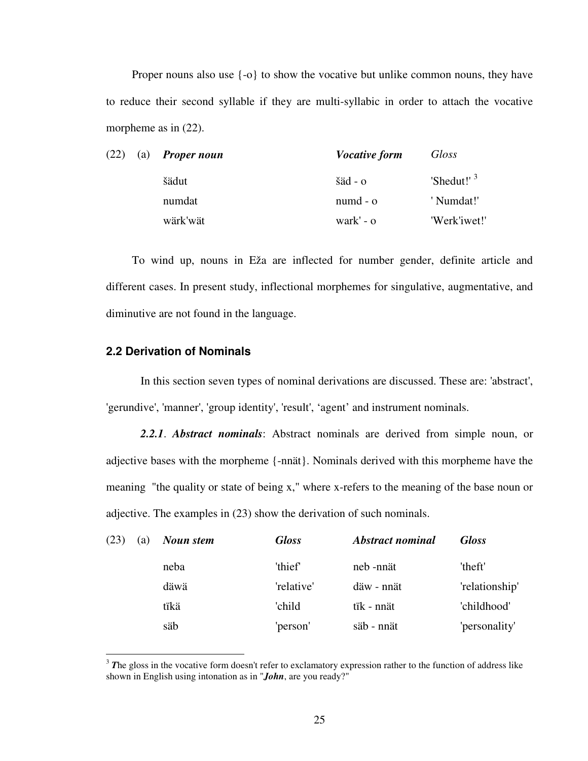Proper nouns also use {-o} to show the vocative but unlike common nouns, they have to reduce their second syllable if they are multi-syllabic in order to attach the vocative morpheme as in (22).

| (22) | (a) | ***Proper noun*** | ***Vocative form*** | *Gloss* |
|---|---|---|---|---|
| | | šädut | šäd - o | 'Shedut!' [3] |
| | | numdat | numd - o | ' Numdat!' |
| | | wärk'wät | wark' - o | 'Werk'iwet!' |

To wind up, nouns in Eža are inflected for number gender, definite article and different cases. In present study, inflectional morphemes for singulative, augmentative, and diminutive are not found in the language.

### 2.2 Derivation of Nominals

In this section seven types of nominal derivations are discussed. These are: 'abstract', 'gerundive', 'manner', 'group identity', 'result', 'agent' and instrument nominals.

***2.2.1***. ***Abstract nominals***: Abstract nominals are derived from simple noun, or adjective bases with the morpheme {-nnät}. Nominals derived with this morpheme have the meaning "the quality or state of being x," where x-refers to the meaning of the base noun or adjective. The examples in (23) show the derivation of such nominals.

| (23) | (a) | ***Noun stem*** | ***Gloss*** | ***Abstract nominal*** | ***Gloss*** |
|---|---|---|---|---|---|
| | | neba | 'thief' | neb -nnät | 'theft' |
| | | däwä | 'relative' | däw - nnät | 'relationship' |
| | | tïkä | 'child | tïk - nnät | 'childhood' |
| | | säb | 'person' | säb - nnät | 'personality' |

[3] ***T***he gloss in the vocative form doesn't refer to exclamatory expression rather to the function of address like shown in English using intonation as in "***John***, are you ready?"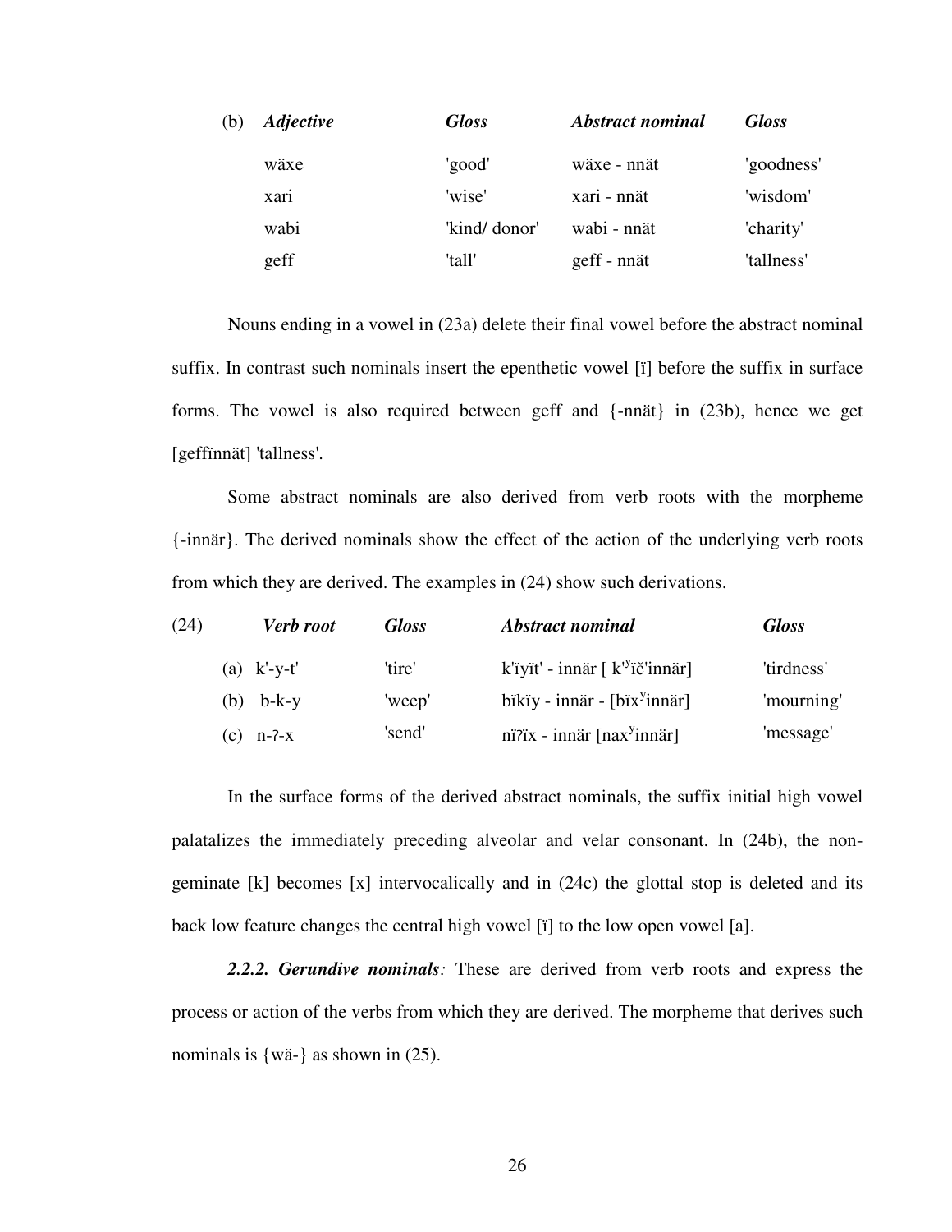| (b) | *Adjective* | *Gloss* | *Abstract nominal* | *Gloss* |
|---|---|---|---|---|
| | wäxe | 'good' | wäxe - nnät | 'goodness' |
| | xari | 'wise' | xari - nnät | 'wisdom' |
| | wabi | 'kind/ donor' | wabi - nnät | 'charity' |
| | geff | 'tall' | geff - nnät | 'tallness' |

Nouns ending in a vowel in (23a) delete their final vowel before the abstract nominal suffix. In contrast such nominals insert the epenthetic vowel [ï] before the suffix in surface forms. The vowel is also required between geff and {-nnät} in (23b), hence we get [geffïnnät] 'tallness'.

Some abstract nominals are also derived from verb roots with the morpheme {-innär}. The derived nominals show the effect of the action of the underlying verb roots from which they are derived. The examples in (24) show such derivations.

| (24) | *Verb root* | *Gloss* | *Abstract nominal* | *Gloss* |
|---|---|---|---|---|
| | (a) k'-y-t' | 'tire' | k'ïyït' - innär [ k'ʸïč'innär] | 'tirdness' |
| | (b) b-k-y | 'weep' | bïkïy - innär - [bïxʸinnär] | 'mourning' |
| | (c) n-ʔ-x | 'send' | nïʔïx - innär [naxʸinnär] | 'message' |

In the surface forms of the derived abstract nominals, the suffix initial high vowel palatalizes the immediately preceding alveolar and velar consonant. In (24b), the non-geminate [k] becomes [x] intervocalically and in (24c) the glottal stop is deleted and its back low feature changes the central high vowel [ï] to the low open vowel [a].

***2.2.2. Gerundive nominals****:* These are derived from verb roots and express the process or action of the verbs from which they are derived. The morpheme that derives such nominals is {wä-} as shown in (25).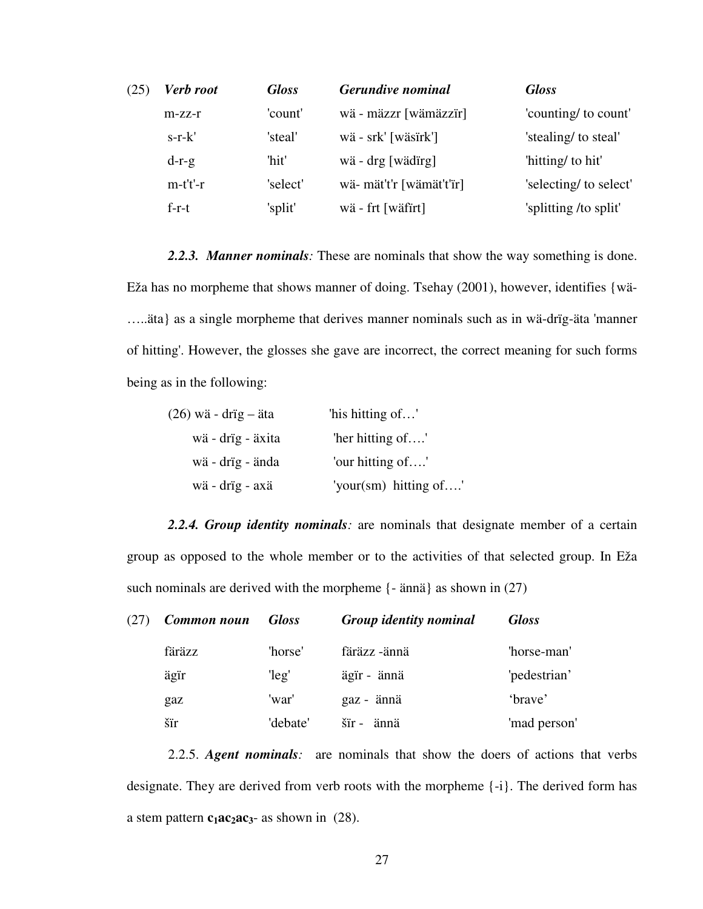| (25) | *Verb root* | *Gloss* | *Gerundive nominal* | *Gloss* |
|---|---|---|---|---|
| | m-zz-r | 'count' | wä - mäzzr [wämäzzïr] | 'counting/ to count' |
| | s-r-k' | 'steal' | wä - srk' [wäsïrk'] | 'stealing/ to steal' |
| | d-r-g | 'hit' | wä - drg [wädïrg] | 'hitting/ to hit' |
| | m-t't'-r | 'select' | wä- mät't'r [wämät't'ïr] | 'selecting/ to select' |
| | f-r-t | 'split' | wä - frt [wäfïrt] | 'splitting /to split' |

***2.2.3. Manner nominals**:* These are nominals that show the way something is done. Eža has no morpheme that shows manner of doing. Tsehay (2001), however, identifies {wä-…..äta} as a single morpheme that derives manner nominals such as in wä-drïg-äta 'manner of hitting'. However, the glosses she gave are incorrect, the correct meaning for such forms being as in the following:

| | |
|---|---|
| (26) wä - drïg – äta | 'his hitting of…' |
| wä - drïg - äxita | 'her hitting of….' |
| wä - drïg - ända | 'our hitting of….' |
| wä - drïg - axä | 'your(sm) hitting of….' |

***2.2.4. Group identity nominals**:* are nominals that designate member of a certain group as opposed to the whole member or to the activities of that selected group. In Eža such nominals are derived with the morpheme {- ännä} as shown in (27)

| (27) | *Common noun* | *Gloss* | *Group identity nominal* | *Gloss* |
|---|---|---|---|---|
| | färäzz | 'horse' | färäzz -ännä | 'horse-man' |
| | ägïr | 'leg' | ägïr - ännä | 'pedestrian' |
| | gaz | 'war' | gaz - ännä | 'brave' |
| | šïr | 'debate' | šïr - ännä | 'mad person' |

2.2.5. ***Agent nominals**:* are nominals that show the doers of actions that verbs designate. They are derived from verb roots with the morpheme {-i}. The derived form has a stem pattern **$c_1ac_2ac_3$**- as shown in (28).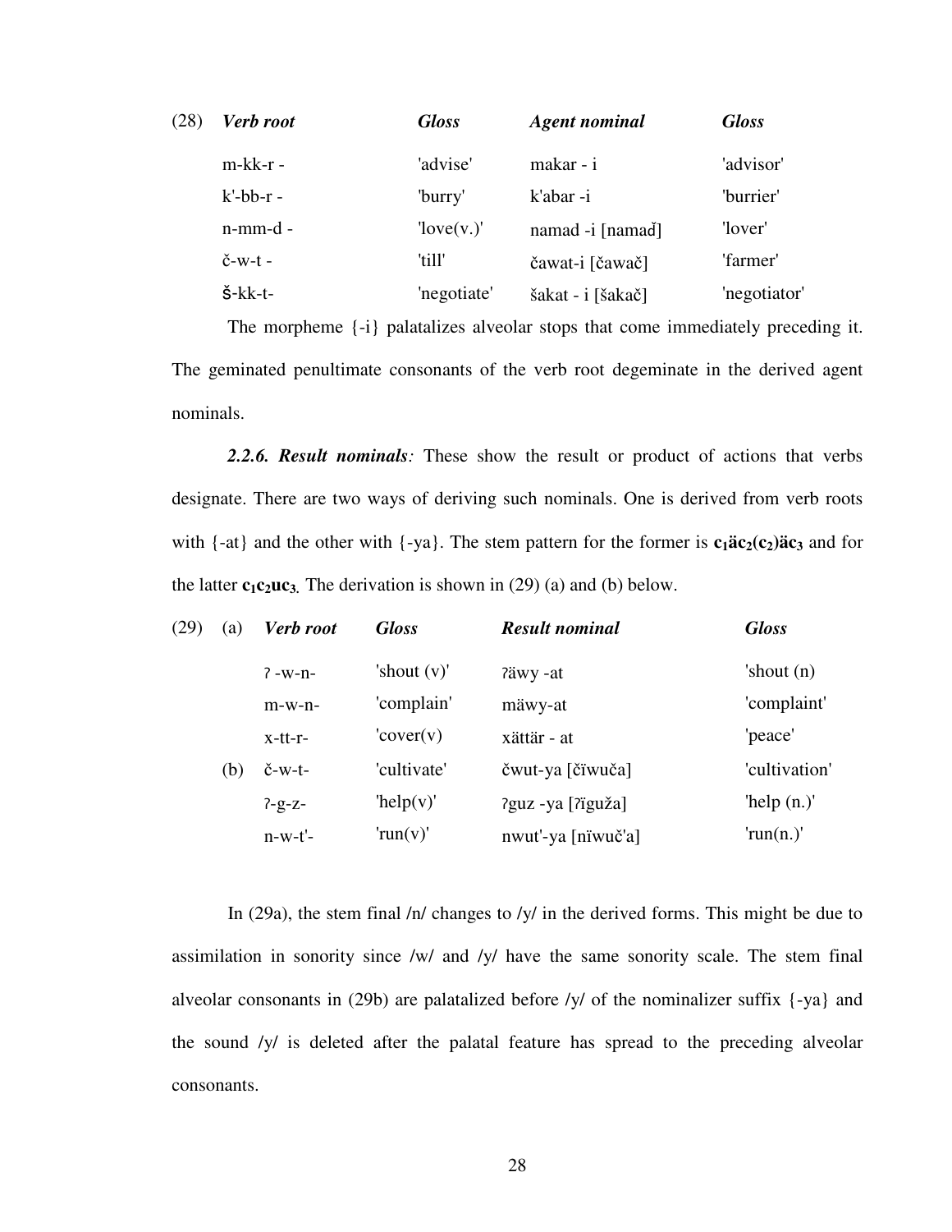| (28) | *Verb root* | *Gloss* | *Agent nominal* | *Gloss* |
|---|---|---|---|---|
| | m-kk-r - | 'advise' | makar - i | 'advisor' |
| | k'-bb-r - | 'burry' | k'abar -i | 'burrier' |
| | n-mm-d - | 'love(v.)' | namad -i [namaď] | 'lover' |
| | č-w-t - | 'till' | čawat-i [čawač] | 'farmer' |
| | š-kk-t- | 'negotiate' | šakat - i [šakač] | 'negotiator' |

The morpheme {-i} palatalizes alveolar stops that come immediately preceding it. The geminated penultimate consonants of the verb root degeminate in the derived agent nominals.

***2.2.6. Result nominals**:* These show the result or product of actions that verbs designate. There are two ways of deriving such nominals. One is derived from verb roots with {-at} and the other with {-ya}. The stem pattern for the former is $\mathbf{c_1}$**ä**$\mathbf{c_2}$**(**$\mathbf{c_2}$**)ä**$\mathbf{c_3}$ and for the latter $\mathbf{c_1c_2}$**u**$\mathbf{c_3}$**.** The derivation is shown in (29) (a) and (b) below.

| (29) | | *Verb root* | *Gloss* | *Result nominal* | *Gloss* |
|---|---|---|---|---|---|
| | (a) | ʔ -w-n- | 'shout (v)' | ʔäwy -at | 'shout (n) |
| | | m-w-n- | 'complain' | mäwy-at | 'complaint' |
| | | x-tt-r- | 'cover(v) | xättär - at | 'peace' |
| | (b) | č-w-t- | 'cultivate' | čwut-ya [čïwuča] | 'cultivation' |
| | | ʔ-g-z- | 'help(v)' | ʔguz -ya [ʔïguža] | 'help (n.)' |
| | | n-w-t'- | 'run(v)' | nwut'-ya [nïwuč'a] | 'run(n.)' |

In (29a), the stem final /n/ changes to /y/ in the derived forms. This might be due to assimilation in sonority since /w/ and /y/ have the same sonority scale. The stem final alveolar consonants in (29b) are palatalized before /y/ of the nominalizer suffix {-ya} and the sound /y/ is deleted after the palatal feature has spread to the preceding alveolar consonants.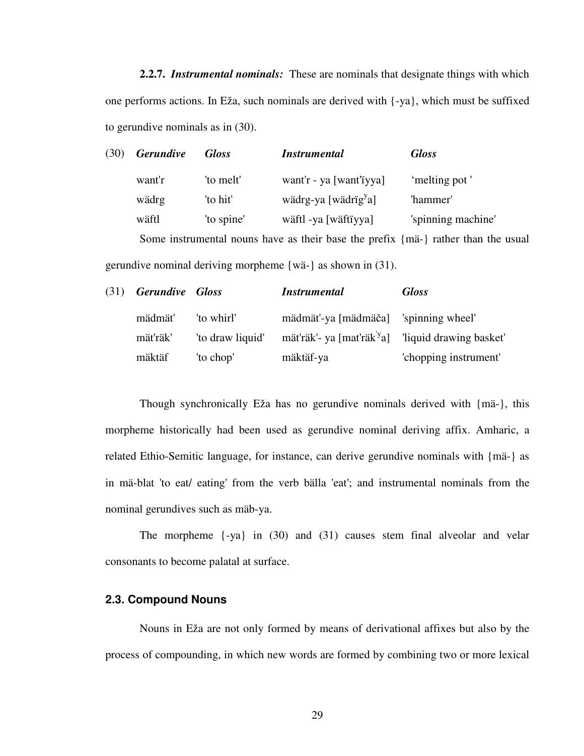**2.2.7.** ***Instrumental nominals:*** These are nominals that designate things with which one performs actions. In Eža, such nominals are derived with {-ya}, which must be suffixed to gerundive nominals as in (30).

| (30) | ***Gerundive*** | ***Gloss*** | ***Instrumental*** | ***Gloss*** |
|---|---|---|---|---|
| | want'r | 'to melt' | want'r - ya [want'ïyya] | 'melting pot ' |
| | wädrg | 'to hit' | wädrg-ya [wädrïg$^y$a] | 'hammer' |
| | wäftl | 'to spine' | wäftl -ya [wäftïyya] | 'spinning machine' |

Some instrumental nouns have as their base the prefix {mä-} rather than the usual gerundive nominal deriving morpheme {wä-} as shown in (31).

| (31) | ***Gerundive*** | ***Gloss*** | ***Instrumental*** | ***Gloss*** |
|---|---|---|---|---|
| | mädmät' | 'to whirl' | mädmät'-ya [mädmäča] | 'spinning wheel' |
| | mät'räk' | 'to draw liquid' | mät'räk'- ya [mat'räk'$^y$a] | 'liquid drawing basket' |
| | mäktäf | 'to chop' | mäktäf-ya | 'chopping instrument' |

Though synchronically Eža has no gerundive nominals derived with {mä-}, this morpheme historically had been used as gerundive nominal deriving affix. Amharic, a related Ethio-Semitic language, for instance, can derive gerundive nominals with {mä-} as in mä-blat 'to eat/ eating' from the verb bälla 'eat'; and instrumental nominals from the nominal gerundives such as mäb-ya.

The morpheme {-ya} in (30) and (31) causes stem final alveolar and velar consonants to become palatal at surface.

## 2.3. Compound Nouns

Nouns in Eža are not only formed by means of derivational affixes but also by the process of compounding, in which new words are formed by combining two or more lexical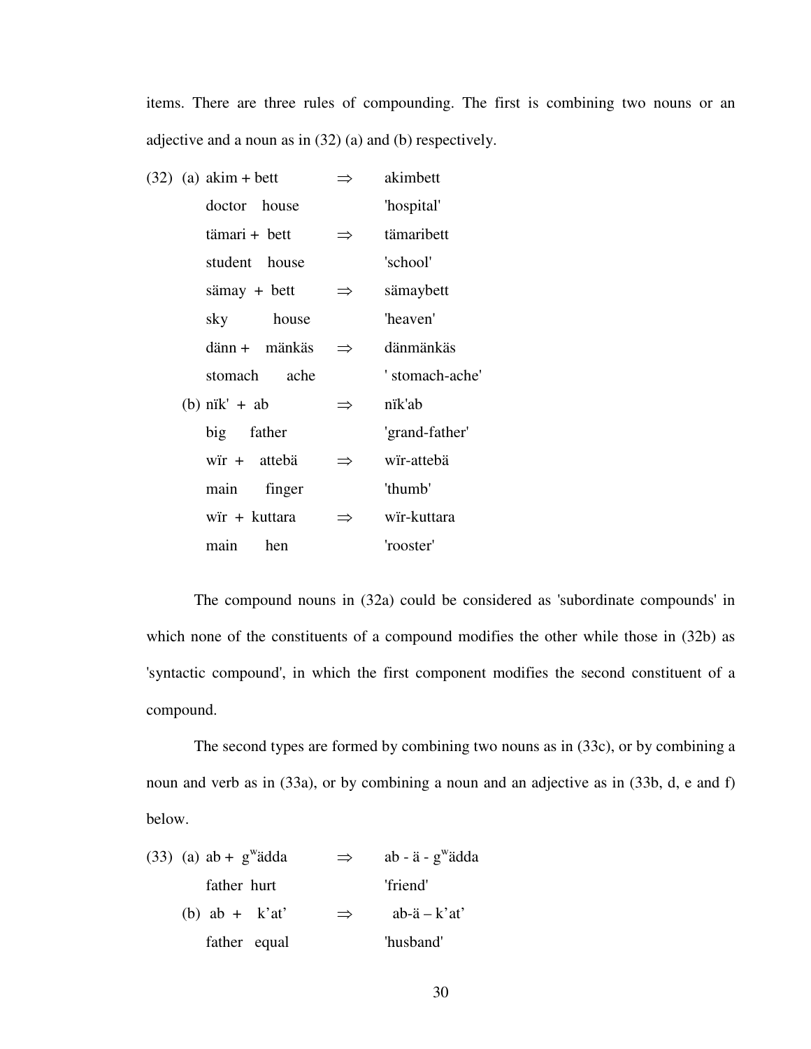items. There are three rules of compounding. The first is combining two nouns or an adjective and a noun as in (32) (a) and (b) respectively.

(32) (a) akim + bett ⇒ akimbett
doctor house 'hospital'
tämari + bett ⇒ tämaribett
student house 'school'
sämay + bett ⇒ sämaybett
sky house 'heaven'
dänn + mänkäs ⇒ dänmänkäs
stomach ache ' stomach-ache'
(b) nïk' + ab ⇒ nïk'ab
big father 'grand-father'
wïr + attebä ⇒ wïr-attebä
main finger 'thumb'
wïr + kuttara ⇒ wïr-kuttara
main hen 'rooster'

The compound nouns in (32a) could be considered as 'subordinate compounds' in which none of the constituents of a compound modifies the other while those in (32b) as 'syntactic compound', in which the first component modifies the second constituent of a compound.

The second types are formed by combining two nouns as in (33c), or by combining a noun and verb as in (33a), or by combining a noun and an adjective as in (33b, d, e and f) below.

(33) (a) ab + $g^w$ädda ⇒ ab - ä - $g^w$ädda
father hurt 'friend'
(b) ab + k'at' ⇒ ab-ä – k'at'
father equal 'husband'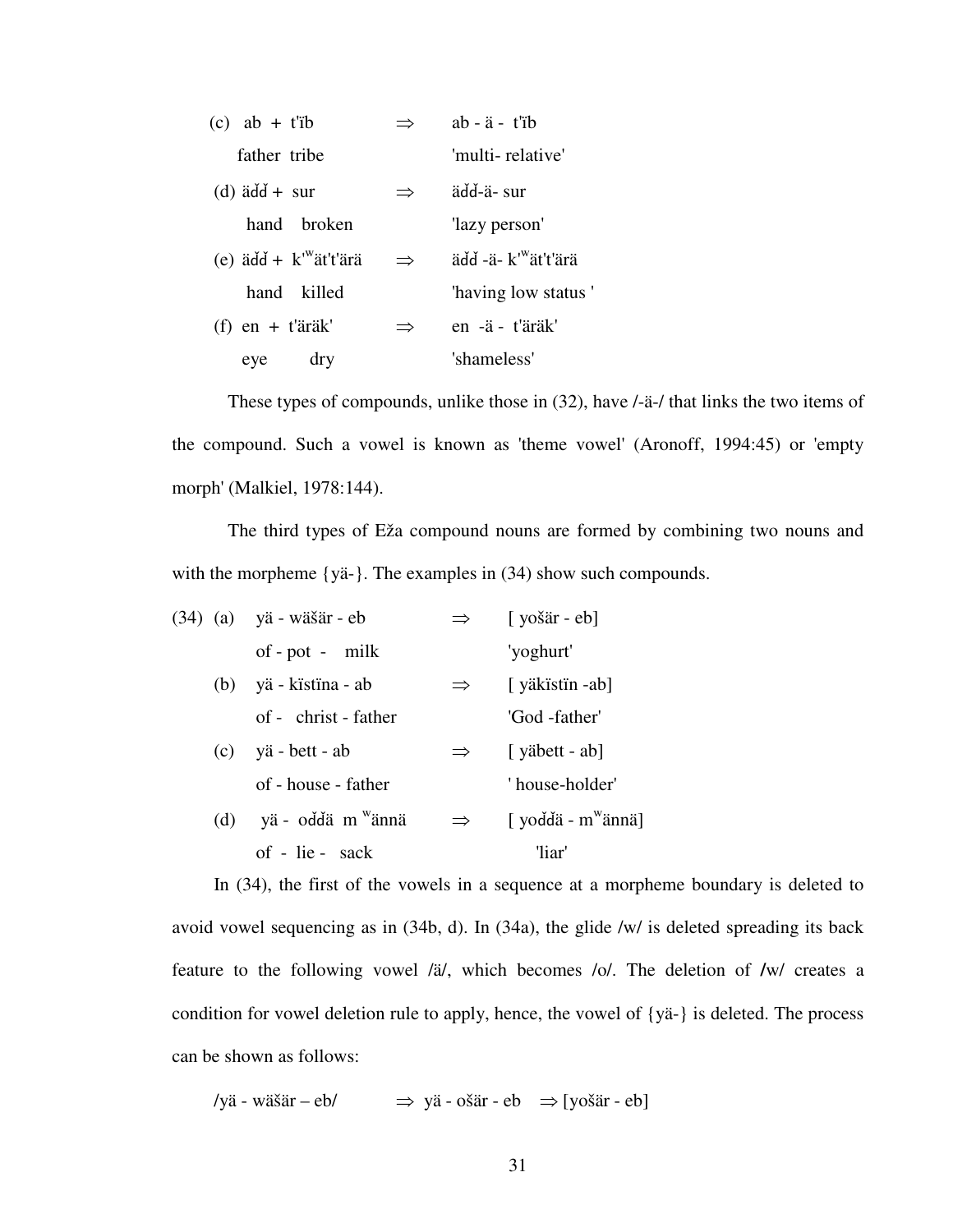(c) ab + t'ïb ⇒ ab - ä - t'ïb

father tribe 'multi- relative'

(d) äďď + sur ⇒ äďď-ä- sur

hand broken 'lazy person'

(e) äďď + k'$^{w}$ät't'ärä ⇒ äďď -ä- k'$^{w}$ät't'ärä

hand killed 'having low status '

(f) en + t'äräk' ⇒ en -ä - t'äräk'

eye dry 'shameless'

These types of compounds, unlike those in (32), have /-ä-/ that links the two items of the compound. Such a vowel is known as 'theme vowel' (Aronoff, 1994:45) or 'empty morph' (Malkiel, 1978:144).

The third types of Eža compound nouns are formed by combining two nouns and with the morpheme {yä-}. The examples in (34) show such compounds.

(34) (a) yä - wäšär - eb ⇒ [ yošär - eb]

of - pot - milk 'yoghurt'

(b) yä - kïstïna - ab ⇒ [ yäkïstïn -ab]

of - christ - father 'God -father'

(c) yä - bett - ab ⇒ [ yäbett - ab]

of - house - father ' house-holder'

(d) yä - oďďä m $^{w}$ännä ⇒ [ yoďďä - m$^{w}$ännä]

of - lie - sack 'liar'

In (34), the first of the vowels in a sequence at a morpheme boundary is deleted to avoid vowel sequencing as in (34b, d). In (34a), the glide /w/ is deleted spreading its back feature to the following vowel /ä/, which becomes /o/. The deletion of /w/ creates a condition for vowel deletion rule to apply, hence, the vowel of {yä-} is deleted. The process can be shown as follows:

/yä - wäšär – eb/ ⇒ yä - ošär - eb ⇒ [yošär - eb]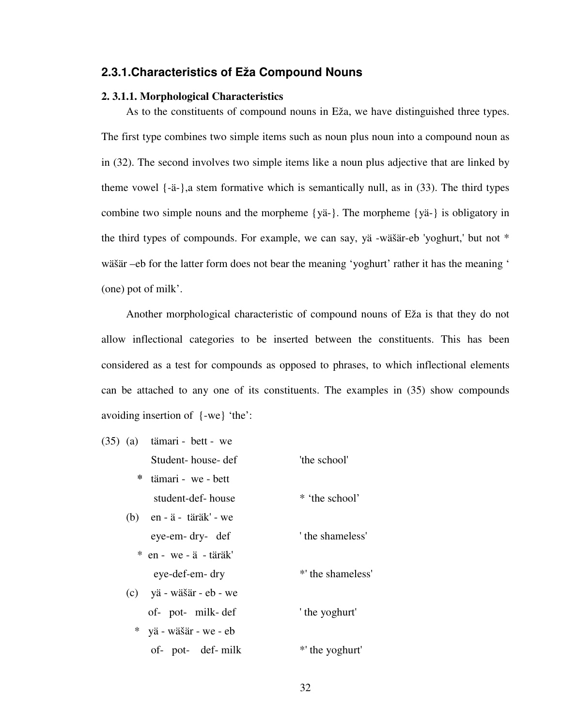## 2.3.1.Characteristics of Eža Compound Nouns

### 2. 3.1.1. Morphological Characteristics

As to the constituents of compound nouns in Eža, we have distinguished three types. The first type combines two simple items such as noun plus noun into a compound noun as in (32). The second involves two simple items like a noun plus adjective that are linked by theme vowel {-ä-},a stem formative which is semantically null, as in (33). The third types combine two simple nouns and the morpheme {yä-}. The morpheme {yä-} is obligatory in the third types of compounds. For example, we can say, yä -wäšär-eb 'yoghurt,' but not * wäšär –eb for the latter form does not bear the meaning 'yoghurt' rather it has the meaning ' (one) pot of milk'.

Another morphological characteristic of compound nouns of Eža is that they do not allow inflectional categories to be inserted between the constituents. This has been considered as a test for compounds as opposed to phrases, to which inflectional elements can be attached to any one of its constituents. The examples in (35) show compounds avoiding insertion of {-we} 'the':

(35) (a) tämari - bett - we
Student- house- def 'the school'
\* tämari - we - bett
student-def- house \* 'the school'

(b) en - ä - täräk' - we
eye-em- dry- def ' the shameless'
\* en - we - ä - täräk'
eye-def-em- dry \*' the shameless'

(c) yä - wäšär - eb - we
of- pot- milk- def ' the yoghurt'
\* yä - wäšär - we - eb
of- pot- def- milk \*' the yoghurt'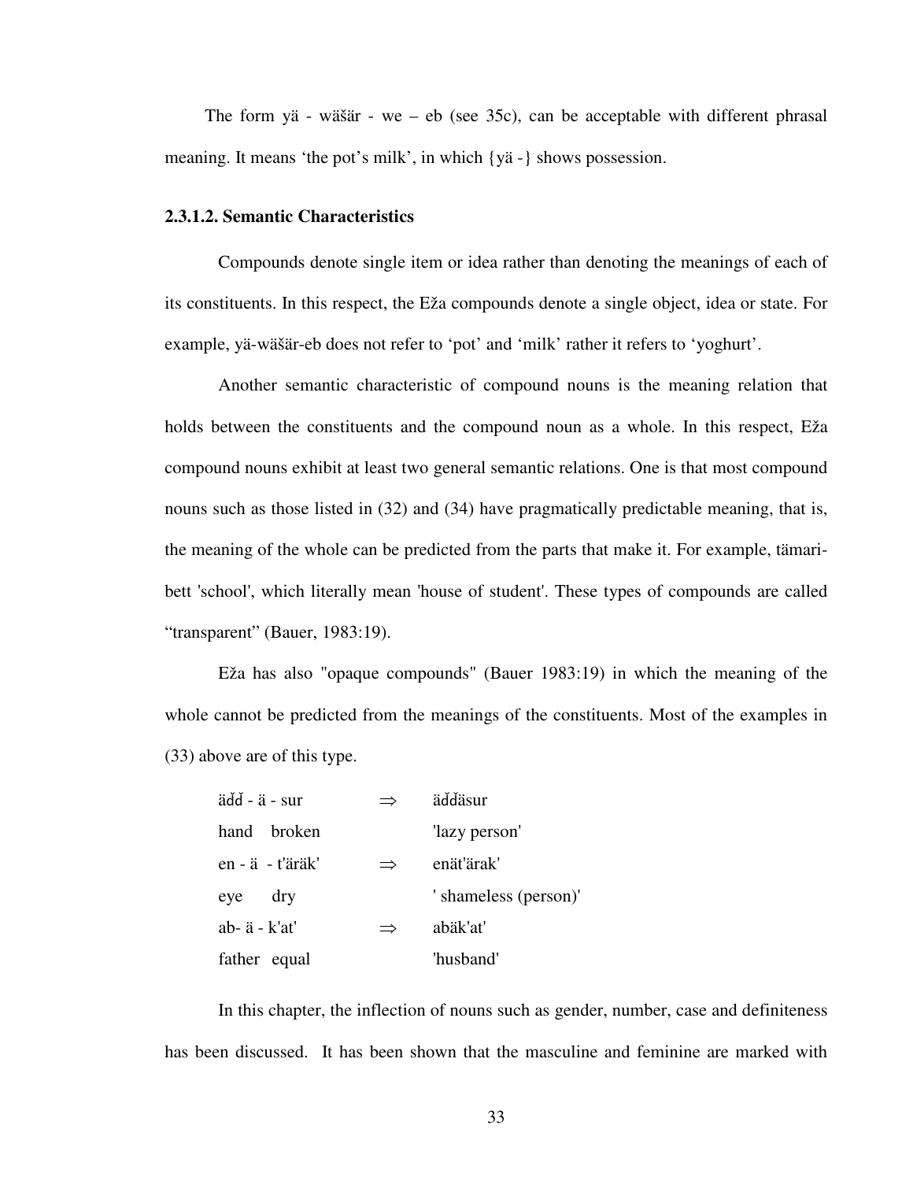The form yä - wäšär - we – eb (see 35c), can be acceptable with different phrasal meaning. It means 'the pot's milk', in which {yä -} shows possession.

### 2.3.1.2. Semantic Characteristics

Compounds denote single item or idea rather than denoting the meanings of each of its constituents. In this respect, the Eža compounds denote a single object, idea or state. For example, yä-wäšär-eb does not refer to 'pot' and 'milk' rather it refers to 'yoghurt'.

Another semantic characteristic of compound nouns is the meaning relation that holds between the constituents and the compound noun as a whole. In this respect, Eža compound nouns exhibit at least two general semantic relations. One is that most compound nouns such as those listed in (32) and (34) have pragmatically predictable meaning, that is, the meaning of the whole can be predicted from the parts that make it. For example, tämari-bett 'school', which literally mean 'house of student'. These types of compounds are called "transparent" (Bauer, 1983:19).

Eža has also "opaque compounds" (Bauer 1983:19) in which the meaning of the whole cannot be predicted from the meanings of the constituents. Most of the examples in (33) above are of this type.

| | | |
|---|---|---|
| äďď - ä - sur | ⇒ | äďďäsur |
| hand broken | | 'lazy person' |
| en - ä - t'äräk' | ⇒ | enät'ärak' |
| eye dry | | ' shameless (person)' |
| ab- ä - k'at' | ⇒ | abäk'at' |
| father equal | | 'husband' |

In this chapter, the inflection of nouns such as gender, number, case and definiteness has been discussed. It has been shown that the masculine and feminine are marked with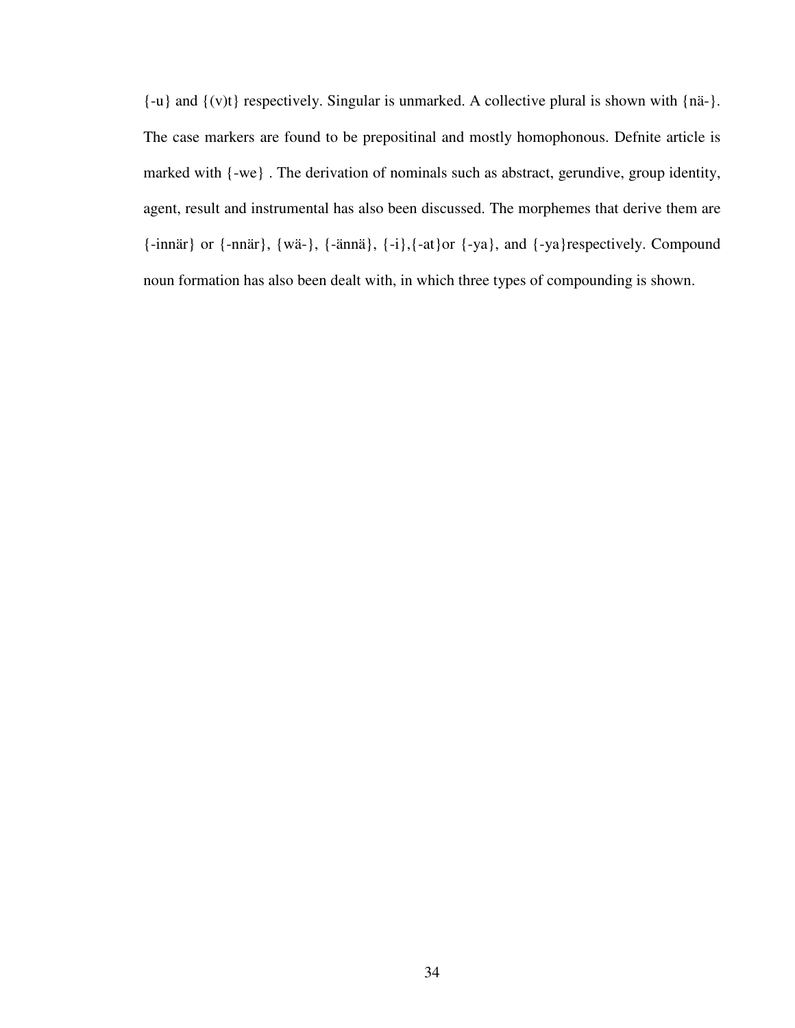{-u} and {(v)t} respectively. Singular is unmarked. A collective plural is shown with {nä-}. The case markers are found to be prepositinal and mostly homophonous. Defnite article is marked with {-we} . The derivation of nominals such as abstract, gerundive, group identity, agent, result and instrumental has also been discussed. The morphemes that derive them are {-innär} or {-nnär}, {wä-}, {-ännä}, {-i},{-at}or {-ya}, and {-ya}respectively. Compound noun formation has also been dealt with, in which three types of compounding is shown.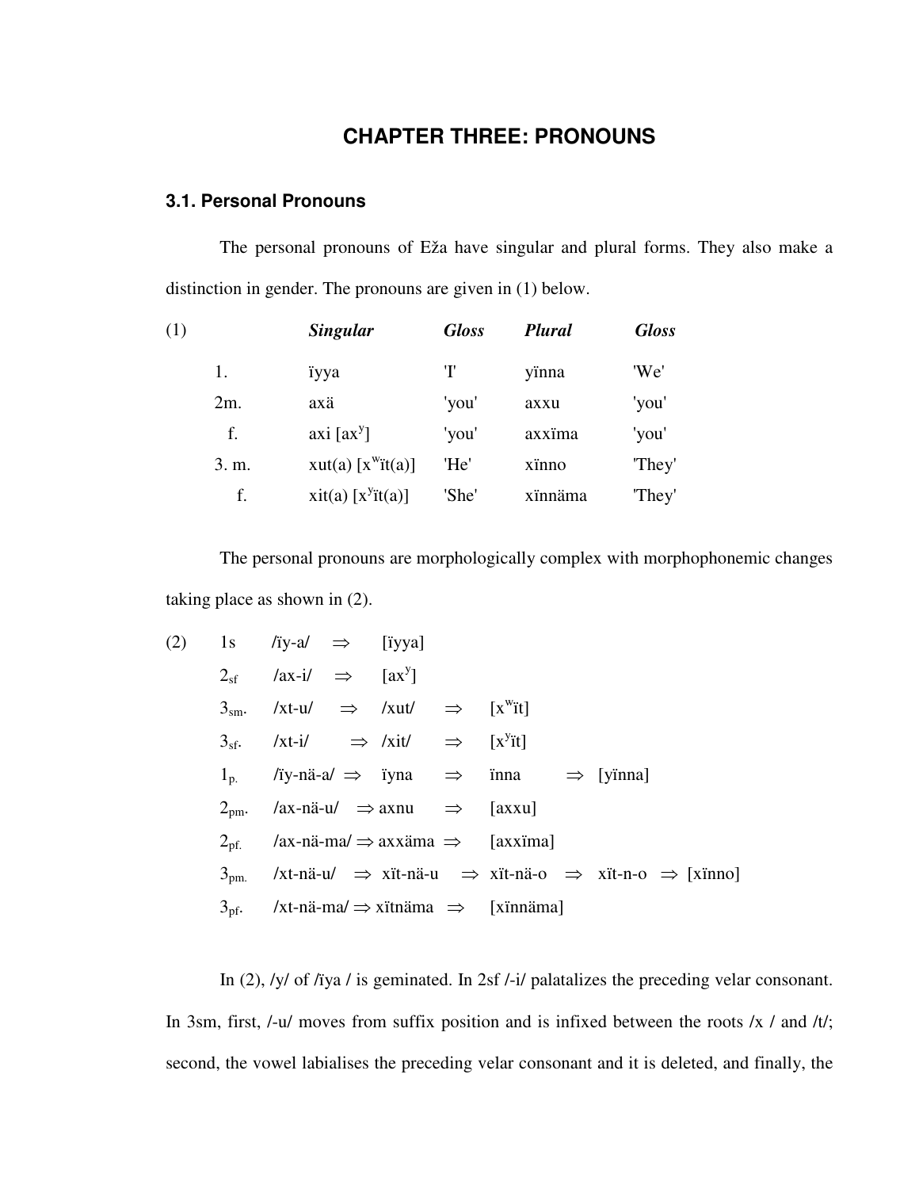# CHAPTER THREE: PRONOUNS

## 3.1. Personal Pronouns

The personal pronouns of Eža have singular and plural forms. They also make a distinction in gender. The pronouns are given in (1) below.

(1)

| | *Singular* | *Gloss* | *Plural* | *Gloss* |
|---|---|---|---|---|
| 1. | ïyya | 'I' | yïnna | 'We' |
| 2m. | axä | 'you' | axxu | 'you' |
| f. | axi [$ax^y$] | 'you' | axxïma | 'you' |
| 3. m. | xut(a) [$x^w$ït(a)] | 'He' | xïnno | 'They' |
| f. | xit(a) [$x^y$ït(a)] | 'She' | xïnnäma | 'They' |

The personal pronouns are morphologically complex with morphophonemic changes taking place as shown in (2).

(2)

| | | | | | |
|---|---|---|---|---|---|
| 1s | /ïy-a/ ⇒ | [ïyya] | | | |
| $2_{sf}$ | /ax-i/ ⇒ | [$ax^y$] | | | |
| $3_{sm}$. | /xt-u/ ⇒ | /xut/ ⇒ | [$x^w$ït] | | |
| $3_{sf}$. | /xt-i/ ⇒ | /xit/ ⇒ | [$x^y$ït] | | |
| $1_{p.}$ | /ïy-nä-a/ ⇒ | ïyna ⇒ | ïnna ⇒ | [yïnna] | |
| $2_{pm}$. | /ax-nä-u/ ⇒ | axnu ⇒ | [axxu] | | |
| $2_{pf.}$ | /ax-nä-ma/ ⇒ | axxäma ⇒ | [axxïma] | | |
| $3_{pm.}$ | /xt-nä-u/ ⇒ | xït-nä-u ⇒ | xït-nä-o ⇒ | xït-n-o ⇒ | [xïnno] |
| $3_{pf}$. | /xt-nä-ma/ ⇒ | xïtnäma ⇒ | [xïnnäma] | | |

In (2), /y/ of /ïya / is geminated. In 2sf /-i/ palatalizes the preceding velar consonant. In 3sm, first, /-u/ moves from suffix position and is infixed between the roots /x / and /t/; second, the vowel labialises the preceding velar consonant and it is deleted, and finally, the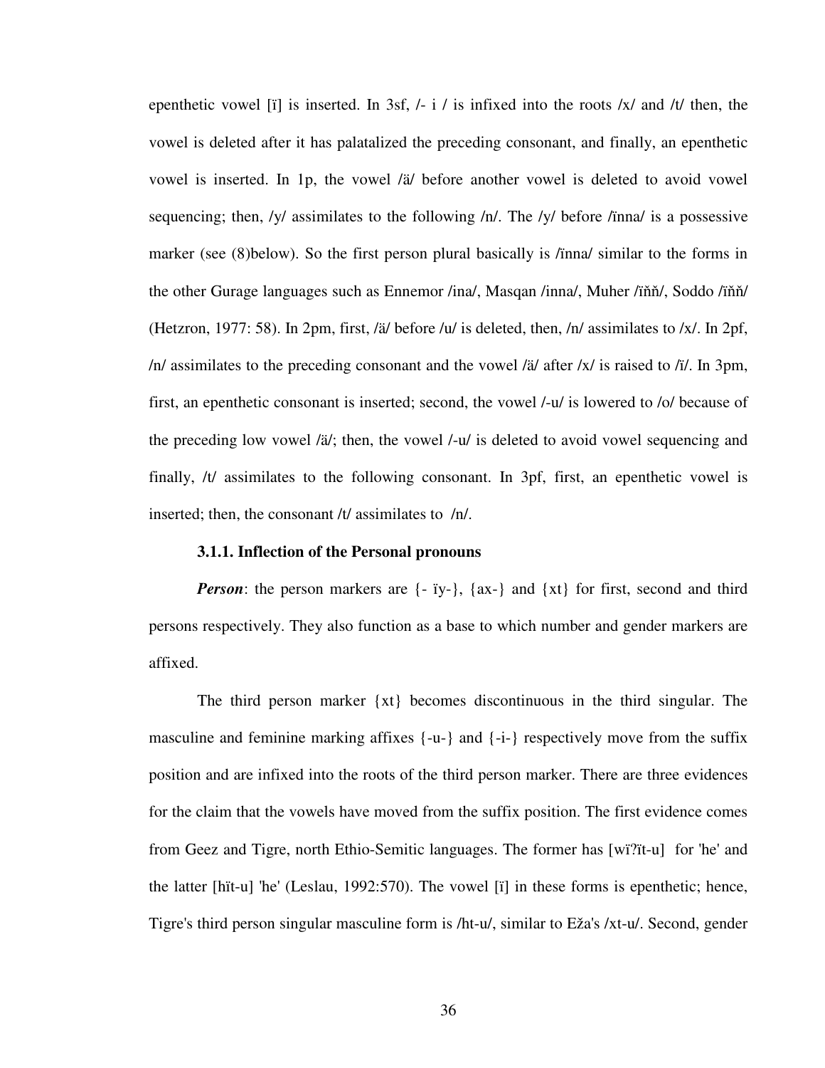epenthetic vowel [ï] is inserted. In 3sf, /- i / is infixed into the roots /x/ and /t/ then, the vowel is deleted after it has palatalized the preceding consonant, and finally, an epenthetic vowel is inserted. In 1p, the vowel /ä/ before another vowel is deleted to avoid vowel sequencing; then, /y/ assimilates to the following /n/. The /y/ before /ïnna/ is a possessive marker (see (8)below). So the first person plural basically is /ïnna/ similar to the forms in the other Gurage languages such as Ennemor /ina/, Masqan /inna/, Muher /iňň/, Soddo /iňň/ (Hetzron, 1977: 58). In 2pm, first, /ä/ before /u/ is deleted, then, /n/ assimilates to /x/. In 2pf, /n/ assimilates to the preceding consonant and the vowel /ä/ after /x/ is raised to /i/. In 3pm, first, an epenthetic consonant is inserted; second, the vowel /-u/ is lowered to /o/ because of the preceding low vowel /ä/; then, the vowel /-u/ is deleted to avoid vowel sequencing and finally, /t/ assimilates to the following consonant. In 3pf, first, an epenthetic vowel is inserted; then, the consonant /t/ assimilates to /n/.

### 3.1.1. Inflection of the Personal pronouns

***Person***: the person markers are {- ïy-}, {ax-} and {xt} for first, second and third persons respectively. They also function as a base to which number and gender markers are affixed.

The third person marker {xt} becomes discontinuous in the third singular. The masculine and feminine marking affixes {-u-} and {-i-} respectively move from the suffix position and are infixed into the roots of the third person marker. There are three evidences for the claim that the vowels have moved from the suffix position. The first evidence comes from Geez and Tigre, north Ethio-Semitic languages. The former has [wï?ït-u] for 'he' and the latter [hït-u] 'he' (Leslau, 1992:570). The vowel [ï] in these forms is epenthetic; hence, Tigre's third person singular masculine form is /ht-u/, similar to Eža's /xt-u/. Second, gender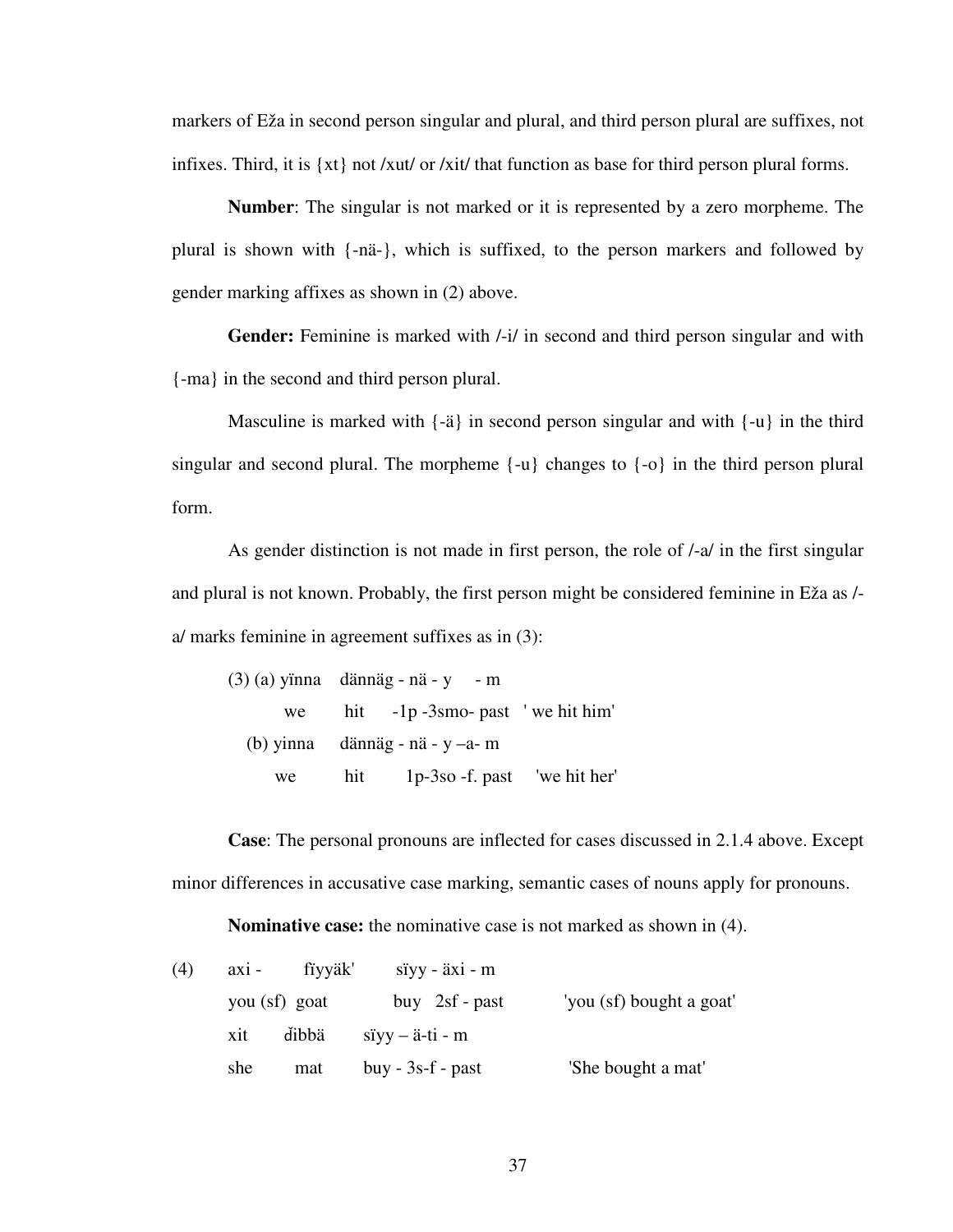markers of Eža in second person singular and plural, and third person plural are suffixes, not infixes. Third, it is {xt} not /xut/ or /xit/ that function as base for third person plural forms.

**Number**: The singular is not marked or it is represented by a zero morpheme. The plural is shown with {-nä-}, which is suffixed, to the person markers and followed by gender marking affixes as shown in (2) above.

**Gender:** Feminine is marked with /-i/ in second and third person singular and with {-ma} in the second and third person plural.

Masculine is marked with {-ä} in second person singular and with {-u} in the third singular and second plural. The morpheme {-u} changes to {-o} in the third person plural form.

As gender distinction is not made in first person, the role of /-a/ in the first singular and plural is not known. Probably, the first person might be considered feminine in Eža as /-a/ marks feminine in agreement suffixes as in (3):

(3) (a) yïnna dännäg - nä - y - m
we hit -1p -3smo- past ' we hit him'

(b) yinna dännäg - nä - y –a- m
we hit 1p-3so -f. past 'we hit her'

**Case**: The personal pronouns are inflected for cases discussed in 2.1.4 above. Except minor differences in accusative case marking, semantic cases of nouns apply for pronouns.

**Nominative case:** the nominative case is not marked as shown in (4).

(4) axi - fïyyäk' sïyy - äxi - m
you (sf) goat buy 2sf - past 'you (sf) bought a goat'

xit ďibbä sïyy – ä-ti - m
she mat buy - 3s-f - past 'She bought a mat'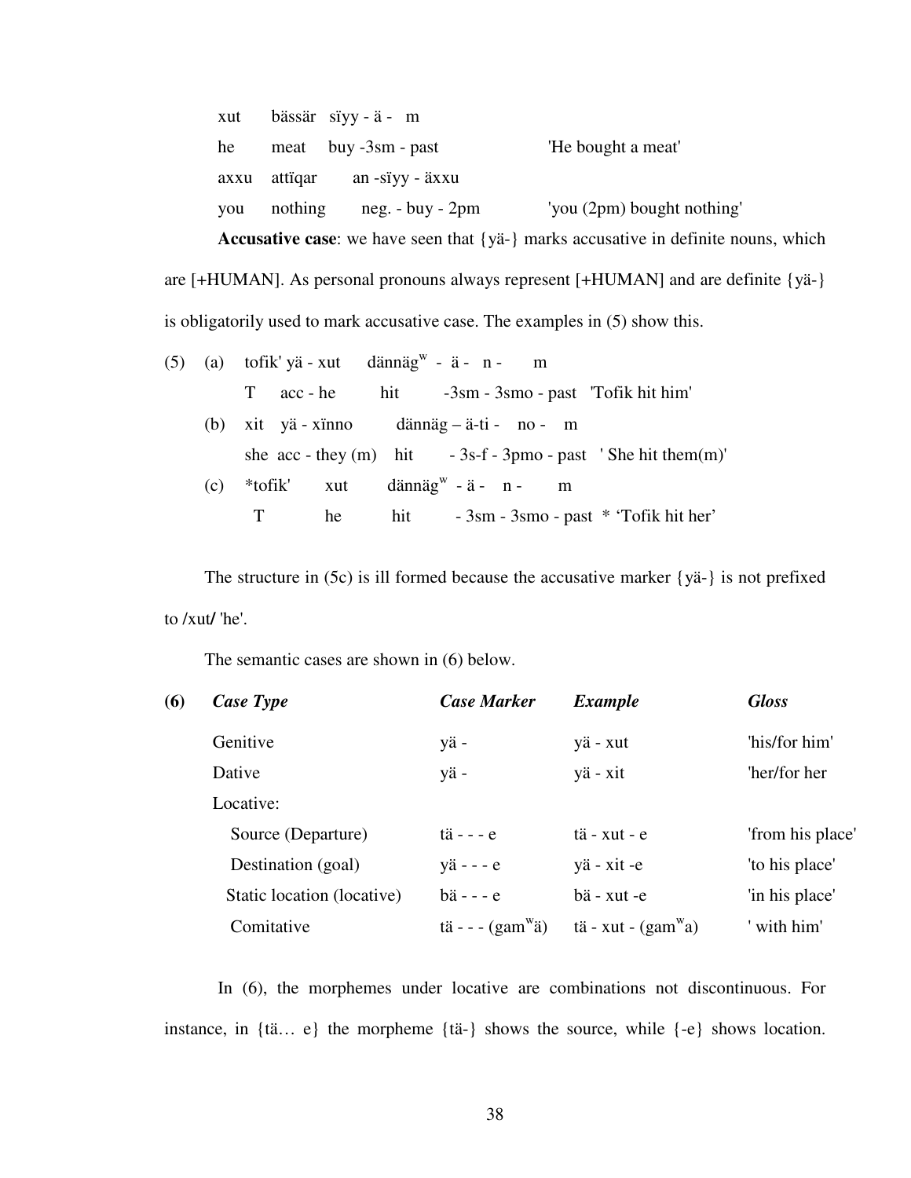xut bässär sïyy - ä - m

he meat buy -3sm - past 'He bought a meat'

axxu attïqar an -sïyy - äxxu

you nothing neg. - buy - 2pm 'you (2pm) bought nothing'

**Accusative case**: we have seen that {yä-} marks accusative in definite nouns, which are [+HUMAN]. As personal pronouns always represent [+HUMAN] and are definite {yä-} is obligatorily used to mark accusative case. The examples in (5) show this.

(5) (a) tofik' yä - xut dännäg$^{w}$ - ä - n - m

T acc - he hit -3sm - 3smo - past 'Tofik hit him'

(b) xit yä - xïnno dännäg – ä-ti - no - m

she acc - they (m) hit - 3s-f - 3pmo - past ' She hit them(m)'

(c) *tofik' xut dännäg$^{w}$ - ä - n - m

T he hit - 3sm - 3smo - past * 'Tofik hit her'

The structure in (5c) is ill formed because the accusative marker {yä-} is not prefixed to /xut/ 'he'.

The semantic cases are shown in (6) below.

| (6) | *Case Type* | *Case Marker* | *Example* | *Gloss* |
|---|---|---|---|---|
| | Genitive | yä - | yä - xut | 'his/for him' |
| | Dative | yä - | yä - xit | 'her/for her |
| | Locative: | | | |
| | Source (Departure) | tä - - - e | tä - xut - e | 'from his place' |
| | Destination (goal) | yä - - - e | yä - xit -e | 'to his place' |
| | Static location (locative) | bä - - - e | bä - xut -e | 'in his place' |
| | Comitative | tä - - - (gam$^{w}$ä) | tä - xut - (gam$^{w}$a) | ' with him' |

In (6), the morphemes under locative are combinations not discontinuous. For instance, in {tä… e} the morpheme {tä-} shows the source, while {-e} shows location.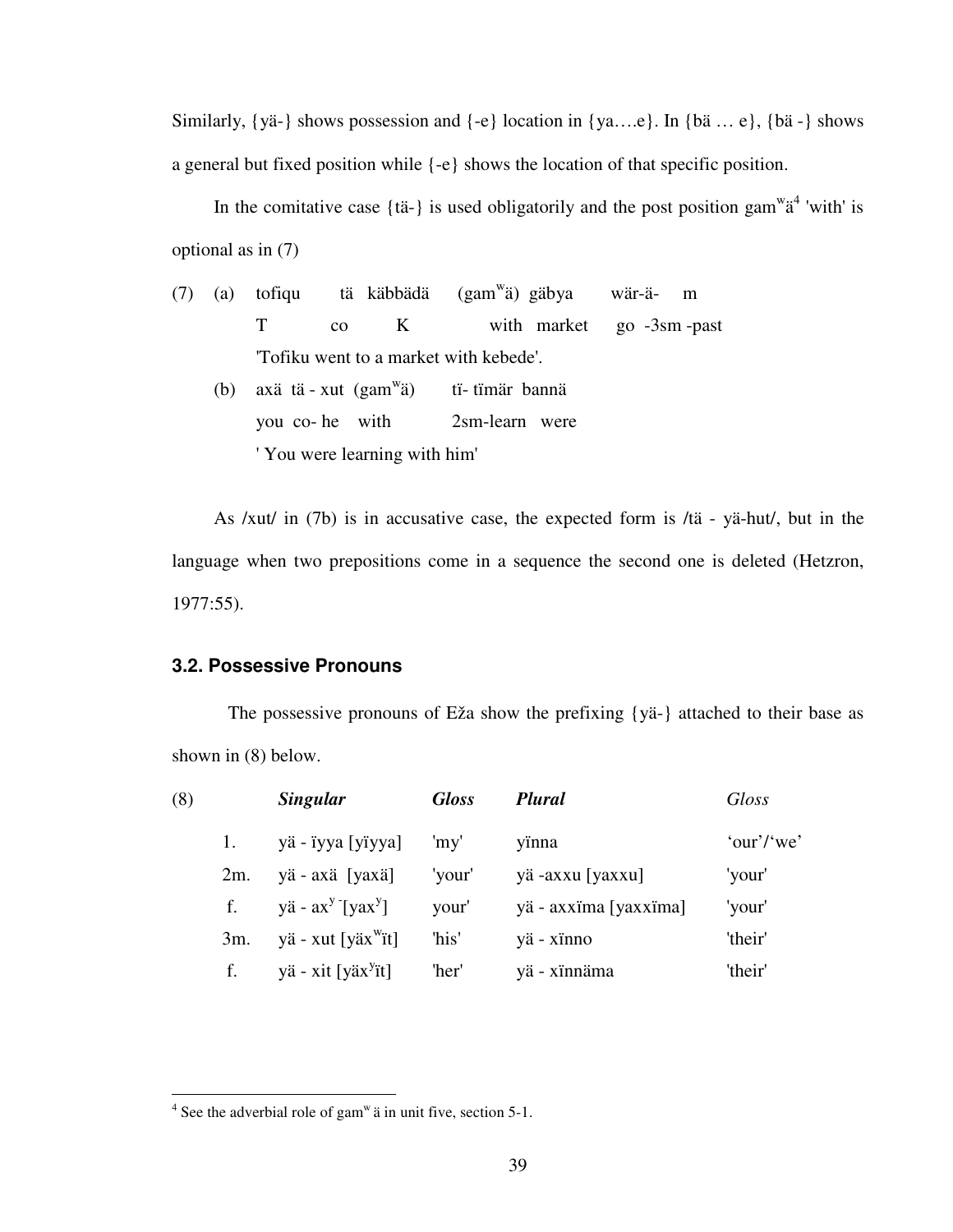Similarly, {yä-} shows possession and {-e} location in {ya….e}. In {bä … e}, {bä -} shows a general but fixed position while {-e} shows the location of that specific position.

In the comitative case {tä-} is used obligatorily and the post position gam$^w$ä[4] 'with' is optional as in (7)

(7) (a) tofiqu tä käbbädä (gam$^w$ä) gäbya wär-ä- m
T co K with market go -3sm -past
'Tofiku went to a market with kebede'.

(b) axä tä - xut (gam$^w$ä) tï- tïmär bannä
you co- he with 2sm-learn were
' You were learning with him'

As /xut/ in (7b) is in accusative case, the expected form is /tä - yä-hut/, but in the language when two prepositions come in a sequence the second one is deleted (Hetzron, 1977:55).

### 3.2. Possessive Pronouns

The possessive pronouns of Eža show the prefixing {yä-} attached to their base as shown in (8) below.

(8)

| | *Singular* | *Gloss* | *Plural* | Gloss |
|---|---|---|---|---|
| 1. | yä - ïyya [yïyya] | 'my' | yïnna | ‘our’/‘we’ |
| 2m. | yä - axä [yaxä] | 'your' | yä -axxu [yaxxu] | 'your' |
| f. | yä - ax$^y$ [yax$^y$] | your' | yä - axxïma [yaxxïma] | 'your' |
| 3m. | yä - xut [yäx$^w$ït] | 'his' | yä - xïnno | 'their' |
| f. | yä - xit [yäx$^y$ït] | 'her' | yä - xïnnäma | 'their' |

[4] See the adverbial role of gam$^w$ ä in unit five, section 5-1.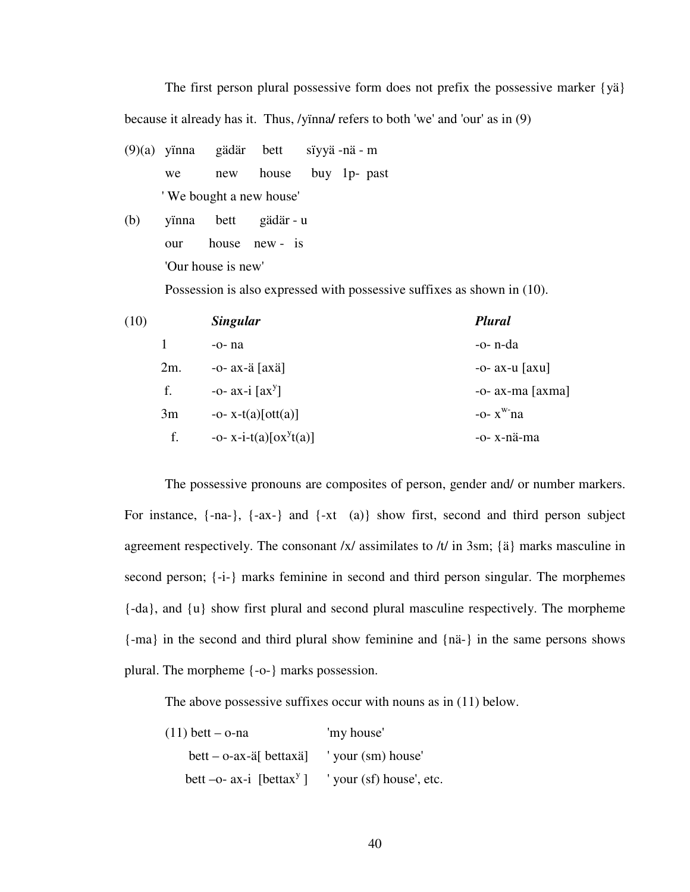The first person plural possessive form does not prefix the possessive marker {yä} because it already has it. Thus, /yïnna/ refers to both 'we' and 'our' as in (9)

(9)(a) yïnna gädär bett sïyyä -nä - m

we new house buy 1p- past

' We bought a new house'

(b) yïnna bett gädär - u

our house new - is

'Our house is new'

Possession is also expressed with possessive suffixes as shown in (10).

| (10) | ***Singular*** | ***Plural*** |
|---|---|---|
| 1 | -o- na | -o- n-da |
| 2m. | -o- ax-ä [axä] | -o- ax-u [axu] |
| f. | -o- ax-i [ax$^y$] | -o- ax-ma [axma] |
| 3m | -o- x-t(a)[ott(a)] | -o- x$^{w-}$na |
| f. | -o- x-i-t(a)[ox$^y$t(a)] | -o- x-nä-ma |

The possessive pronouns are composites of person, gender and/ or number markers. For instance, {-na-}, {-ax-} and {-xt (a)} show first, second and third person subject agreement respectively. The consonant /x/ assimilates to /t/ in 3sm; {ä} marks masculine in second person; {-i-} marks feminine in second and third person singular. The morphemes {-da}, and {u} show first plural and second plural masculine respectively. The morpheme {-ma} in the second and third plural show feminine and {nä-} in the same persons shows plural. The morpheme {-o-} marks possession.

The above possessive suffixes occur with nouns as in (11) below.

(11) bett – o-na 'my house'

bett – o-ax-ä[ bettaxä] ' your (sm) house'

bett –o- ax-i [bettax$^y$ ] ' your (sf) house', etc.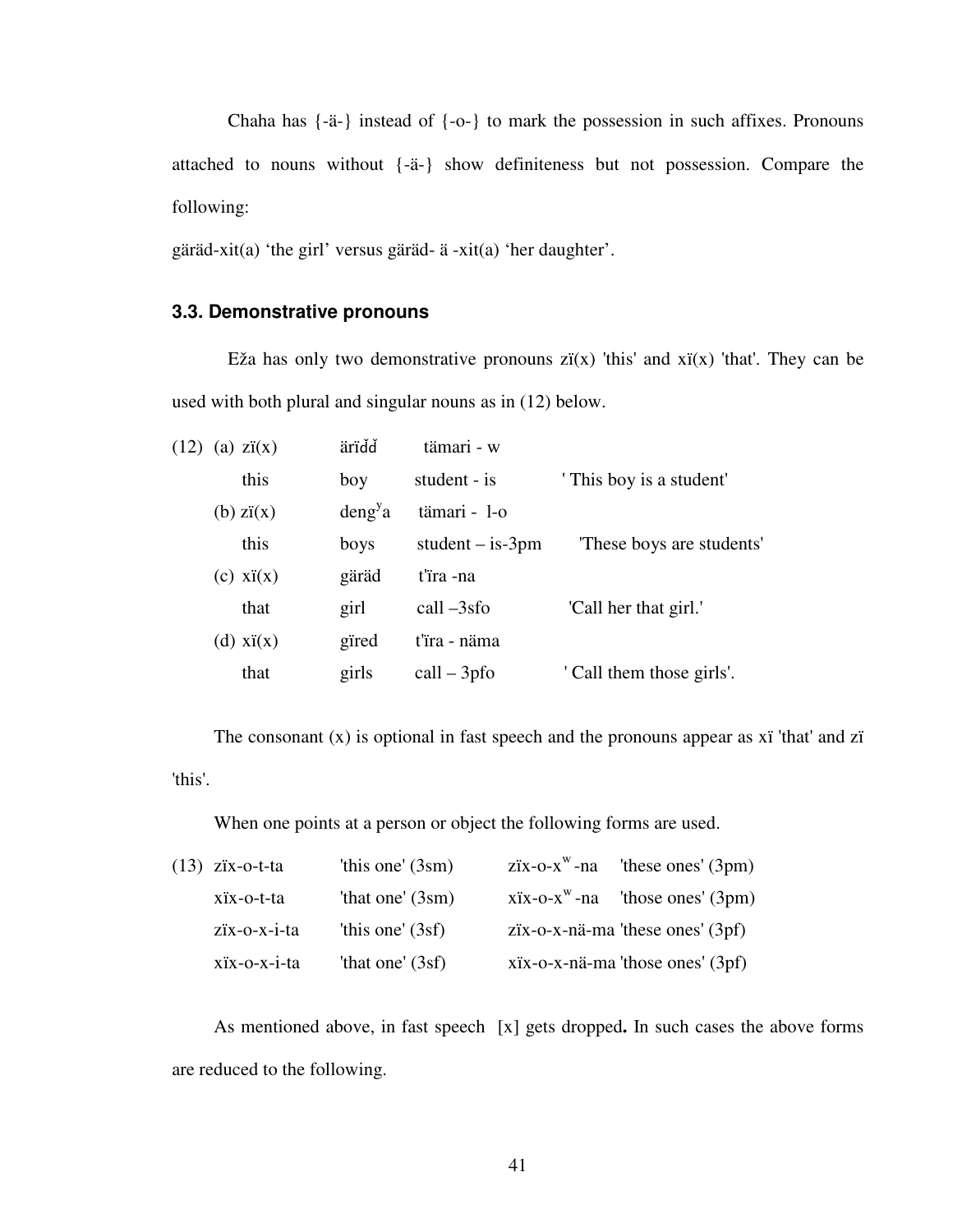Chaha has {-ä-} instead of {-o-} to mark the possession in such affixes. Pronouns attached to nouns without {-ä-} show definiteness but not possession. Compare the following:

gäräd-xit(a) 'the girl' versus gäräd- ä -xit(a) 'her daughter'.

### 3.3. Demonstrative pronouns

Eža has only two demonstrative pronouns zï(x) 'this' and xï(x) 'that'. They can be used with both plural and singular nouns as in (12) below.

| | | | | |
|---|---|---|---|---|
| (12) (a) | zï(x) | ärïďď | tämari - w | |
| | this | boy | student - is | ' This boy is a student' |
| (b) | zï(x) | deng$^{y}$a | tämari - l-o | |
| | this | boys | student – is-3pm | 'These boys are students' |
| (c) | xï(x) | gäräd | t'ïra -na | |
| | that | girl | call –3sfo | 'Call her that girl.' |
| (d) | xï(x) | gïred | t'ïra - näma | |
| | that | girls | call – 3pfo | ' Call them those girls'. |

The consonant (x) is optional in fast speech and the pronouns appear as xï 'that' and zï 'this'.

When one points at a person or object the following forms are used.

| | | | |
|---|---|---|---|
| (13) zïx-o-t-ta | 'this one' (3sm) | zïx-o-x$^{w}$-na | 'these ones' (3pm) |
| xïx-o-t-ta | 'that one' (3sm) | xïx-o-x$^{w}$-na | 'those ones' (3pm) |
| zïx-o-x-i-ta | 'this one' (3sf) | zïx-o-x-nä-ma | 'these ones' (3pf) |
| xïx-o-x-i-ta | 'that one' (3sf) | xïx-o-x-nä-ma | 'those ones' (3pf) |

As mentioned above, in fast speech [x] gets dropped**.** In such cases the above forms are reduced to the following.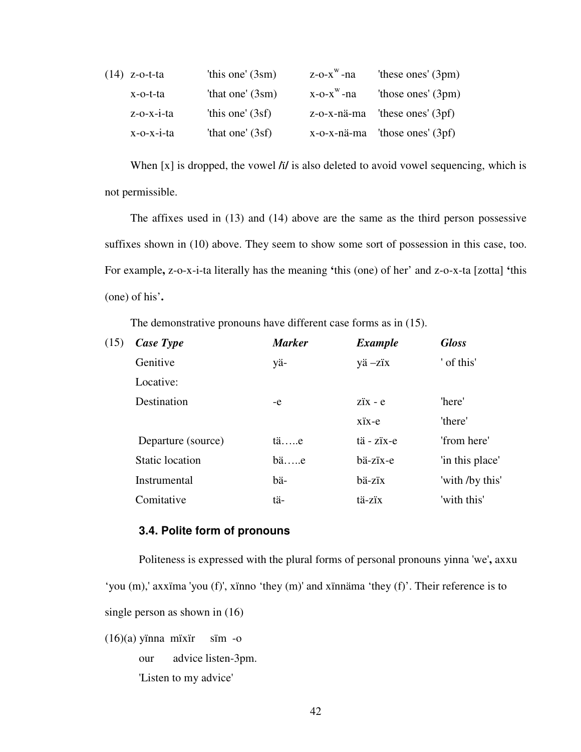(14) z-o-t-ta 'this one' (3sm) z-o-x$^{w}$-na 'these ones' (3pm)

| | | | |
|---|---|---|---|
| z-o-t-ta | 'this one' (3sm) | z-o-x$^{w}$-na | 'these ones' (3pm) |
| x-o-t-ta | 'that one' (3sm) | x-o-x$^{w}$-na | 'those ones' (3pm) |
| z-o-x-i-ta | 'this one' (3sf) | z-o-x-nä-ma | 'these ones' (3pf) |
| x-o-x-i-ta | 'that one' (3sf) | x-o-x-nä-ma | 'those ones' (3pf) |

When [x] is dropped, the vowel **/ï/** is also deleted to avoid vowel sequencing, which is not permissible.

The affixes used in (13) and (14) above are the same as the third person possessive suffixes shown in (10) above. They seem to show some sort of possession in this case, too. For example**,** z-o-x-i-ta literally has the meaning **'**this (one) of her' and z-o-x-ta [zotta] **'**this (one) of his'**.**

The demonstrative pronouns have different case forms as in (15).

(15)

| ***Case Type*** | ***Marker*** | ***Example*** | ***Gloss*** |
|---|---|---|---|
| Genitive | yä- | yä –zïx | ' of this' |
| Locative: | | | |
| Destination | -e | zïx - e | 'here' |
| | | xïx-e | 'there' |
| Departure (source) | tä…..e | tä - zïx-e | 'from here' |
| Static location | bä…..e | bä-zïx-e | 'in this place' |
| Instrumental | bä- | bä-zïx | 'with /by this' |
| Comitative | tä- | tä-zïx | 'with this' |

### 3.4. Polite form of pronouns

Politeness is expressed with the plural forms of personal pronouns yinna 'we'**,** axxu 'you (m),' axxïma 'you (f)', xïnno 'they (m)' and xïnnäma 'they (f)'. Their reference is to single person as shown in (16)

(16)(a) yïnna mïxïr sïm -o

our advice listen-3pm.

'Listen to my advice'

| (14) | | | |
|---|---|---|---|
| z-o-t-ta | 'this one' (3sm) | z-o-x$^{w}$-na | 'these ones' (3pm) |
| x-o-t-ta | 'that one' (3sm) | x-o-x$^{w}$-na | 'those ones' (3pm) |
| z-o-x-i-ta | 'this one' (3sf) | z-o-x-nä-ma | 'these ones' (3pf) |
| x-o-x-i-ta | 'that one' (3sf) | x-o-x-nä-ma | 'those ones' (3pf) |

When [x] is dropped, the vowel **/ï/** is also deleted to avoid vowel sequencing, which is not permissible.

The affixes used in (13) and (14) above are the same as the third person possessive suffixes shown in (10) above. They seem to show some sort of possession in this case, too. For example**,** z-o-x-i-ta literally has the meaning **'**this (one) of her' and z-o-x-ta [zotta] **'**this (one) of his'**.**

The demonstrative pronouns have different case forms as in (15).

(15)

| ***Case Type*** | ***Marker*** | ***Example*** | ***Gloss*** |
|---|---|---|---|
| Genitive | yä- | yä –zïx | ' of this' |
| Locative: | | | |
| Destination | -e | zïx - e | 'here' |
| | | xïx-e | 'there' |
| Departure (source) | tä…..e | tä - zïx-e | 'from here' |
| Static location | bä…..e | bä-zïx-e | 'in this place' |
| Instrumental | bä- | bä-zïx | 'with /by this' |
| Comitative | tä- | tä-zïx | 'with this' |

### 3.4. Polite form of pronouns

Politeness is expressed with the plural forms of personal pronouns yinna 'we'**,** axxu 'you (m),' axxïma 'you (f)', xïnno 'they (m)' and xïnnäma 'they (f)'. Their reference is to single person as shown in (16)

(16)(a) yïnna mïxïr sïm -o

our advice listen-3pm.

'Listen to my advice'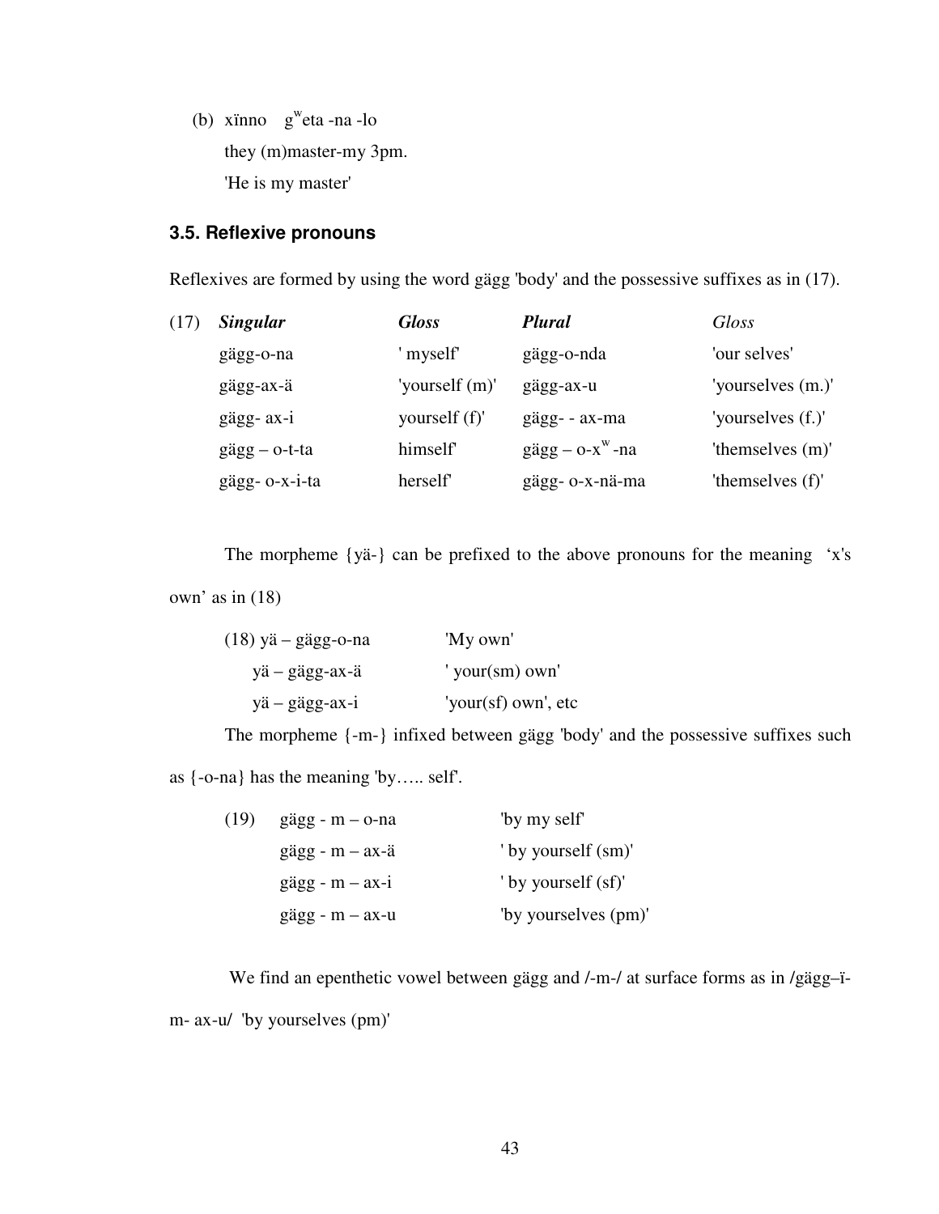(b) xïnno  $g^{w}$eta -na -lo

they (m)master-my 3pm.

'He is my master'

### 3.5. Reflexive pronouns

Reflexives are formed by using the word gägg 'body' and the possessive suffixes as in (17).

| (17) | ***Singular*** | ***Gloss*** | ***Plural*** | *Gloss* |
|---|---|---|---|---|
| | gägg-o-na | ' myself' | gägg-o-nda | 'our selves' |
| | gägg-ax-ä | 'yourself (m)' | gägg-ax-u | 'yourselves (m.)' |
| | gägg- ax-i | yourself (f)' | gägg- - ax-ma | 'yourselves (f.)' |
| | gägg – o-t-ta | himself' | gägg – o-$x^{w}$ -na | 'themselves (m)' |
| | gägg- o-x-i-ta | herself' | gägg- o-x-nä-ma | 'themselves (f)' |

The morpheme {yä-} can be prefixed to the above pronouns for the meaning 'x's own' as in (18)

| (18) yä – gägg-o-na | 'My own' |
|---|---|
| yä – gägg-ax-ä | ' your(sm) own' |
| yä – gägg-ax-i | 'your(sf) own', etc |

The morpheme {-m-} infixed between gägg 'body' and the possessive suffixes such as {-o-na} has the meaning 'by….. self'.

| (19) | gägg - m – o-na | 'by my self' |
|---|---|---|
| | gägg - m – ax-ä | ' by yourself (sm)' |
| | gägg - m – ax-i | ' by yourself (sf)' |
| | gägg - m – ax-u | 'by yourselves (pm)' |

We find an epenthetic vowel between gägg and /-m-/ at surface forms as in /gägg–ï-m- ax-u/ 'by yourselves (pm)'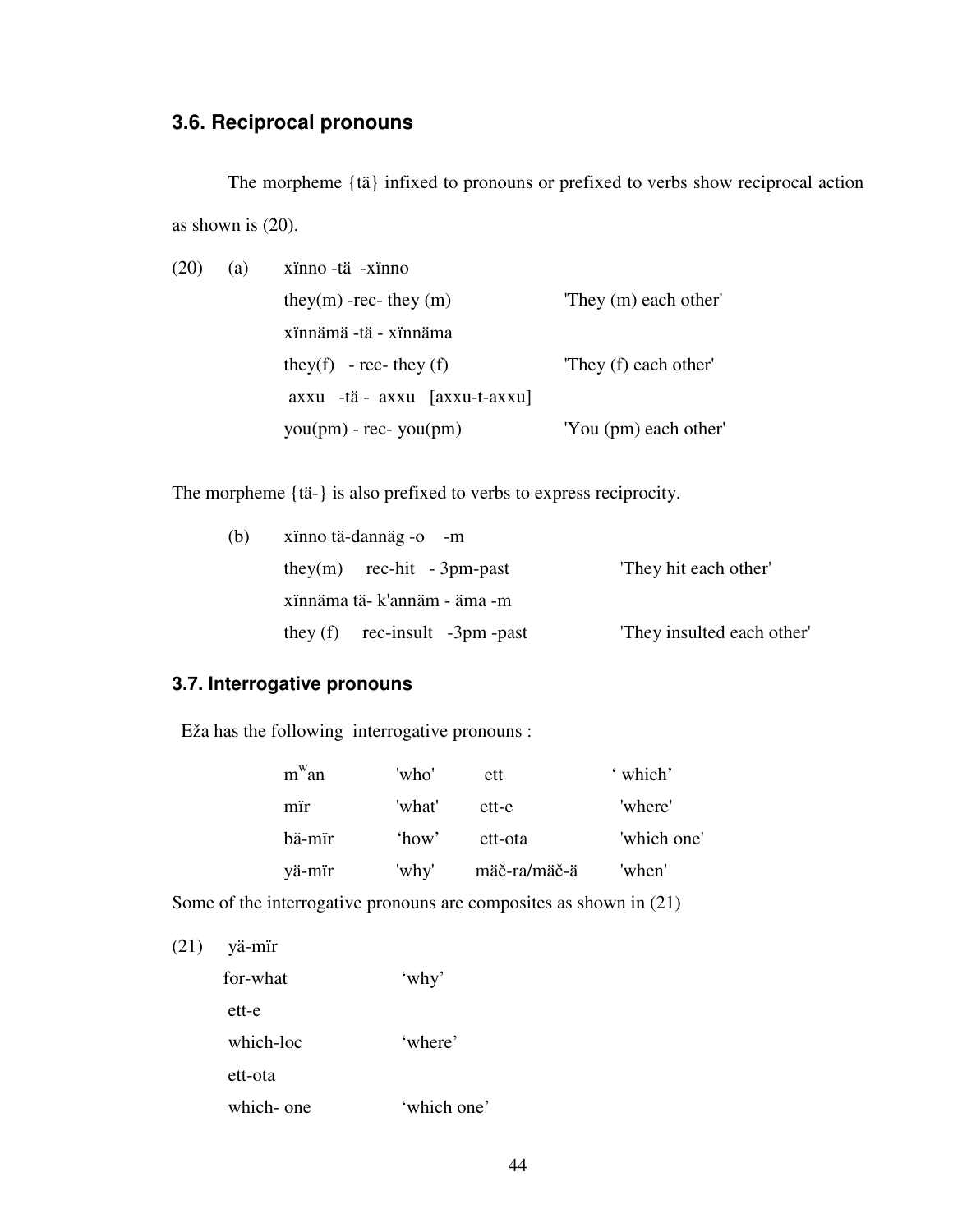### 3.6. Reciprocal pronouns

The morpheme {tä} infixed to pronouns or prefixed to verbs show reciprocal action as shown is (20).

(20) (a)

| | |
|---|---|
| xïnno -tä -xïnno | |
| they(m) -rec- they (m) | 'They (m) each other' |
| xïnnämä -tä - xïnnäma | |
| they(f) - rec- they (f) | 'They (f) each other' |
| axxu -tä - axxu [axxu-t-axxu] | |
| you(pm) - rec- you(pm) | 'You (pm) each other' |

The morpheme {tä-} is also prefixed to verbs to express reciprocity.

(b)

| | |
|---|---|
| xïnno tä-dannäg -o -m | |
| they(m) rec-hit - 3pm-past | 'They hit each other' |
| xïnnäma tä- k'annäm - äma -m | |
| they (f) rec-insult -3pm -past | 'They insulted each other' |

### 3.7. Interrogative pronouns

Eža has the following interrogative pronouns :

| | | | |
|---|---|---|---|
| m[w]an | 'who' | ett | 'which' |
| mïr | 'what' | ett-e | 'where' |
| bä-mïr | 'how' | ett-ota | 'which one' |
| yä-mïr | 'why' | mäč-ra/mäč-ä | 'when' |

Some of the interrogative pronouns are composites as shown in (21)

(21)

| | |
|---|---|
| yä-mïr | |
| for-what | 'why' |
| ett-e | |
| which-loc | 'where' |
| ett-ota | |
| which- one | 'which one' |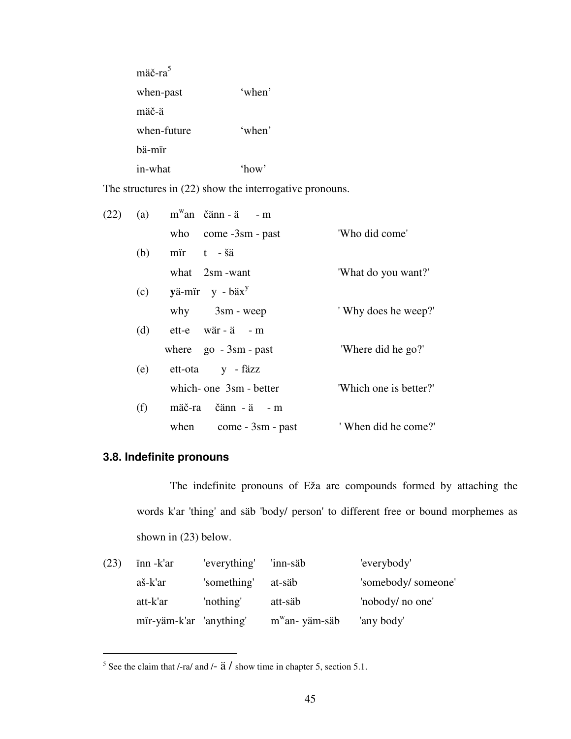mäč-ra[5]

when-past ‘when’

mäč-ä

when-future ‘when’

bä-mïr

in-what ‘how’

The structures in (22) show the interrogative pronouns.

(22) (a) m^w^an čänn - ä - m

who come -3sm - past 'Who did come'

(b) mïr t - šä

what 2sm -want 'What do you want?'

(c) **y**ä-mïr y - bäx^y^

why 3sm - weep ' Why does he weep?'

(d) ett-e wär - ä - m

where go - 3sm - past 'Where did he go?'

(e) ett-ota y - fäzz

which- one 3sm - better 'Which one is better?'

(f) mäč-ra čänn - ä - m

when come - 3sm - past ' When did he come?'

### 3.8. Indefinite pronouns

The indefinite pronouns of Eža are compounds formed by attaching the words k'ar 'thing' and säb 'body/ person' to different free or bound morphemes as shown in (23) below.

(23)

| | | | |
|---|---|---|---|
| ïnn -k'ar | 'everything' | 'inn-säb | 'everybody' |
| aš-k'ar | 'something' | at-säb | 'somebody/ someone' |
| att-k'ar | 'nothing' | att-säb | 'nobody/ no one' |
| mïr-yäm-k'ar | 'anything' | m^w^an- yäm-säb | 'any body' |

[5] See the claim that /-ra/ and /- ä / show time in chapter 5, section 5.1.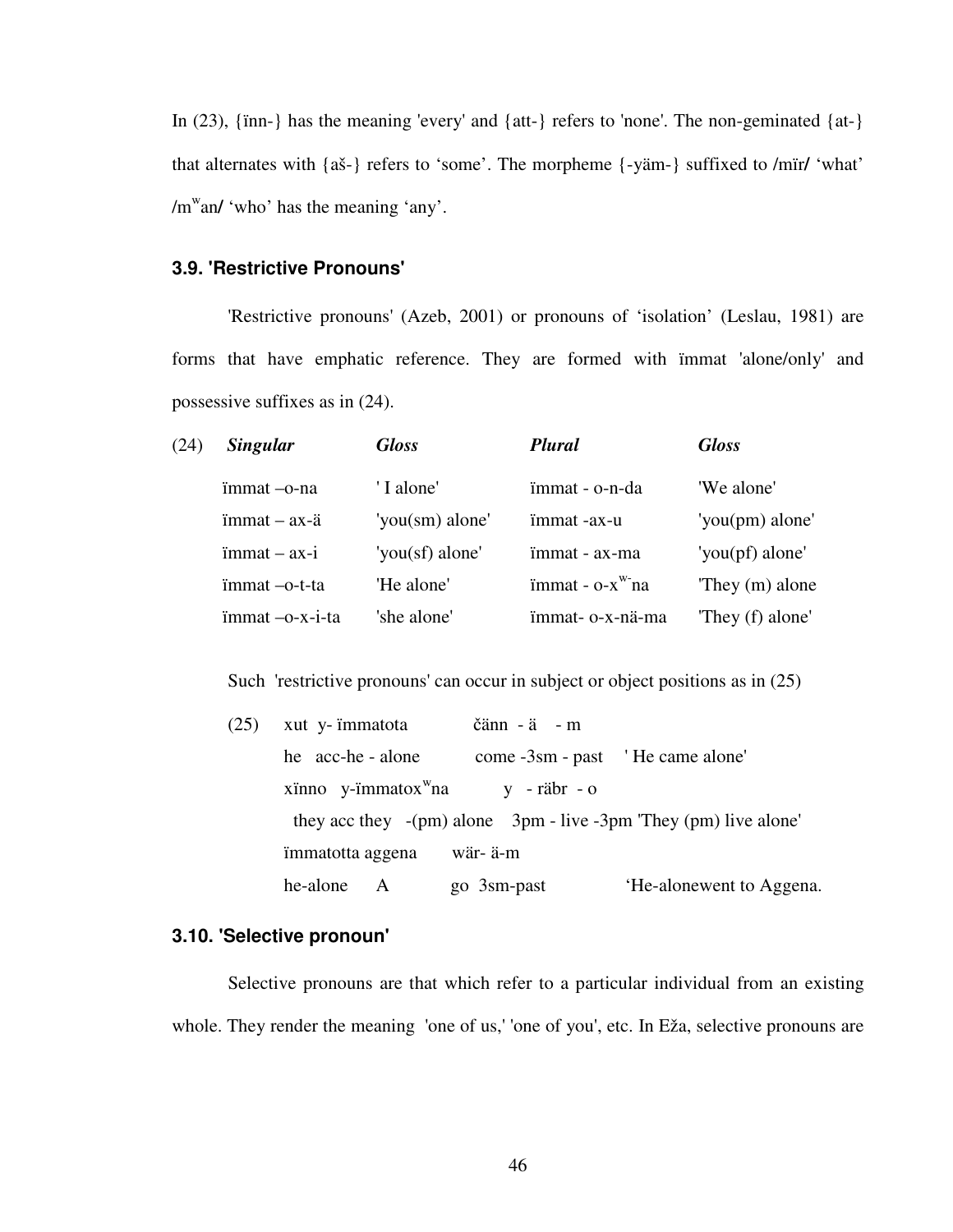In (23), {ïnn-} has the meaning 'every' and {att-} refers to 'none'. The non-geminated {at-} that alternates with {aš-} refers to 'some'. The morpheme {-yäm-} suffixed to /mïr/ 'what' /m$^w$an/ 'who' has the meaning 'any'.

### 3.9. 'Restrictive Pronouns'

'Restrictive pronouns' (Azeb, 2001) or pronouns of 'isolation' (Leslau, 1981) are forms that have emphatic reference. They are formed with ïmmat 'alone/only' and possessive suffixes as in (24).

(24)

| *Singular* | *Gloss* | *Plural* | *Gloss* |
|---|---|---|---|
| ïmmat –o-na | ' I alone' | ïmmat - o-n-da | 'We alone' |
| ïmmat – ax-ä | 'you(sm) alone' | ïmmat -ax-u | 'you(pm) alone' |
| ïmmat – ax-i | 'you(sf) alone' | ïmmat - ax-ma | 'you(pf) alone' |
| ïmmat –o-t-ta | 'He alone' | ïmmat - o-x$^{w-}$na | 'They (m) alone |
| ïmmat –o-x-i-ta | 'she alone' | ïmmat- o-x-nä-ma | 'They (f) alone' |

Such 'restrictive pronouns' can occur in subject or object positions as in (25)

(25) xut y- ïmmatota čänn - ä - m
he acc-he - alone come -3sm - past ' He came alone'

xïnno y-ïmmatox$^w$na y - räbr - o
they acc they -(pm) alone 3pm - live -3pm 'They (pm) live alone'

ïmmatotta aggena wär- ä-m
he-alone A go 3sm-past 'He-alonewent to Aggena.

### 3.10. 'Selective pronoun'

Selective pronouns are that which refer to a particular individual from an existing whole. They render the meaning 'one of us,' 'one of you', etc. In Eža, selective pronouns are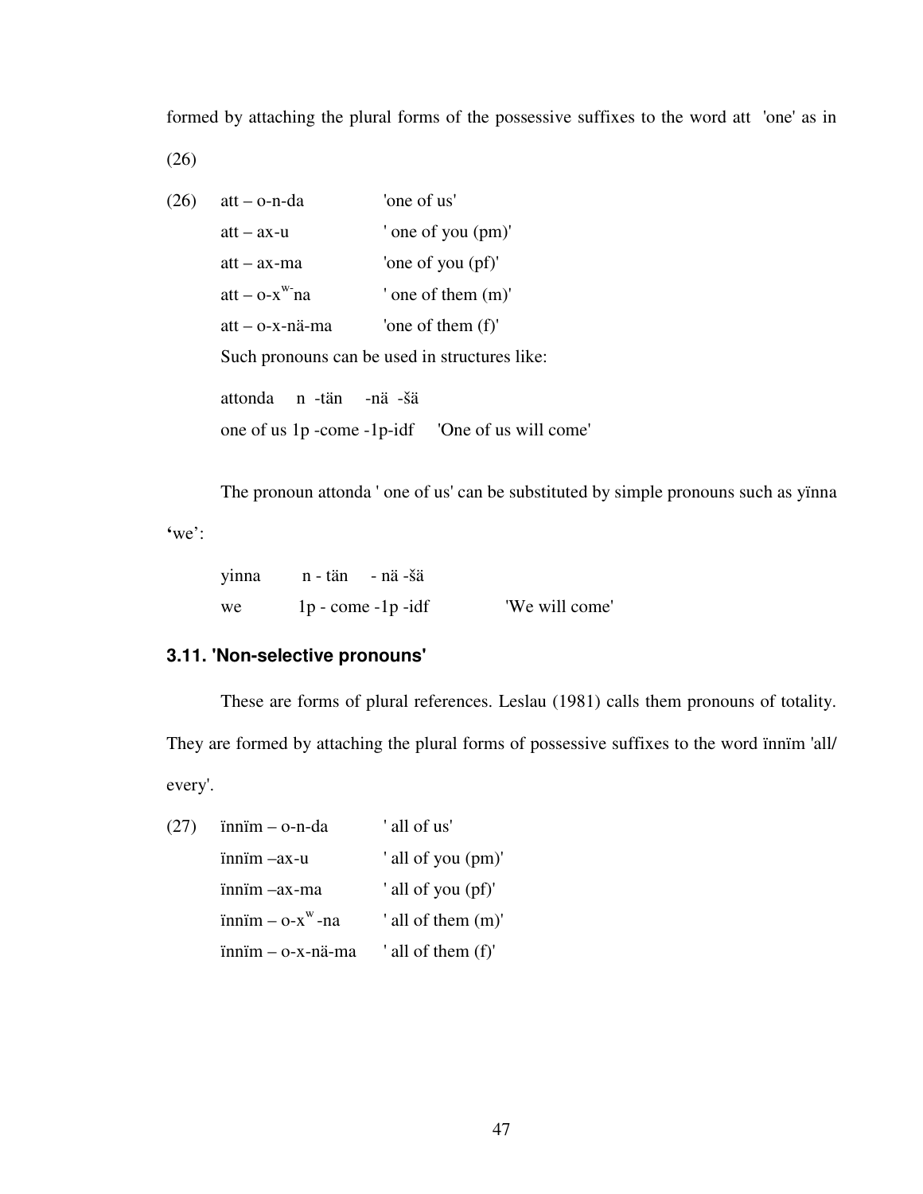formed by attaching the plural forms of the possessive suffixes to the word att 'one' as in (26)

(26) att – o-n-da 'one of us'

att – ax-u ' one of you (pm)'

att – ax-ma 'one of you (pf)'

att – o-x$^{w-}$na ' one of them (m)'

att – o-x-nä-ma 'one of them (f)'

Such pronouns can be used in structures like:

attonda n -tän -nä -šä

one of us 1p -come -1p-idf 'One of us will come'

The pronoun attonda ' one of us' can be substituted by simple pronouns such as yïnna 'we':

yinna n - tän - nä -šä

we 1p - come -1p -idf 'We will come'

### 3.11. 'Non-selective pronouns'

These are forms of plural references. Leslau (1981) calls them pronouns of totality. They are formed by attaching the plural forms of possessive suffixes to the word ïnnïm 'all/ every'.

(27) ïnnïm – o-n-da ' all of us'

ïnnïm –ax-u ' all of you (pm)'

ïnnïm –ax-ma ' all of you (pf)'

ïnnïm – o-x$^{w}$-na ' all of them (m)'

ïnnïm – o-x-nä-ma ' all of them (f)'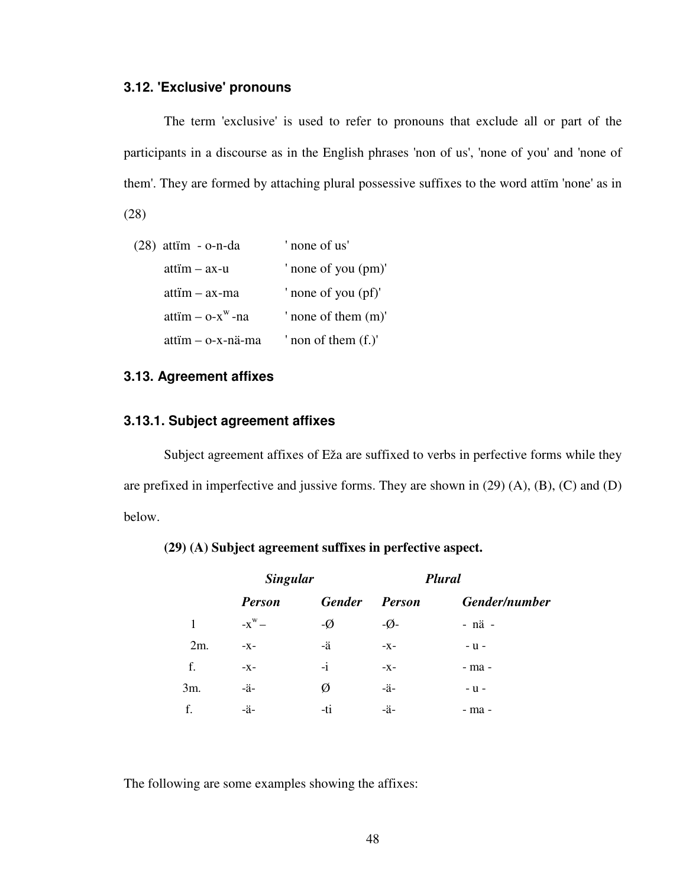### 3.12. 'Exclusive' pronouns

The term 'exclusive' is used to refer to pronouns that exclude all or part of the participants in a discourse as in the English phrases 'non of us', 'none of you' and 'none of them'. They are formed by attaching plural possessive suffixes to the word attïm 'none' as in (28)

(28) attïm - o-n-da ' none of us'

attïm – ax-u ' none of you (pm)'

attïm – ax-ma ' none of you (pf)'

attïm – o-x$^{w}$-na ' none of them (m)'

attïm – o-x-nä-ma ' non of them (f.)'

### 3.13. Agreement affixes

#### 3.13.1. Subject agreement affixes

Subject agreement affixes of Eža are suffixed to verbs in perfective forms while they are prefixed in imperfective and jussive forms. They are shown in (29) (A), (B), (C) and (D) below.

**(29) (A) Subject agreement suffixes in perfective aspect.**

| | ***Singular*** | | ***Plural*** | |
|---|---|---|---|---|
| | ***Person*** | ***Gender*** | ***Person*** | ***Gender/number*** |
| 1 | -x$^{w}$ – | -Ø | -Ø- | - nä - |
| 2m. | -x- | -ä | -x- | - u - |
| f. | -x- | -i | -x- | - ma - |
| 3m. | -ä- | Ø | -ä- | - u - |
| f. | -ä- | -ti | -ä- | - ma - |

The following are some examples showing the affixes: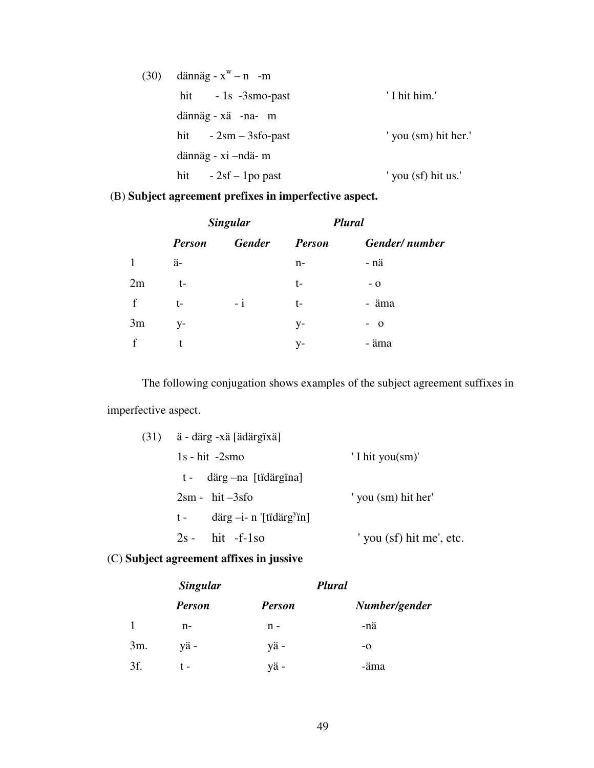(30) dännäg - $x^{w}$ – n -m

hit - 1s -3smo-past ' I hit him.'

dännäg - xä -na- m

hit - 2sm – 3sfo-past ' you (sm) hit her.'

dännäg - xi –ndä- m

hit - 2sf – 1po past ' you (sf) hit us.'

(B) **Subject agreement prefixes in imperfective aspect.**

| | *Singular* | | *Plural* | |
|---|---|---|---|---|
| | ***Person*** | ***Gender*** | ***Person*** | ***Gender/ number*** |
| 1 | ä- | | n- | - nä |
| 2m | t- | | t- | - o |
| f | t- | - i | t- | - äma |
| 3m | y- | | y- | - o |
| f | t | | y- | - äma |

The following conjugation shows examples of the subject agreement suffixes in imperfective aspect.

(31) ä - därg -xä [ädärgïxä]

1s - hit -2smo ' I hit you(sm)'

t - därg –na [tïdärgïna]

2sm - hit –3sfo ' you (sm) hit her'

t - därg –i- n '[tïdärg$^{y}$ïn]

2s - hit -f-1so ' you (sf) hit me', etc.

(C) **Subject agreement affixes in jussive**

| | *Singular* | *Plural* | |
|---|---|---|---|
| | ***Person*** | ***Person*** | ***Number/gender*** |
| 1 | n- | n - | -nä |
| 3m. | yä - | yä - | -o |
| 3f. | t - | yä - | -äma |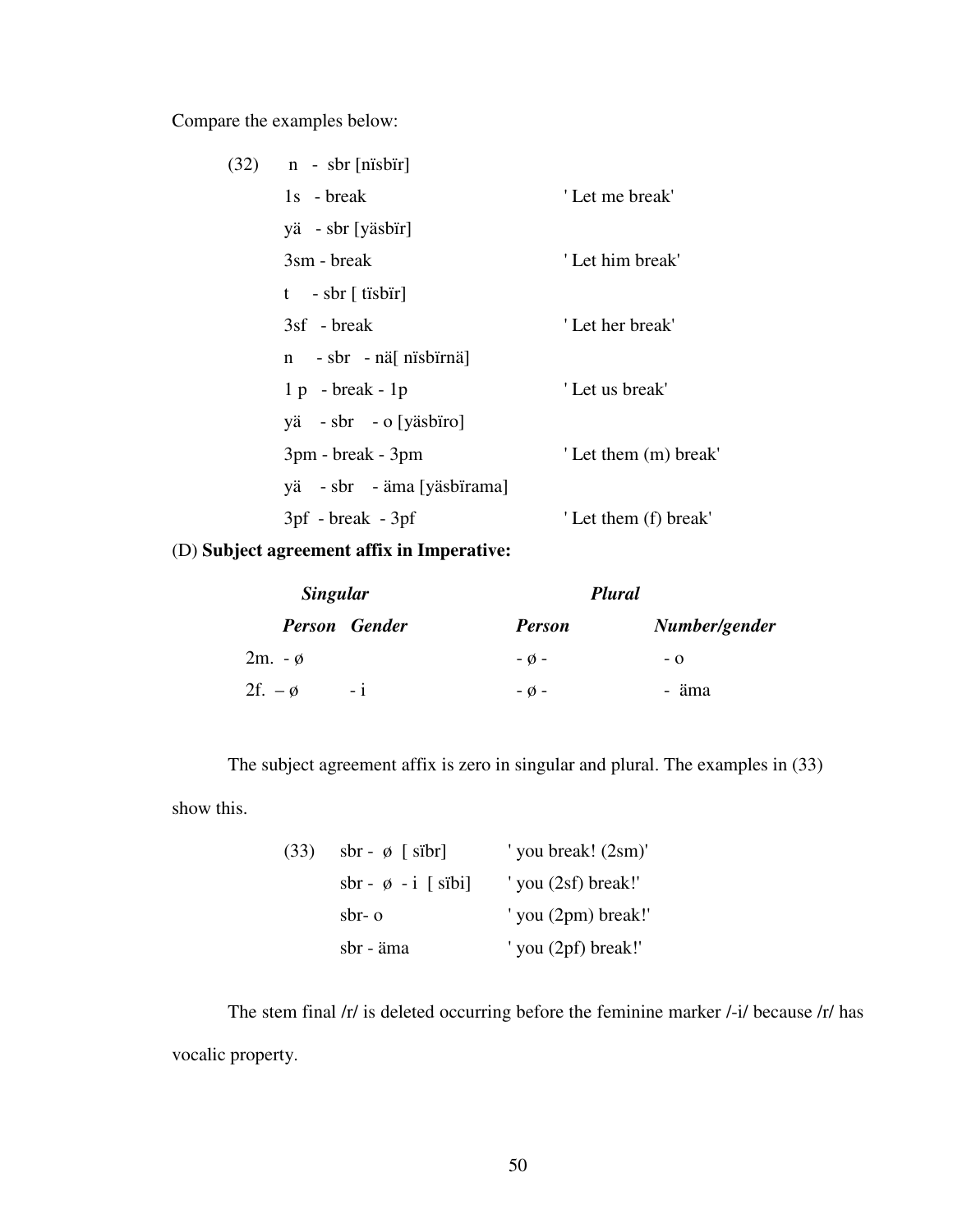Compare the examples below:

(32) n - sbr [nïsbïr]
1s - break ' Let me break'
yä - sbr [yäsbïr]
3sm - break ' Let him break'
t - sbr [ tïsbïr]
3sf - break ' Let her break'
n - sbr - nä[ nïsbïrnä]
1 p - break - 1p ' Let us break'
yä - sbr - o [yäsbïro]
3pm - break - 3pm ' Let them (m) break'
yä - sbr - äma [yäsbïrama]
3pf - break - 3pf ' Let them (f) break'

(D) **Subject agreement affix in Imperative:**

| ***Singular*** | | ***Plural*** | |
|---|---|---|---|
| ***Person*** | ***Gender*** | ***Person*** | ***Number/gender*** |
| 2m. - ø | | - ø - | - o |
| 2f. – ø | - i | - ø - | - äma |

The subject agreement affix is zero in singular and plural. The examples in (33) show this.

(33) sbr - ø [ sïbr] ' you break! (2sm)'
sbr - ø - i [ sïbi] ' you (2sf) break!'
sbr- o ' you (2pm) break!'
sbr - äma ' you (2pf) break!'

The stem final /r/ is deleted occurring before the feminine marker /-i/ because /r/ has vocalic property.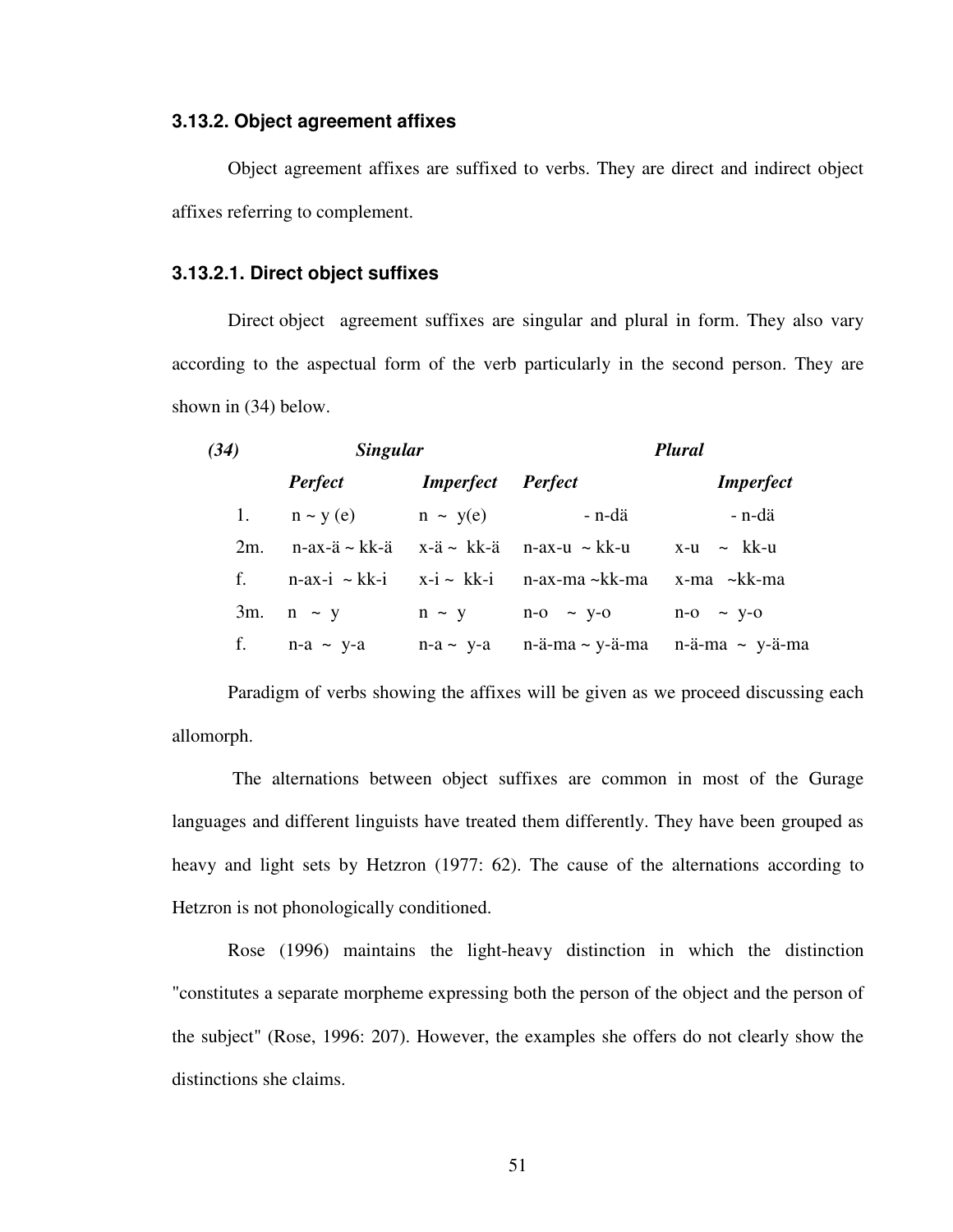### 3.13.2. Object agreement affixes

Object agreement affixes are suffixed to verbs. They are direct and indirect object affixes referring to complement.

#### 3.13.2.1. Direct object suffixes

Direct object agreement suffixes are singular and plural in form. They also vary according to the aspectual form of the verb particularly in the second person. They are shown in (34) below.

| *(34)* | ***Singular*** | | ***Plural*** | |
|---|---|---|---|---|
| | ***Perfect*** | ***Imperfect*** | ***Perfect*** | ***Imperfect*** |
| 1. | n ~ y (e) | n ~ y(e) | - n-dä | - n-dä |
| 2m. | n-ax-ä ~ kk-ä | x-ä ~ kk-ä | n-ax-u ~ kk-u | x-u ~ kk-u |
| f. | n-ax-i ~ kk-i | x-i ~ kk-i | n-ax-ma ~kk-ma | x-ma ~kk-ma |
| 3m. | n ~ y | n ~ y | n-o ~ y-o | n-o ~ y-o |
| f. | n-a ~ y-a | n-a ~ y-a | n-ä-ma ~ y-ä-ma | n-ä-ma ~ y-ä-ma |

Paradigm of verbs showing the affixes will be given as we proceed discussing each allomorph.

The alternations between object suffixes are common in most of the Gurage languages and different linguists have treated them differently. They have been grouped as heavy and light sets by Hetzron (1977: 62). The cause of the alternations according to Hetzron is not phonologically conditioned.

Rose (1996) maintains the light-heavy distinction in which the distinction "constitutes a separate morpheme expressing both the person of the object and the person of the subject" (Rose, 1996: 207). However, the examples she offers do not clearly show the distinctions she claims.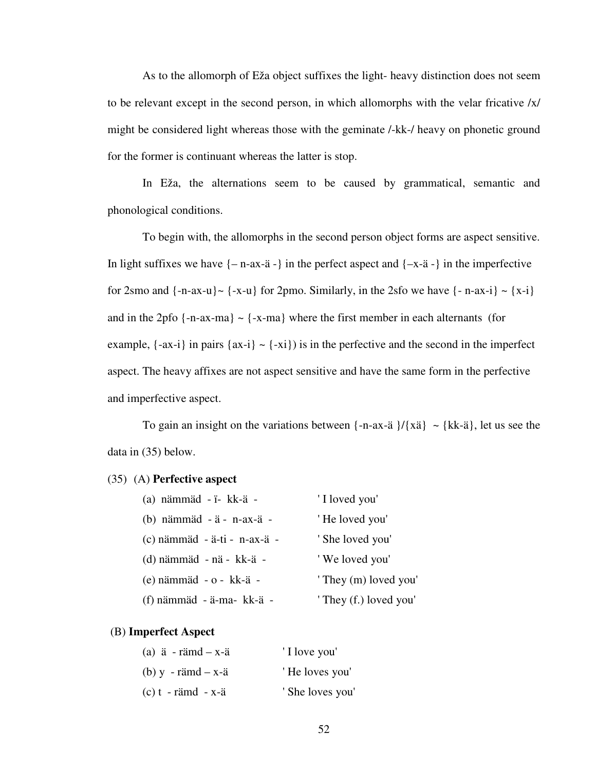As to the allomorph of Eža object suffixes the light- heavy distinction does not seem to be relevant except in the second person, in which allomorphs with the velar fricative /x/ might be considered light whereas those with the geminate /-kk-/ heavy on phonetic ground for the former is continuant whereas the latter is stop.

In Eža, the alternations seem to be caused by grammatical, semantic and phonological conditions.

To begin with, the allomorphs in the second person object forms are aspect sensitive. In light suffixes we have {– n-ax-ä -} in the perfect aspect and {–x-ä -} in the imperfective for 2smo and {-n-ax-u}~ {-x-u} for 2pmo. Similarly, in the 2sfo we have {- n-ax-i} ~ {x-i} and in the 2pfo {-n-ax-ma} ~ {-x-ma} where the first member in each alternants (for example, {-ax-i} in pairs {ax-i} ~ {-xi}) is in the perfective and the second in the imperfect aspect. The heavy affixes are not aspect sensitive and have the same form in the perfective and imperfective aspect.

To gain an insight on the variations between {-n-ax-ä }/{xä} ~ {kk-ä}, let us see the data in (35) below.

(35) (A) **Perfective aspect**

| | |
|---|---|
| (a) nämmäd - ï- kk-ä - | ' I loved you' |
| (b) nämmäd - ä - n-ax-ä - | ' He loved you' |
| (c) nämmäd - ä-ti - n-ax-ä - | ' She loved you' |
| (d) nämmäd - nä - kk-ä - | ' We loved you' |
| (e) nämmäd - o - kk-ä - | ' They (m) loved you' |
| (f) nämmäd - ä-ma- kk-ä - | ' They (f.) loved you' |

(B) **Imperfect Aspect**

| | |
|---|---|
| (a) ä - rämd – x-ä | ' I love you' |
| (b) y - rämd – x-ä | ' He loves you' |
| (c) t - rämd - x-ä | ' She loves you' |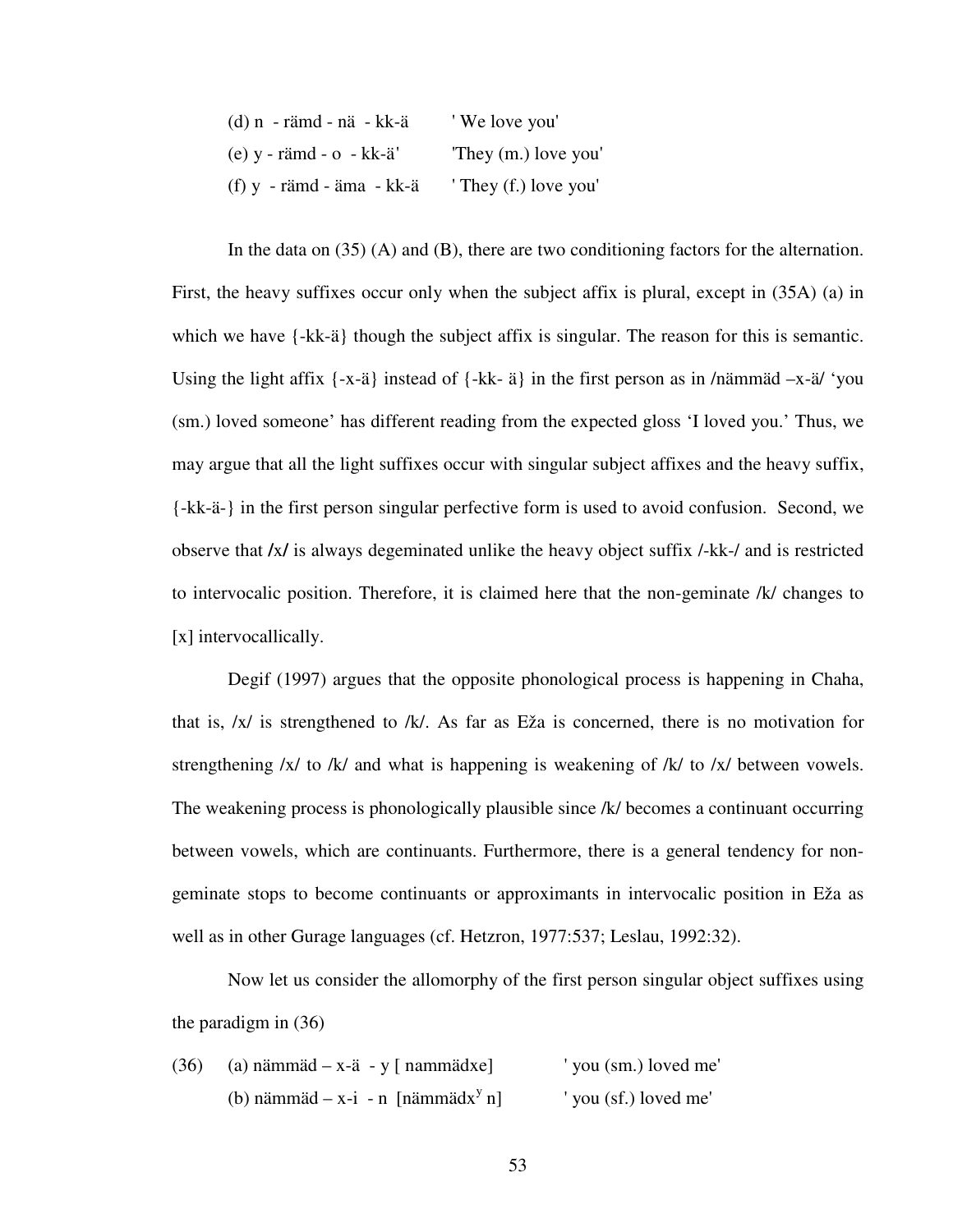(d) n - rämd - nä - kk-ä     ' We love you'

(e) y - rämd - o - kk-ä'     'They (m.) love you'

(f) y - rämd - äma - kk-ä     ' They (f.) love you'

In the data on (35) (A) and (B), there are two conditioning factors for the alternation. First, the heavy suffixes occur only when the subject affix is plural, except in (35A) (a) in which we have {-kk-ä} though the subject affix is singular. The reason for this is semantic. Using the light affix {-x-ä} instead of {-kk- ä} in the first person as in /nämmäd –x-ä/ 'you (sm.) loved someone' has different reading from the expected gloss 'I loved you.' Thus, we may argue that all the light suffixes occur with singular subject affixes and the heavy suffix, {-kk-ä-} in the first person singular perfective form is used to avoid confusion. Second, we observe that /x/ is always degeminated unlike the heavy object suffix /-kk-/ and is restricted to intervocalic position. Therefore, it is claimed here that the non-geminate /k/ changes to [x] intervocallically.

Degif (1997) argues that the opposite phonological process is happening in Chaha, that is, /x/ is strengthened to /k/. As far as Eža is concerned, there is no motivation for strengthening /x/ to /k/ and what is happening is weakening of /k/ to /x/ between vowels. The weakening process is phonologically plausible since /k/ becomes a continuant occurring between vowels, which are continuants. Furthermore, there is a general tendency for non-geminate stops to become continuants or approximants in intervocalic position in Eža as well as in other Gurage languages (cf. Hetzron, 1977:537; Leslau, 1992:32).

Now let us consider the allomorphy of the first person singular object suffixes using the paradigm in (36)

(36) (a) nämmäd – x-ä - y [ nammädxe]     ' you (sm.) loved me'

(b) nämmäd – x-i - n [nämmädx$^y$ n]     ' you (sf.) loved me'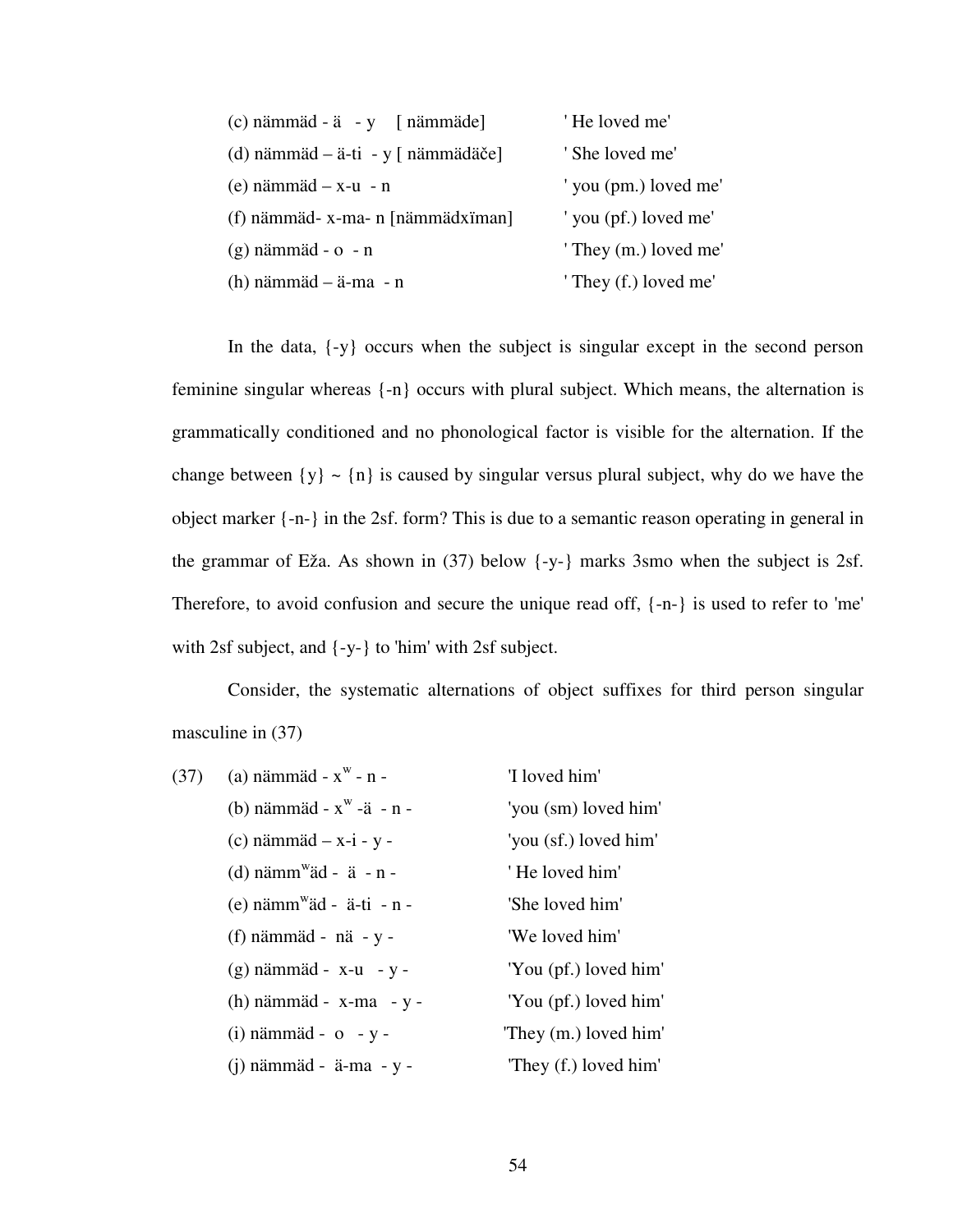(c) nämmäd - ä - y [ nämmäde] ' He loved me'

(d) nämmäd – ä-ti - y [ nämmädäče] ' She loved me'

(e) nämmäd – x-u - n ' you (pm.) loved me'

(f) nämmäd- x-ma- n [nämmädxïman] ' you (pf.) loved me'

(g) nämmäd - o - n ' They (m.) loved me'

(h) nämmäd – ä-ma - n ' They (f.) loved me'

In the data, {-y} occurs when the subject is singular except in the second person feminine singular whereas {-n} occurs with plural subject. Which means, the alternation is grammatically conditioned and no phonological factor is visible for the alternation. If the change between {y} ~ {n} is caused by singular versus plural subject, why do we have the object marker {-n-} in the 2sf. form? This is due to a semantic reason operating in general in the grammar of Eža. As shown in (37) below {-y-} marks 3smo when the subject is 2sf. Therefore, to avoid confusion and secure the unique read off, {-n-} is used to refer to 'me' with 2sf subject, and {-y-} to 'him' with 2sf subject.

Consider, the systematic alternations of object suffixes for third person singular masculine in (37)

(37) (a) nämmäd - $x^w$ - n - 'I loved him'

(b) nämmäd - $x^w$ -ä - n - 'you (sm) loved him'

(c) nämmäd – x-i - y - 'you (sf.) loved him'

(d) nämm$^w$äd - ä - n - ' He loved him'

(e) nämm$^w$äd - ä-ti - n - 'She loved him'

(f) nämmäd - nä - y - 'We loved him'

(g) nämmäd - x-u - y - 'You (pf.) loved him'

(h) nämmäd - x-ma - y - 'You (pf.) loved him'

(i) nämmäd - o - y - 'They (m.) loved him'

(j) nämmäd - ä-ma - y - 'They (f.) loved him'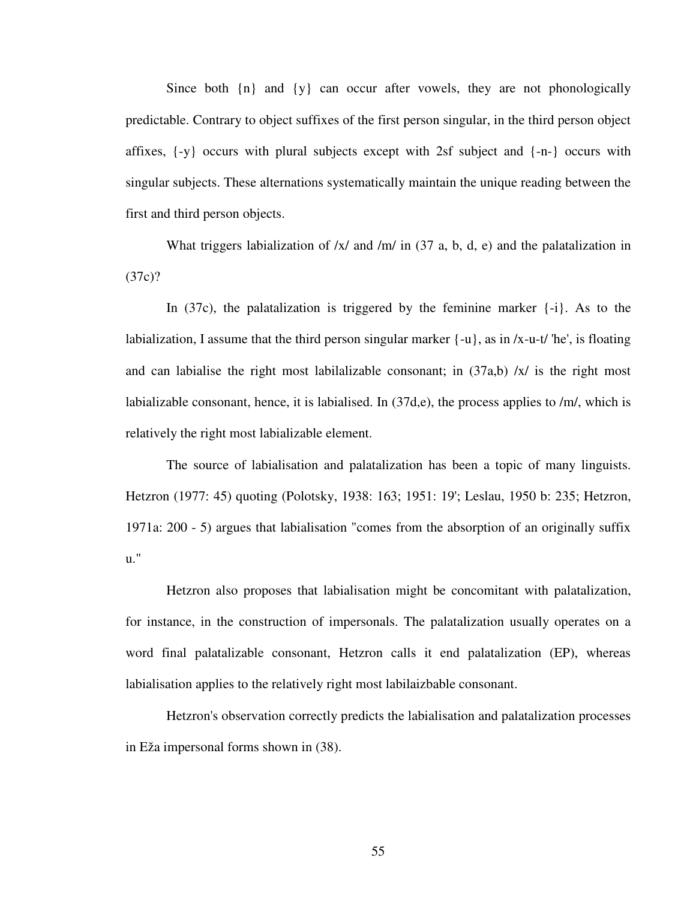Since both {n} and {y} can occur after vowels, they are not phonologically predictable. Contrary to object suffixes of the first person singular, in the third person object affixes, {-y} occurs with plural subjects except with 2sf subject and {-n-} occurs with singular subjects. These alternations systematically maintain the unique reading between the first and third person objects.

What triggers labialization of /x/ and /m/ in (37 a, b, d, e) and the palatalization in (37c)?

In (37c), the palatalization is triggered by the feminine marker {-i}. As to the labialization, I assume that the third person singular marker {-u}, as in /x-u-t/ 'he', is floating and can labialise the right most labilalizable consonant; in (37a,b) /x/ is the right most labializable consonant, hence, it is labialised. In (37d,e), the process applies to /m/, which is relatively the right most labializable element.

The source of labialisation and palatalization has been a topic of many linguists. Hetzron (1977: 45) quoting (Polotsky, 1938: 163; 1951: 19'; Leslau, 1950 b: 235; Hetzron, 1971a: 200 - 5) argues that labialisation "comes from the absorption of an originally suffix u."

Hetzron also proposes that labialisation might be concomitant with palatalization, for instance, in the construction of impersonals. The palatalization usually operates on a word final palatalizable consonant, Hetzron calls it end palatalization (EP), whereas labialisation applies to the relatively right most labilaizbable consonant.

Hetzron's observation correctly predicts the labialisation and palatalization processes in Eža impersonal forms shown in (38).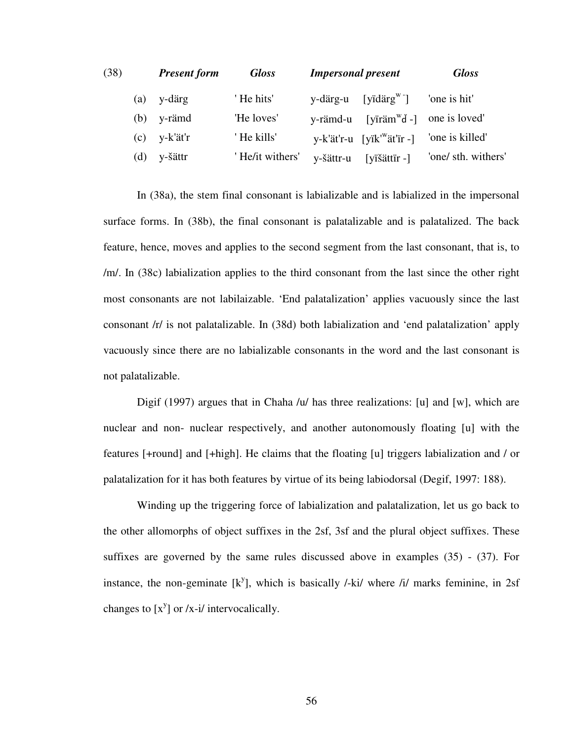| (38) | | *Present form* | *Gloss* | *Impersonal present* | | *Gloss* |
|---|---|---|---|---|---|---|
| | (a) | y-därg | ' He hits' | y-därg-u | [yïdärg$^{w}$ ⁻] | 'one is hit' |
| | (b) | y-rämd | 'He loves' | y-rämd-u | [yïräm$^{w}$ď -] | one is loved' |
| | (c) | y-k'ät'r | ' He kills' | y-k'ät'r-u | [yïk'$^{w}$ät'ïr -] | 'one is killed' |
| | (d) | y-šättr | ' He/it withers' | y-šättr-u | [yïšättïr -] | 'one/ sth. withers' |

In (38a), the stem final consonant is labializable and is labialized in the impersonal surface forms. In (38b), the final consonant is palatalizable and is palatalized. The back feature, hence, moves and applies to the second segment from the last consonant, that is, to /m/. In (38c) labialization applies to the third consonant from the last since the other right most consonants are not labilaizable. 'End palatalization' applies vacuously since the last consonant /r/ is not palatalizable. In (38d) both labialization and 'end palatalization' apply vacuously since there are no labializable consonants in the word and the last consonant is not palatalizable.

Digif (1997) argues that in Chaha /u/ has three realizations: [u] and [w], which are nuclear and non- nuclear respectively, and another autonomously floating [u] with the features [+round] and [+high]. He claims that the floating [u] triggers labialization and / or palatalization for it has both features by virtue of its being labiodorsal (Degif, 1997: 188).

Winding up the triggering force of labialization and palatalization, let us go back to the other allomorphs of object suffixes in the 2sf, 3sf and the plural object suffixes. These suffixes are governed by the same rules discussed above in examples (35) - (37). For instance, the non-geminate [$k^{y}$], which is basically /-ki/ where /i/ marks feminine, in 2sf changes to [$x^{y}$] or /x-i/ intervocalically.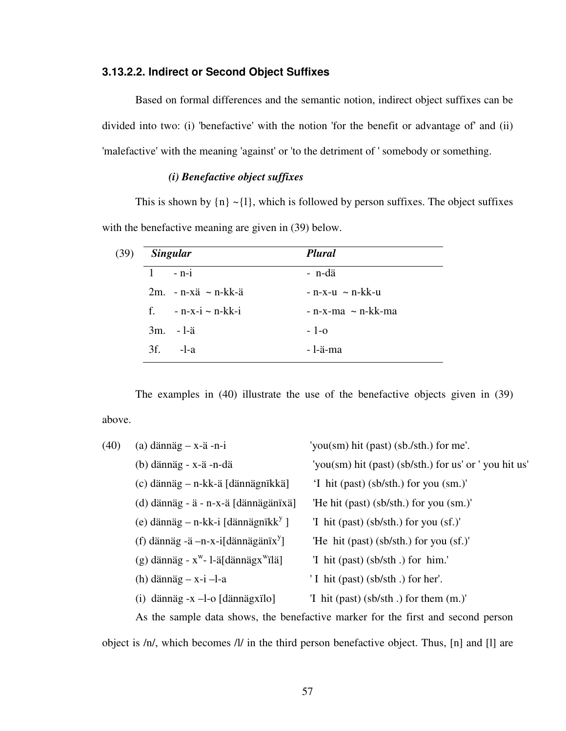### 3.13.2.2. Indirect or Second Object Suffixes

Based on formal differences and the semantic notion, indirect object suffixes can be divided into two: (i) 'benefactive' with the notion 'for the benefit or advantage of' and (ii) 'malefactive' with the meaning 'against' or 'to the detriment of ' somebody or something.

***(i) Benefactive object suffixes***

This is shown by {n} ~{l}, which is followed by person suffixes. The object suffixes with the benefactive meaning are given in (39) below.

(39)

| *Singular* | *Plural* |
|---|---|
| 1 - n-i | - n-dä |
| 2m. - n-xä ~ n-kk-ä | - n-x-u ~ n-kk-u |
| f. - n-x-i ~ n-kk-i | - n-x-ma ~ n-kk-ma |
| 3m. - l-ä | - l-o |
| 3f. -l-a | - l-ä-ma |

The examples in (40) illustrate the use of the benefactive objects given in (39) above.

(40)
- (a) dännäg – x-ä -n-i — 'you(sm) hit (past) (sb./sth.) for me'.
- (b) dännäg - x-ä -n-dä — 'you(sm) hit (past) (sb/sth.) for us' or ' you hit us'
- (c) dännäg – n-kk-ä [dännägnïkkä] — 'I hit (past) (sb/sth.) for you (sm.)'
- (d) dännäg - ä - n-x-ä [dännägänïxä] — 'He hit (past) (sb/sth.) for you (sm.)'
- (e) dännäg – n-kk-i [dännägnïkk$^{y}$ ] — 'I hit (past) (sb/sth.) for you (sf.)'
- (f) dännäg -ä –n-x-i[dännägänïx$^{y}$] — 'He hit (past) (sb/sth.) for you (sf.)'
- (g) dännäg - x$^{w}$- l-ä[dännägx$^{w}$ïlä] — 'I hit (past) (sb/sth .) for him.'
- (h) dännäg – x-i –l-a — ' I hit (past) (sb/sth .) for her'.
- (i) dännäg -x –l-o [dännägxïlo] — 'I hit (past) (sb/sth .) for them (m.)'

As the sample data shows, the benefactive marker for the first and second person object is /n/, which becomes /l/ in the third person benefactive object. Thus, [n] and [l] are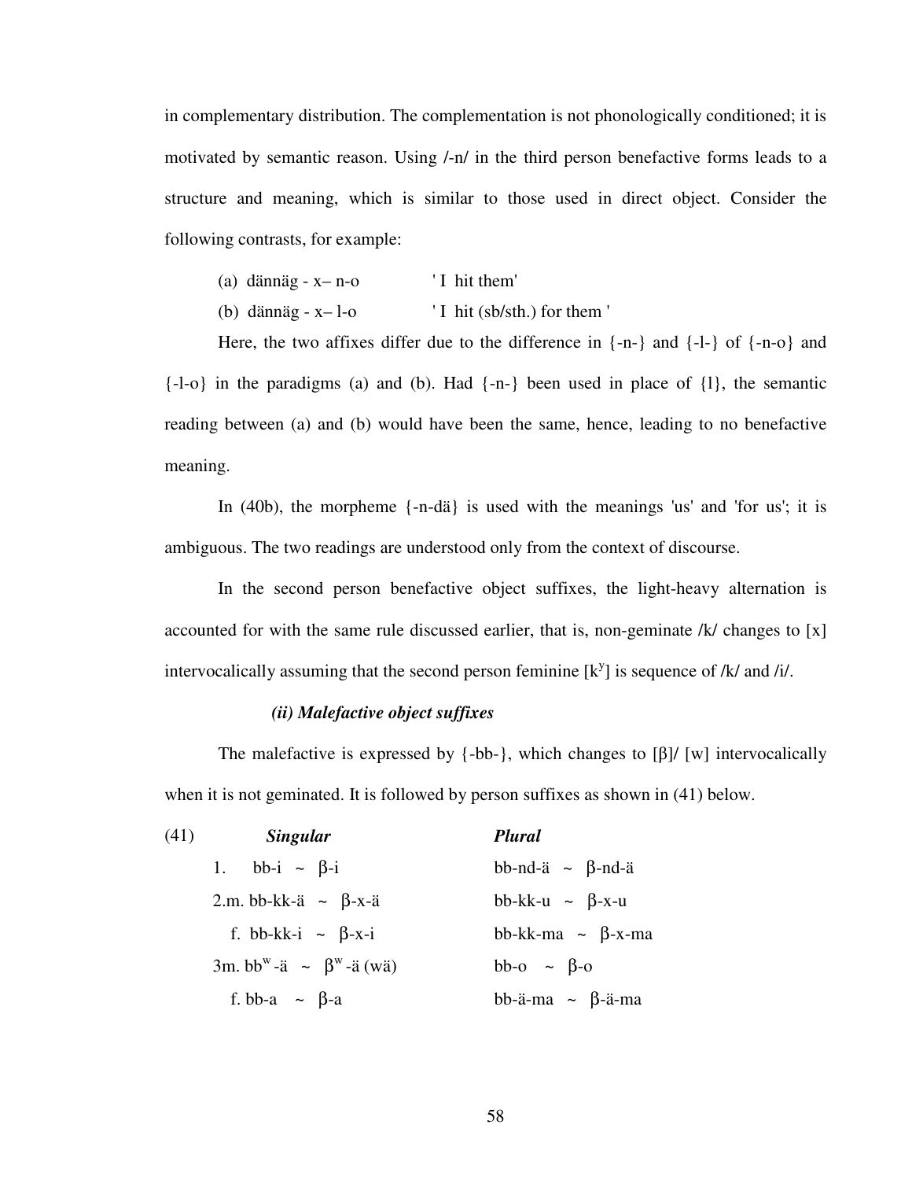in complementary distribution. The complementation is not phonologically conditioned; it is motivated by semantic reason. Using /-n/ in the third person benefactive forms leads to a structure and meaning, which is similar to those used in direct object. Consider the following contrasts, for example:

(a) dännäg - x– n-o ' I hit them'

(b) dännäg - x– l-o ' I hit (sb/sth.) for them '

Here, the two affixes differ due to the difference in {-n-} and {-l-} of {-n-o} and {-l-o} in the paradigms (a) and (b). Had {-n-} been used in place of {l}, the semantic reading between (a) and (b) would have been the same, hence, leading to no benefactive meaning.

In (40b), the morpheme {-n-dä} is used with the meanings 'us' and 'for us'; it is ambiguous. The two readings are understood only from the context of discourse.

In the second person benefactive object suffixes, the light-heavy alternation is accounted for with the same rule discussed earlier, that is, non-geminate /k/ changes to [x] intervocalically assuming that the second person feminine [$k^y$] is sequence of /k/ and /i/.

***(ii) Malefactive object suffixes***

The malefactive is expressed by {-bb-}, which changes to [β]/ [w] intervocalically when it is not geminated. It is followed by person suffixes as shown in (41) below.

(41)

| | ***Singular*** | ***Plural*** |
|---|---|---|
| 1. | bb-i ~ β-i | bb-nd-ä ~ β-nd-ä |
| 2.m. | bb-kk-ä ~ β-x-ä | bb-kk-u ~ β-x-u |
| f. | bb-kk-i ~ β-x-i | bb-kk-ma ~ β-x-ma |
| 3m. | $bb^w$-ä ~ $β^w$-ä (wä) | bb-o ~ β-o |
| f. | bb-a ~ β-a | bb-ä-ma ~ β-ä-ma |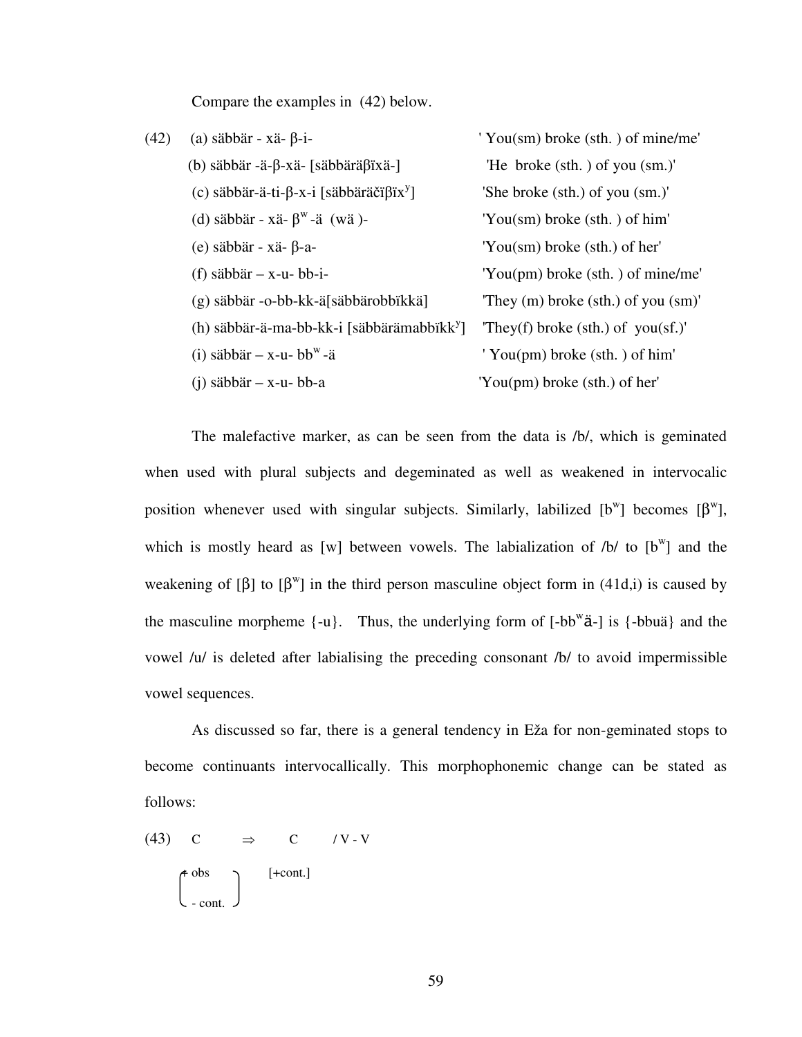Compare the examples in (42) below.

(42)

| | |
|---|---|
| (a) säbbär - xä- β-i- | ' You(sm) broke (sth. ) of mine/me' |
| (b) säbbär -ä-β-xä- [säbbäräβïxä-] | 'He broke (sth. ) of you (sm.)' |
| (c) säbbär-ä-ti-β-x-i [säbbäräčïβïx$^{y}$] | 'She broke (sth.) of you (sm.)' |
| (d) säbbär - xä- β$^{w}$ -ä (wä )- | 'You(sm) broke (sth. ) of him' |
| (e) säbbär - xä- β-a- | 'You(sm) broke (sth.) of her' |
| (f) säbbär – x-u- bb-i- | 'You(pm) broke (sth. ) of mine/me' |
| (g) säbbär -o-bb-kk-ä[säbbärobbïkkä] | 'They (m) broke (sth.) of you (sm)' |
| (h) säbbär-ä-ma-bb-kk-i [säbbärämabbïkk$^{y}$] | 'They(f) broke (sth.) of you(sf.)' |
| (i) säbbär – x-u- bb$^{w}$ -ä | ' You(pm) broke (sth. ) of him' |
| (j) säbbär – x-u- bb-a | 'You(pm) broke (sth.) of her' |

The malefactive marker, as can be seen from the data is /b/, which is geminated when used with plural subjects and degeminated as well as weakened in intervocalic position whenever used with singular subjects. Similarly, labilized [b$^{w}$] becomes [β$^{w}$], which is mostly heard as [w] between vowels. The labialization of /b/ to [b$^{w}$] and the weakening of [β] to [β$^{w}$] in the third person masculine object form in (41d,i) is caused by the masculine morpheme {-u}. Thus, the underlying form of [-bb$^{w}$ä-] is {-bbuä} and the vowel /u/ is deleted after labialising the preceding consonant /b/ to avoid impermissible vowel sequences.

As discussed so far, there is a general tendency in Eža for non-geminated stops to become continuants intervocalically. This morphophonemic change can be stated as follows:

(43)

$$\begin{bmatrix} \text{+ obs} \\ \text{- cont.} \end{bmatrix} \text{C} \quad \Rightarrow \quad \text{C [+cont.]} \quad / \text{V - V}$$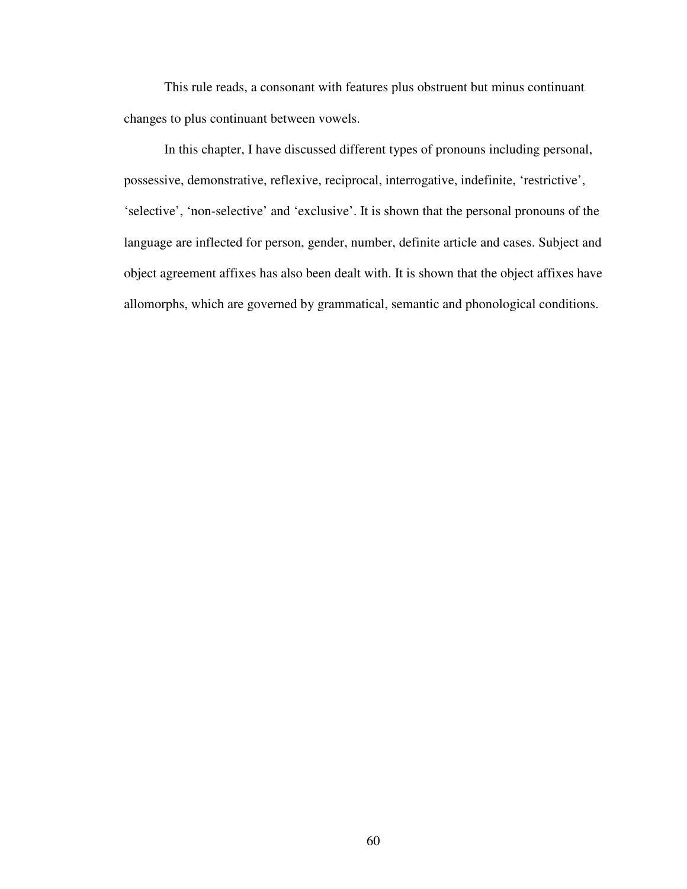This rule reads, a consonant with features plus obstruent but minus continuant changes to plus continuant between vowels.

In this chapter, I have discussed different types of pronouns including personal, possessive, demonstrative, reflexive, reciprocal, interrogative, indefinite, 'restrictive', 'selective', 'non-selective' and 'exclusive'. It is shown that the personal pronouns of the language are inflected for person, gender, number, definite article and cases. Subject and object agreement affixes has also been dealt with. It is shown that the object affixes have allomorphs, which are governed by grammatical, semantic and phonological conditions.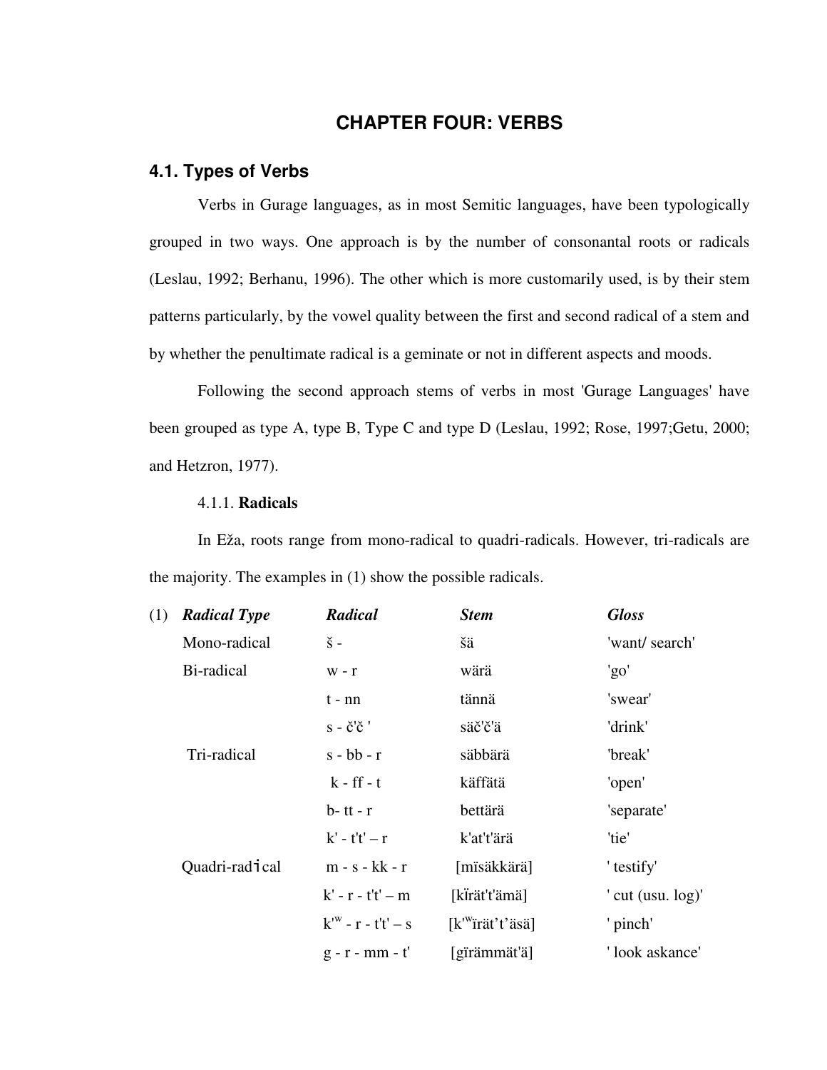# CHAPTER FOUR: VERBS

## 4.1. Types of Verbs

Verbs in Gurage languages, as in most Semitic languages, have been typologically grouped in two ways. One approach is by the number of consonantal roots or radicals (Leslau, 1992; Berhanu, 1996). The other which is more customarily used, is by their stem patterns particularly, by the vowel quality between the first and second radical of a stem and by whether the penultimate radical is a geminate or not in different aspects and moods.

Following the second approach stems of verbs in most 'Gurage Languages' have been grouped as type A, type B, Type C and type D (Leslau, 1992; Rose, 1997;Getu, 2000; and Hetzron, 1977).

### 4.1.1. **Radicals**

In Eža, roots range from mono-radical to quadri-radicals. However, tri-radicals are the majority. The examples in (1) show the possible radicals.

| (1) | ***Radical Type*** | ***Radical*** | ***Stem*** | ***Gloss*** |
|---|---|---|---|---|
| | Mono-radical | š - | šä | 'want/ search' |
| | Bi-radical | w - r | wärä | 'go' |
| | | t - nn | tännä | 'swear' |
| | | s - č'č ' | säč'č'ä | 'drink' |
| | Tri-radical | s - bb - r | säbbärä | 'break' |
| | | k - ff - t | käffätä | 'open' |
| | | b- tt - r | bettärä | 'separate' |
| | | k' - t't' – r | k'at't'ärä | 'tie' |
| | Quadri-radical | m - s - kk - r | [mïsäkkärä] | ' testify' |
| | | k' - r - t't' – m | [kïrät't'ämä] | ' cut (usu. log)' |
| | | k'ʷ - r - t't' – s | [k'ʷïrät't'äsä] | ' pinch' |
| | | g - r - mm - t' | [gïrämmät'ä] | ' look askance' |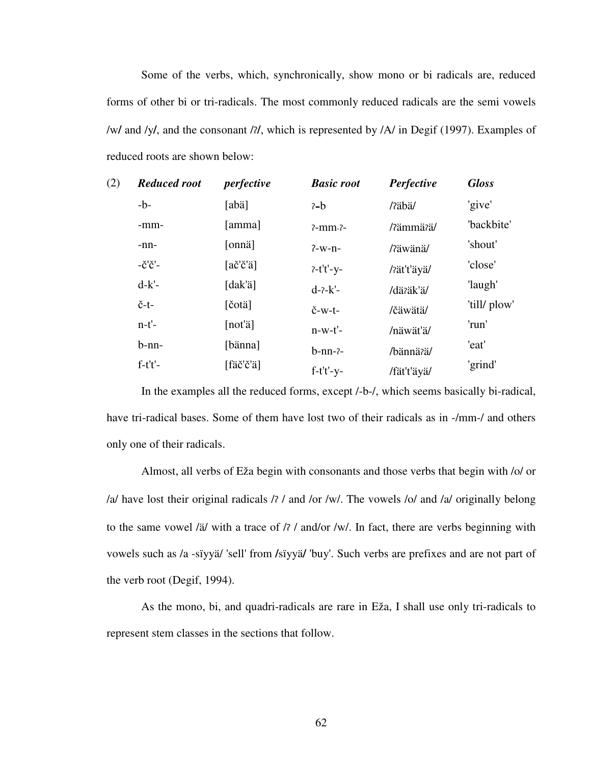Some of the verbs, which, synchronically, show mono or bi radicals are, reduced forms of other bi or tri-radicals. The most commonly reduced radicals are the semi vowels /w/ and /y/, and the consonant /ʔ/, which is represented by /A/ in Degif (1997). Examples of reduced roots are shown below:

| (2) | ***Reduced root*** | ***perfective*** | ***Basic root*** | ***Perfective*** | ***Gloss*** |
|---|---|---|---|---|---|
| | -b- | [abä] | ʔ-b | /ʔäbä/ | 'give' |
| | -mm- | [amma] | ʔ-mm-ʔ- | /ʔämmäʔä/ | 'backbite' |
| | -nn- | [onnä] | ʔ-w-n- | /ʔäwänä/ | 'shout' |
| | -č'č'- | [ač'č'ä] | ʔ-t't'-y- | /ʔät't'äyä/ | 'close' |
| | d-k'- | [dak'ä] | d-ʔ-k'- | /däʔäk'ä/ | 'laugh' |
| | č-t- | [čotä] | č-w-t- | /čäwätä/ | 'till/ plow' |
| | n-t'- | [not'ä] | n-w-t'- | /näwät'ä/ | 'run' |
| | b-nn- | [bänna] | b-nn-ʔ- | /bännäʔä/ | 'eat' |
| | f-t't'- | [fäč'č'ä] | f-t't'-y- | /fät't'äyä/ | 'grind' |

In the examples all the reduced forms, except /-b-/, which seems basically bi-radical, have tri-radical bases. Some of them have lost two of their radicals as in -/mm-/ and others only one of their radicals.

Almost, all verbs of Eža begin with consonants and those verbs that begin with /o/ or /a/ have lost their original radicals /ʔ / and /or /w/. The vowels /o/ and /a/ originally belong to the same vowel /ä/ with a trace of /ʔ / and/or /w/. In fact, there are verbs beginning with vowels such as /a -sïyyä/ 'sell' from /sïyyä/ 'buy'. Such verbs are prefixes and are not part of the verb root (Degif, 1994).

As the mono, bi, and quadri-radicals are rare in Eža, I shall use only tri-radicals to represent stem classes in the sections that follow.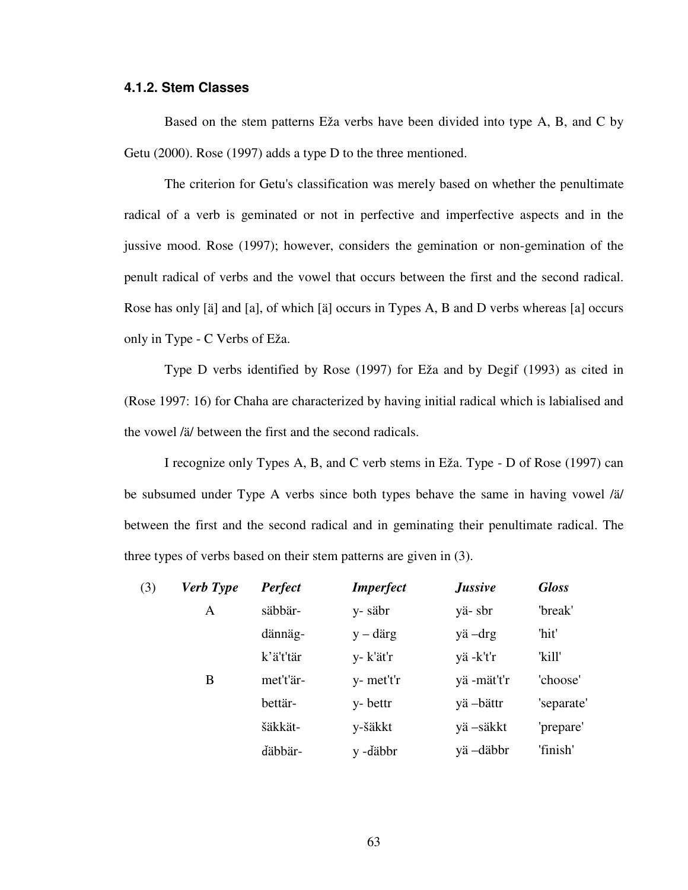### 4.1.2. Stem Classes

Based on the stem patterns Eža verbs have been divided into type A, B, and C by Getu (2000). Rose (1997) adds a type D to the three mentioned.

The criterion for Getu's classification was merely based on whether the penultimate radical of a verb is geminated or not in perfective and imperfective aspects and in the jussive mood. Rose (1997); however, considers the gemination or non-gemination of the penult radical of verbs and the vowel that occurs between the first and the second radical. Rose has only [ä] and [a], of which [ä] occurs in Types A, B and D verbs whereas [a] occurs only in Type - C Verbs of Eža.

Type D verbs identified by Rose (1997) for Eža and by Degif (1993) as cited in (Rose 1997: 16) for Chaha are characterized by having initial radical which is labialised and the vowel /ä/ between the first and the second radicals.

I recognize only Types A, B, and C verb stems in Eža. Type - D of Rose (1997) can be subsumed under Type A verbs since both types behave the same in having vowel /ä/ between the first and the second radical and in geminating their penultimate radical. The three types of verbs based on their stem patterns are given in (3).

| (3) | *Verb Type* | *Perfect* | *Imperfect* | *Jussive* | *Gloss* |
|---|---|---|---|---|---|
| | A | säbbär- | y- säbr | yä- sbr | 'break' |
| | | dännäg- | y – därg | yä –drg | 'hit' |
| | | k'ä't'tär | y- k'ät'r | yä -k't'r | 'kill' |
| | B | met't'är- | y- met't'r | yä -mät't'r | 'choose' |
| | | bettär- | y- bettr | yä –bättr | 'separate' |
| | | šäkkät- | y-šäkkt | yä –säkkt | 'prepare' |
| | | ďäbbär- | y -ďäbbr | yä –däbbr | 'finish' |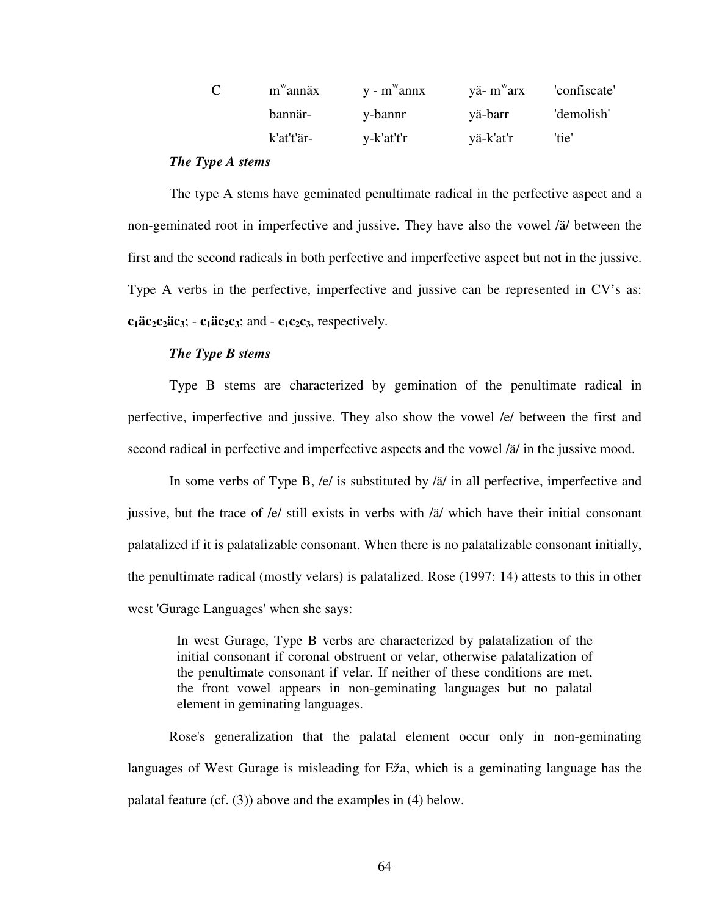| C | m$^{w}$annäx | y - m$^{w}$annx | yä- m$^{w}$arx | 'confiscate' |
|---|---|---|---|---|
| | bannär- | y-bannr | yä-barr | 'demolish' |
| | k'at't'är- | y-k'at't'r | yä-k'at'r | 'tie' |

***The Type A stems***

The type A stems have geminated penultimate radical in the perfective aspect and a non-geminated root in imperfective and jussive. They have also the vowel /ä/ between the first and the second radicals in both perfective and imperfective aspect but not in the jussive. Type A verbs in the perfective, imperfective and jussive can be represented in CV's as: **$c_1$ä$c_2c_2$ä$c_3$**; - **$c_1$ä$c_2c_3$**; and - **$c_1c_2c_3$**, respectively.

***The Type B stems***

Type B stems are characterized by gemination of the penultimate radical in perfective, imperfective and jussive. They also show the vowel /e/ between the first and second radical in perfective and imperfective aspects and the vowel /ä/ in the jussive mood.

In some verbs of Type B, /e/ is substituted by /ä/ in all perfective, imperfective and jussive, but the trace of /e/ still exists in verbs with /ä/ which have their initial consonant palatalized if it is palatalizable consonant. When there is no palatalizable consonant initially, the penultimate radical (mostly velars) is palatalized. Rose (1997: 14) attests to this in other west 'Gurage Languages' when she says:

> In west Gurage, Type B verbs are characterized by palatalization of the initial consonant if coronal obstruent or velar, otherwise palatalization of the penultimate consonant if velar. If neither of these conditions are met, the front vowel appears in non-geminating languages but no palatal element in geminating languages.

Rose's generalization that the palatal element occur only in non-geminating languages of West Gurage is misleading for Eža, which is a geminating language has the palatal feature (cf. (3)) above and the examples in (4) below.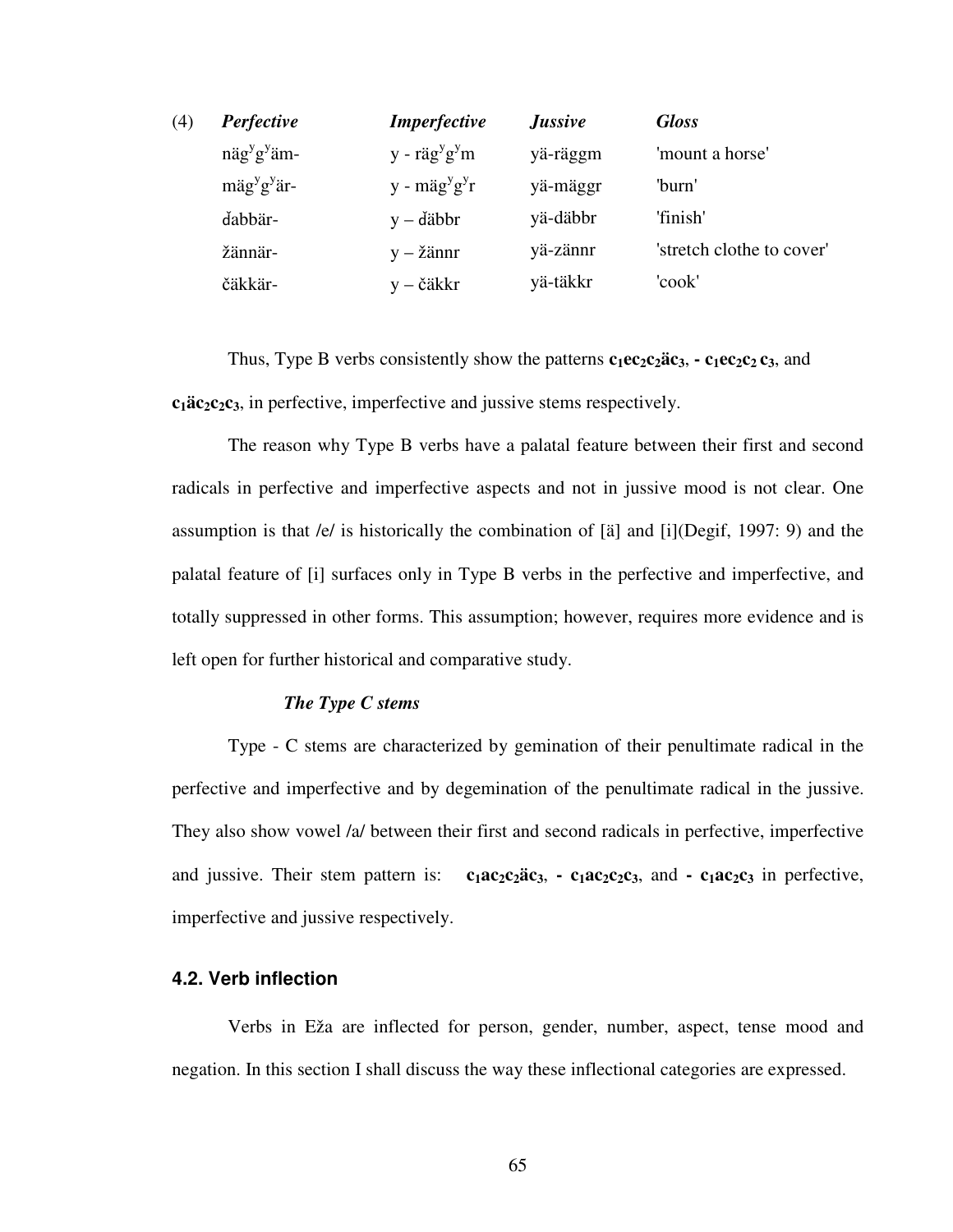(4)

| *Perfective* | *Imperfective* | *Jussive* | *Gloss* |
|---|---|---|---|
| $näg^yg^yäm$- | y - $räg^yg^ym$ | yä-räggm | 'mount a horse' |
| $mäg^yg^yär$- | y - $mäg^yg^yr$ | yä-mäggr | 'burn' |
| ďabbär- | y – ďäbbr | yä-däbbr | 'finish' |
| žännär- | y – žännr | yä-zännr | 'stretch clothe to cover' |
| čäkkär- | y – čäkkr | yä-täkkr | 'cook' |

Thus, Type B verbs consistently show the patterns **$c_1ec_2c_2äc_3$**, **- $c_1ec_2c_2\,c_3$**, and **$c_1äc_2c_2c_3$**, in perfective, imperfective and jussive stems respectively.

The reason why Type B verbs have a palatal feature between their first and second radicals in perfective and imperfective aspects and not in jussive mood is not clear. One assumption is that /e/ is historically the combination of [ä] and [i](Degif, 1997: 9) and the palatal feature of [i] surfaces only in Type B verbs in the perfective and imperfective, and totally suppressed in other forms. This assumption; however, requires more evidence and is left open for further historical and comparative study.

***The Type C stems***

Type - C stems are characterized by gemination of their penultimate radical in the perfective and imperfective and by degemination of the penultimate radical in the jussive. They also show vowel /a/ between their first and second radicals in perfective, imperfective and jussive. Their stem pattern is: **$c_1ac_2c_2äc_3$**, **- $c_1ac_2c_2c_3$**, and **- $c_1ac_2c_3$** in perfective, imperfective and jussive respectively.

## 4.2. Verb inflection

Verbs in Eža are inflected for person, gender, number, aspect, tense mood and negation. In this section I shall discuss the way these inflectional categories are expressed.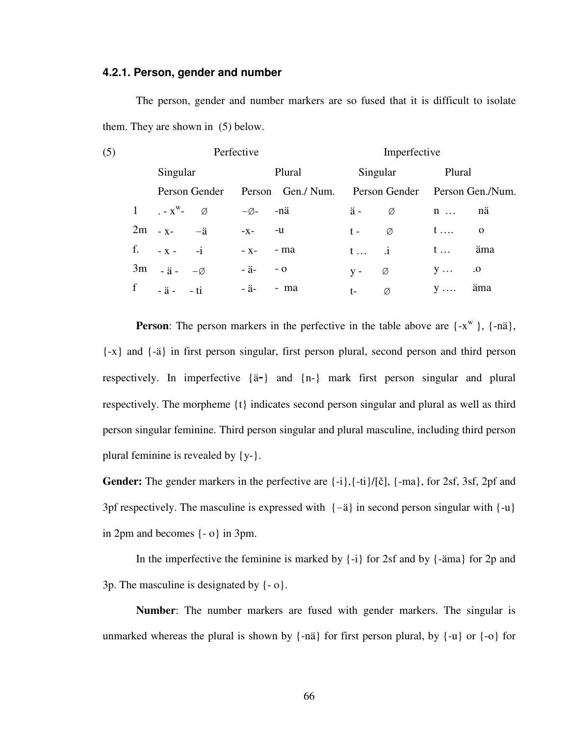#### 4.2.1. Person, gender and number

The person, gender and number markers are so fused that it is difficult to isolate them. They are shown in (5) below.

(5)

| | Perfective | | | | Imperfective | | | |
|---|---|---|---|---|---|---|---|---|
| | Singular | | Plural | | Singular | | Plural | |
| | Person | Gender | Person | Gen./ Num. | Person | Gender | Person | Gen./Num. |
| 1 | . - $x^w$- | ∅ | −∅- | -nä | ä - | ∅ | n … | nä |
| 2m | - x- | −ä | -x- | -u | t - | ∅ | t …. | o |
| f. | - x - | -i | - x- | - ma | t … | .i | t … | äma |
| 3m | - ä - | −∅ | - ä- | - o | y - | ∅ | y … | .o |
| f | - ä - | - ti | - ä- | - ma | t- | ∅ | y …. | äma |

**Person**: The person markers in the perfective in the table above are {-$x^w$ }, {-nä}, {-x} and {-ä} in first person singular, first person plural, second person and third person respectively. In imperfective {ä-} and {n-} mark first person singular and plural respectively. The morpheme {t} indicates second person singular and plural as well as third person singular feminine. Third person singular and plural masculine, including third person plural feminine is revealed by {y-}.

**Gender:** The gender markers in the perfective are {-i},{-ti}/[č], {-ma}, for 2sf, 3sf, 2pf and 3pf respectively. The masculine is expressed with {−ä} in second person singular with {-u} in 2pm and becomes {- o} in 3pm.

In the imperfective the feminine is marked by {-i} for 2sf and by {-äma} for 2p and 3p. The masculine is designated by {- o}.

**Number**: The number markers are fused with gender markers. The singular is unmarked whereas the plural is shown by {-nä} for first person plural, by {-u} or {-o} for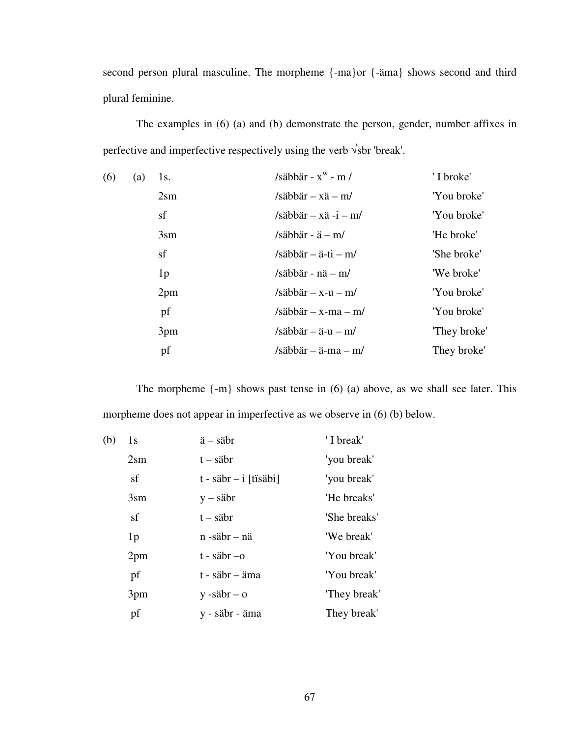second person plural masculine. The morpheme {-ma}or {-äma} shows second and third plural feminine.

The examples in (6) (a) and (b) demonstrate the person, gender, number affixes in perfective and imperfective respectively using the verb √sbr 'break'.

| (6) | (a) | 1s. | /säbbär - $x^w$ - m / | ' I broke' |
|---|---|---|---|---|
| | | 2sm | /säbbär – xä – m/ | 'You broke' |
| | | sf | /säbbär – xä -i – m/ | 'You broke' |
| | | 3sm | /säbbär - ä – m/ | 'He broke' |
| | | sf | /säbbär – ä-ti – m/ | 'She broke' |
| | | 1p | /säbbär - nä – m/ | 'We broke' |
| | | 2pm | /säbbär – x-u – m/ | 'You broke' |
| | | pf | /säbbär – x-ma – m/ | 'You broke' |
| | | 3pm | /säbbär – ä-u – m/ | 'They broke' |
| | | pf | /säbbär – ä-ma – m/ | They broke' |

The morpheme {-m} shows past tense in (6) (a) above, as we shall see later. This morpheme does not appear in imperfective as we observe in (6) (b) below.

| (b) | 1s | ä – säbr | ' I break' |
|---|---|---|---|
| | 2sm | t – säbr | 'you break' |
| | sf | t - säbr – i [tïsäbi] | 'you break' |
| | 3sm | y – säbr | 'He breaks' |
| | sf | t – säbr | 'She breaks' |
| | 1p | n -säbr – nä | 'We break' |
| | 2pm | t - säbr –o | 'You break' |
| | pf | t - säbr – äma | 'You break' |
| | 3pm | y -säbr – o | 'They break' |
| | pf | y - säbr - äma | They break' |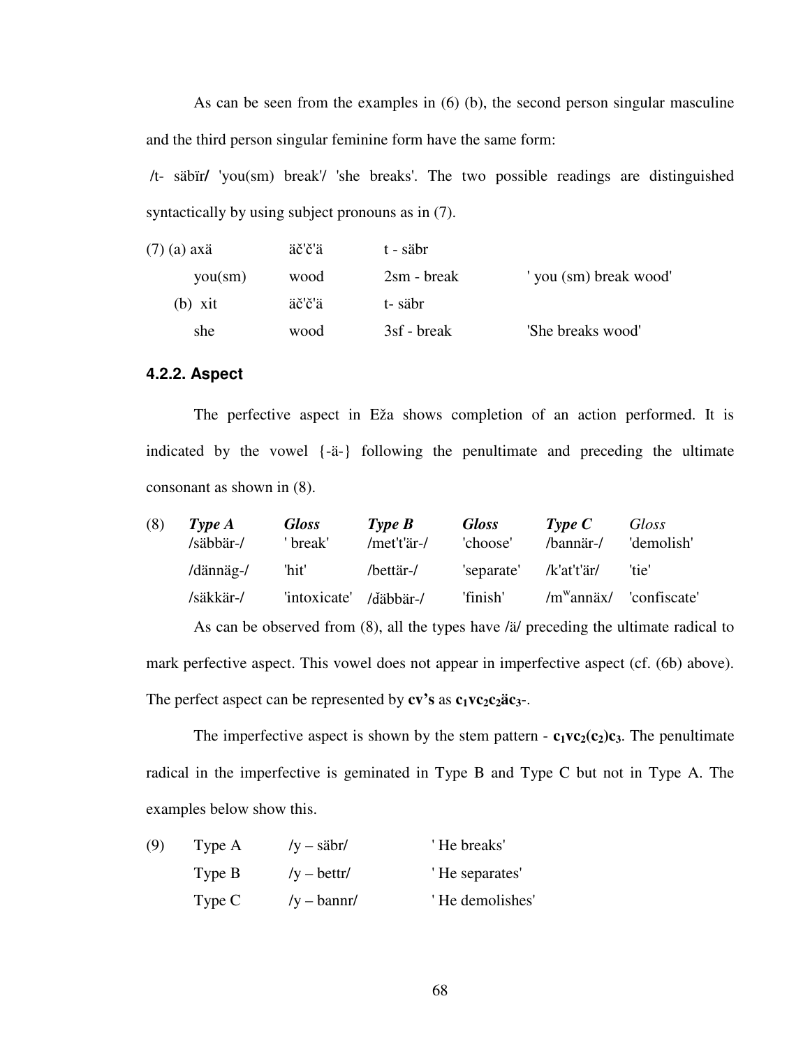As can be seen from the examples in (6) (b), the second person singular masculine and the third person singular feminine form have the same form:

/t- säbïr/ 'you(sm) break'/ 'she breaks'. The two possible readings are distinguished syntactically by using subject pronouns as in (7).

| (7) (a) axä | äč'č'ä | t - säbr | |
|---|---|---|---|
| you(sm) | wood | 2sm - break | ' you (sm) break wood' |
| (b) xit | äč'č'ä | t- säbr | |
| she | wood | 3sf - break | 'She breaks wood' |

### 4.2.2. Aspect

The perfective aspect in Eža shows completion of an action performed. It is indicated by the vowel {-ä-} following the penultimate and preceding the ultimate consonant as shown in (8).

| (8) | *Type A* | *Gloss* | *Type B* | *Gloss* | *Type C* | *Gloss* |
|---|---|---|---|---|---|---|
| | /säbbär-/ | ' break' | /met't'är-/ | 'choose' | /bannär-/ | 'demolish' |
| | /dännäg-/ | 'hit' | /bettär-/ | 'separate' | /k'at't'är/ | 'tie' |
| | /säkkär-/ | 'intoxicate' | /ďäbbär-/ | 'finish' | /m$^{w}$annäx/ | 'confiscate' |

As can be observed from (8), all the types have /ä/ preceding the ultimate radical to mark perfective aspect. This vowel does not appear in imperfective aspect (cf. (6b) above). The perfect aspect can be represented by **cv's** as **$c_1vc_2c_2äc_3$**-.

The imperfective aspect is shown by the stem pattern - **$c_1vc_2(c_2)c_3$**. The penultimate radical in the imperfective is geminated in Type B and Type C but not in Type A. The examples below show this.

| (9) | Type A | /y – säbr/ | ' He breaks' |
|---|---|---|---|
| | Type B | /y – bettr/ | ' He separates' |
| | Type C | /y – bannr/ | ' He demolishes' |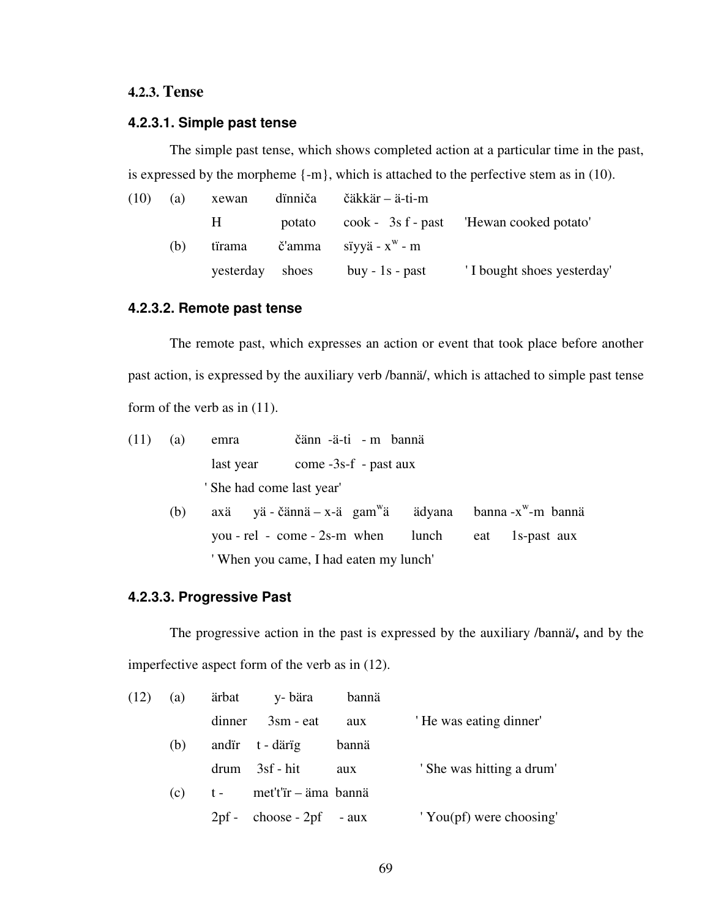### 4.2.3. Tense

#### 4.2.3.1. Simple past tense

The simple past tense, which shows completed action at a particular time in the past, is expressed by the morpheme {-m}, which is attached to the perfective stem as in (10).

(10) (a) xewan dïnniča čäkkär – ä-ti-m
H potato cook - 3s f - past 'Hewan cooked potato'

(b) tïrama č'amma sïyyä - x$^{w}$ - m
yesterday shoes buy - 1s - past ' I bought shoes yesterday'

#### 4.2.3.2. Remote past tense

The remote past, which expresses an action or event that took place before another past action, is expressed by the auxiliary verb /bannä/, which is attached to simple past tense form of the verb as in (11).

(11) (a) emra čänn -ä-ti - m bannä
last year come -3s-f - past aux
' She had come last year'

(b) axä yä - čännä – x-ä gam$^{w}$ä ädyana banna -x$^{w}$-m bannä
you - rel - come - 2s-m when lunch eat 1s-past aux
' When you came, I had eaten my lunch'

#### 4.2.3.3. Progressive Past

The progressive action in the past is expressed by the auxiliary **/**bannä**/,** and by the imperfective aspect form of the verb as in (12).

(12) (a) ärbat y- bära bannä
dinner 3sm - eat aux ' He was eating dinner'

(b) andïr t - därïg bannä
drum 3sf - hit aux ' She was hitting a drum'

(c) t - met't'ïr – äma bannä
2pf - choose - 2pf - aux ' You(pf) were choosing'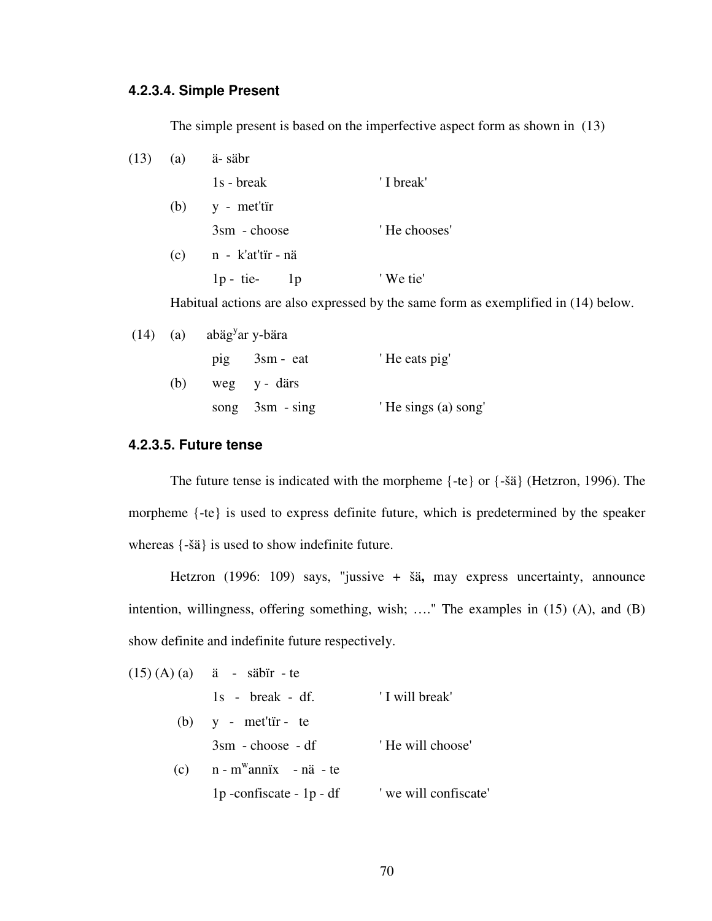#### 4.2.3.4. Simple Present

The simple present is based on the imperfective aspect form as shown in (13)

(13) (a) ä- säbr
1s - break ' I break'

(b) y - met'tïr
3sm - choose ' He chooses'

(c) n - k'at'tïr - nä
1p - tie- 1p ' We tie'

Habitual actions are also expressed by the same form as exemplified in (14) below.

(14) (a) abäg$^{y}$ar y-bära
pig 3sm - eat ' He eats pig'

(b) weg y - därs
song 3sm - sing ' He sings (a) song'

#### 4.2.3.5. Future tense

The future tense is indicated with the morpheme {-te} or {-šä} (Hetzron, 1996). The morpheme {-te} is used to express definite future, which is predetermined by the speaker whereas {-šä} is used to show indefinite future.

Hetzron (1996: 109) says, "jussive + šä**,** may express uncertainty, announce intention, willingness, offering something, wish; …." The examples in (15) (A), and (B) show definite and indefinite future respectively.

(15) (A) (a) ä - säbïr - te
1s - break - df. ' I will break'

(b) y - met'tïr - te
3sm - choose - df ' He will choose'

(c) n - m$^{w}$annïx - nä - te
1p -confiscate - 1p - df ' we will confiscate'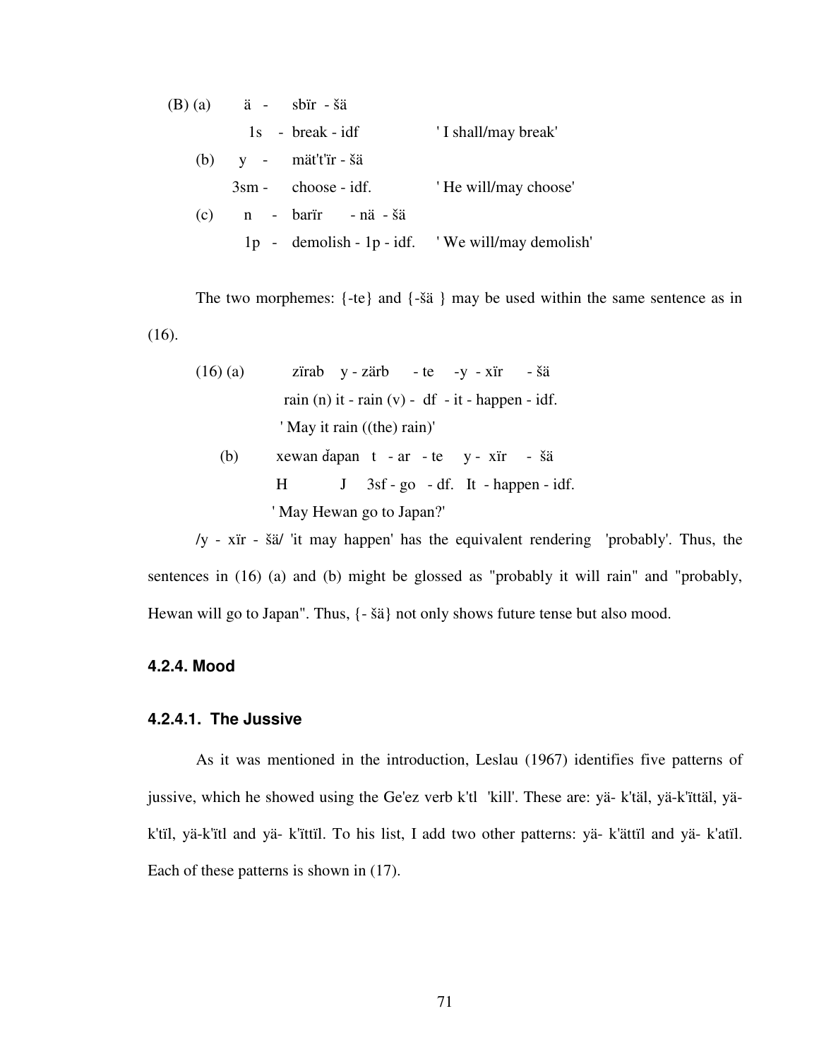(B) (a) ä - sbïr - šä

1s - break - idf ' I shall/may break'

(b) y - mät't'ïr - šä

3sm - choose - idf. ' He will/may choose'

(c) n - barïr - nä - šä

1p - demolish - 1p - idf. ' We will/may demolish'

The two morphemes: {-te} and {-šä } may be used within the same sentence as in (16).

(16) (a) zïrab y - zärb - te -y - xïr - šä

rain (n) it - rain (v) - df - it - happen - idf.

' May it rain ((the) rain)'

(b) xewan ǰapan t - ar - te y - xïr - šä

H J 3sf - go - df. It - happen - idf.

' May Hewan go to Japan?'

/y - xïr - šä/ 'it may happen' has the equivalent rendering 'probably'. Thus, the sentences in (16) (a) and (b) might be glossed as "probably it will rain" and "probably, Hewan will go to Japan". Thus, {- šä} not only shows future tense but also mood.

### 4.2.4. Mood

#### 4.2.4.1. The Jussive

As it was mentioned in the introduction, Leslau (1967) identifies five patterns of jussive, which he showed using the Ge'ez verb k'tl 'kill'. These are: yä- k'täl, yä-k'ïttäl, yä-k'tïl, yä-k'ïtl and yä- k'ïttïl. To his list, I add two other patterns: yä- k'ättïl and yä- k'atïl. Each of these patterns is shown in (17).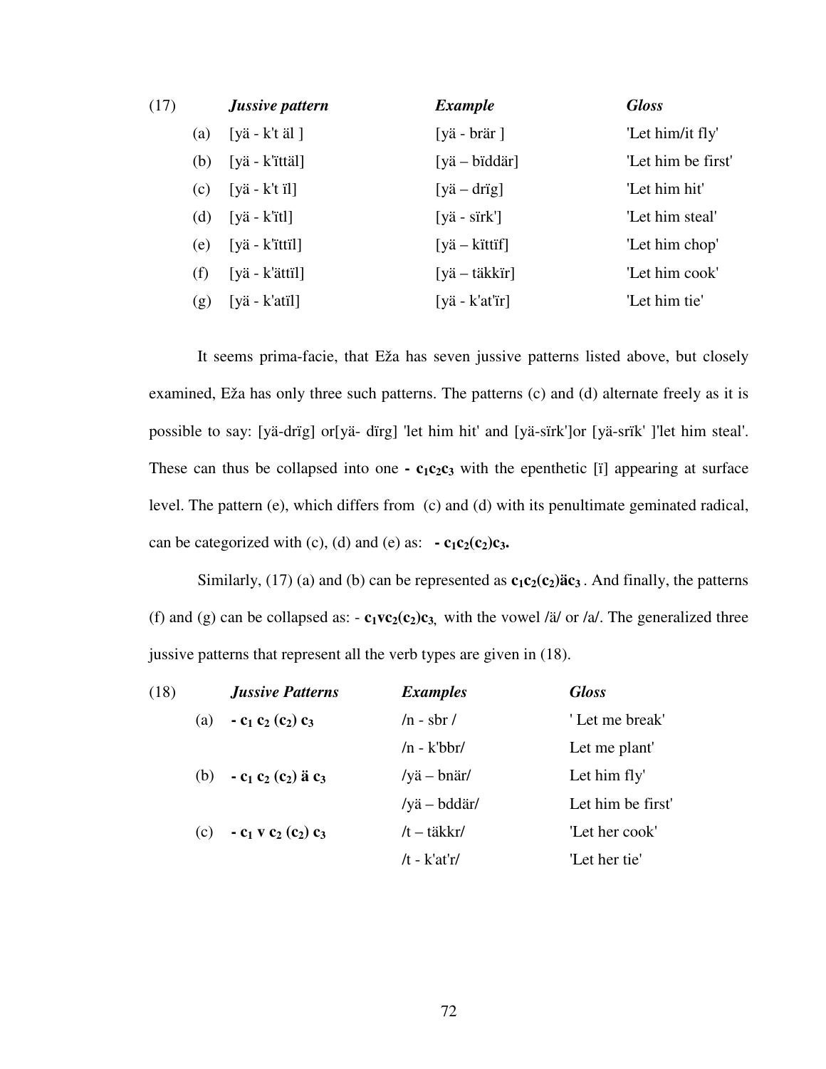| (17) | | *Jussive pattern* | *Example* | *Gloss* |
|---|---|---|---|---|
| | (a) | [yä - k't äl ] | [yä - brär ] | 'Let him/it fly' |
| | (b) | [yä - k'ïttäl] | [yä – bïddär] | 'Let him be first' |
| | (c) | [yä - k't ïl] | [yä – drïg] | 'Let him hit' |
| | (d) | [yä - k'ïtl] | [yä - sïrk'] | 'Let him steal' |
| | (e) | [yä - k'ïttïl] | [yä – kïttïf] | 'Let him chop' |
| | (f) | [yä - k'ättïl] | [yä – täkkïr] | 'Let him cook' |
| | (g) | [yä - k'atïl] | [yä - k'at'ïr] | 'Let him tie' |

It seems prima-facie, that Eža has seven jussive patterns listed above, but closely examined, Eža has only three such patterns. The patterns (c) and (d) alternate freely as it is possible to say: [yä-drïg] or[yä- dïrg] 'let him hit' and [yä-sïrk']or [yä-srïk' ]'let him steal'. These can thus be collapsed into one **- $c_1c_2c_3$** with the epenthetic [ï] appearing at surface level. The pattern (e), which differs from (c) and (d) with its penultimate geminated radical, can be categorized with (c), (d) and (e) as: **- $c_1c_2(c_2)c_3$.**

Similarly, (17) (a) and (b) can be represented as **$c_1c_2(c_2)$ä$c_3$** . And finally, the patterns (f) and (g) can be collapsed as: - **$c_1vc_2(c_2)c_3$**, with the vowel /ä/ or /a/. The generalized three jussive patterns that represent all the verb types are given in (18).

| (18) | | *Jussive Patterns* | *Examples* | *Gloss* |
|---|---|---|---|---|
| | (a) | **- $c_1$ $c_2$ ($c_2$) $c_3$** | /n - sbr / | ' Let me break' |
| | | | /n - k'bbr/ | Let me plant' |
| | (b) | **- $c_1$ $c_2$ ($c_2$) ä $c_3$** | /yä – bnär/ | Let him fly' |
| | | | /yä – bddär/ | Let him be first' |
| | (c) | **- $c_1$ v $c_2$ ($c_2$) $c_3$** | /t – täkkr/ | 'Let her cook' |
| | | | /t - k'at'r/ | 'Let her tie' |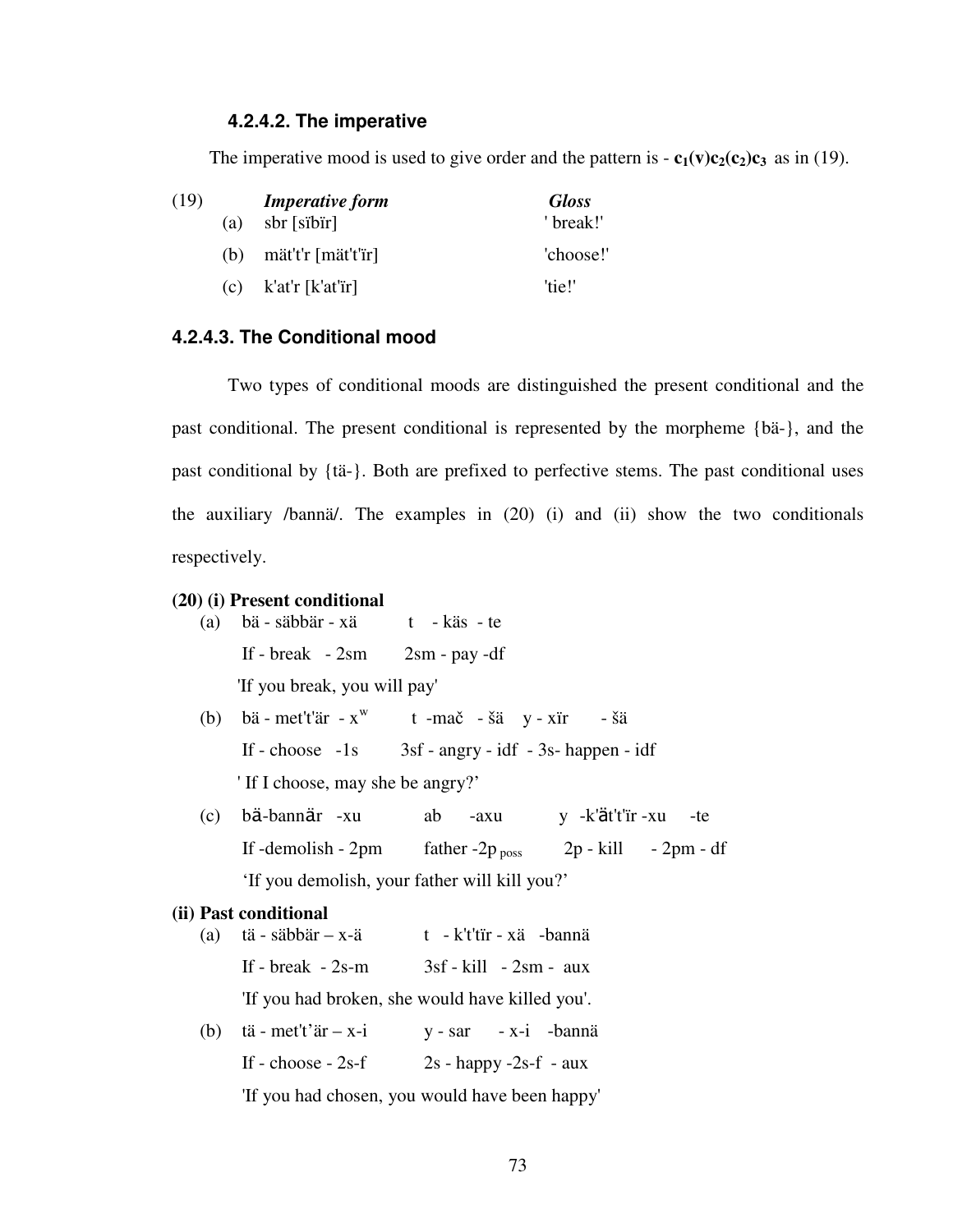#### 4.2.4.2. The imperative

The imperative mood is used to give order and the pattern is - $\mathbf{c_1(v)c_2(c_2)c_3}$ as in (19).

(19)

| | *Imperative form* | *Gloss* |
|---|---|---|
| (a) | sbr [sïbïr] | ' break!' |
| (b) | mät't'r [mät't'ïr] | 'choose!' |
| (c) | k'at'r [k'at'ïr] | 'tie!' |

#### 4.2.4.3. The Conditional mood

Two types of conditional moods are distinguished the present conditional and the past conditional. The present conditional is represented by the morpheme {bä-}, and the past conditional by {tä-}. Both are prefixed to perfective stems. The past conditional uses the auxiliary /bannä/. The examples in (20) (i) and (ii) show the two conditionals respectively.

**(20) (i) Present conditional**

(a) bä - säbbär - xä     t - käs - te

If - break - 2sm     2sm - pay -df

'If you break, you will pay'

(b) bä - met't'är - $x^w$     t -mač - šä   y - xïr   - šä

If - choose -1s     3sf - angry - idf - 3s- happen - idf

' If I choose, may she be angry?'

(c) bä-bannär -xu     ab   -axu     y -k'ät't'ïr -xu   -te

If -demolish - 2pm     father -$2p_{poss}$     2p - kill   - 2pm - df

'If you demolish, your father will kill you?'

**(ii) Past conditional**

(a) tä - säbbär – x-ä     t - k't'tïr - xä -bannä

If - break - 2s-m     3sf - kill - 2sm - aux

'If you had broken, she would have killed you'.

(b) tä - met't'är – x-i     y - sar   - x-i -bannä

If - choose - 2s-f     2s - happy -2s-f - aux

'If you had chosen, you would have been happy'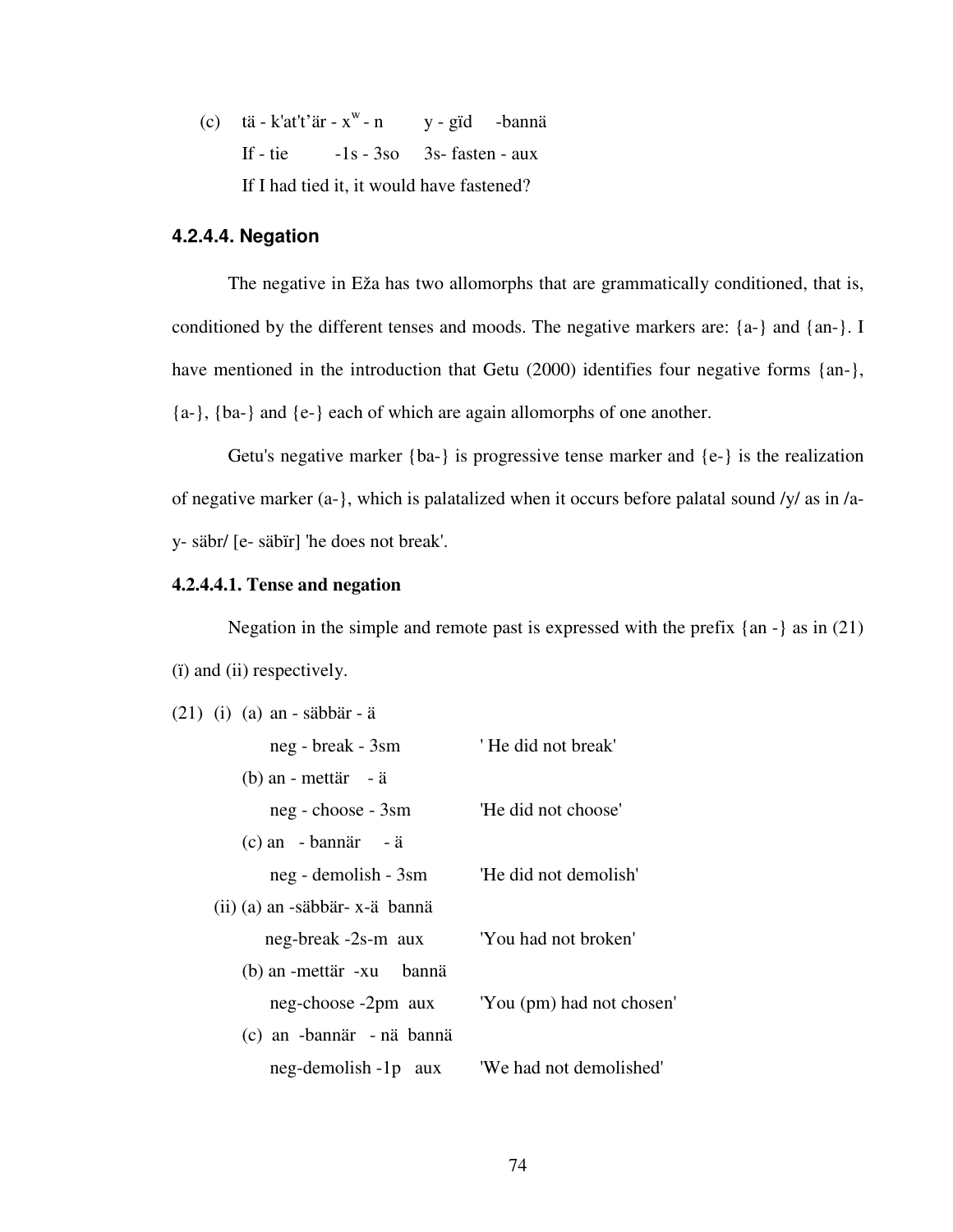(c) tä - k'at't'är - x$^{w}$ - n y - gïd -bannä

If - tie -1s - 3so 3s- fasten - aux

If I had tied it, it would have fastened?

#### 4.2.4.4. Negation

The negative in Eža has two allomorphs that are grammatically conditioned, that is, conditioned by the different tenses and moods. The negative markers are: {a-} and {an-}. I have mentioned in the introduction that Getu (2000) identifies four negative forms {an-}, {a-}, {ba-} and {e-} each of which are again allomorphs of one another.

Getu's negative marker {ba-} is progressive tense marker and {e-} is the realization of negative marker (a-}, which is palatalized when it occurs before palatal sound /y/ as in /a-y- säbr/ [e- säbïr] 'he does not break'.

**4.2.4.4.1. Tense and negation**

Negation in the simple and remote past is expressed with the prefix {an -} as in (21) (ï) and (ii) respectively.

(21) (i) (a) an - säbbär - ä

neg - break - 3sm ' He did not break'

(b) an - mettär - ä

neg - choose - 3sm 'He did not choose'

(c) an - bannär - ä

neg - demolish - 3sm 'He did not demolish'

(ii) (a) an -säbbär- x-ä bannä

neg-break -2s-m aux 'You had not broken'

(b) an -mettär -xu bannä

neg-choose -2pm aux 'You (pm) had not chosen'

(c) an -bannär - nä bannä

neg-demolish -1p aux 'We had not demolished'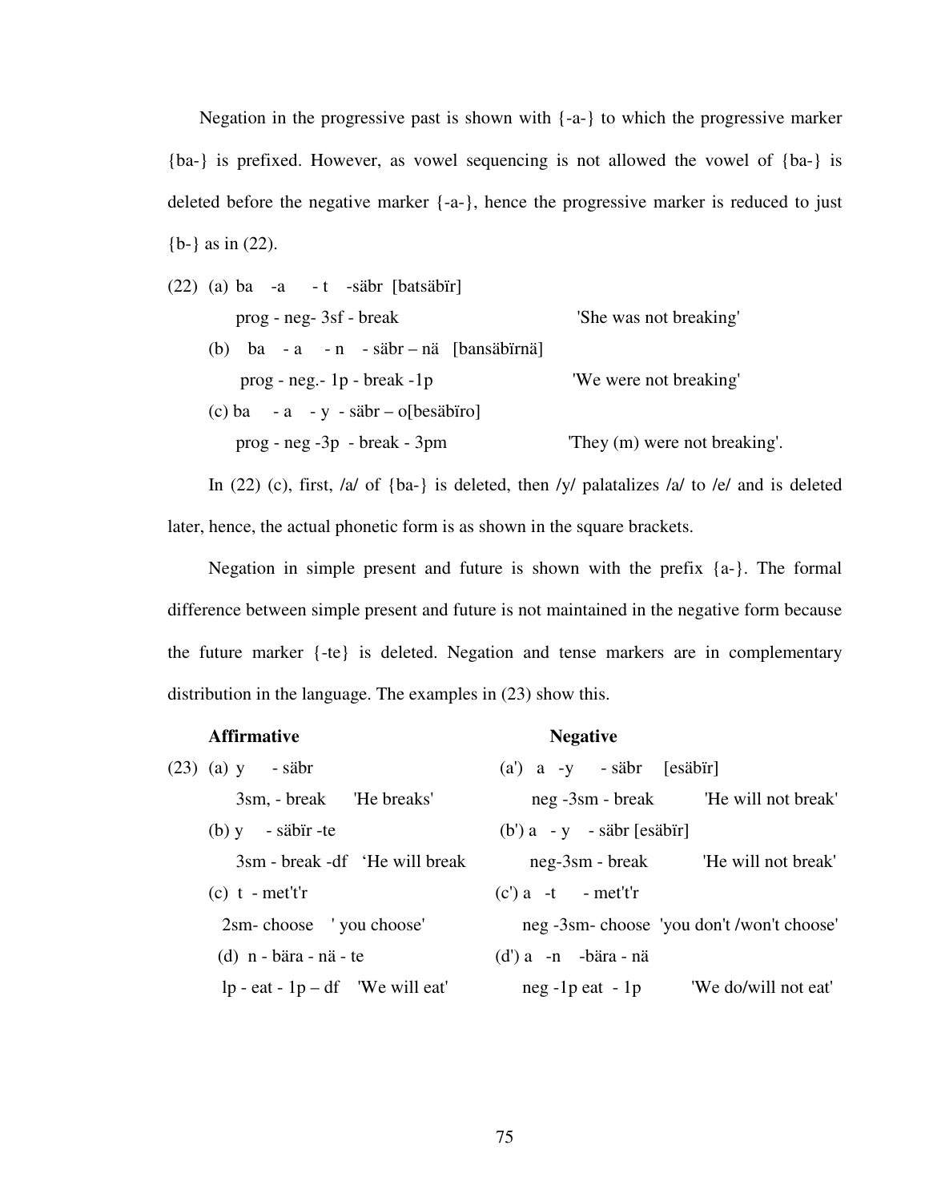Negation in the progressive past is shown with {-a-} to which the progressive marker {ba-} is prefixed. However, as vowel sequencing is not allowed the vowel of {ba-} is deleted before the negative marker {-a-}, hence the progressive marker is reduced to just {b-} as in (22).

(22) (a) ba -a - t -säbr [batsäbïr]

prog - neg- 3sf - break 'She was not breaking'

(b) ba - a - n - säbr – nä [bansäbïrnä]

prog - neg.- 1p - break -1p 'We were not breaking'

(c) ba - a - y - säbr – o[besäbïro]

prog - neg -3p - break - 3pm 'They (m) were not breaking'.

In (22) (c), first, /a/ of {ba-} is deleted, then /y/ palatalizes /a/ to /e/ and is deleted later, hence, the actual phonetic form is as shown in the square brackets.

Negation in simple present and future is shown with the prefix {a-}. The formal difference between simple present and future is not maintained in the negative form because the future marker {-te} is deleted. Negation and tense markers are in complementary distribution in the language. The examples in (23) show this.

| | **Affirmative** | | **Negative** | |
|---|---|---|---|---|
| (23) (a) | y - säbr<br>3sm, - break | 'He breaks' | (a') a -y - säbr [esäbïr]<br>neg -3sm - break | 'He will not break' |
| (b) | y - säbïr -te<br>3sm - break -df | 'He will break | (b') a - y - säbr [esäbïr]<br>neg-3sm - break | 'He will not break' |
| (c) | t - met't'r<br>2sm- choose | ' you choose' | (c') a -t - met't'r<br>neg -3sm- choose | 'you don't /won't choose' |
| (d) | n - bära - nä - te<br>lp - eat - 1p – df | 'We will eat' | (d') a -n -bära - nä<br>neg -1p eat - 1p | 'We do/will not eat' |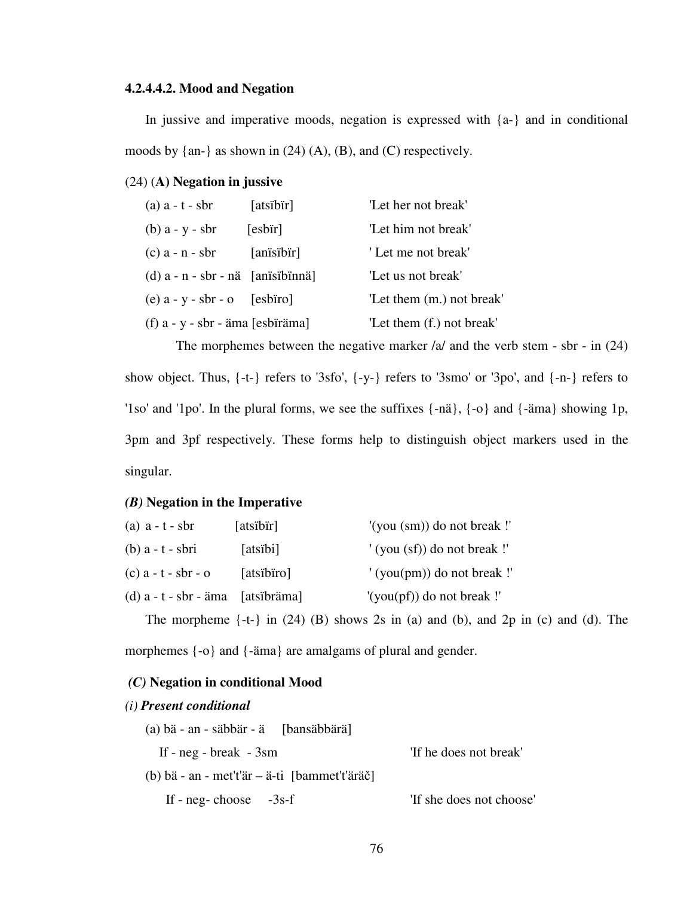#### 4.2.4.4.2. Mood and Negation

In jussive and imperative moods, negation is expressed with {a-} and in conditional moods by {an-} as shown in (24) (A), (B), and (C) respectively.

(24) (**A) Negation in jussive**

| | | |
|---|---|---|
| (a) a - t - sbr | [atsïbïr] | 'Let her not break' |
| (b) a - y - sbr | [esbïr] | 'Let him not break' |
| (c) a - n - sbr | [anïsïbïr] | ' Let me not break' |
| (d) a - n - sbr - nä | [anïsïbïnnä] | 'Let us not break' |
| (e) a - y - sbr - o | [esbïro] | 'Let them (m.) not break' |
| (f) a - y - sbr - äma | [esbïräma] | 'Let them (f.) not break' |

The morphemes between the negative marker /a/ and the verb stem - sbr - in (24) show object. Thus, {-t-} refers to '3sfo', {-y-} refers to '3smo' or '3po', and {-n-} refers to '1so' and '1po'. In the plural forms, we see the suffixes {-nä}, {-o} and {-äma} showing 1p, 3pm and 3pf respectively. These forms help to distinguish object markers used in the singular.

***(B)* Negation in the Imperative**

| | | |
|---|---|---|
| (a) a - t - sbr | [atsïbïr] | '(you (sm)) do not break !' |
| (b) a - t - sbri | [atsïbi] | ' (you (sf)) do not break !' |
| (c) a - t - sbr - o | [atsïbïro] | ' (you(pm)) do not break !' |
| (d) a - t - sbr - äma | [atsïbräma] | '(you(pf)) do not break !' |

The morpheme {-t-} in (24) (B) shows 2s in (a) and (b), and 2p in (c) and (d). The morphemes {-o} and {-äma} are amalgams of plural and gender.

***(C)* Negation in conditional Mood**

***(i) Present conditional***

(a) bä - an - säbbär - ä [bansäbbärä]
If - neg - break - 3sm — 'If he does not break'

(b) bä - an - met't'är – ä-ti [bammet't'äräč]
If - neg- choose -3s-f — 'If she does not choose'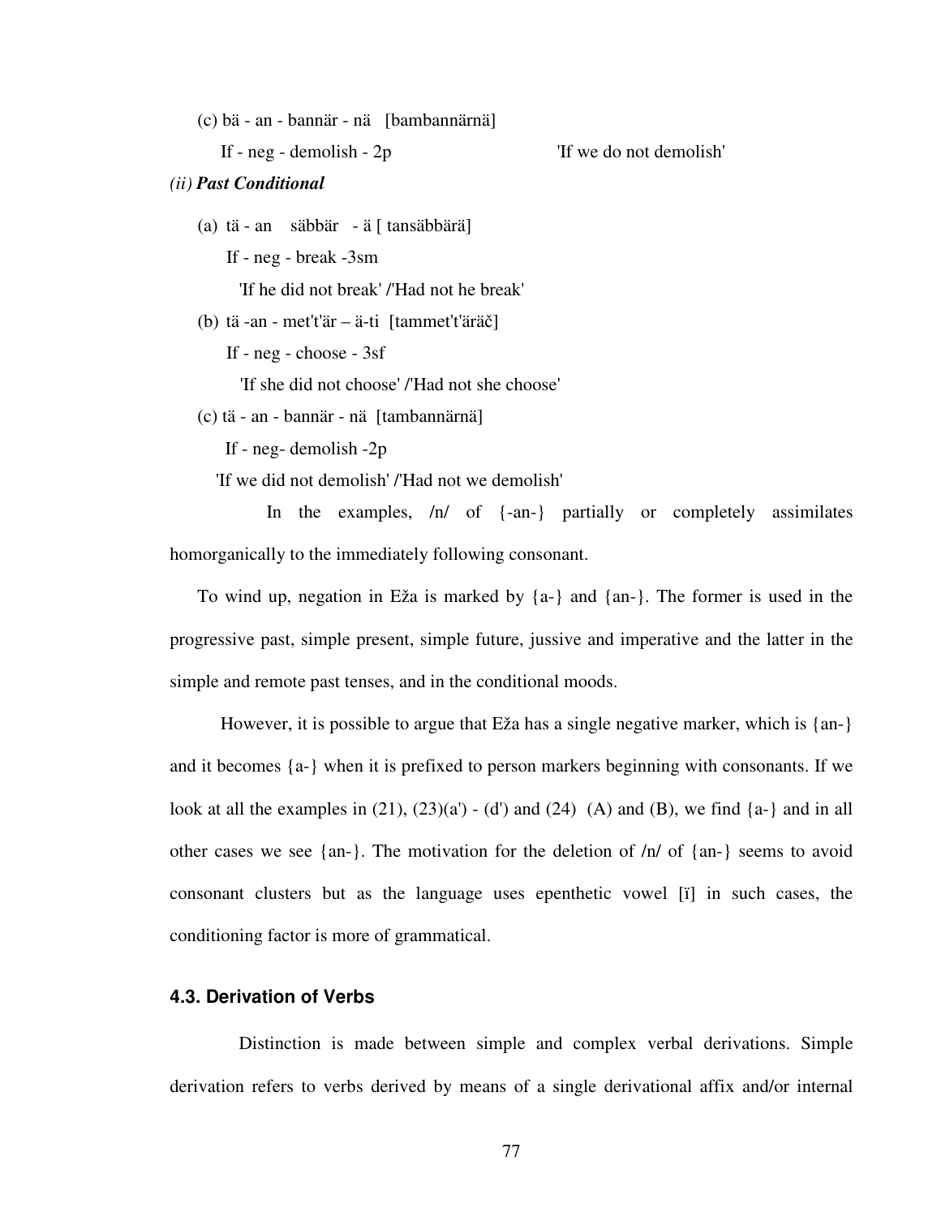(c) bä - an - bannär - nä [bambannärnä]

If - neg - demolish - 2p 'If we do not demolish'

*(ii)* ***Past Conditional***

(a) tä - an säbbär - ä [ tansäbbärä]

If - neg - break -3sm

'If he did not break' /'Had not he break'

(b) tä -an - met't'är – ä-ti [tammet't'äräč]

If - neg - choose - 3sf

'If she did not choose' /'Had not she choose'

(c) tä - an - bannär - nä [tambannärnä]

If - neg- demolish -2p

'If we did not demolish' /'Had not we demolish'

In the examples, /n/ of {-an-} partially or completely assimilates homorganically to the immediately following consonant.

To wind up, negation in Eža is marked by {a-} and {an-}. The former is used in the progressive past, simple present, simple future, jussive and imperative and the latter in the simple and remote past tenses, and in the conditional moods.

However, it is possible to argue that Eža has a single negative marker, which is {an-} and it becomes {a-} when it is prefixed to person markers beginning with consonants. If we look at all the examples in (21), (23)(a') - (d') and (24) (A) and (B), we find {a-} and in all other cases we see {an-}. The motivation for the deletion of /n/ of {an-} seems to avoid consonant clusters but as the language uses epenthetic vowel [ï] in such cases, the conditioning factor is more of grammatical.

### 4.3. Derivation of Verbs

Distinction is made between simple and complex verbal derivations. Simple derivation refers to verbs derived by means of a single derivational affix and/or internal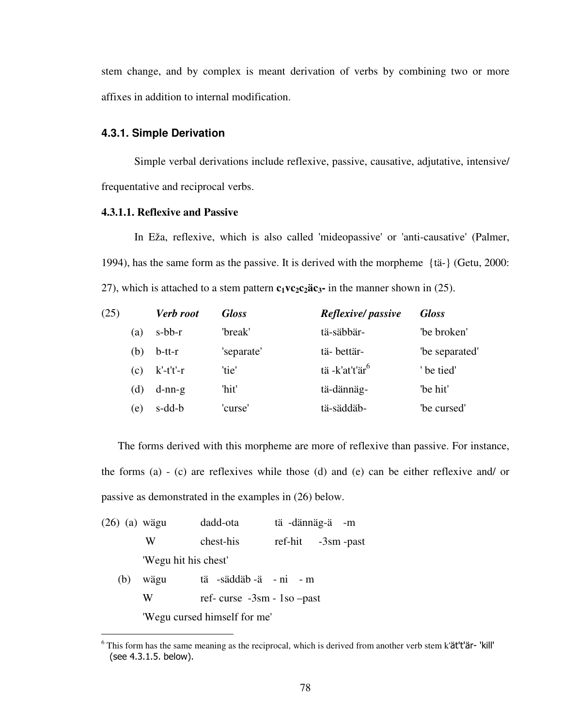stem change, and by complex is meant derivation of verbs by combining two or more affixes in addition to internal modification.

### 4.3.1. Simple Derivation

Simple verbal derivations include reflexive, passive, causative, adjutative, intensive/ frequentative and reciprocal verbs.

#### 4.3.1.1. Reflexive and Passive

In Eža, reflexive, which is also called 'mideopassive' or 'anti-causative' (Palmer, 1994), has the same form as the passive. It is derived with the morpheme {tä-} (Getu, 2000: 27), which is attached to a stem pattern $\mathbf{c_1vc_2c_2äc_3}$**-** in the manner shown in (25).

| (25) | | *Verb root* | *Gloss* | *Reflexive/ passive* | *Gloss* |
|---|---|---|---|---|---|
| | (a) | s-bb-r | 'break' | tä-säbbär- | 'be broken' |
| | (b) | b-tt-r | 'separate' | tä- bettär- | 'be separated' |
| | (c) | k'-t't'-r | 'tie' | tä -k'at't'är[6] | ' be tied' |
| | (d) | d-nn-g | 'hit' | tä-dännäg- | 'be hit' |
| | (e) | s-dd-b | 'curse' | tä-säddäb- | 'be cursed' |

The forms derived with this morpheme are more of reflexive than passive. For instance, the forms (a) - (c) are reflexives while those (d) and (e) can be either reflexive and/ or passive as demonstrated in the examples in (26) below.

(26) (a) wägu dadd-ota tä -dännäg-ä -m
W chest-his ref-hit -3sm -past
'Wegu hit his chest'

(b) wägu tä -säddäb -ä - ni - m
W ref- curse -3sm - 1so –past
'Wegu cursed himself for me'

[6] This form has the same meaning as the reciprocal, which is derived from another verb stem k'ät't'är- 'kill' (see 4.3.1.5. below).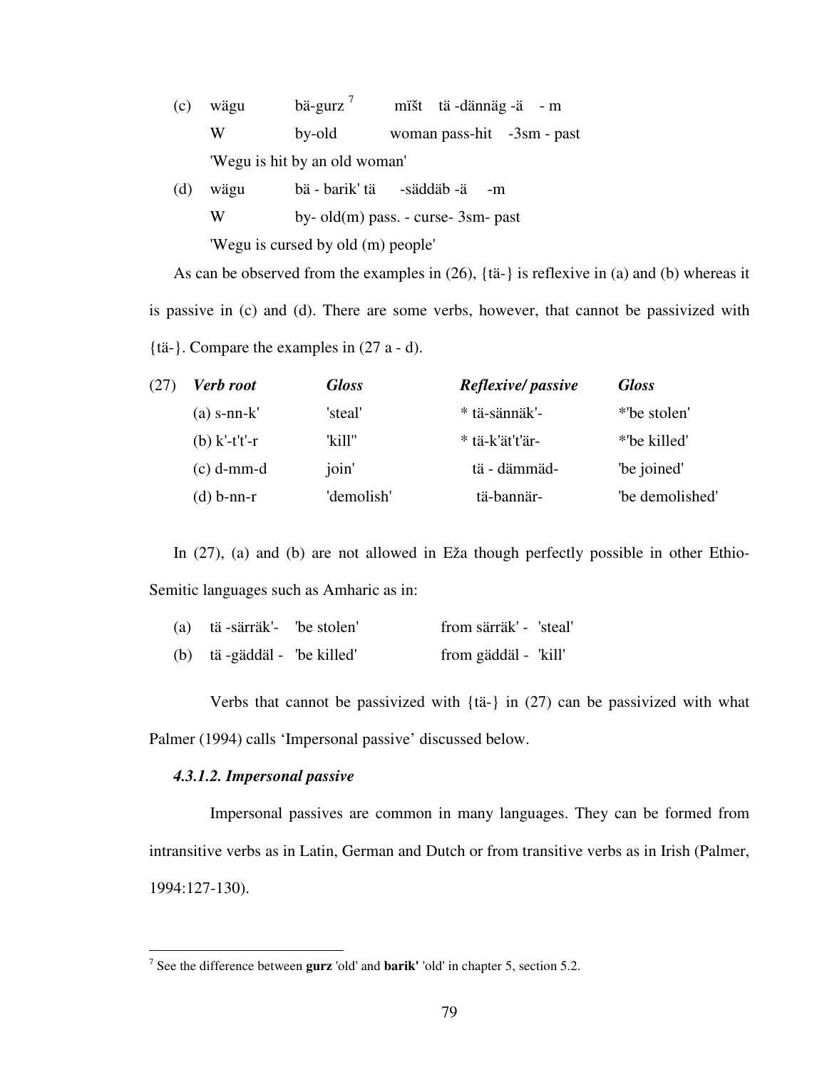(c) wägu   bä-gurz [7]   mïšt   tä -dännäg -ä   - m

W   by-old   woman pass-hit   -3sm - past

'Wegu is hit by an old woman'

(d) wägu   bä - barik' tä   -säddäb -ä   -m

W   by- old(m) pass. - curse- 3sm- past

'Wegu is cursed by old (m) people'

As can be observed from the examples in (26), {tä-} is reflexive in (a) and (b) whereas it is passive in (c) and (d). There are some verbs, however, that cannot be passivized with {tä-}. Compare the examples in (27 a - d).

| (27) | *Verb root* | *Gloss* | *Reflexive/ passive* | *Gloss* |
|---|---|---|---|---|
| | (a) s-nn-k' | 'steal' | * tä-sännäk'- | *'be stolen' |
| | (b) k'-t't'-r | 'kill'' | * tä-k'ät't'är- | *'be killed' |
| | (c) d-mm-d | join' | tä - dämmäd- | 'be joined' |
| | (d) b-nn-r | 'demolish' | tä-bannär- | 'be demolished' |

In (27), (a) and (b) are not allowed in Eža though perfectly possible in other Ethio-Semitic languages such as Amharic as in:

(a) tä -särräk'-   'be stolen'   from särräk' -   'steal'

(b) tä -gäddäl -   'be killed'   from gäddäl -   'kill'

Verbs that cannot be passivized with {tä-} in (27) can be passivized with what Palmer (1994) calls 'Impersonal passive' discussed below.

#### *4.3.1.2. Impersonal passive*

Impersonal passives are common in many languages. They can be formed from intransitive verbs as in Latin, German and Dutch or from transitive verbs as in Irish (Palmer, 1994:127-130).

---

[7] See the difference between **gurz** 'old' and **barik'** 'old' in chapter 5, section 5.2.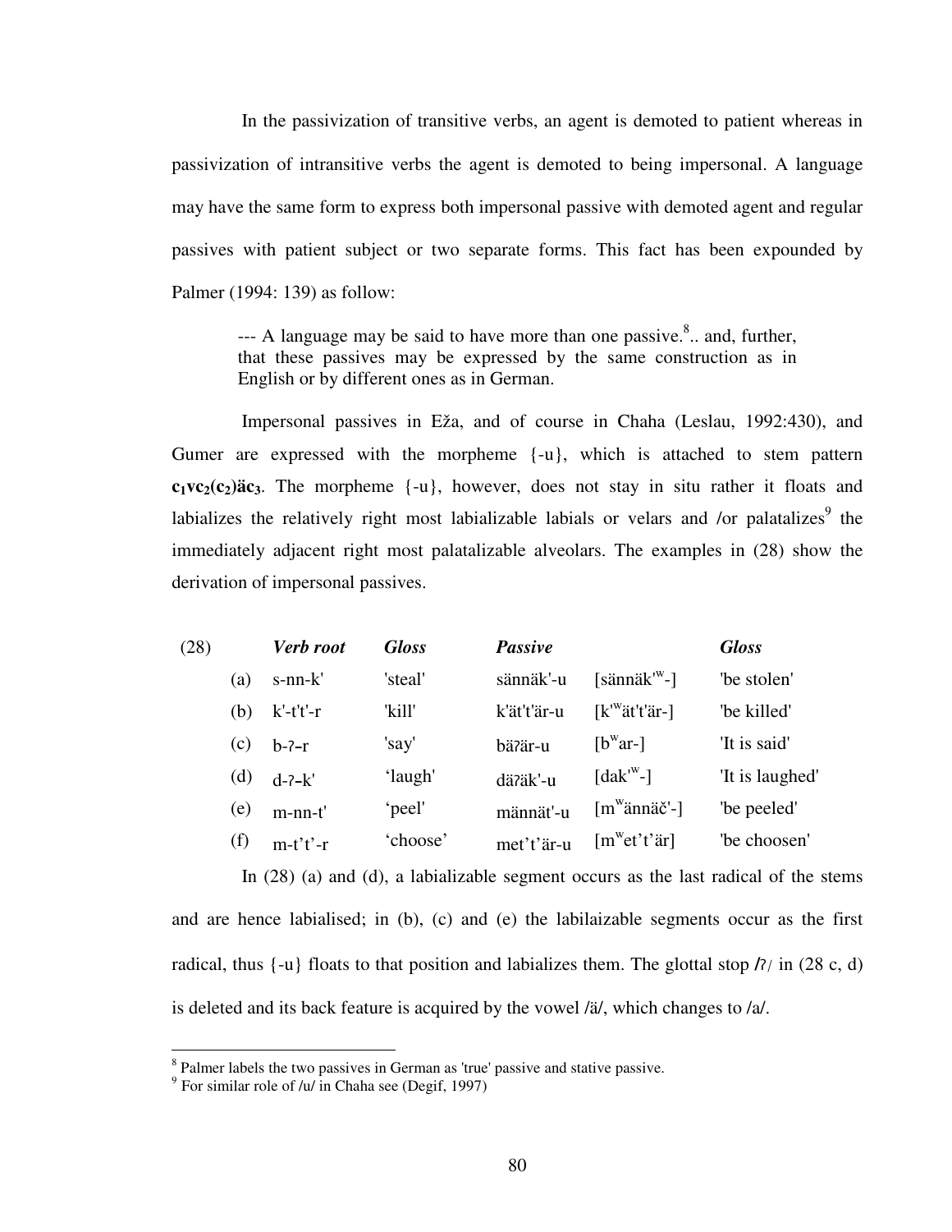In the passivization of transitive verbs, an agent is demoted to patient whereas in passivization of intransitive verbs the agent is demoted to being impersonal. A language may have the same form to express both impersonal passive with demoted agent and regular passives with patient subject or two separate forms. This fact has been expounded by Palmer (1994: 139) as follow:

> --- A language may be said to have more than one passive.[8].. and, further, that these passives may be expressed by the same construction as in English or by different ones as in German.

Impersonal passives in Eža, and of course in Chaha (Leslau, 1992:430), and Gumer are expressed with the morpheme {-u}, which is attached to stem pattern **$c_1vc_2(c_2)$äc$_3$**. The morpheme {-u}, however, does not stay in situ rather it floats and labializes the relatively right most labializable labials or velars and /or palatalizes[9] the immediately adjacent right most palatalizable alveolars. The examples in (28) show the derivation of impersonal passives.

| (28) | | *Verb root* | *Gloss* | *Passive* | | *Gloss* |
|---|---|---|---|---|---|---|
| | (a) | s-nn-k' | 'steal' | sännäk'-u | [sännäk'$^w$-] | 'be stolen' |
| | (b) | k'-t't'-r | 'kill' | k'ät't'är-u | [k'$^w$ät't'är-] | 'be killed' |
| | (c) | b-ʔ-r | 'say' | bäʔär-u | [b$^w$ar-] | 'It is said' |
| | (d) | d-ʔ-k' | 'laugh' | däʔäk'-u | [dak'$^w$-] | 'It is laughed' |
| | (e) | m-nn-t' | 'peel' | männät'-u | [m$^w$ännäč'-] | 'be peeled' |
| | (f) | m-t't'-r | 'choose' | met't'är-u | [m$^w$et't'är] | 'be choosen' |

In (28) (a) and (d), a labializable segment occurs as the last radical of the stems and are hence labialised; in (b), (c) and (e) the labilaizable segments occur as the first radical, thus {-u} floats to that position and labializes them. The glottal stop /ʔ/ in (28 c, d) is deleted and its back feature is acquired by the vowel /ä/, which changes to /a/.

[8] Palmer labels the two passives in German as 'true' passive and stative passive.

[9] For similar role of /u/ in Chaha see (Degif, 1997)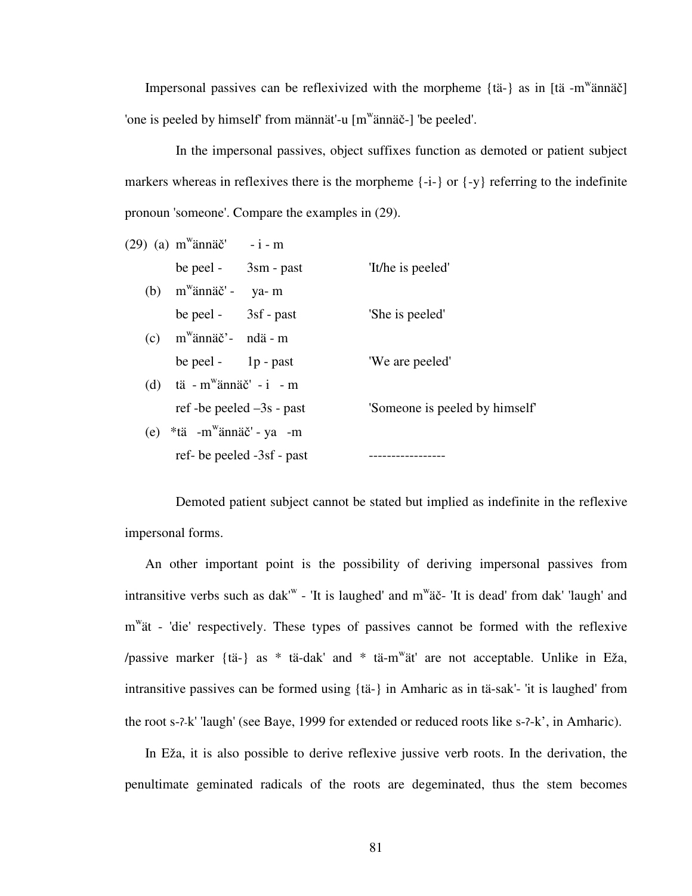Impersonal passives can be reflexivized with the morpheme {tä-} as in [tä -m$^{w}$ännäč] 'one is peeled by himself' from männät'-u [m$^{w}$ännäč-] 'be peeled'.

In the impersonal passives, object suffixes function as demoted or patient subject markers whereas in reflexives there is the morpheme {-i-} or {-y} referring to the indefinite pronoun 'someone'. Compare the examples in (29).

(29) (a) m$^{w}$ännäč' - i - m
 be peel - 3sm - past 'It/he is peeled'

(b) m$^{w}$ännäč' - ya- m
 be peel - 3sf - past 'She is peeled'

(c) m$^{w}$ännäč'- ndä - m
 be peel - 1p - past 'We are peeled'

(d) tä - m$^{w}$ännäč' - i - m
 ref -be peeled –3s - past 'Someone is peeled by himself'

(e) *tä -m$^{w}$ännäč' - ya -m
 ref- be peeled -3sf - past -----------------

Demoted patient subject cannot be stated but implied as indefinite in the reflexive impersonal forms.

An other important point is the possibility of deriving impersonal passives from intransitive verbs such as dak'$^{w}$ - 'It is laughed' and m$^{w}$äč- 'It is dead' from dak' 'laugh' and m$^{w}$ät - 'die' respectively. These types of passives cannot be formed with the reflexive /passive marker {tä-} as * tä-dak' and * tä-m$^{w}$ät' are not acceptable. Unlike in Eža, intransitive passives can be formed using {tä-} in Amharic as in tä-sak'- 'it is laughed' from the root s-ʔ-k' 'laugh' (see Baye, 1999 for extended or reduced roots like s-ʔ-k', in Amharic).

In Eža, it is also possible to derive reflexive jussive verb roots. In the derivation, the penultimate geminated radicals of the roots are degeminated, thus the stem becomes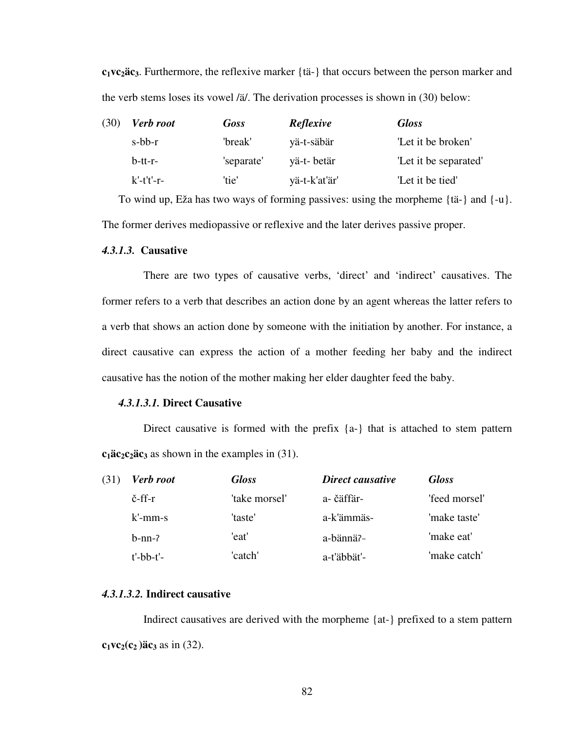**$c_1vc_2äc_3$**. Furthermore, the reflexive marker {tä-} that occurs between the person marker and the verb stems loses its vowel /ä/. The derivation processes is shown in (30) below:

| (30) | *Verb root* | *Goss* | *Reflexive* | *Gloss* |
|---|---|---|---|---|
| | s-bb-r | 'break' | yä-t-säbär | 'Let it be broken' |
| | b-tt-r- | 'separate' | yä-t- betär | 'Let it be separated' |
| | k'-t't'-r- | 'tie' | yä-t-k'at'är' | 'Let it be tied' |

To wind up, Eža has two ways of forming passives: using the morpheme {tä-} and {-u}. The former derives mediopassive or reflexive and the later derives passive proper.

### *4.3.1.3.* Causative

There are two types of causative verbs, 'direct' and 'indirect' causatives. The former refers to a verb that describes an action done by an agent whereas the latter refers to a verb that shows an action done by someone with the initiation by another. For instance, a direct causative can express the action of a mother feeding her baby and the indirect causative has the notion of the mother making her elder daughter feed the baby.

#### *4.3.1.3.1.* Direct Causative

Direct causative is formed with the prefix {a-} that is attached to stem pattern **$c_1äc_2c_2äc_3$** as shown in the examples in (31).

| (31) | *Verb root* | *Gloss* | *Direct causative* | *Gloss* |
|---|---|---|---|---|
| | č-ff-r | 'take morsel' | a- čäffär- | 'feed morsel' |
| | k'-mm-s | 'taste' | a-k'ämmäs- | 'make taste' |
| | b-nn-ʔ | 'eat' | a-bännäʔ- | 'make eat' |
| | t'-bb-t'- | 'catch' | a-t'äbbät'- | 'make catch' |

#### *4.3.1.3.2.* Indirect causative

Indirect causatives are derived with the morpheme {at-} prefixed to a stem pattern **$c_1vc_2(c_2)äc_3$** as in (32).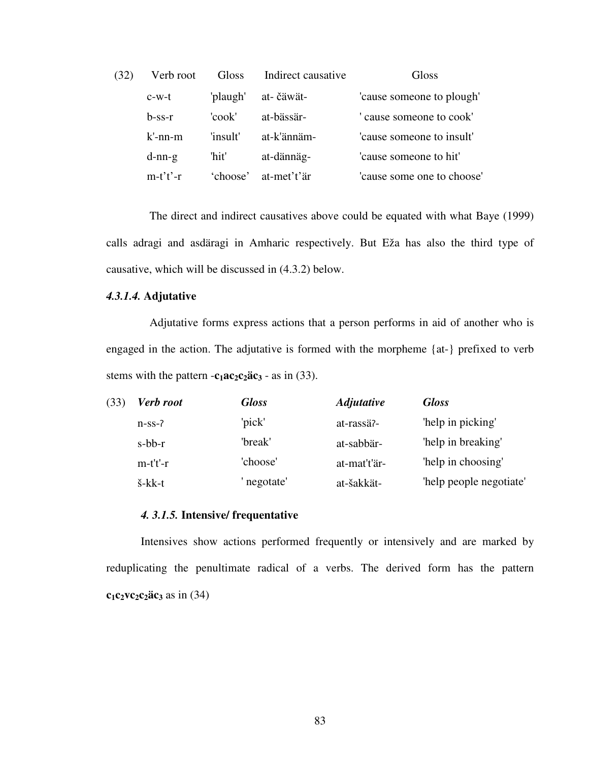| (32) | Verb root | Gloss | Indirect causative | Gloss |
|---|---|---|---|---|
| | c-w-t | 'plaugh' | at- čäwät- | 'cause someone to plough' |
| | b-ss-r | 'cook' | at-bässär- | ' cause someone to cook' |
| | k'-nn-m | 'insult' | at-k'ännäm- | 'cause someone to insult' |
| | d-nn-g | 'hit' | at-dännäg- | 'cause someone to hit' |
| | m-t't'-r | 'choose' | at-met't'är | 'cause some one to choose' |

The direct and indirect causatives above could be equated with what Baye (1999) calls adragi and asdäragi in Amharic respectively. But Eža has also the third type of causative, which will be discussed in (4.3.2) below.

#### *4.3.1.4.* **Adjutative**

Adjutative forms express actions that a person performs in aid of another who is engaged in the action. The adjutative is formed with the morpheme {at-} prefixed to verb stems with the pattern -**$c_1ac_2c_2äc_3$** - as in (33).

| (33) | ***Verb root*** | ***Gloss*** | ***Adjutative*** | ***Gloss*** |
|---|---|---|---|---|
| | n-ss-ʔ | 'pick' | at-rassäʔ- | 'help in picking' |
| | s-bb-r | 'break' | at-sabbär- | 'help in breaking' |
| | m-t't'-r | 'choose' | at-mat't'är- | 'help in choosing' |
| | š-kk-t | ' negotate' | at-šakkät- | 'help people negotiate' |

#### *4. 3.1.5.* **Intensive/ frequentative**

Intensives show actions performed frequently or intensively and are marked by reduplicating the penultimate radical of a verbs. The derived form has the pattern **$c_1c_2vc_2c_2äc_3$** as in (34)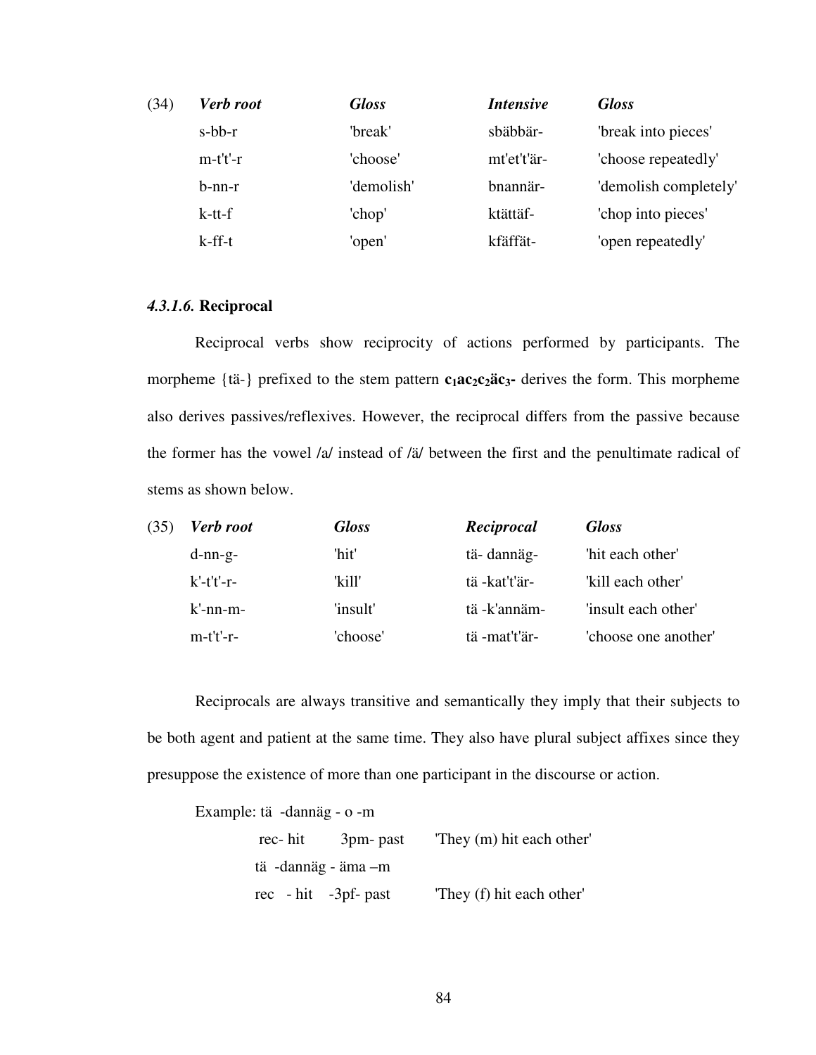| (34) | *Verb root* | *Gloss* | *Intensive* | *Gloss* |
|---|---|---|---|---|
| | s-bb-r | 'break' | sbäbbär- | 'break into pieces' |
| | m-t't'-r | 'choose' | mt'et't'är- | 'choose repeatedly' |
| | b-nn-r | 'demolish' | bnannär- | 'demolish completely' |
| | k-tt-f | 'chop' | ktättäf- | 'chop into pieces' |
| | k-ff-t | 'open' | kfäffät- | 'open repeatedly' |

#### *4.3.1.6.* **Reciprocal**

Reciprocal verbs show reciprocity of actions performed by participants. The morpheme {tä-} prefixed to the stem pattern $\mathbf{c_1ac_2c_2\ddot{a}c_3}$**-** derives the form. This morpheme also derives passives/reflexives. However, the reciprocal differs from the passive because the former has the vowel /a/ instead of /ä/ between the first and the penultimate radical of stems as shown below.

| (35) | *Verb root* | *Gloss* | *Reciprocal* | *Gloss* |
|---|---|---|---|---|
| | d-nn-g- | 'hit' | tä- dannäg- | 'hit each other' |
| | k'-t't'-r- | 'kill' | tä -kat't'är- | 'kill each other' |
| | k'-nn-m- | 'insult' | tä -k'annäm- | 'insult each other' |
| | m-t't'-r- | 'choose' | tä -mat't'är- | 'choose one another' |

Reciprocals are always transitive and semantically they imply that their subjects to be both agent and patient at the same time. They also have plural subject affixes since they presuppose the existence of more than one participant in the discourse or action.

Example: tä -dannäg - o -m
rec- hit 3pm- past 'They (m) hit each other'

tä -dannäg - äma –m
rec - hit -3pf- past 'They (f) hit each other'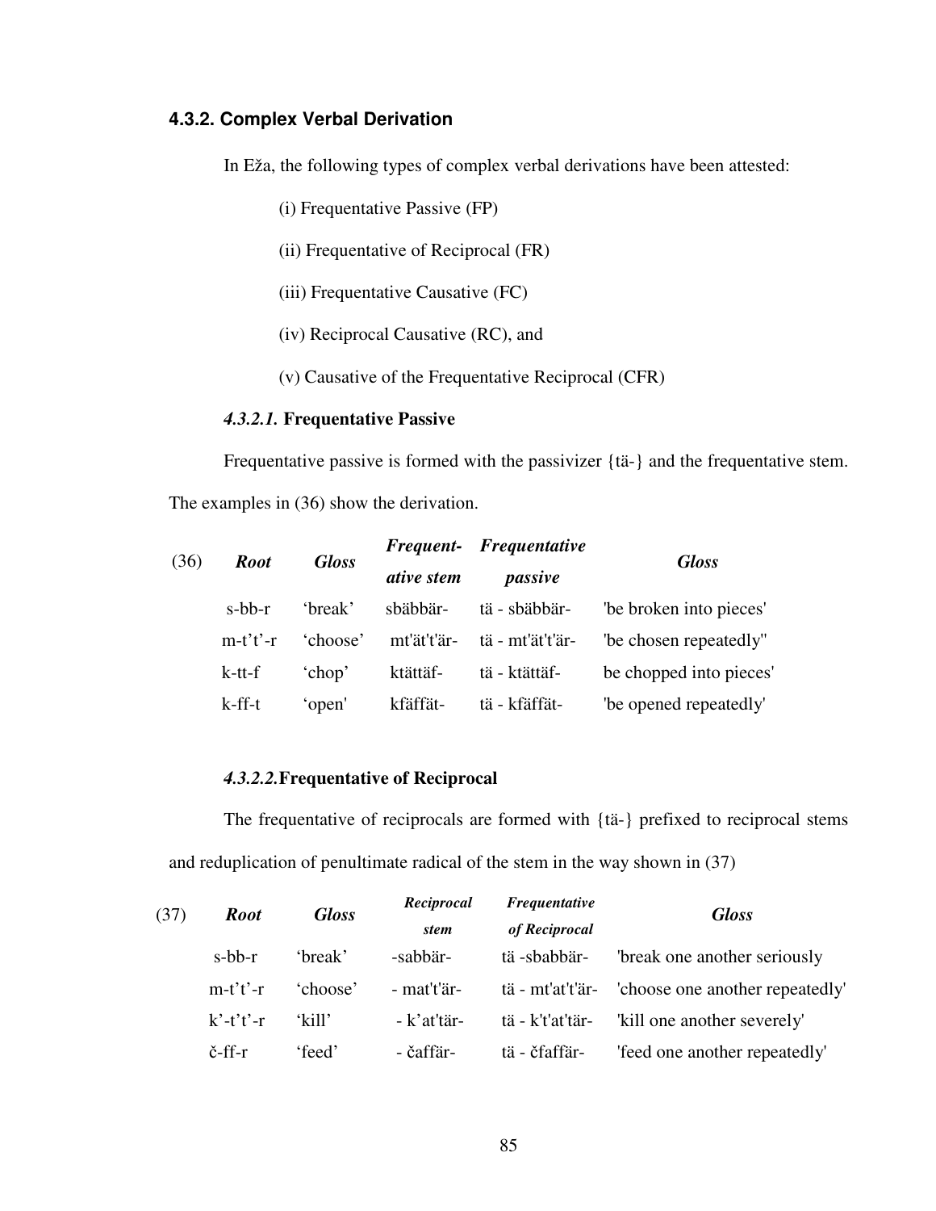### 4.3.2. Complex Verbal Derivation

In Eža, the following types of complex verbal derivations have been attested:

(i) Frequentative Passive (FP)

(ii) Frequentative of Reciprocal (FR)

(iii) Frequentative Causative (FC)

(iv) Reciprocal Causative (RC), and

(v) Causative of the Frequentative Reciprocal (CFR)

#### *4.3.2.1.* Frequentative Passive

Frequentative passive is formed with the passivizer {tä-} and the frequentative stem. The examples in (36) show the derivation.

| (36) | ***Root*** | ***Gloss*** | ***Frequent-ative stem*** | ***Frequentative passive*** | ***Gloss*** |
|---|---|---|---|---|---|
| | s-bb-r | 'break' | sbäbbär- | tä - sbäbbär- | 'be broken into pieces' |
| | m-t't'-r | 'choose' | mt'ät't'är- | tä - mt'ät't'är- | 'be chosen repeatedly'' |
| | k-tt-f | 'chop' | ktättäf- | tä - ktättäf- | be chopped into pieces' |
| | k-ff-t | 'open' | kfäffät- | tä - kfäffät- | 'be opened repeatedly' |

#### *4.3.2.2.* Frequentative of Reciprocal

The frequentative of reciprocals are formed with {tä-} prefixed to reciprocal stems and reduplication of penultimate radical of the stem in the way shown in (37)

| (37) | ***Root*** | ***Gloss*** | ***Reciprocal stem*** | ***Frequentative of Reciprocal*** | ***Gloss*** |
|---|---|---|---|---|---|
| | s-bb-r | 'break' | -sabbär- | tä -sbabbär- | 'break one another seriously |
| | m-t't'-r | 'choose' | - mat't'är- | tä - mt'at't'är- | 'choose one another repeatedly' |
| | k'-t't'-r | 'kill' | - k'at'tär- | tä - k't'at'tär- | 'kill one another severely' |
| | č-ff-r | 'feed' | - čaffär- | tä - čfaffär- | 'feed one another repeatedly' |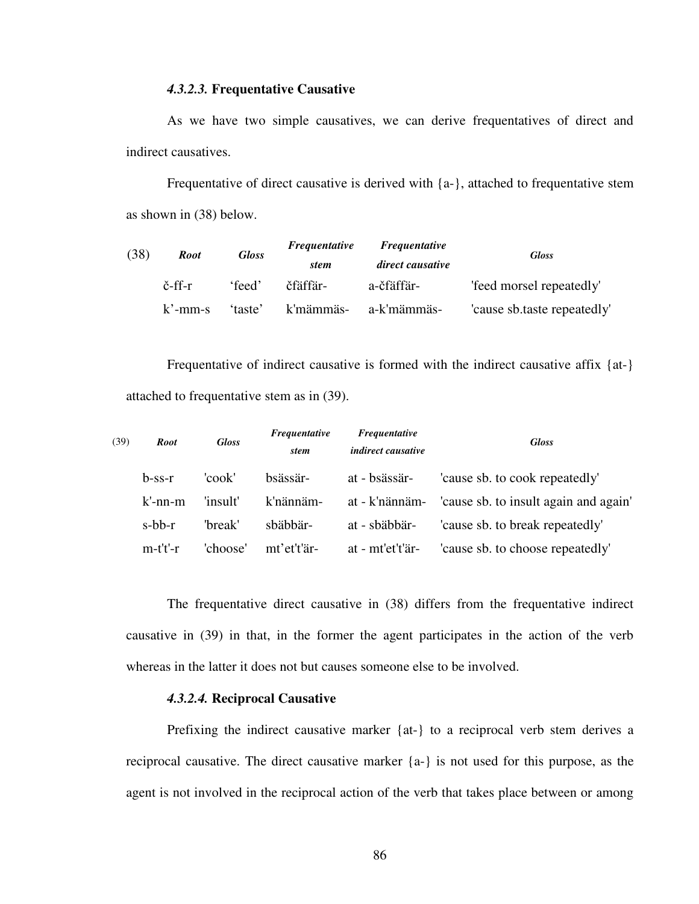#### *4.3.2.3.* **Frequentative Causative**

As we have two simple causatives, we can derive frequentatives of direct and indirect causatives.

Frequentative of direct causative is derived with {a-}, attached to frequentative stem as shown in (38) below.

| (38) | *Root* | *Gloss* | *Frequentative stem* | *Frequentative direct causative* | *Gloss* |
|---|---|---|---|---|---|
| | č-ff-r | 'feed' | čfäffär- | a-čfäffär- | 'feed morsel repeatedly' |
| | k'-mm-s | 'taste' | k'mämmäs- | a-k'mämmäs- | 'cause sb.taste repeatedly' |

Frequentative of indirect causative is formed with the indirect causative affix {at-} attached to frequentative stem as in (39).

| (39) | *Root* | *Gloss* | *Frequentative stem* | *Frequentative indirect causative* | *Gloss* |
|---|---|---|---|---|---|
| | b-ss-r | 'cook' | bsässär- | at - bsässär- | 'cause sb. to cook repeatedly' |
| | k'-nn-m | 'insult' | k'nännäm- | at - k'nännäm- | 'cause sb. to insult again and again' |
| | s-bb-r | 'break' | sbäbbär- | at - sbäbbär- | 'cause sb. to break repeatedly' |
| | m-t't'-r | 'choose' | mt'et't'är- | at - mt'et't'är- | 'cause sb. to choose repeatedly' |

The frequentative direct causative in (38) differs from the frequentative indirect causative in (39) in that, in the former the agent participates in the action of the verb whereas in the latter it does not but causes someone else to be involved.

#### *4.3.2.4.* **Reciprocal Causative**

Prefixing the indirect causative marker {at-} to a reciprocal verb stem derives a reciprocal causative. The direct causative marker {a-} is not used for this purpose, as the agent is not involved in the reciprocal action of the verb that takes place between or among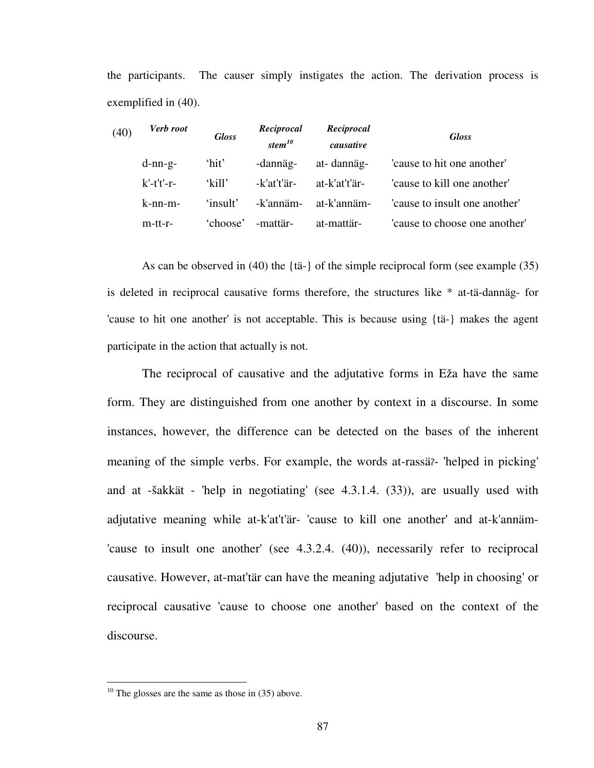the participants. The causer simply instigates the action. The derivation process is exemplified in (40).

| (40) | *Verb root* | *Gloss* | *Reciprocal stem*[10] | *Reciprocal causative* | *Gloss* |
|---|---|---|---|---|---|
| | d-nn-g- | 'hit' | -dannäg- | at- dannäg- | 'cause to hit one another' |
| | k'-t't'-r- | 'kill' | -k'at't'är- | at-k'at't'är- | 'cause to kill one another' |
| | k-nn-m- | 'insult' | -k'annäm- | at-k'annäm- | 'cause to insult one another' |
| | m-tt-r- | 'choose' | -mattär- | at-mattär- | 'cause to choose one another' |

As can be observed in (40) the {tä-} of the simple reciprocal form (see example (35) is deleted in reciprocal causative forms therefore, the structures like * at-tä-dannäg- for 'cause to hit one another' is not acceptable. This is because using {tä-} makes the agent participate in the action that actually is not.

The reciprocal of causative and the adjutative forms in Eža have the same form. They are distinguished from one another by context in a discourse. In some instances, however, the difference can be detected on the bases of the inherent meaning of the simple verbs. For example, the words at-rassäʔ- 'helped in picking' and at -šakkät - 'help in negotiating' (see 4.3.1.4. (33)), are usually used with adjutative meaning while at-k'at't'är- 'cause to kill one another' and at-k'annäm- 'cause to insult one another' (see 4.3.2.4. (40)), necessarily refer to reciprocal causative. However, at-mat'tär can have the meaning adjutative 'help in choosing' or reciprocal causative 'cause to choose one another' based on the context of the discourse.

---

[10] The glosses are the same as those in (35) above.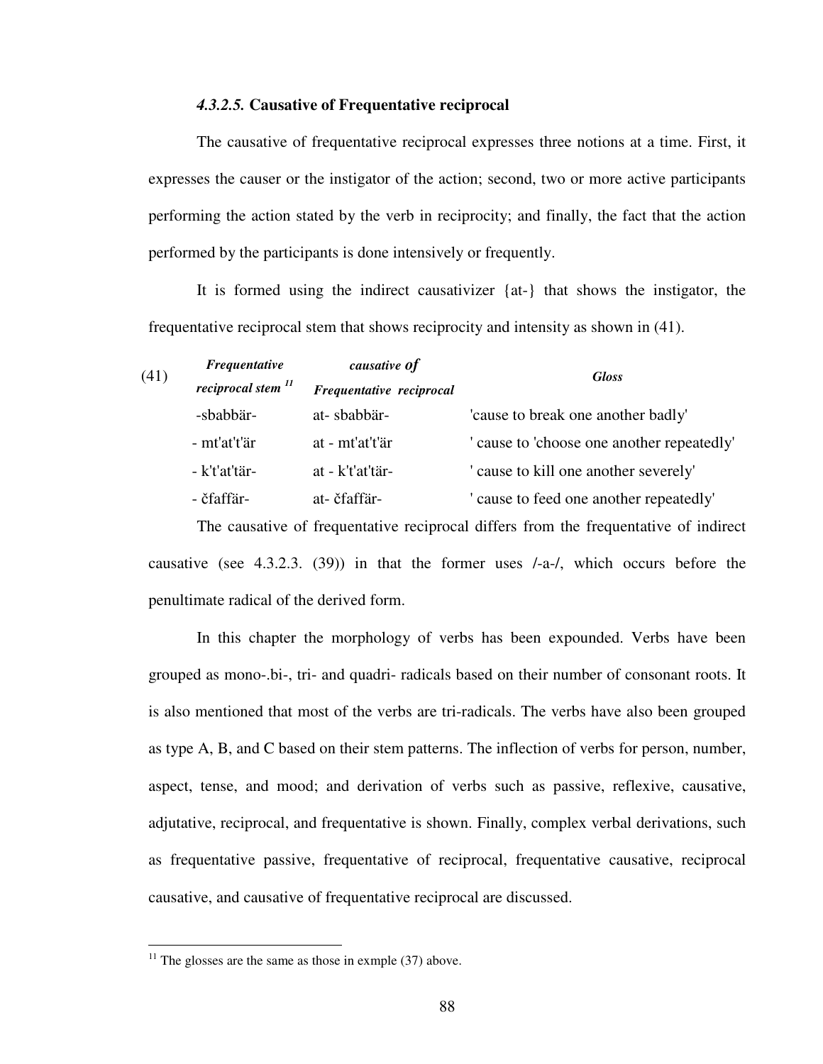#### *4.3.2.5.* **Causative of Frequentative reciprocal**

The causative of frequentative reciprocal expresses three notions at a time. First, it expresses the causer or the instigator of the action; second, two or more active participants performing the action stated by the verb in reciprocity; and finally, the fact that the action performed by the participants is done intensively or frequently.

It is formed using the indirect causativizer {at-} that shows the instigator, the frequentative reciprocal stem that shows reciprocity and intensity as shown in (41).

| (41) | ***Frequentative reciprocal stem*** [11] | ***causative of Frequentative reciprocal*** | ***Gloss*** |
|---|---|---|---|
| | -sbabbär- | at- sbabbär- | 'cause to break one another badly' |
| | - mt'at't'är | at - mt'at't'är | ' cause to 'choose one another repeatedly' |
| | - k't'at'tär- | at - k't'at'tär- | ' cause to kill one another severely' |
| | - čfaffär- | at- čfaffär- | ' cause to feed one another repeatedly' |

The causative of frequentative reciprocal differs from the frequentative of indirect causative (see 4.3.2.3. (39)) in that the former uses /-a-/, which occurs before the penultimate radical of the derived form.

In this chapter the morphology of verbs has been expounded. Verbs have been grouped as mono-.bi-, tri- and quadri- radicals based on their number of consonant roots. It is also mentioned that most of the verbs are tri-radicals. The verbs have also been grouped as type A, B, and C based on their stem patterns. The inflection of verbs for person, number, aspect, tense, and mood; and derivation of verbs such as passive, reflexive, causative, adjutative, reciprocal, and frequentative is shown. Finally, complex verbal derivations, such as frequentative passive, frequentative of reciprocal, frequentative causative, reciprocal causative, and causative of frequentative reciprocal are discussed.

---

[11] The glosses are the same as those in exmple (37) above.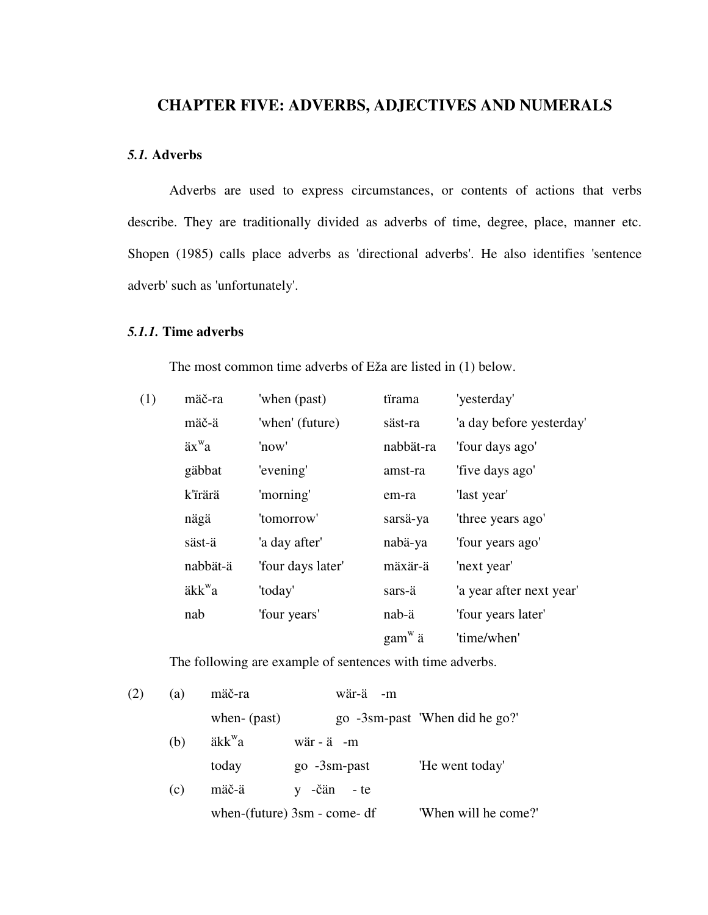# CHAPTER FIVE: ADVERBS, ADJECTIVES AND NUMERALS

## *5.1.* Adverbs

Adverbs are used to express circumstances, or contents of actions that verbs describe. They are traditionally divided as adverbs of time, degree, place, manner etc. Shopen (1985) calls place adverbs as 'directional adverbs'. He also identifies 'sentence adverb' such as 'unfortunately'.

### *5.1.1.* Time adverbs

The most common time adverbs of Eža are listed in (1) below.

(1)

| | | | |
|---|---|---|---|
| mäč-ra | 'when (past) | tïrama | 'yesterday' |
| mäč-ä | 'when' (future) | säst-ra | 'a day before yesterday' |
| äx$^{w}$a | 'now' | nabbät-ra | 'four days ago' |
| gäbbat | 'evening' | amst-ra | 'five days ago' |
| k'ïrärä | 'morning' | em-ra | 'last year' |
| nägä | 'tomorrow' | sarsä-ya | 'three years ago' |
| säst-ä | 'a day after' | nabä-ya | 'four years ago' |
| nabbät-ä | 'four days later' | mäxär-ä | 'next year' |
| äkk$^{w}$a | 'today' | sars-ä | 'a year after next year' |
| nab | 'four years' | nab-ä | 'four years later' |
| | | gam$^{w}$ ä | 'time/when' |

The following are example of sentences with time adverbs.

(2)

(a) mäč-ra wär-ä -m
when- (past) go -3sm-past 'When did he go?'

(b) äkk$^{w}$a wär - ä -m
today go -3sm-past 'He went today'

(c) mäč-ä y -čän - te
when-(future) 3sm - come- df 'When will he come?'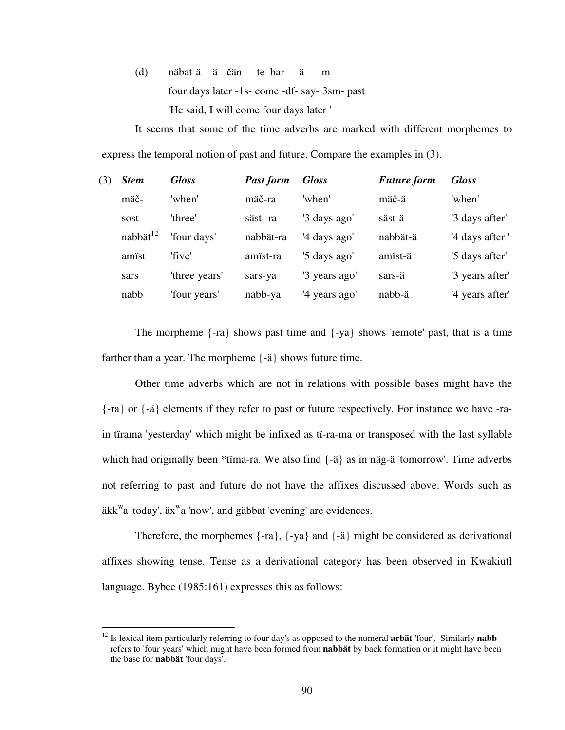(d) näbat-ä ä -čän -te bar - ä - m

four days later -1s- come -df- say- 3sm- past

'He said, I will come four days later '

It seems that some of the time adverbs are marked with different morphemes to express the temporal notion of past and future. Compare the examples in (3).

| (3) | ***Stem*** | ***Gloss*** | ***Past form*** | ***Gloss*** | ***Future form*** | ***Gloss*** |
|---|---|---|---|---|---|---|
| | mäč- | 'when' | mäč-ra | 'when' | mäč-ä | 'when' |
| | sost | 'three' | säst- ra | '3 days ago' | säst-ä | '3 days after' |
| | nabbät[12] | 'four days' | nabbät-ra | '4 days ago' | nabbät-ä | '4 days after ' |
| | amïst | 'five' | amïst-ra | '5 days ago' | amïst-ä | '5 days after' |
| | sars | 'three years' | sars-ya | '3 years ago' | sars-ä | '3 years after' |
| | nabb | 'four years' | nabb-ya | '4 years ago' | nabb-ä | '4 years after' |

The morpheme {-ra} shows past time and {-ya} shows 'remote' past, that is a time farther than a year. The morpheme {-ä} shows future time.

Other time adverbs which are not in relations with possible bases might have the {-ra} or {-ä} elements if they refer to past or future respectively. For instance we have -ra- in tïrama 'yesterday' which might be infixed as tï-ra-ma or transposed with the last syllable which had originally been *tïma-ra. We also find {-ä} as in näg-ä 'tomorrow'. Time adverbs not referring to past and future do not have the affixes discussed above. Words such as äkk$^{w}$a 'today', äx$^{w}$a 'now', and gäbbat 'evening' are evidences.

Therefore, the morphemes {-ra}, {-ya} and {-ä} might be considered as derivational affixes showing tense. Tense as a derivational category has been observed in Kwakiutl language. Bybee (1985:161) expresses this as follows:

---

[12] Is lexical item particularly referring to four day's as opposed to the numeral **arbät** 'four'. Similarly **nabb** refers to 'four years' which might have been formed from **nabbät** by back formation or it might have been the base for **nabbät** 'four days'.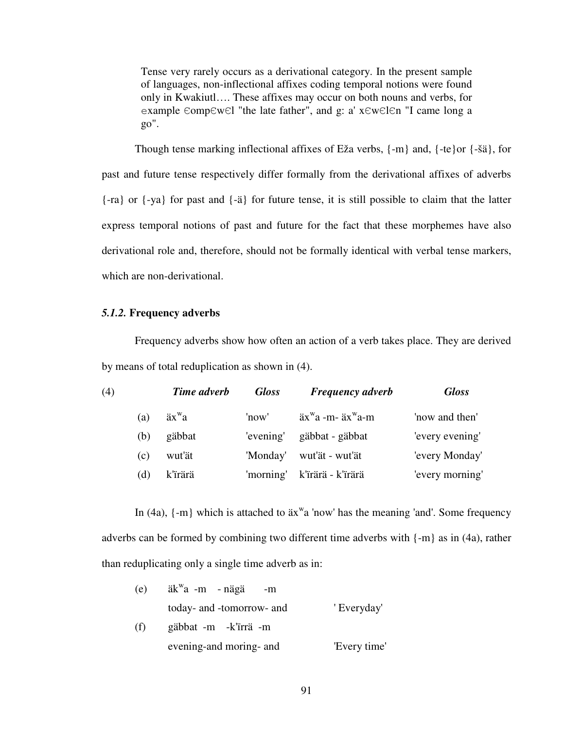> Tense very rarely occurs as a derivational category. In the present sample of languages, non-inflectional affixes coding temporal notions were found only in Kwakiutl…. These affixes may occur on both nouns and verbs, for example ∈omp∈w∈l "the late father", and g: a' x∈w∈l∈n "I came long a go".

Though tense marking inflectional affixes of Eža verbs, {-m} and, {-te}or {-šä}, for past and future tense respectively differ formally from the derivational affixes of adverbs {-ra} or {-ya} for past and {-ä} for future tense, it is still possible to claim that the latter express temporal notions of past and future for the fact that these morphemes have also derivational role and, therefore, should not be formally identical with verbal tense markers, which are non-derivational.

### *5.1.2.* Frequency adverbs

Frequency adverbs show how often an action of a verb takes place. They are derived by means of total reduplication as shown in (4).

| (4) | | ***Time adverb*** | ***Gloss*** | ***Frequency adverb*** | ***Gloss*** |
|---|---|---|---|---|---|
| | (a) | äx$^{w}$a | 'now' | äx$^{w}$a -m- äx$^{w}$a-m | 'now and then' |
| | (b) | gäbbat | 'evening' | gäbbat - gäbbat | 'every evening' |
| | (c) | wut'ät | 'Monday' | wut'ät - wut'ät | 'every Monday' |
| | (d) | k'ïrärä | 'morning' | k'ïrärä - k'ïrärä | 'every morning' |

In (4a), {-m} which is attached to äx$^{w}$a 'now' has the meaning 'and'. Some frequency adverbs can be formed by combining two different time adverbs with {-m} as in (4a), rather than reduplicating only a single time adverb as in:

(e) äk$^{w}$a -m - nägä -m
  today- and -tomorrow- and ' Everyday'

(f) gäbbat -m -k'ïrrä -m
  evening-and moring- and 'Every time'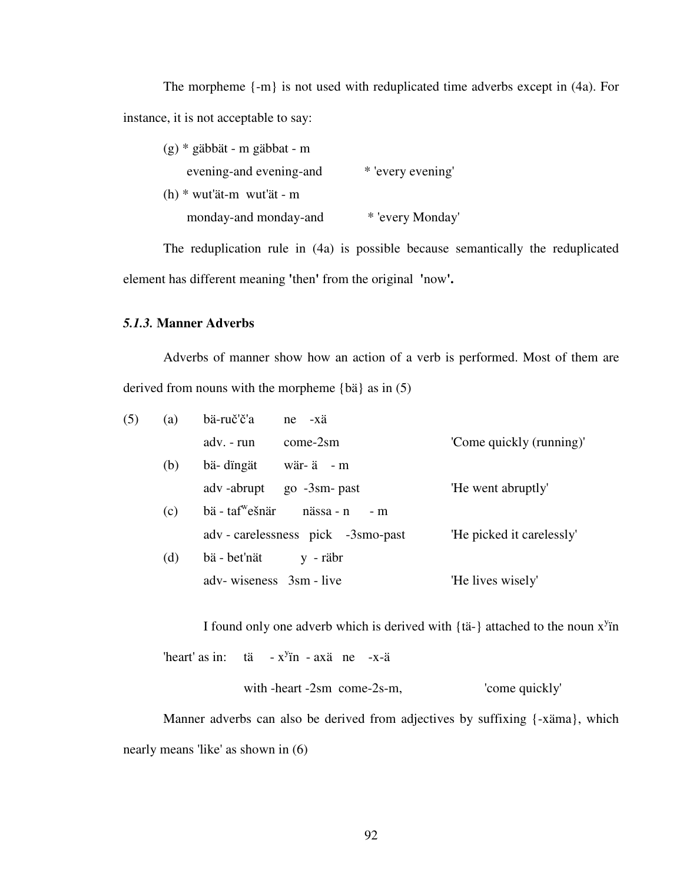The morpheme {-m} is not used with reduplicated time adverbs except in (4a). For instance, it is not acceptable to say:

(g) * gäbbät - m gäbbat - m
evening-and evening-and * 'every evening'

(h) * wut'ät-m wut'ät - m
monday-and monday-and * 'every Monday'

The reduplication rule in (4a) is possible because semantically the reduplicated element has different meaning **'**then**'** from the original **'**now**'.**

### *5.1.3.* Manner Adverbs

Adverbs of manner show how an action of a verb is performed. Most of them are derived from nouns with the morpheme {bä} as in (5)

(5) (a) bä-ruč'č'a ne -xä
adv. - run come-2sm 'Come quickly (running)'

(b) bä- dïngät wär- ä - m
adv -abrupt go -3sm- past 'He went abruptly'

(c) bä - taf$^{w}$ešnär nässa - n - m
adv - carelessness pick -3smo-past 'He picked it carelessly'

(d) bä - bet'nät y - räbr
adv- wiseness 3sm - live 'He lives wisely'

I found only one adverb which is derived with {tä-} attached to the noun x$^{y}$ïn 'heart' as in: tä - x$^{y}$ïn - axä ne -x-ä
with -heart -2sm come-2s-m, 'come quickly'

Manner adverbs can also be derived from adjectives by suffixing {-xäma}, which nearly means 'like' as shown in (6)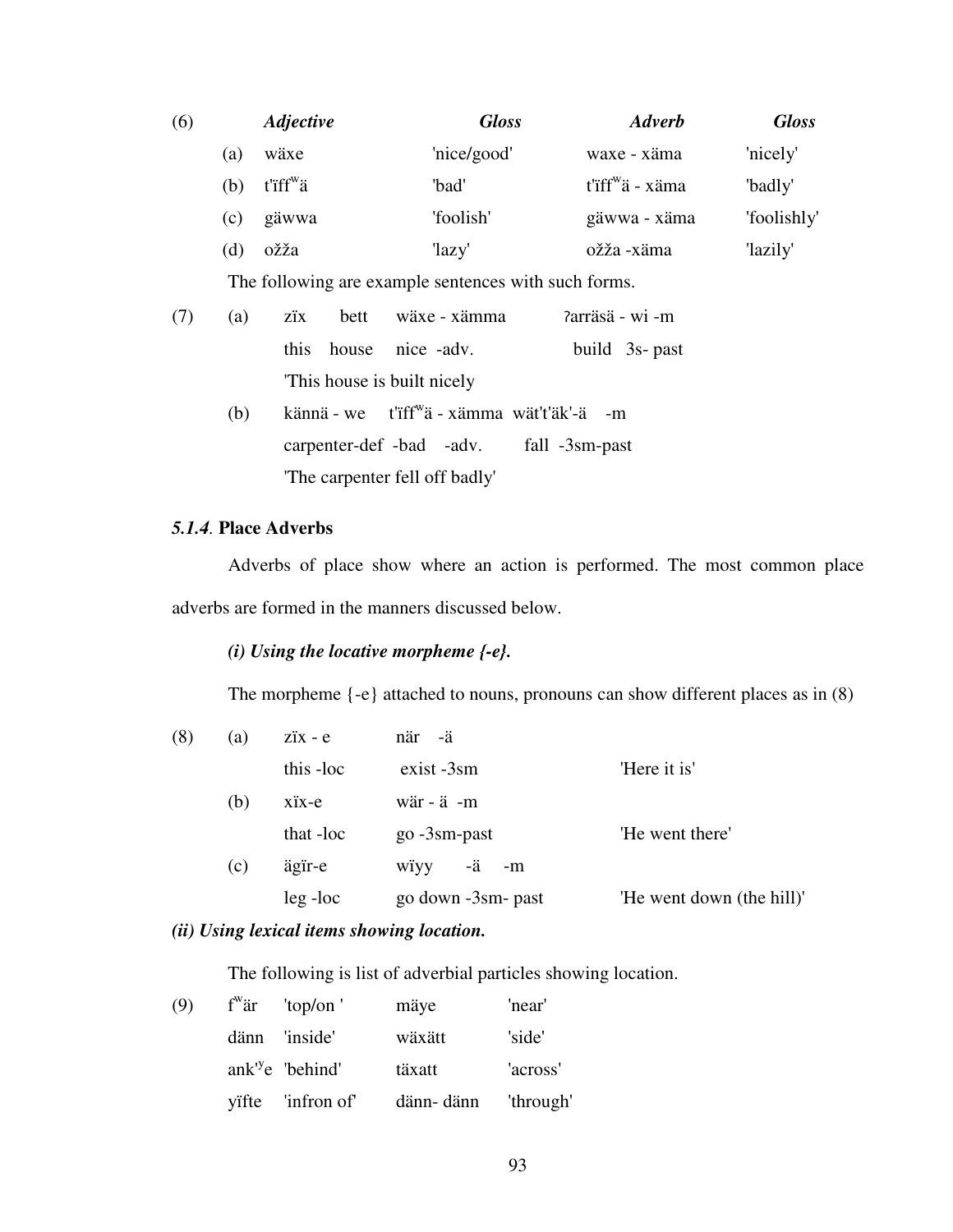| (6) | | *Adjective* | *Gloss* | *Adverb* | *Gloss* |
|---|---|---|---|---|---|
| | (a) | wäxe | 'nice/good' | waxe - xäma | 'nicely' |
| | (b) | t'ïff$^{w}$ä | 'bad' | t'ïff$^{w}$ä - xäma | 'badly' |
| | (c) | gäwwa | 'foolish' | gäwwa - xäma | 'foolishly' |
| | (d) | ožža | 'lazy' | ožža -xäma | 'lazily' |

The following are example sentences with such forms.

(7) (a) zïx bett wäxe - xämma ʔarräsä - wi -m
this house nice -adv. build 3s- past
'This house is built nicely

(b) kännä - we t'ïff$^{w}$ä - xämma wät't'äk'-ä -m
carpenter-def -bad -adv. fall -3sm-past
'The carpenter fell off badly'

### *5.1.4.* Place Adverbs

Adverbs of place show where an action is performed. The most common place adverbs are formed in the manners discussed below.

***(i) Using the locative morpheme {-e}.***

The morpheme {-e} attached to nouns, pronouns can show different places as in (8)

(8) (a) zïx - e när -ä
this -loc exist -3sm 'Here it is'

(b) xïx-e wär - ä -m
that -loc go -3sm-past 'He went there'

(c) ägïr-e wïyy -ä -m
leg -loc go down -3sm- past 'He went down (the hill)'

***(ii) Using lexical items showing location.***

The following is list of adverbial particles showing location.

| (9) | | | | |
|---|---|---|---|---|
| | f$^{w}$är | 'top/on ' | mäye | 'near' |
| | dänn | 'inside' | wäxätt | 'side' |
| | ank'$^{y}$e | 'behind' | täxatt | 'across' |
| | yïfte | 'infron of' | dänn- dänn | 'through' |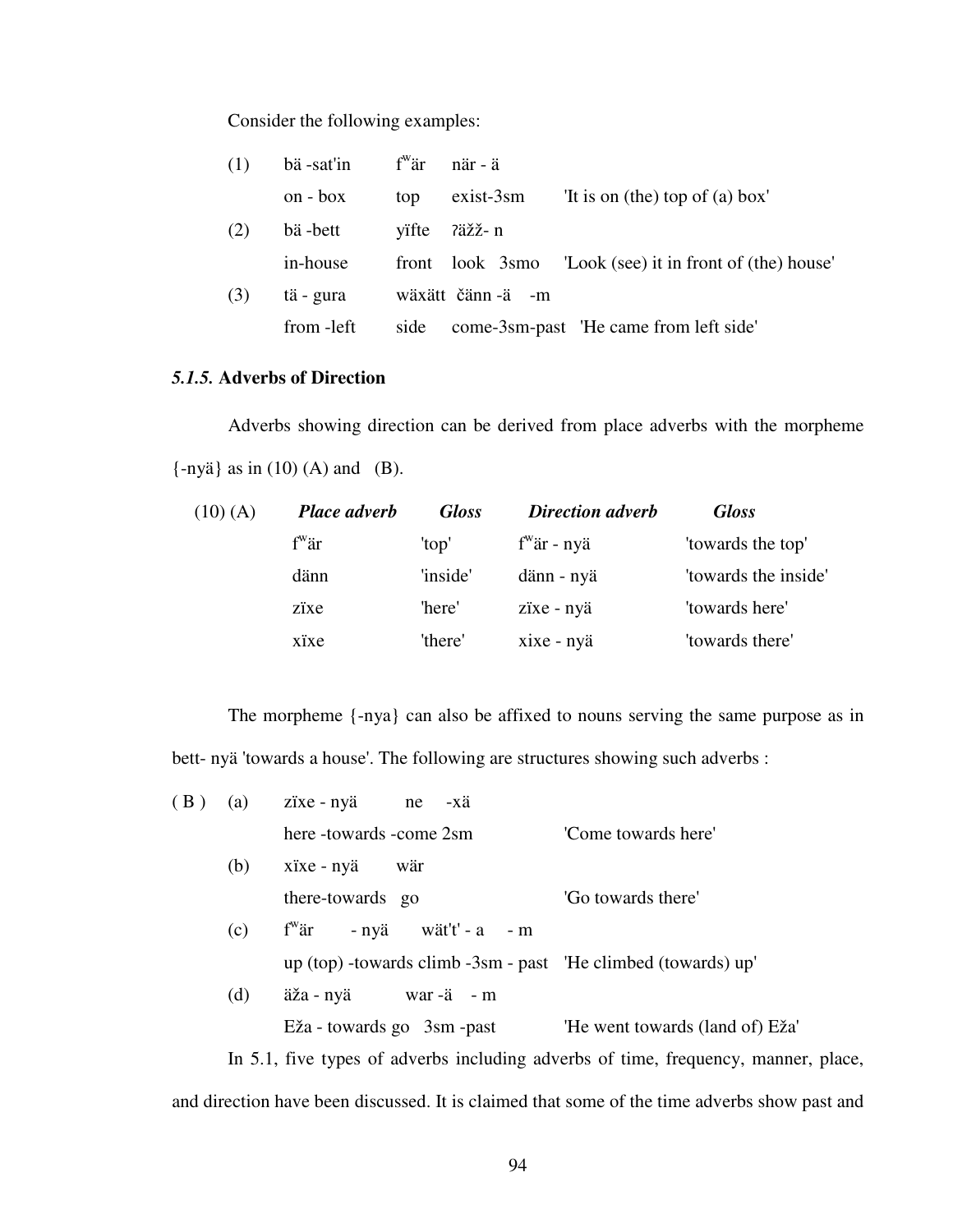Consider the following examples:

| | | | | |
|---|---|---|---|---|
| (1) | bä -sat'in | fʷär | när - ä | |
| | on - box | top | exist-3sm | 'It is on (the) top of (a) box' |
| (2) | bä -bett | yïfte | ʔäžž- n | |
| | in-house | front | look 3smo | 'Look (see) it in front of (the) house' |
| (3) | tä - gura | wäxätt | čänn -ä -m | |
| | from -left | side | come-3sm-past | 'He came from left side' |

### *5.1.5.* Adverbs of Direction

Adverbs showing direction can be derived from place adverbs with the morpheme {-nyä} as in (10) (A) and (B).

| (10) (A) | ***Place adverb*** | ***Gloss*** | ***Direction adverb*** | ***Gloss*** |
|---|---|---|---|---|
| | fʷär | 'top' | fʷär - nyä | 'towards the top' |
| | dänn | 'inside' | dänn - nyä | 'towards the inside' |
| | zïxe | 'here' | zïxe - nyä | 'towards here' |
| | xïxe | 'there' | xixe - nyä | 'towards there' |

The morpheme {-nya} can also be affixed to nouns serving the same purpose as in bett- nyä 'towards a house'. The following are structures showing such adverbs :

| | | | |
|---|---|---|---|
| ( B ) | (a) | zïxe - nyä ne -xä | |
| | | here -towards -come 2sm | 'Come towards here' |
| | (b) | xïxe - nyä wär | |
| | | there-towards go | 'Go towards there' |
| | (c) | fʷär - nyä wät't' - a - m | |
| | | up (top) -towards climb -3sm - past | 'He climbed (towards) up' |
| | (d) | äža - nyä war -ä - m | |
| | | Eža - towards go 3sm -past | 'He went towards (land of) Eža' |

In 5.1, five types of adverbs including adverbs of time, frequency, manner, place, and direction have been discussed. It is claimed that some of the time adverbs show past and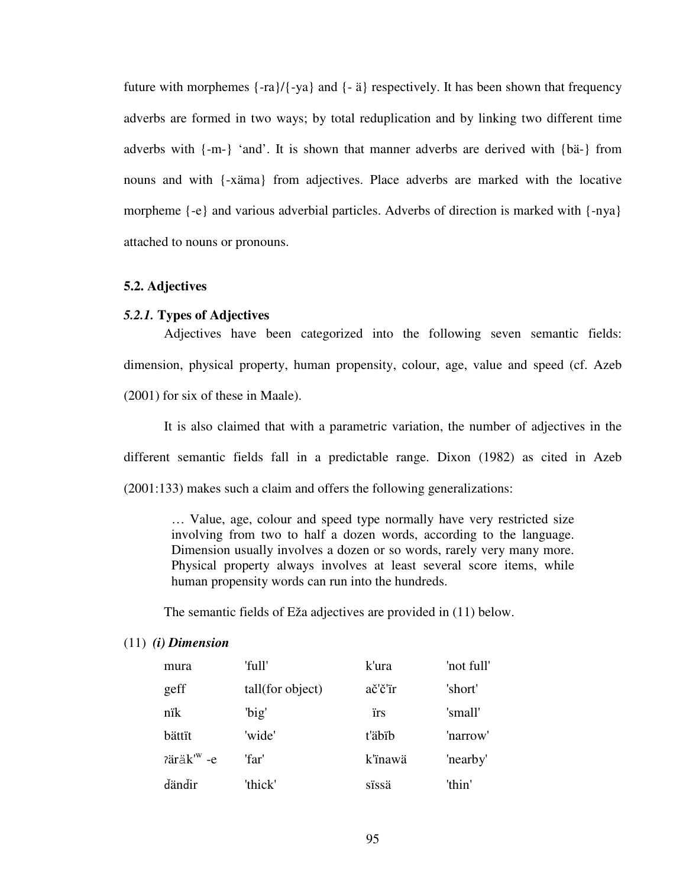future with morphemes {-ra}/{-ya} and {- ä} respectively. It has been shown that frequency adverbs are formed in two ways; by total reduplication and by linking two different time adverbs with {-m-} 'and'. It is shown that manner adverbs are derived with {bä-} from nouns and with {-xäma} from adjectives. Place adverbs are marked with the locative morpheme {-e} and various adverbial particles. Adverbs of direction is marked with {-nya} attached to nouns or pronouns.

### 5.2. Adjectives

#### *5.2.1.* Types of Adjectives

Adjectives have been categorized into the following seven semantic fields: dimension, physical property, human propensity, colour, age, value and speed (cf. Azeb (2001) for six of these in Maale).

It is also claimed that with a parametric variation, the number of adjectives in the different semantic fields fall in a predictable range. Dixon (1982) as cited in Azeb (2001:133) makes such a claim and offers the following generalizations:

> … Value, age, colour and speed type normally have very restricted size involving from two to half a dozen words, according to the language. Dimension usually involves a dozen or so words, rarely very many more. Physical property always involves at least several score items, while human propensity words can run into the hundreds.

The semantic fields of Eža adjectives are provided in (11) below.

(11) ***(i) Dimension***

| | | | |
|---|---|---|---|
| mura | 'full' | k'ura | 'not full' |
| geff | tall(for object) | ač'č'ïr | 'short' |
| nïk | 'big' | ïrs | 'small' |
| bättït | 'wide' | t'äbïb | 'narrow' |
| ʔäräk'ʷ -e | 'far' | k'ïnawä | 'nearby' |
| ďänďir | 'thick' | sïssä | 'thin' |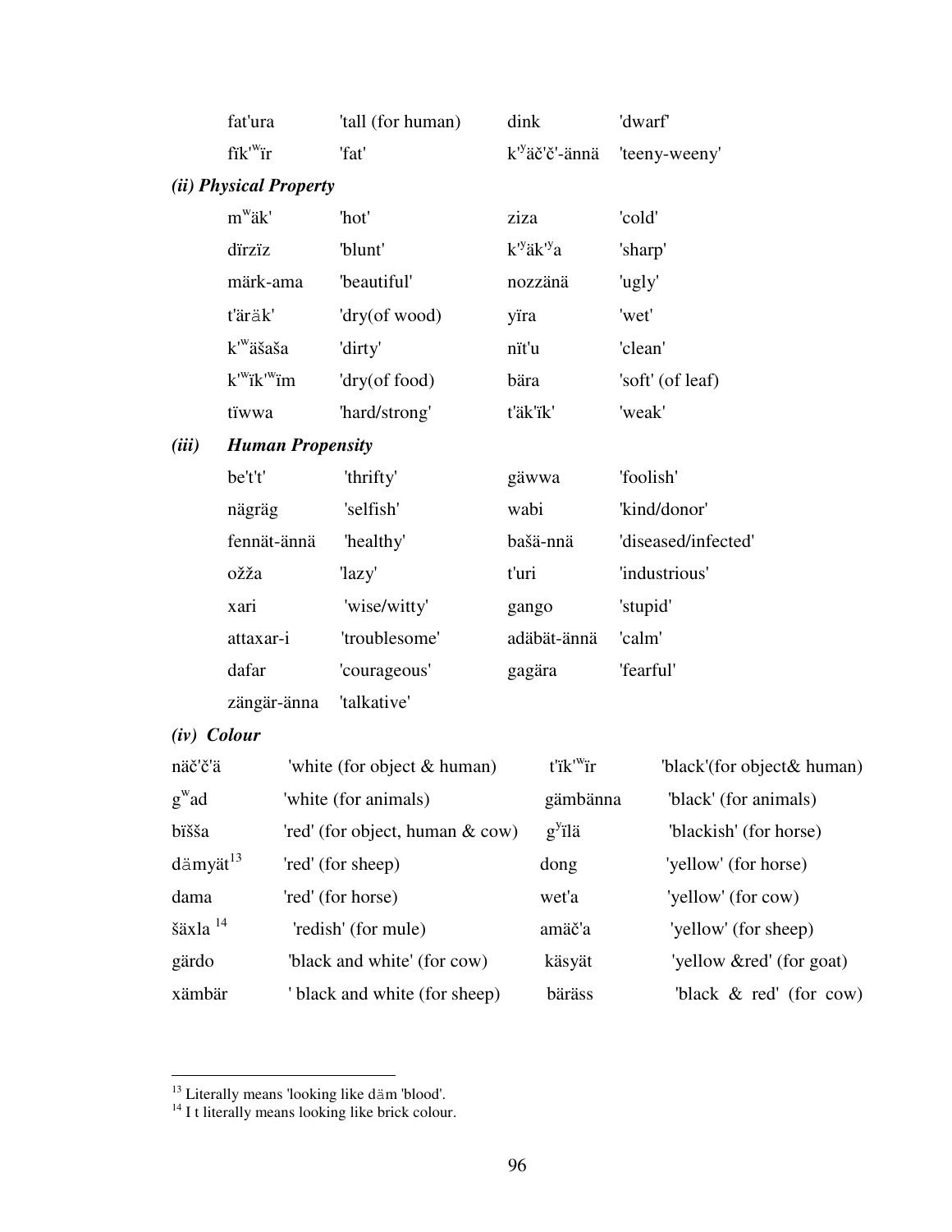| | | | |
|---|---|---|---|
| fat'ura | 'tall (for human) | dink | 'dwarf' |
| fïk'ʷïr | 'fat' | k'ʸäč'č'-ännä | 'teeny-weeny' |

***(ii) Physical Property***

| | | | |
|---|---|---|---|
| mʷäk' | 'hot' | ziza | 'cold' |
| dïrzïz | 'blunt' | k'ʸäk'ʸa | 'sharp' |
| märk-ama | 'beautiful' | nozzänä | 'ugly' |
| t'äräk' | 'dry(of wood) | yïra | 'wet' |
| k'ʷäšaša | 'dirty' | nït'u | 'clean' |
| k'ʷïk'ʷïm | 'dry(of food) | bära | 'soft' (of leaf) |
| tïwwa | 'hard/strong' | t'äk'ïk' | 'weak' |

***(iii) Human Propensity***

| | | | |
|---|---|---|---|
| be't't' | 'thrifty' | gäwwa | 'foolish' |
| nägräg | 'selfish' | wabi | 'kind/donor' |
| fennät-ännä | 'healthy' | bašä-nnä | 'diseased/infected' |
| ožža | 'lazy' | t'uri | 'industrious' |
| xari | 'wise/witty' | gango | 'stupid' |
| attaxar-i | 'troublesome' | adäbät-ännä | 'calm' |
| dafar | 'courageous' | gagära | 'fearful' |
| zängär-änna | 'talkative' | | |

***(iv) Colour***

| | | | |
|---|---|---|---|
| näč'č'ä | 'white (for object & human) | t'ïk'ʷïr | 'black'(for object& human) |
| gʷad | 'white (for animals) | gämbänna | 'black' (for animals) |
| bïšša | 'red' (for object, human & cow) | gʸïlä | 'blackish' (for horse) |
| dämyät[13] | 'red' (for sheep) | dong | 'yellow' (for horse) |
| dama | 'red' (for horse) | wet'a | 'yellow' (for cow) |
| šäxla [14] | 'redish' (for mule) | amäč'a | 'yellow' (for sheep) |
| gärdo | 'black and white' (for cow) | käsyät | 'yellow &red' (for goat) |
| xämbär | ' black and white (for sheep) | bäräss | 'black & red' (for cow) |

---

[13] Literally means 'looking like däm 'blood'.

[14] I t literally means looking like brick colour.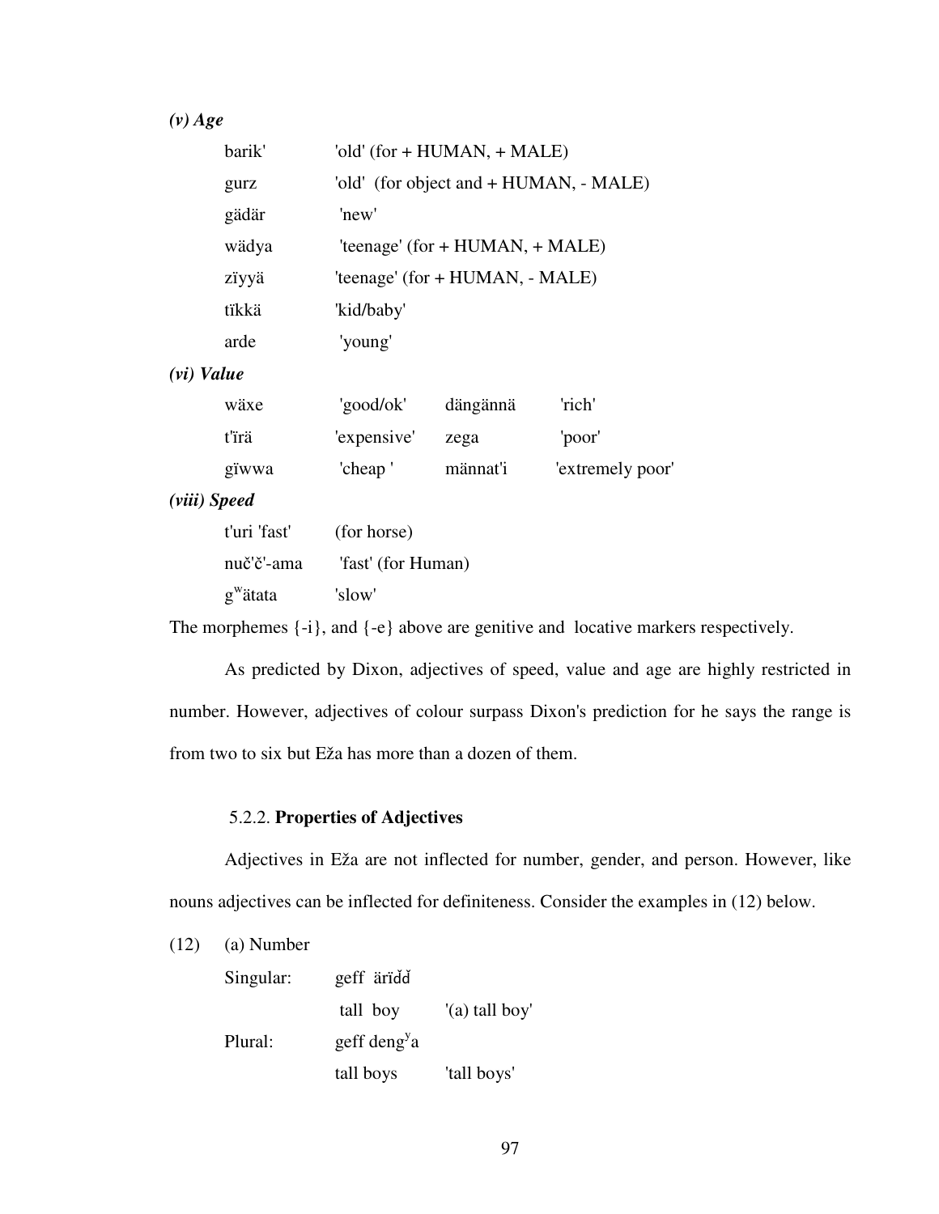*(v) Age*

| | |
|---|---|
| barik' | 'old' (for + HUMAN, + MALE) |
| gurz | 'old' (for object and + HUMAN, - MALE) |
| gädär | 'new' |
| wädya | 'teenage' (for + HUMAN, + MALE) |
| zïyyä | 'teenage' (for + HUMAN, - MALE) |
| tïkkä | 'kid/baby' |
| arde | 'young' |

*(vi) Value*

| | | | |
|---|---|---|---|
| wäxe | 'good/ok' | dängännä | 'rich' |
| t'ïrä | 'expensive' | zega | 'poor' |
| gïwwa | 'cheap ' | männat'i | 'extremely poor' |

*(viii) Speed*

| | |
|---|---|
| t'uri 'fast' | (for horse) |
| nuč'č'-ama | 'fast' (for Human) |
| $g^{w}$ätata | 'slow' |

The morphemes {-i}, and {-e} above are genitive and locative markers respectively.

As predicted by Dixon, adjectives of speed, value and age are highly restricted in number. However, adjectives of colour surpass Dixon's prediction for he says the range is from two to six but Eža has more than a dozen of them.

### 5.2.2. **Properties of Adjectives**

Adjectives in Eža are not inflected for number, gender, and person. However, like nouns adjectives can be inflected for definiteness. Consider the examples in (12) below.

(12) (a) Number

| | | |
|---|---|---|
| Singular: | geff ärïďď | |
| | tall boy | '(a) tall boy' |
| Plural: | geff $deng^{y}$a | |
| | tall boys | 'tall boys' |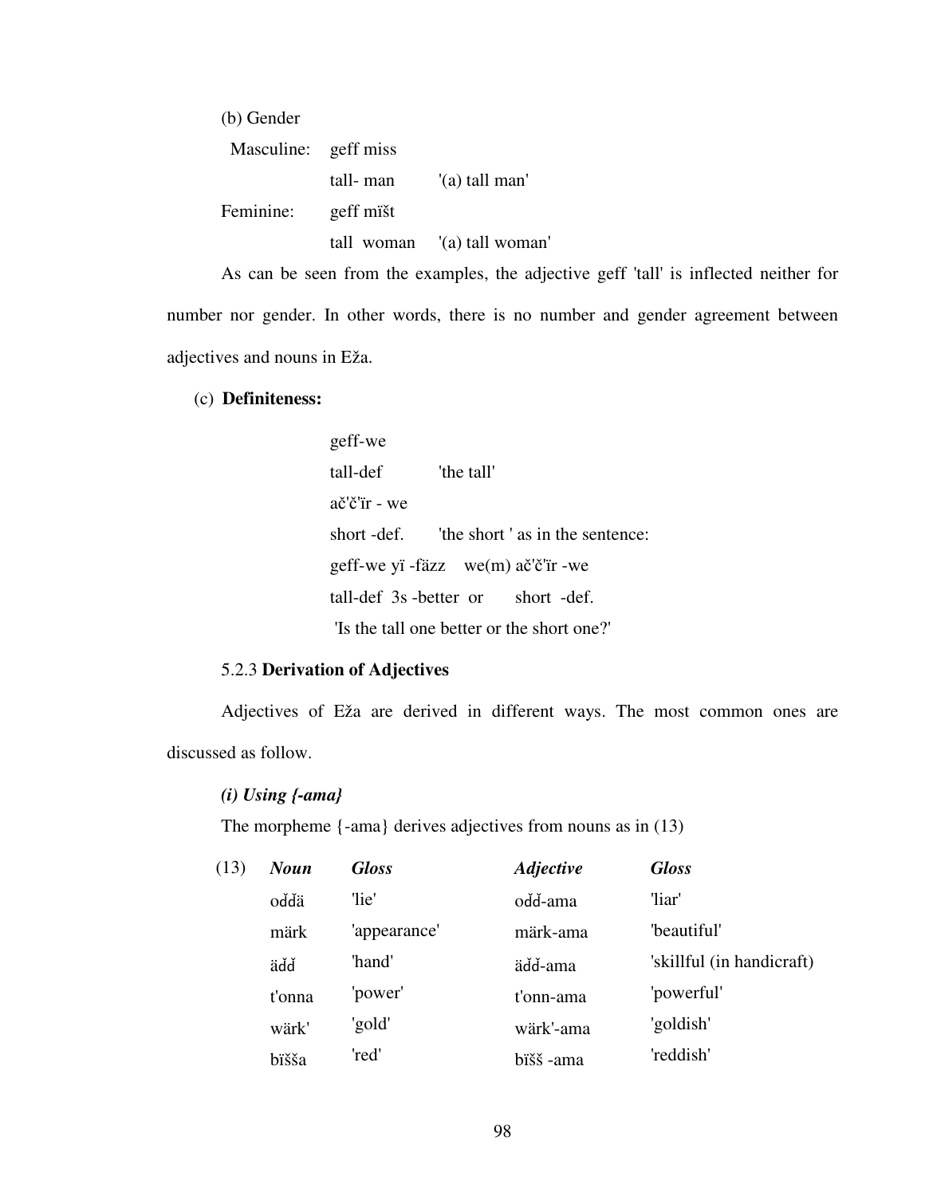(b) Gender

Masculine: geff miss

tall- man '(a) tall man'

Feminine: geff mïšt

tall woman '(a) tall woman'

As can be seen from the examples, the adjective geff 'tall' is inflected neither for number nor gender. In other words, there is no number and gender agreement between adjectives and nouns in Eža.

(c) **Definiteness:**

geff-we

tall-def 'the tall'

ač'č'ïr - we

short -def. 'the short ' as in the sentence:

geff-we yï -fäzz we(m) ač'č'ïr -we

tall-def 3s -better or short -def.

'Is the tall one better or the short one?'

5.2.3 **Derivation of Adjectives**

Adjectives of Eža are derived in different ways. The most common ones are discussed as follow.

***(i) Using {-ama}***

The morpheme {-ama} derives adjectives from nouns as in (13)

| (13) | ***Noun*** | ***Gloss*** | ***Adjective*** | ***Gloss*** |
|---|---|---|---|---|
| | oďďä | 'lie' | oďď-ama | 'liar' |
| | märk | 'appearance' | märk-ama | 'beautiful' |
| | äďď | 'hand' | äďď-ama | 'skillful (in handicraft) |
| | t'onna | 'power' | t'onn-ama | 'powerful' |
| | wärk' | 'gold' | wärk'-ama | 'goldish' |
| | bïšša | 'red' | bïšš -ama | 'reddish' |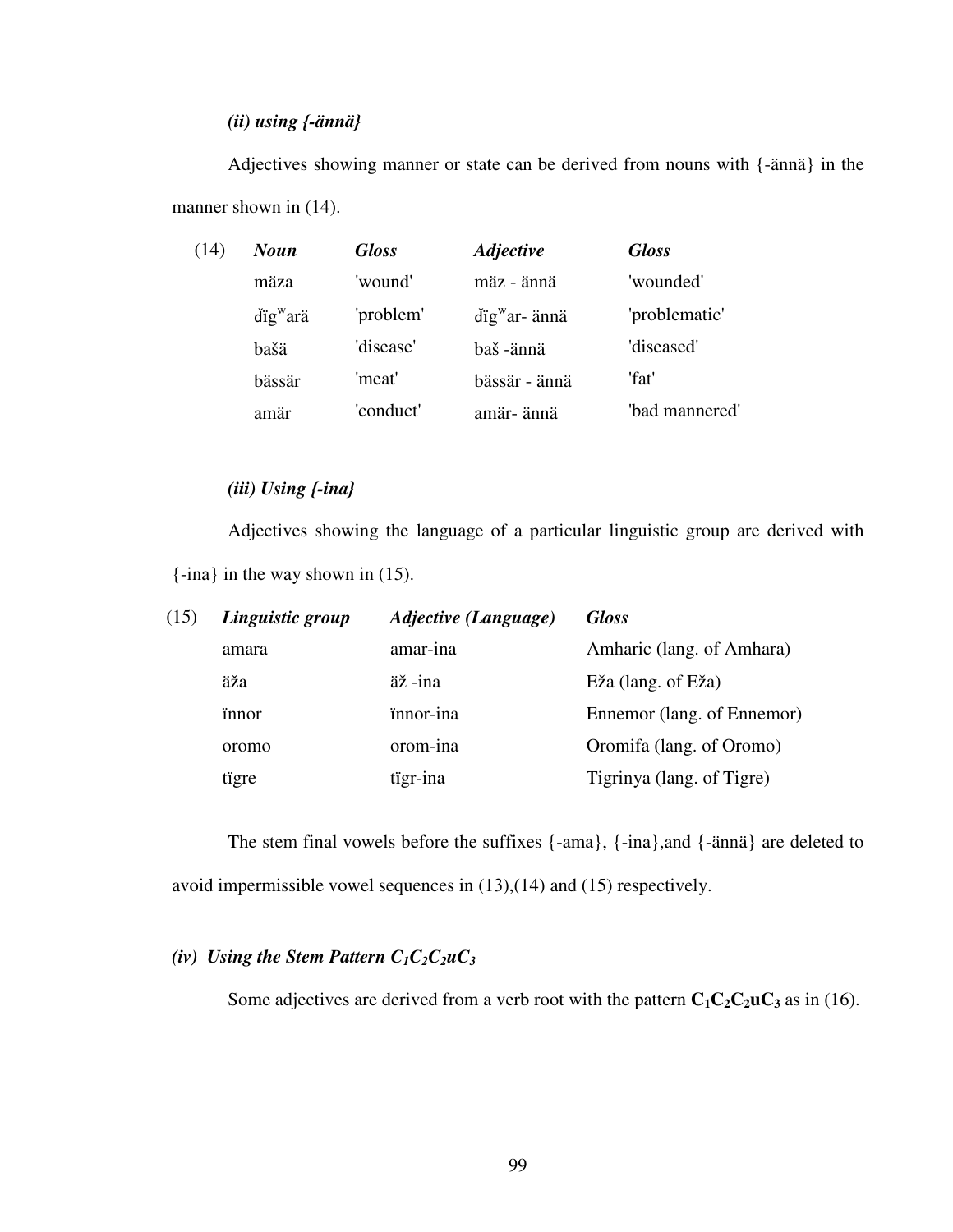*(ii) using {-ännä}*

Adjectives showing manner or state can be derived from nouns with {-ännä} in the manner shown in (14).

| (14) | *Noun* | *Gloss* | *Adjective* | *Gloss* |
|---|---|---|---|---|
| | mäza | 'wound' | mäz - ännä | 'wounded' |
| | ďïgʷarä | 'problem' | ďïgʷar- ännä | 'problematic' |
| | bašä | 'disease' | baš -ännä | 'diseased' |
| | bässär | 'meat' | bässär - ännä | 'fat' |
| | amär | 'conduct' | amär- ännä | 'bad mannered' |

*(iii) Using {-ina}*

Adjectives showing the language of a particular linguistic group are derived with {-ina} in the way shown in (15).

| (15) | *Linguistic group* | *Adjective (Language)* | *Gloss* |
|---|---|---|---|
| | amara | amar-ina | Amharic (lang. of Amhara) |
| | äža | äž -ina | Eža (lang. of Eža) |
| | ïnnor | ïnnor-ina | Ennemor (lang. of Ennemor) |
| | oromo | orom-ina | Oromifa (lang. of Oromo) |
| | tïgre | tïgr-ina | Tigrinya (lang. of Tigre) |

The stem final vowels before the suffixes {-ama}, {-ina},and {-ännä} are deleted to avoid impermissible vowel sequences in (13),(14) and (15) respectively.

*(iv) Using the Stem Pattern $C_1C_2C_2uC_3$*

Some adjectives are derived from a verb root with the pattern $\mathbf{C_1C_2C_2uC_3}$ as in (16).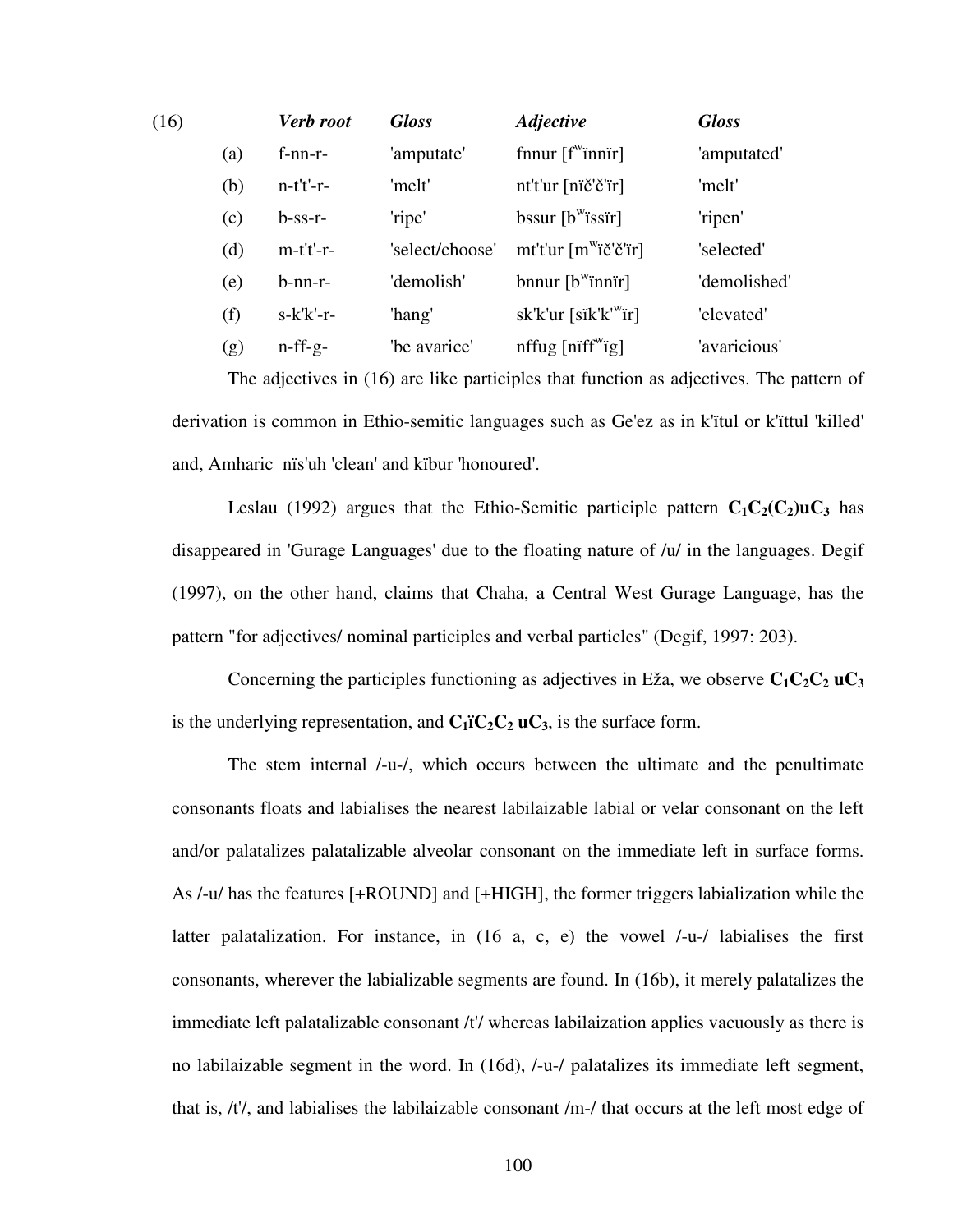| (16) | | *Verb root* | *Gloss* | *Adjective* | *Gloss* |
|---|---|---|---|---|---|
| | (a) | f-nn-r- | 'amputate' | fnnur [fʷïnnïr] | 'amputated' |
| | (b) | n-t't'-r- | 'melt' | nt't'ur [nïč'č'ïr] | 'melt' |
| | (c) | b-ss-r- | 'ripe' | bssur [bʷïssïr] | 'ripen' |
| | (d) | m-t't'-r- | 'select/choose' | mt't'ur [mʷïč'č'ïr] | 'selected' |
| | (e) | b-nn-r- | 'demolish' | bnnur [bʷïnnïr] | 'demolished' |
| | (f) | s-k'k'-r- | 'hang' | sk'k'ur [sïk'k'ʷïr] | 'elevated' |
| | (g) | n-ff-g- | 'be avarice' | nffug [nïffʷïg] | 'avaricious' |

The adjectives in (16) are like participles that function as adjectives. The pattern of derivation is common in Ethio-semitic languages such as Ge'ez as in k'ïtul or k'ïttul 'killed' and, Amharic nïs'uh 'clean' and kïbur 'honoured'.

Leslau (1992) argues that the Ethio-Semitic participle pattern $\mathbf{C_1C_2(C_2)uC_3}$ has disappeared in 'Gurage Languages' due to the floating nature of /u/ in the languages. Degif (1997), on the other hand, claims that Chaha, a Central West Gurage Language, has the pattern "for adjectives/ nominal participles and verbal particles" (Degif, 1997: 203).

Concerning the participles functioning as adjectives in Eža, we observe $\mathbf{C_1C_2C_2\ uC_3}$ is the underlying representation, and $\mathbf{C_1}$**ï**$\mathbf{C_2C_2\ uC_3}$, is the surface form.

The stem internal /-u-/, which occurs between the ultimate and the penultimate consonants floats and labialises the nearest labilaizable labial or velar consonant on the left and/or palatalizes palatalizable alveolar consonant on the immediate left in surface forms. As /-u/ has the features [+ROUND] and [+HIGH], the former triggers labialization while the latter palatalization. For instance, in (16 a, c, e) the vowel /-u-/ labialises the first consonants, wherever the labializable segments are found. In (16b), it merely palatalizes the immediate left palatalizable consonant /t'/ whereas labilaization applies vacuously as there is no labilaizable segment in the word. In (16d), /-u-/ palatalizes its immediate left segment, that is, /t'/, and labialises the labilaizable consonant /m-/ that occurs at the left most edge of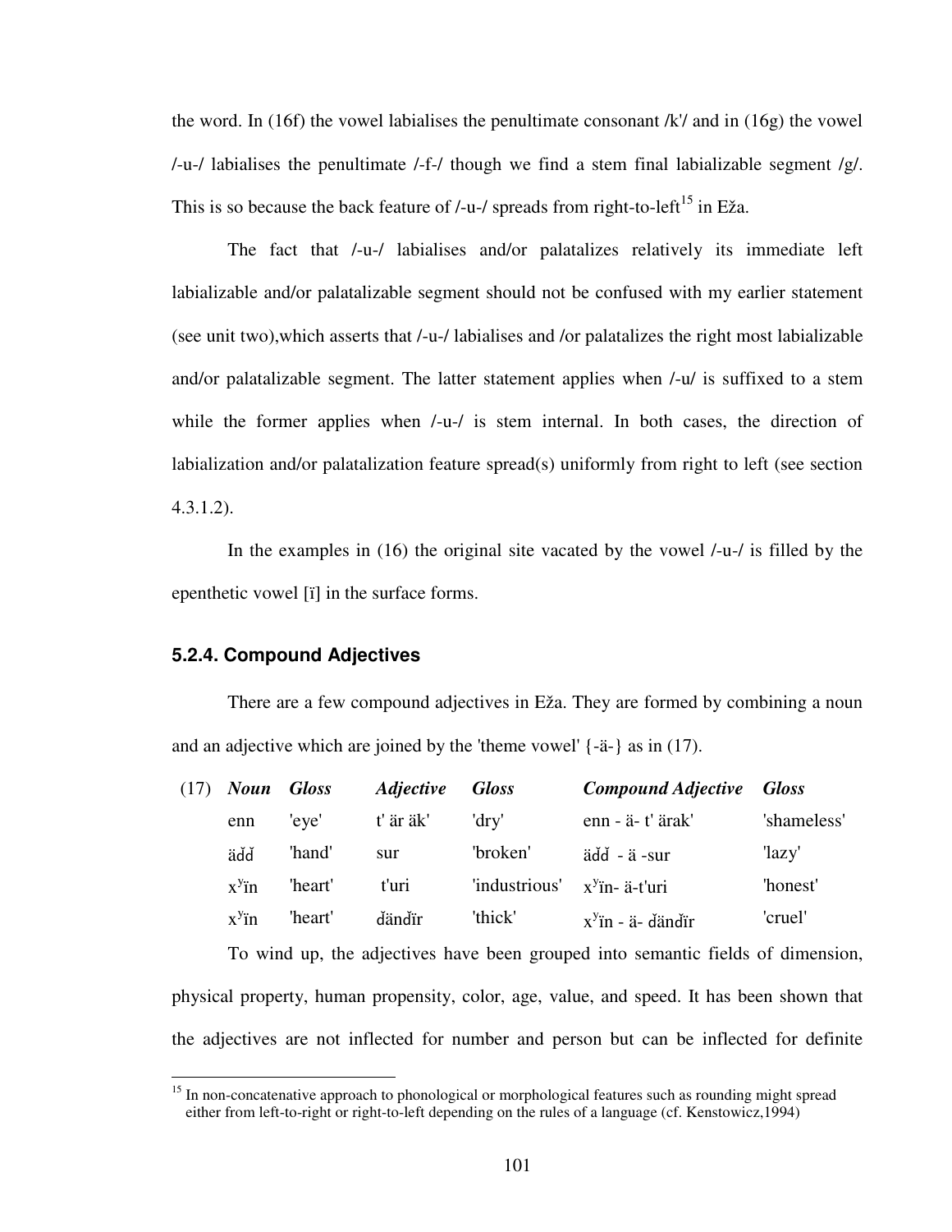the word. In (16f) the vowel labialises the penultimate consonant /k'/ and in (16g) the vowel /-u-/ labialises the penultimate /-f-/ though we find a stem final labializable segment /g/. This is so because the back feature of /-u-/ spreads from right-to-left[15] in Eža.

The fact that /-u-/ labialises and/or palatalizes relatively its immediate left labializable and/or palatalizable segment should not be confused with my earlier statement (see unit two),which asserts that /-u-/ labialises and /or palatalizes the right most labializable and/or palatalizable segment. The latter statement applies when /-u/ is suffixed to a stem while the former applies when /-u-/ is stem internal. In both cases, the direction of labialization and/or palatalization feature spread(s) uniformly from right to left (see section 4.3.1.2).

In the examples in (16) the original site vacated by the vowel /-u-/ is filled by the epenthetic vowel [ï] in the surface forms.

### 5.2.4. Compound Adjectives

There are a few compound adjectives in Eža. They are formed by combining a noun and an adjective which are joined by the 'theme vowel' {-ä-} as in (17).

| (17) | ***Noun*** | ***Gloss*** | ***Adjective*** | ***Gloss*** | ***Compound Adjective*** | ***Gloss*** |
|---|---|---|---|---|---|---|
| | enn | 'eye' | t' är äk' | 'dry' | enn - ä- t' ärak' | 'shameless' |
| | äďď | 'hand' | sur | 'broken' | äďď - ä -sur | 'lazy' |
| | $x^y$ïn | 'heart' | t'uri | 'industrious' | $x^y$ïn- ä-t'uri | 'honest' |
| | $x^y$ïn | 'heart' | ďänďïr | 'thick' | $x^y$ïn - ä- ďänďïr | 'cruel' |

To wind up, the adjectives have been grouped into semantic fields of dimension, physical property, human propensity, color, age, value, and speed. It has been shown that the adjectives are not inflected for number and person but can be inflected for definite

[15] In non-concatenative approach to phonological or morphological features such as rounding might spread either from left-to-right or right-to-left depending on the rules of a language (cf. Kenstowicz,1994)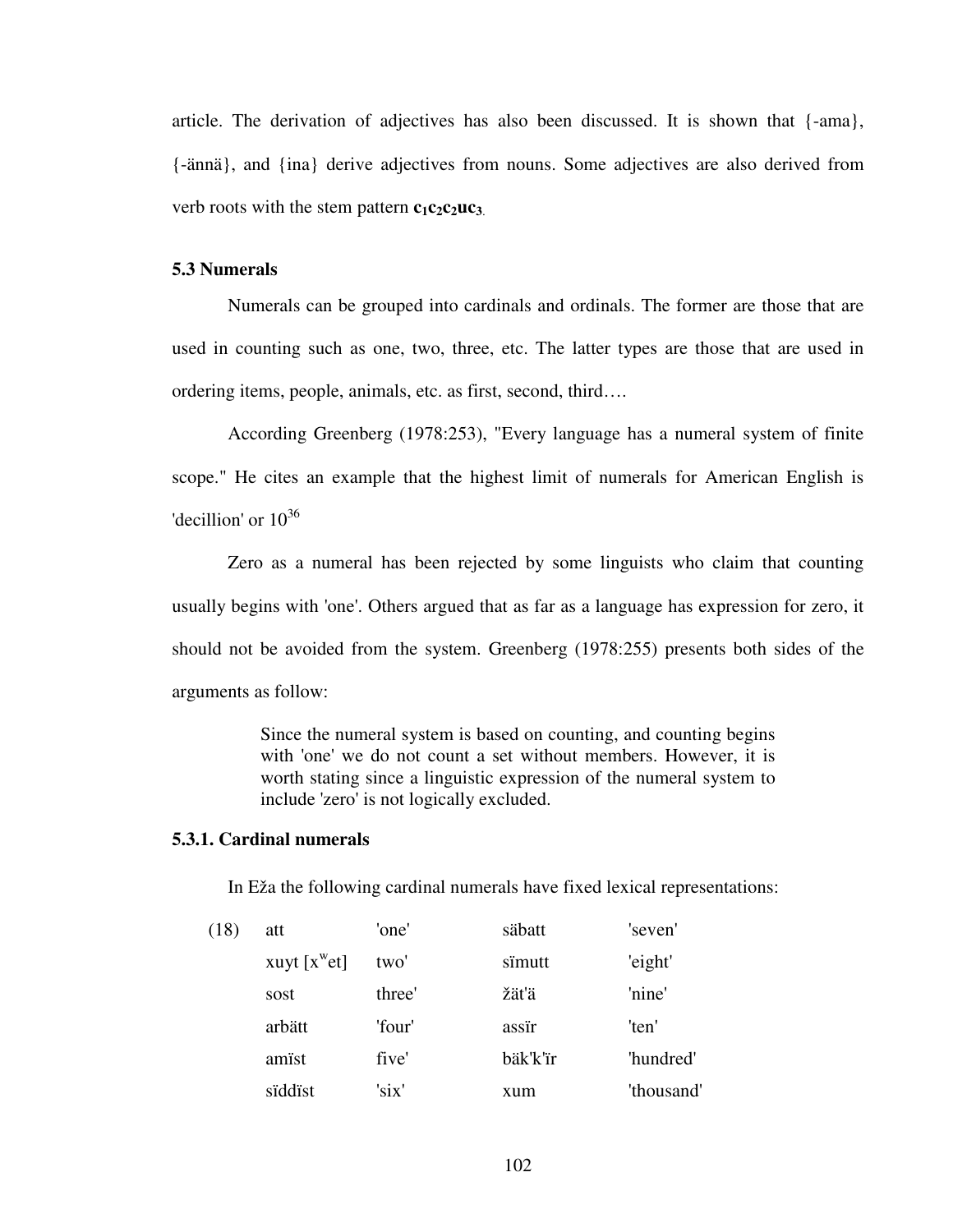article. The derivation of adjectives has also been discussed. It is shown that {-ama}, {-ännä}, and {ina} derive adjectives from nouns. Some adjectives are also derived from verb roots with the stem pattern $\mathbf{c_1c_2c_2uc_3}$.

### 5.3 Numerals

Numerals can be grouped into cardinals and ordinals. The former are those that are used in counting such as one, two, three, etc. The latter types are those that are used in ordering items, people, animals, etc. as first, second, third….

According Greenberg (1978:253), "Every language has a numeral system of finite scope." He cites an example that the highest limit of numerals for American English is 'decillion' or $10^{36}$

Zero as a numeral has been rejected by some linguists who claim that counting usually begins with 'one'. Others argued that as far as a language has expression for zero, it should not be avoided from the system. Greenberg (1978:255) presents both sides of the arguments as follow:

> Since the numeral system is based on counting, and counting begins with 'one' we do not count a set without members. However, it is worth stating since a linguistic expression of the numeral system to include 'zero' is not logically excluded.

#### 5.3.1. Cardinal numerals

In Eža the following cardinal numerals have fixed lexical representations:

| (18) | att | 'one' | säbatt | 'seven' |
|---|---|---|---|---|
| | xuyt [$x^{w}$et] | two' | sïmutt | 'eight' |
| | sost | three' | žät'ä | 'nine' |
| | arbätt | 'four' | assïr | 'ten' |
| | amïst | five' | bäk'k'ïr | 'hundred' |
| | sïddïst | 'six' | xum | 'thousand' |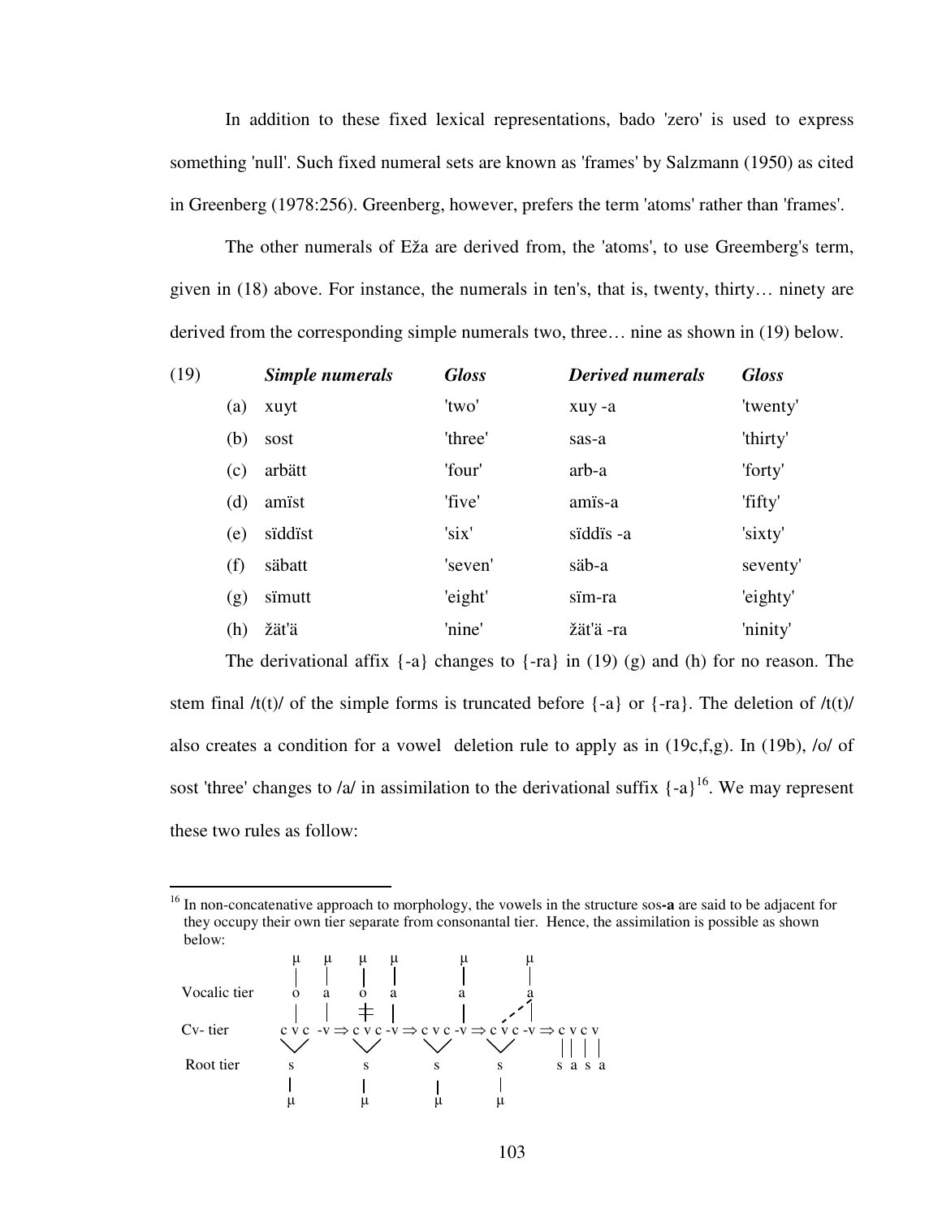In addition to these fixed lexical representations, bado 'zero' is used to express something 'null'. Such fixed numeral sets are known as 'frames' by Salzmann (1950) as cited in Greenberg (1978:256). Greenberg, however, prefers the term 'atoms' rather than 'frames'.

The other numerals of Eža are derived from, the 'atoms', to use Greemberg's term, given in (18) above. For instance, the numerals in ten's, that is, twenty, thirty… ninety are derived from the corresponding simple numerals two, three… nine as shown in (19) below.

| (19) | | ***Simple numerals*** | ***Gloss*** | ***Derived numerals*** | ***Gloss*** |
|---|---|---|---|---|---|
| | (a) | xuyt | 'two' | xuy -a | 'twenty' |
| | (b) | sost | 'three' | sas-a | 'thirty' |
| | (c) | arbätt | 'four' | arb-a | 'forty' |
| | (d) | amïst | 'five' | amïs-a | 'fifty' |
| | (e) | sïddïst | 'six' | sïddïs -a | 'sixty' |
| | (f) | säbatt | 'seven' | säb-a | seventy' |
| | (g) | sïmutt | 'eight' | sïm-ra | 'eighty' |
| | (h) | žät'ä | 'nine' | žät'ä -ra | 'ninity' |

The derivational affix {-a} changes to {-ra} in (19) (g) and (h) for no reason. The stem final /t(t)/ of the simple forms is truncated before {-a} or {-ra}. The deletion of /t(t)/ also creates a condition for a vowel deletion rule to apply as in (19c,f,g). In (19b), /o/ of sost 'three' changes to /a/ in assimilation to the derivational suffix {-a}[16]. We may represent these two rules as follow:

---

[16] In non-concatenative approach to morphology, the vowels in the structure sos-**a** are said to be adjacent for they occupy their own tier separate from consonantal tier. Hence, the assimilation is possible as shown below:

```
              μ   μ     μ   μ       μ         μ
              |   |     |   |       |         |
Vocalic tier  o   a     o   a       a         a
              |   |     ‡   |       |      . ·|
Cv- tier     c v c -v ⇒ c v c -v ⇒ c v c -v ⇒ c v c -v ⇒ c v c v
              \ /        \ /        \ /        \ /        | | | |
Root tier      s          s          s          s         s a s a
               |          |          |          |
               μ          μ          μ          μ
```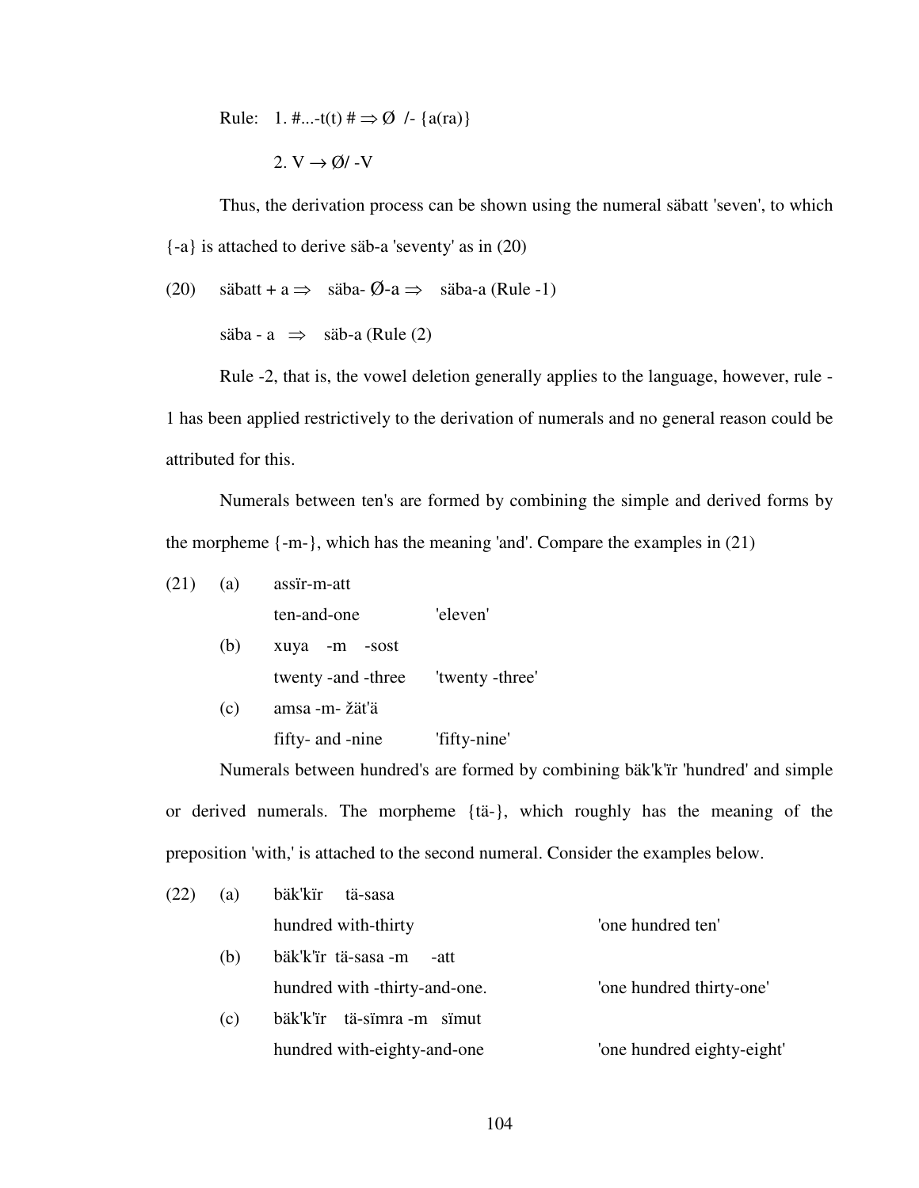Rule: 1. #...-t(t) # $\Rightarrow$ Ø /- {a(ra)}

2. V $\rightarrow$ Ø/ -V

Thus, the derivation process can be shown using the numeral säbatt 'seven', to which {-a} is attached to derive säb-a 'seventy' as in (20)

(20) säbatt + a $\Rightarrow$ säba- Ø-a $\Rightarrow$ säba-a (Rule -1)

säba - a $\Rightarrow$ säb-a (Rule (2)

Rule -2, that is, the vowel deletion generally applies to the language, however, rule -1 has been applied restrictively to the derivation of numerals and no general reason could be attributed for this.

Numerals between ten's are formed by combining the simple and derived forms by the morpheme {-m-}, which has the meaning 'and'. Compare the examples in (21)

(21) (a) assïr-m-att
ten-and-one 'eleven'

(b) xuya -m -sost
twenty -and -three 'twenty -three'

(c) amsa -m- žät'ä
fifty- and -nine 'fifty-nine'

Numerals between hundred's are formed by combining bäk'k'ïr 'hundred' and simple or derived numerals. The morpheme {tä-}, which roughly has the meaning of the preposition 'with,' is attached to the second numeral. Consider the examples below.

(22) (a) bäk'kïr tä-sasa
hundred with-thirty 'one hundred ten'

(b) bäk'k'ïr tä-sasa -m -att
hundred with -thirty-and-one. 'one hundred thirty-one'

(c) bäk'k'ïr tä-sïmra -m sïmut
hundred with-eighty-and-one 'one hundred eighty-eight'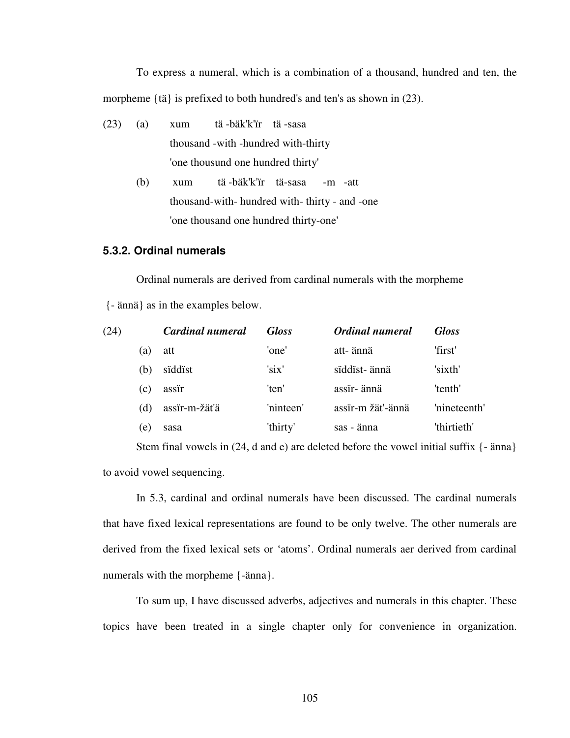To express a numeral, which is a combination of a thousand, hundred and ten, the morpheme {tä} is prefixed to both hundred's and ten's as shown in (23).

(23) (a) xum tä -bäk'k'ïr tä -sasa
thousand -with -hundred with-thirty
'one thousund one hundred thirty'

(b) xum tä -bäk'k'ïr tä-sasa -m -att
thousand-with- hundred with- thirty - and -one
'one thousand one hundred thirty-one'

### 5.3.2. Ordinal numerals

Ordinal numerals are derived from cardinal numerals with the morpheme {- ännä} as in the examples below.

| (24) | | *Cardinal numeral* | *Gloss* | *Ordinal numeral* | *Gloss* |
|---|---|---|---|---|---|
| | (a) | att | 'one' | att- ännä | 'first' |
| | (b) | sïddïst | 'six' | sïddïst- ännä | 'sixth' |
| | (c) | assïr | 'ten' | assïr- ännä | 'tenth' |
| | (d) | assïr-m-žät'ä | 'ninteen' | assïr-m žät'-ännä | 'nineteenth' |
| | (e) | sasa | 'thirty' | sas - änna | 'thirtieth' |

Stem final vowels in (24, d and e) are deleted before the vowel initial suffix {- änna} to avoid vowel sequencing.

In 5.3, cardinal and ordinal numerals have been discussed. The cardinal numerals that have fixed lexical representations are found to be only twelve. The other numerals are derived from the fixed lexical sets or 'atoms'. Ordinal numerals aer derived from cardinal numerals with the morpheme {-änna}.

To sum up, I have discussed adverbs, adjectives and numerals in this chapter. These topics have been treated in a single chapter only for convenience in organization.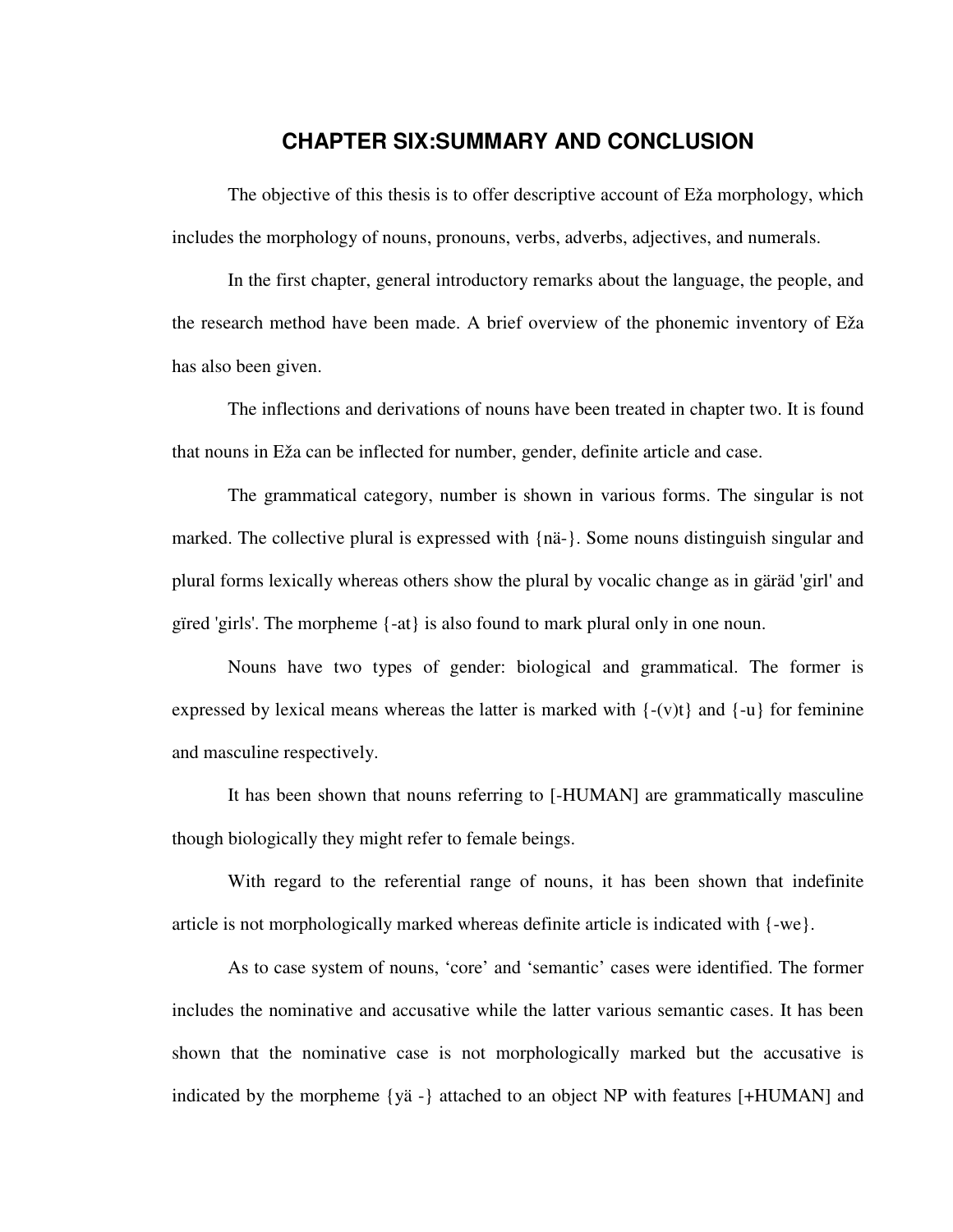# CHAPTER SIX:SUMMARY AND CONCLUSION

The objective of this thesis is to offer descriptive account of Eža morphology, which includes the morphology of nouns, pronouns, verbs, adverbs, adjectives, and numerals.

In the first chapter, general introductory remarks about the language, the people, and the research method have been made. A brief overview of the phonemic inventory of Eža has also been given.

The inflections and derivations of nouns have been treated in chapter two. It is found that nouns in Eža can be inflected for number, gender, definite article and case.

The grammatical category, number is shown in various forms. The singular is not marked. The collective plural is expressed with {nä-}. Some nouns distinguish singular and plural forms lexically whereas others show the plural by vocalic change as in gäräd 'girl' and gïred 'girls'. The morpheme {-at} is also found to mark plural only in one noun.

Nouns have two types of gender: biological and grammatical. The former is expressed by lexical means whereas the latter is marked with {-(v)t} and {-u} for feminine and masculine respectively.

It has been shown that nouns referring to [-HUMAN] are grammatically masculine though biologically they might refer to female beings.

With regard to the referential range of nouns, it has been shown that indefinite article is not morphologically marked whereas definite article is indicated with {-we}.

As to case system of nouns, 'core' and 'semantic' cases were identified. The former includes the nominative and accusative while the latter various semantic cases. It has been shown that the nominative case is not morphologically marked but the accusative is indicated by the morpheme {yä -} attached to an object NP with features [+HUMAN] and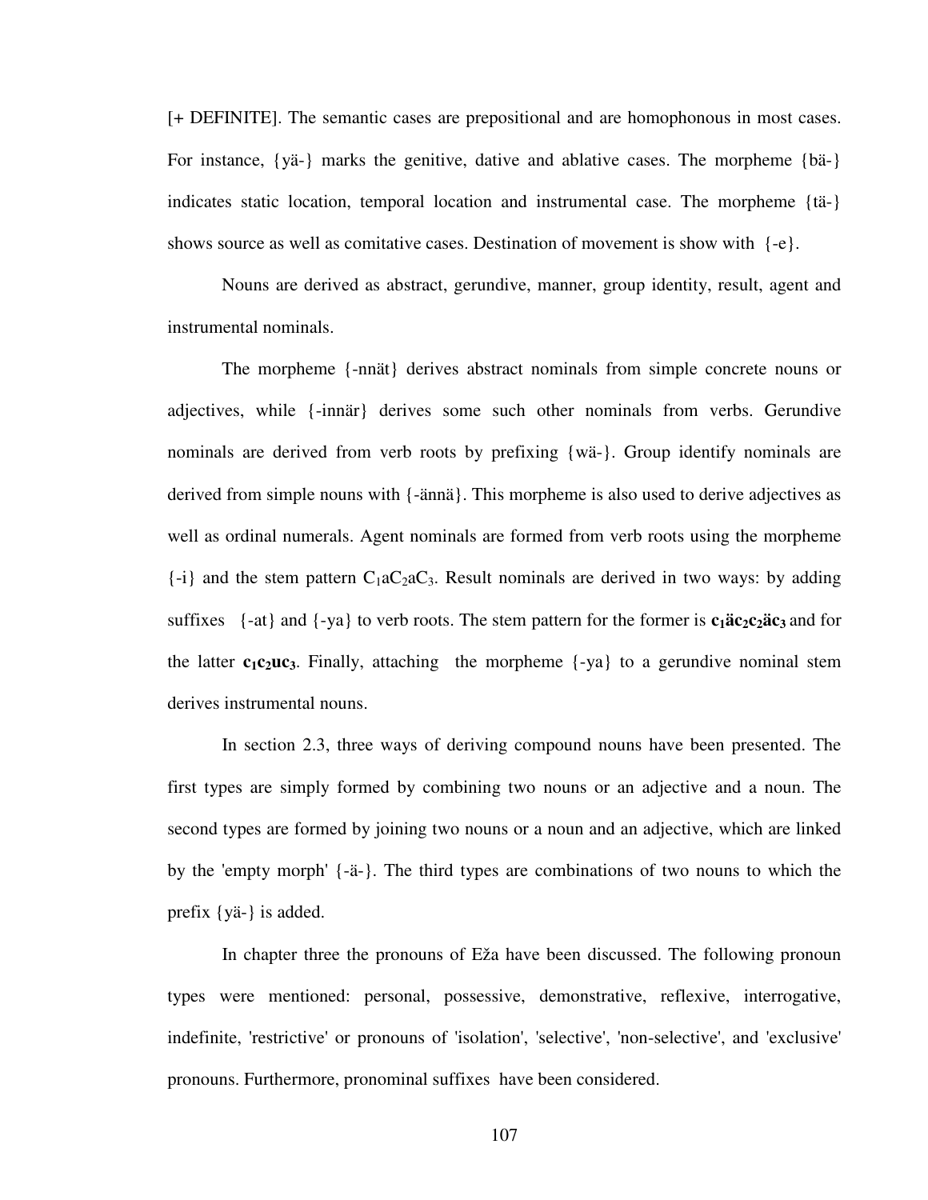[+ DEFINITE]. The semantic cases are prepositional and are homophonous in most cases. For instance, {yä-} marks the genitive, dative and ablative cases. The morpheme {bä-} indicates static location, temporal location and instrumental case. The morpheme {tä-} shows source as well as comitative cases. Destination of movement is show with {-e}.

Nouns are derived as abstract, gerundive, manner, group identity, result, agent and instrumental nominals.

The morpheme {-nnät} derives abstract nominals from simple concrete nouns or adjectives, while {-innär} derives some such other nominals from verbs. Gerundive nominals are derived from verb roots by prefixing {wä-}. Group identify nominals are derived from simple nouns with {-ännä}. This morpheme is also used to derive adjectives as well as ordinal numerals. Agent nominals are formed from verb roots using the morpheme {-i} and the stem pattern $C_1aC_2aC_3$. Result nominals are derived in two ways: by adding suffixes {-at} and {-ya} to verb roots. The stem pattern for the former is $\mathbf{c_1äc_2c_2äc_3}$ and for the latter $\mathbf{c_1c_2uc_3}$. Finally, attaching the morpheme {-ya} to a gerundive nominal stem derives instrumental nouns.

In section 2.3, three ways of deriving compound nouns have been presented. The first types are simply formed by combining two nouns or an adjective and a noun. The second types are formed by joining two nouns or a noun and an adjective, which are linked by the 'empty morph' {-ä-}. The third types are combinations of two nouns to which the prefix {yä-} is added.

In chapter three the pronouns of Eža have been discussed. The following pronoun types were mentioned: personal, possessive, demonstrative, reflexive, interrogative, indefinite, 'restrictive' or pronouns of 'isolation', 'selective', 'non-selective', and 'exclusive' pronouns. Furthermore, pronominal suffixes have been considered.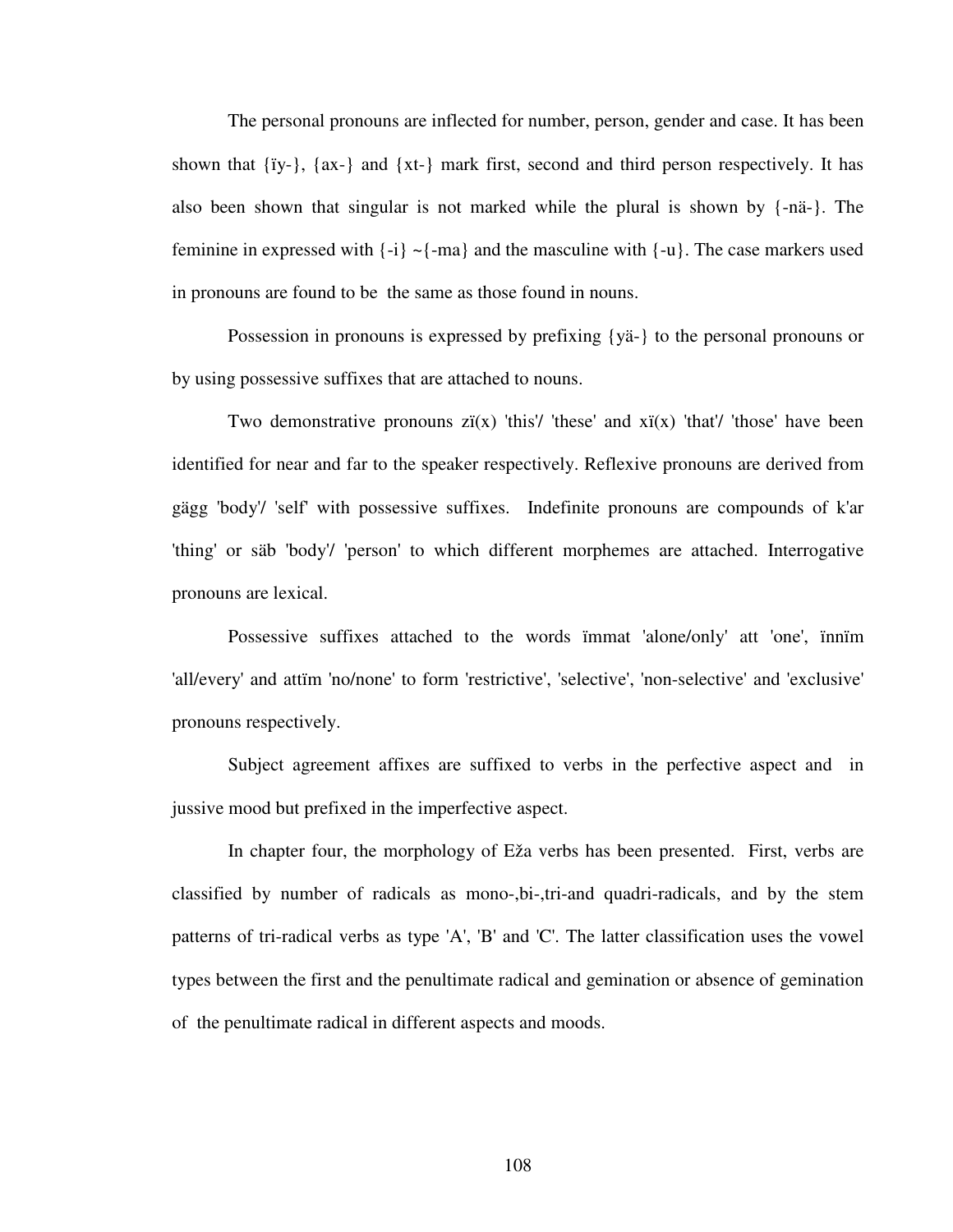The personal pronouns are inflected for number, person, gender and case. It has been shown that {ïy-}, {ax-} and {xt-} mark first, second and third person respectively. It has also been shown that singular is not marked while the plural is shown by {-nä-}. The feminine in expressed with {-i} ~{-ma} and the masculine with {-u}. The case markers used in pronouns are found to be the same as those found in nouns.

Possession in pronouns is expressed by prefixing {yä-} to the personal pronouns or by using possessive suffixes that are attached to nouns.

Two demonstrative pronouns zï(x) 'this'/ 'these' and xï(x) 'that'/ 'those' have been identified for near and far to the speaker respectively. Reflexive pronouns are derived from gägg 'body'/ 'self' with possessive suffixes. Indefinite pronouns are compounds of k'ar 'thing' or säb 'body'/ 'person' to which different morphemes are attached. Interrogative pronouns are lexical.

Possessive suffixes attached to the words ïmmat 'alone/only' att 'one', ïnnïm 'all/every' and attïm 'no/none' to form 'restrictive', 'selective', 'non-selective' and 'exclusive' pronouns respectively.

Subject agreement affixes are suffixed to verbs in the perfective aspect and in jussive mood but prefixed in the imperfective aspect.

In chapter four, the morphology of Eža verbs has been presented. First, verbs are classified by number of radicals as mono-,bi-,tri-and quadri-radicals, and by the stem patterns of tri-radical verbs as type 'A', 'B' and 'C'. The latter classification uses the vowel types between the first and the penultimate radical and gemination or absence of gemination of the penultimate radical in different aspects and moods.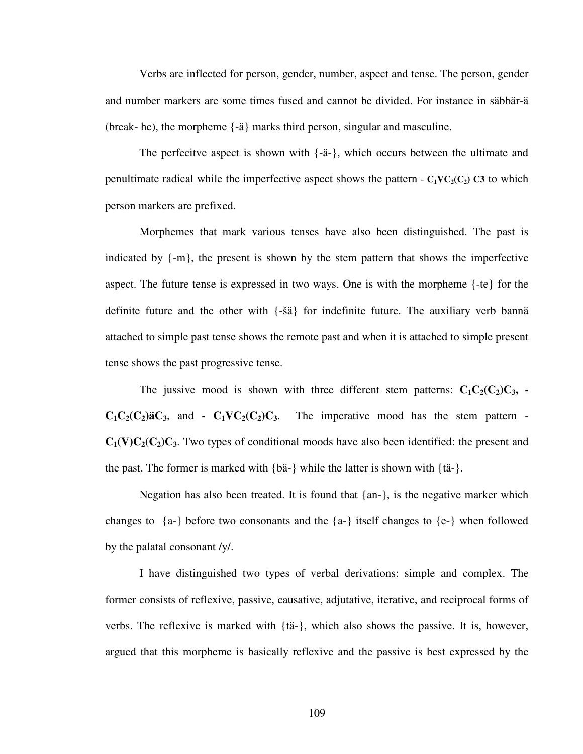Verbs are inflected for person, gender, number, aspect and tense. The person, gender and number markers are some times fused and cannot be divided. For instance in säbbär-ä (break- he), the morpheme {-ä} marks third person, singular and masculine.

The perfecitve aspect is shown with {-ä-}, which occurs between the ultimate and penultimate radical while the imperfective aspect shows the pattern - $\mathbf{C_1VC_2(C_2)\ C3}$ to which person markers are prefixed.

Morphemes that mark various tenses have also been distinguished. The past is indicated by {-m}, the present is shown by the stem pattern that shows the imperfective aspect. The future tense is expressed in two ways. One is with the morpheme {-te} for the definite future and the other with {-šä} for indefinite future. The auxiliary verb bannä attached to simple past tense shows the remote past and when it is attached to simple present tense shows the past progressive tense.

The jussive mood is shown with three different stem patterns: $\mathbf{C_1C_2(C_2)C_3}$**, -** $\mathbf{C_1C_2(C_2)}$**ä**$\mathbf{C_3}$, and **-** $\mathbf{C_1VC_2(C_2)C_3}$. The imperative mood has the stem pattern - $\mathbf{C_1(V)C_2(C_2)C_3}$. Two types of conditional moods have also been identified: the present and the past. The former is marked with {bä-} while the latter is shown with {tä-}.

Negation has also been treated. It is found that {an-}, is the negative marker which changes to {a-} before two consonants and the {a-} itself changes to {e-} when followed by the palatal consonant /y/.

I have distinguished two types of verbal derivations: simple and complex. The former consists of reflexive, passive, causative, adjutative, iterative, and reciprocal forms of verbs. The reflexive is marked with {tä-}, which also shows the passive. It is, however, argued that this morpheme is basically reflexive and the passive is best expressed by the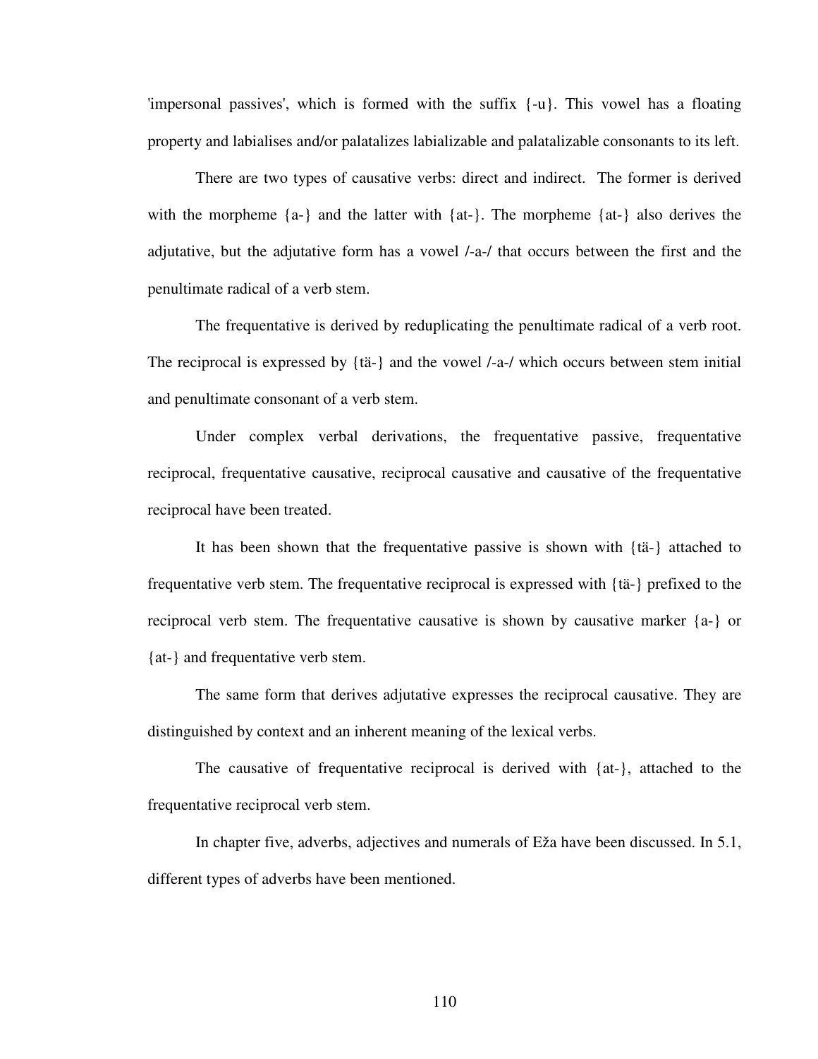'impersonal passives', which is formed with the suffix {-u}. This vowel has a floating property and labialises and/or palatalizes labializable and palatalizable consonants to its left.

There are two types of causative verbs: direct and indirect. The former is derived with the morpheme {a-} and the latter with {at-}. The morpheme {at-} also derives the adjutative, but the adjutative form has a vowel /-a-/ that occurs between the first and the penultimate radical of a verb stem.

The frequentative is derived by reduplicating the penultimate radical of a verb root. The reciprocal is expressed by {tä-} and the vowel /-a-/ which occurs between stem initial and penultimate consonant of a verb stem.

Under complex verbal derivations, the frequentative passive, frequentative reciprocal, frequentative causative, reciprocal causative and causative of the frequentative reciprocal have been treated.

It has been shown that the frequentative passive is shown with {tä-} attached to frequentative verb stem. The frequentative reciprocal is expressed with {tä-} prefixed to the reciprocal verb stem. The frequentative causative is shown by causative marker {a-} or {at-} and frequentative verb stem.

The same form that derives adjutative expresses the reciprocal causative. They are distinguished by context and an inherent meaning of the lexical verbs.

The causative of frequentative reciprocal is derived with {at-}, attached to the frequentative reciprocal verb stem.

In chapter five, adverbs, adjectives and numerals of Eža have been discussed. In 5.1, different types of adverbs have been mentioned.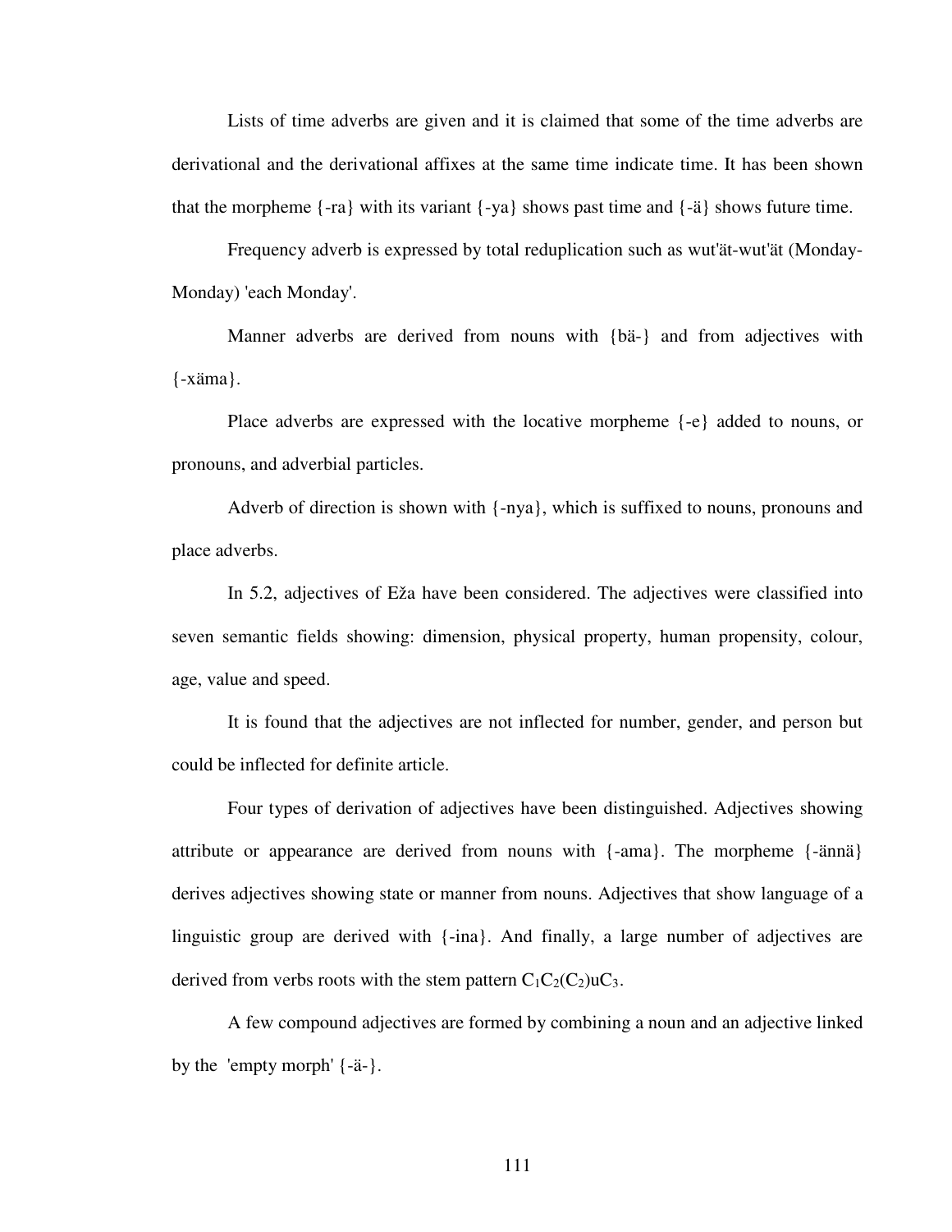Lists of time adverbs are given and it is claimed that some of the time adverbs are derivational and the derivational affixes at the same time indicate time. It has been shown that the morpheme {-ra} with its variant {-ya} shows past time and {-ä} shows future time.

Frequency adverb is expressed by total reduplication such as wut'ät-wut'ät (Monday-Monday) 'each Monday'.

Manner adverbs are derived from nouns with {bä-} and from adjectives with {-xäma}.

Place adverbs are expressed with the locative morpheme {-e} added to nouns, or pronouns, and adverbial particles.

Adverb of direction is shown with {-nya}, which is suffixed to nouns, pronouns and place adverbs.

In 5.2, adjectives of Eža have been considered. The adjectives were classified into seven semantic fields showing: dimension, physical property, human propensity, colour, age, value and speed.

It is found that the adjectives are not inflected for number, gender, and person but could be inflected for definite article.

Four types of derivation of adjectives have been distinguished. Adjectives showing attribute or appearance are derived from nouns with {-ama}. The morpheme {-ännä} derives adjectives showing state or manner from nouns. Adjectives that show language of a linguistic group are derived with {-ina}. And finally, a large number of adjectives are derived from verbs roots with the stem pattern $C_1C_2(C_2)uC_3$.

A few compound adjectives are formed by combining a noun and an adjective linked by the 'empty morph' {-ä-}.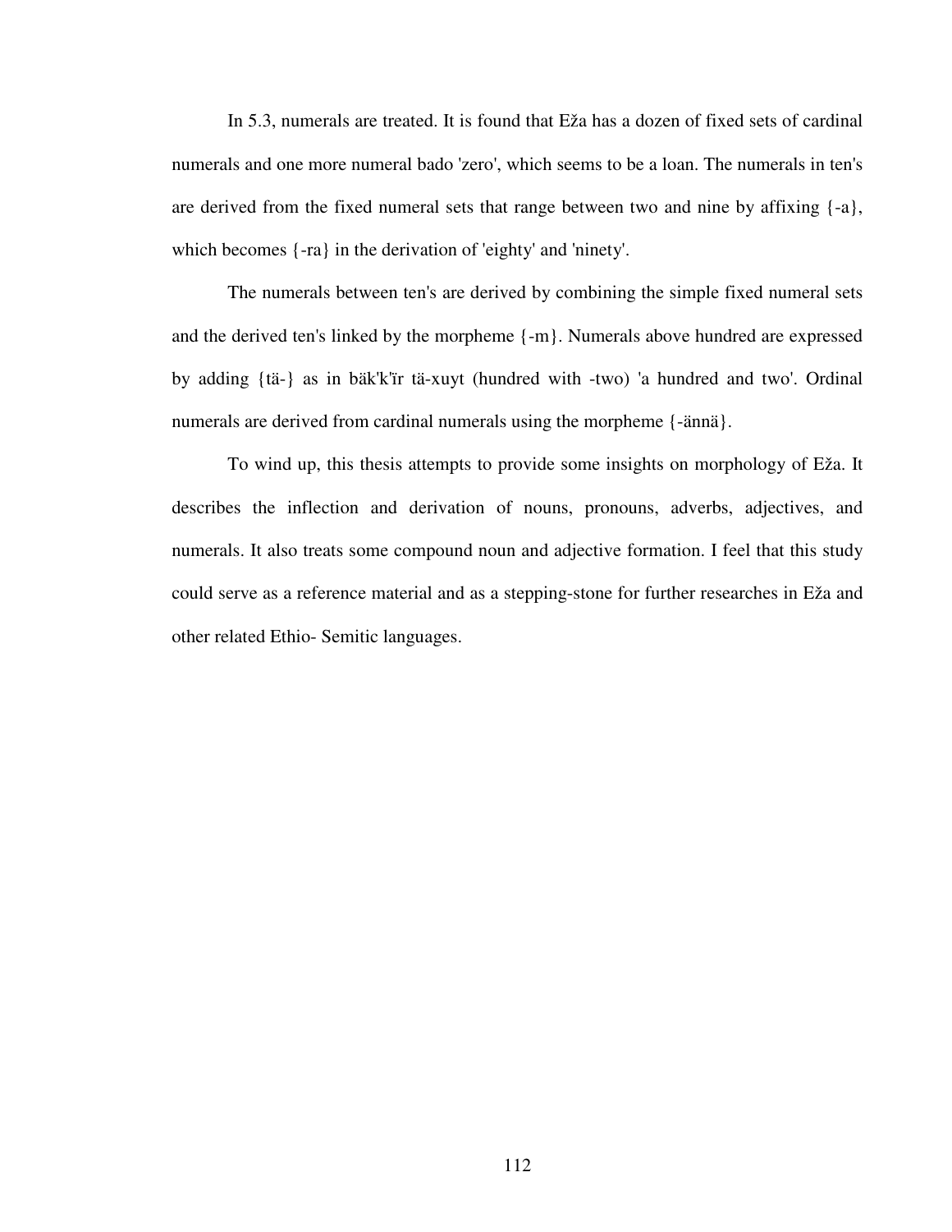In 5.3, numerals are treated. It is found that Eža has a dozen of fixed sets of cardinal numerals and one more numeral bado 'zero', which seems to be a loan. The numerals in ten's are derived from the fixed numeral sets that range between two and nine by affixing {-a}, which becomes {-ra} in the derivation of 'eighty' and 'ninety'.

The numerals between ten's are derived by combining the simple fixed numeral sets and the derived ten's linked by the morpheme {-m}. Numerals above hundred are expressed by adding {tä-} as in bäk'k'ïr tä-xuyt (hundred with -two) 'a hundred and two'. Ordinal numerals are derived from cardinal numerals using the morpheme {-ännä}.

To wind up, this thesis attempts to provide some insights on morphology of Eža. It describes the inflection and derivation of nouns, pronouns, adverbs, adjectives, and numerals. It also treats some compound noun and adjective formation. I feel that this study could serve as a reference material and as a stepping-stone for further researches in Eža and other related Ethio- Semitic languages.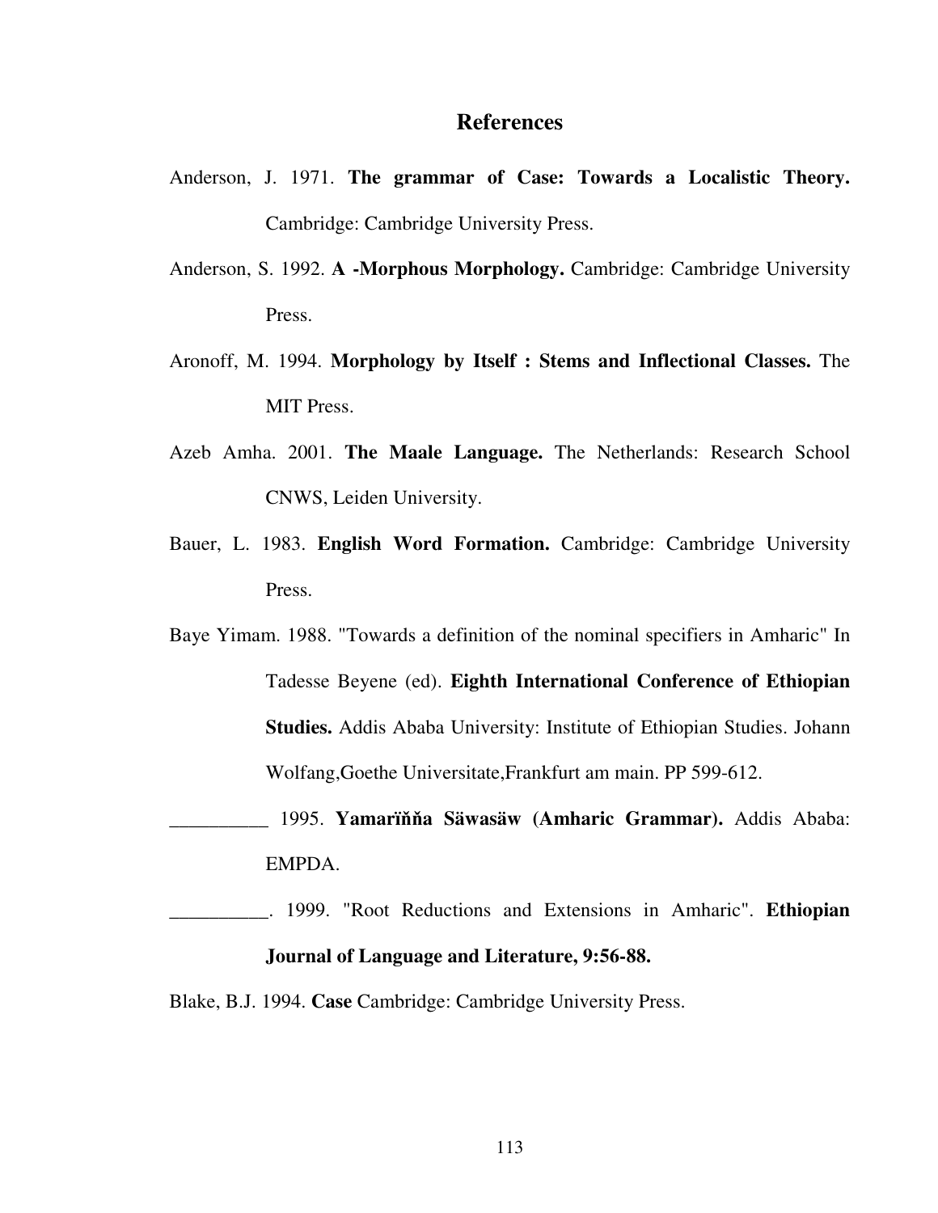# References

Anderson, J. 1971. **The grammar of Case: Towards a Localistic Theory.** Cambridge: Cambridge University Press.

Anderson, S. 1992. **A -Morphous Morphology.** Cambridge: Cambridge University Press.

Aronoff, M. 1994. **Morphology by Itself : Stems and Inflectional Classes.** The MIT Press.

Azeb Amha. 2001. **The Maale Language.** The Netherlands: Research School CNWS, Leiden University.

Bauer, L. 1983. **English Word Formation.** Cambridge: Cambridge University Press.

Baye Yimam. 1988. "Towards a definition of the nominal specifiers in Amharic" In Tadesse Beyene (ed). **Eighth International Conference of Ethiopian Studies.** Addis Ababa University: Institute of Ethiopian Studies. Johann Wolfang,Goethe Universitate,Frankfurt am main. PP 599-612.

__________ 1995. **Yamarïňňa Säwasäw (Amharic Grammar).** Addis Ababa: EMPDA.

__________. 1999. "Root Reductions and Extensions in Amharic". **Ethiopian Journal of Language and Literature, 9:56-88.**

Blake, B.J. 1994. **Case** Cambridge: Cambridge University Press.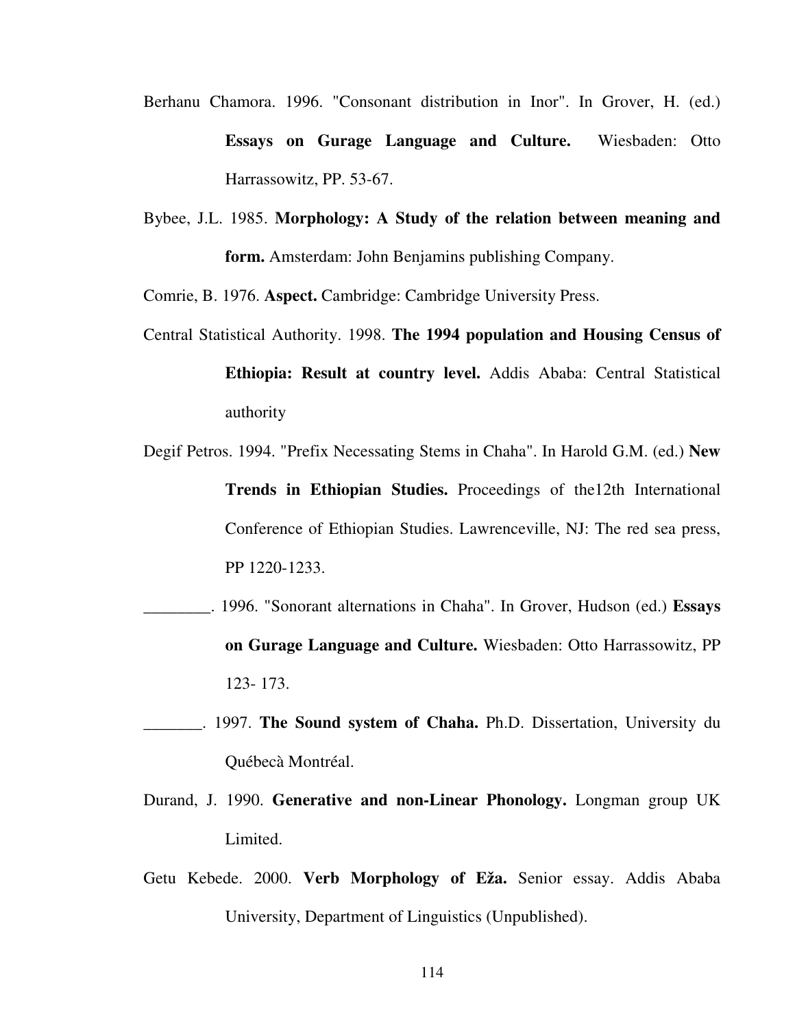Berhanu Chamora. 1996. "Consonant distribution in Inor". In Grover, H. (ed.) **Essays on Gurage Language and Culture.** Wiesbaden: Otto Harrassowitz, PP. 53-67.

Bybee, J.L. 1985. **Morphology: A Study of the relation between meaning and form.** Amsterdam: John Benjamins publishing Company.

Comrie, B. 1976. **Aspect.** Cambridge: Cambridge University Press.

Central Statistical Authority. 1998. **The 1994 population and Housing Census of Ethiopia: Result at country level.** Addis Ababa: Central Statistical authority

Degif Petros. 1994. "Prefix Necessating Stems in Chaha". In Harold G.M. (ed.) **New Trends in Ethiopian Studies.** Proceedings of the12th International Conference of Ethiopian Studies. Lawrenceville, NJ: The red sea press, PP 1220-1233.

________. 1996. "Sonorant alternations in Chaha". In Grover, Hudson (ed.) **Essays on Gurage Language and Culture.** Wiesbaden: Otto Harrassowitz, PP 123- 173.

_______. 1997. **The Sound system of Chaha.** Ph.D. Dissertation, University du Québecà Montréal.

Durand, J. 1990. **Generative and non-Linear Phonology.** Longman group UK Limited.

Getu Kebede. 2000. **Verb Morphology of Eža.** Senior essay. Addis Ababa University, Department of Linguistics (Unpublished).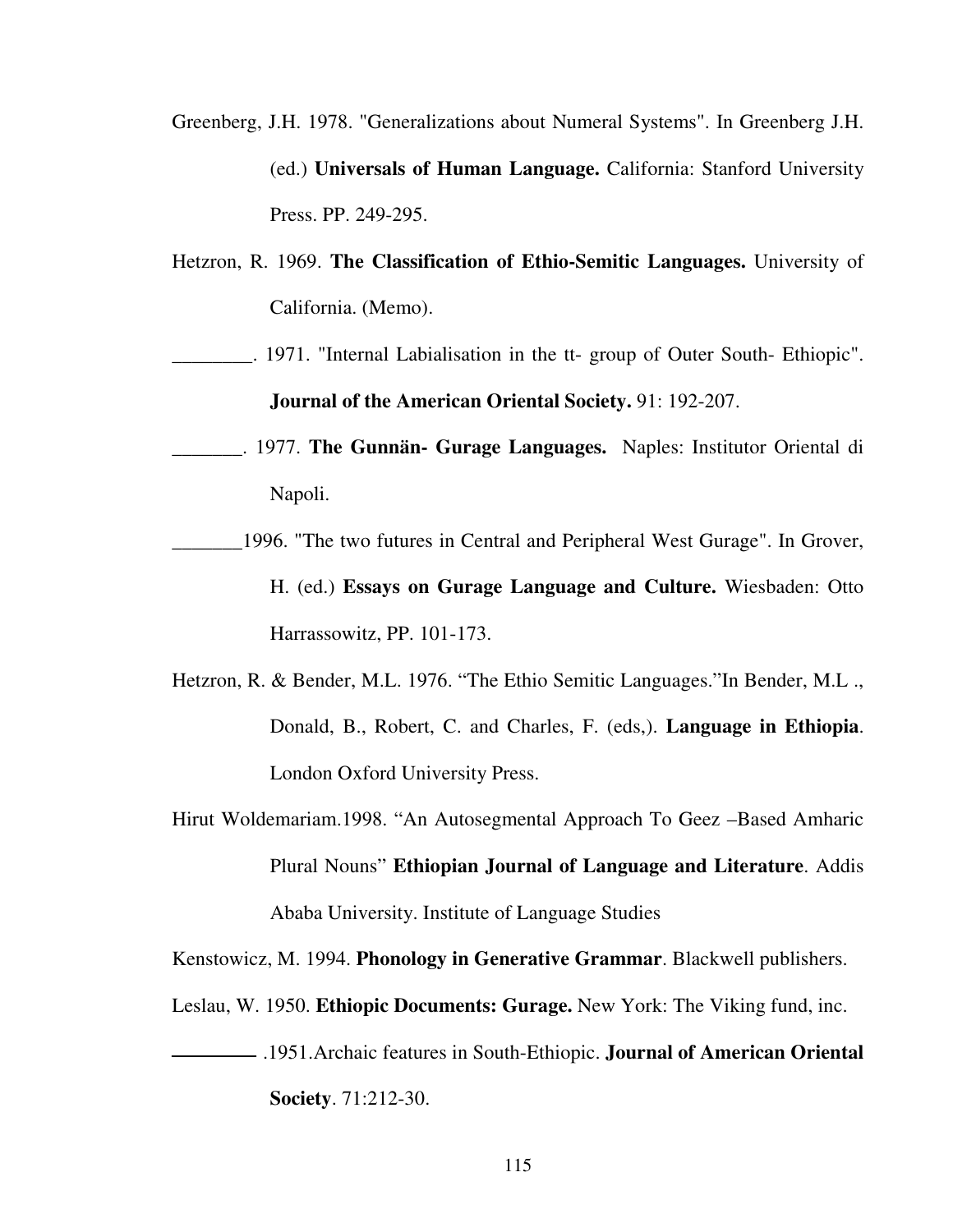Greenberg, J.H. 1978. "Generalizations about Numeral Systems". In Greenberg J.H. (ed.) **Universals of Human Language.** California: Stanford University Press. PP. 249-295.

Hetzron, R. 1969. **The Classification of Ethio-Semitic Languages.** University of California. (Memo).

________. 1971. "Internal Labialisation in the tt- group of Outer South- Ethiopic". **Journal of the American Oriental Society.** 91: 192-207.

_______. 1977. **The Gunnän- Gurage Languages.** Naples: Institutor Oriental di Napoli.

_______1996. "The two futures in Central and Peripheral West Gurage". In Grover, H. (ed.) **Essays on Gurage Language and Culture.** Wiesbaden: Otto Harrassowitz, PP. 101-173.

Hetzron, R. & Bender, M.L. 1976. "The Ethio Semitic Languages."In Bender, M.L ., Donald, B., Robert, C. and Charles, F. (eds,). **Language in Ethiopia**. London Oxford University Press.

Hirut Woldemariam.1998. "An Autosegmental Approach To Geez –Based Amharic Plural Nouns" **Ethiopian Journal of Language and Literature**. Addis Ababa University. Institute of Language Studies

Kenstowicz, M. 1994. **Phonology in Generative Grammar**. Blackwell publishers.

Leslau, W. 1950. **Ethiopic Documents: Gurage.** New York: The Viking fund, inc.

________ .1951.Archaic features in South-Ethiopic. **Journal of American Oriental Society**. 71:212-30.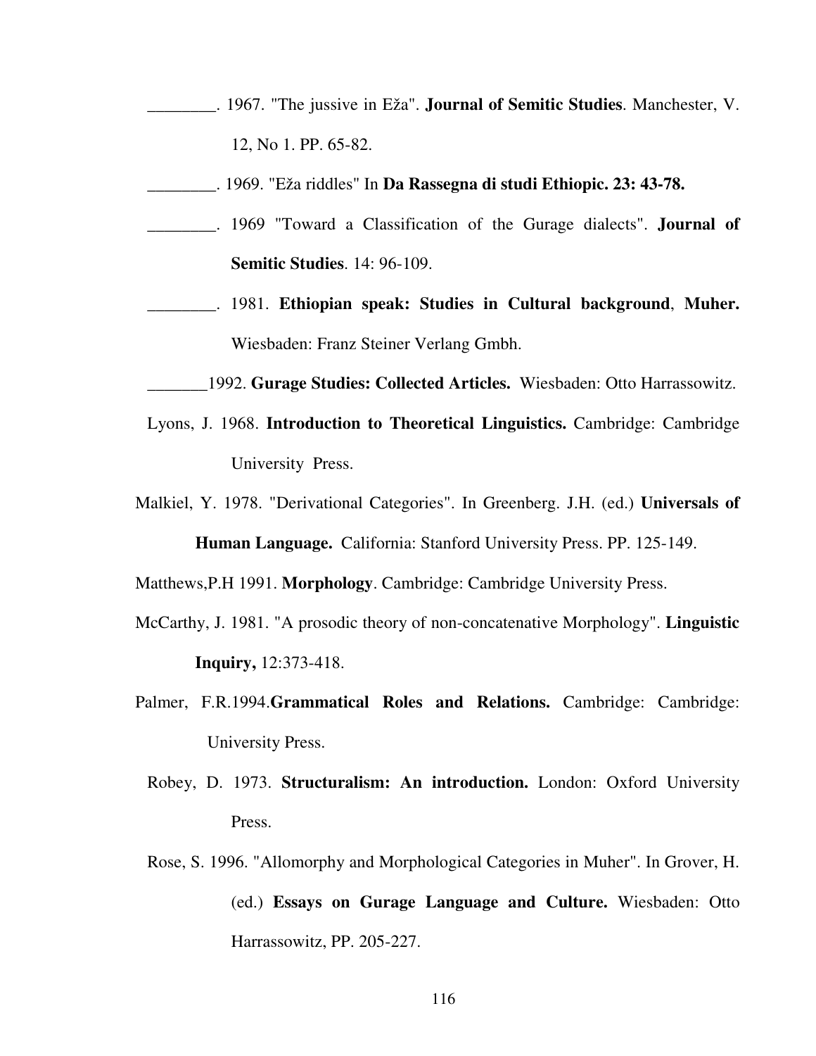________. 1967. "The jussive in Eža". **Journal of Semitic Studies**. Manchester, V. 12, No 1. PP. 65-82.

________. 1969. "Eža riddles" In **Da Rassegna di studi Ethiopic. 23: 43-78.**

________. 1969 "Toward a Classification of the Gurage dialects". **Journal of Semitic Studies**. 14: 96-109.

________. 1981. **Ethiopian speak: Studies in Cultural background**, **Muher.** Wiesbaden: Franz Steiner Verlang Gmbh.

_______1992. **Gurage Studies: Collected Articles.** Wiesbaden: Otto Harrassowitz.

Lyons, J. 1968. **Introduction to Theoretical Linguistics.** Cambridge: Cambridge University Press.

Malkiel, Y. 1978. "Derivational Categories". In Greenberg. J.H. (ed.) **Universals of Human Language.** California: Stanford University Press. PP. 125-149.

Matthews,P.H 1991. **Morphology**. Cambridge: Cambridge University Press.

McCarthy, J. 1981. "A prosodic theory of non-concatenative Morphology". **Linguistic Inquiry,** 12:373-418.

Palmer, F.R.1994.**Grammatical Roles and Relations.** Cambridge: Cambridge: University Press.

Robey, D. 1973. **Structuralism: An introduction.** London: Oxford University Press.

Rose, S. 1996. "Allomorphy and Morphological Categories in Muher". In Grover, H. (ed.) **Essays on Gurage Language and Culture.** Wiesbaden: Otto Harrassowitz, PP. 205-227.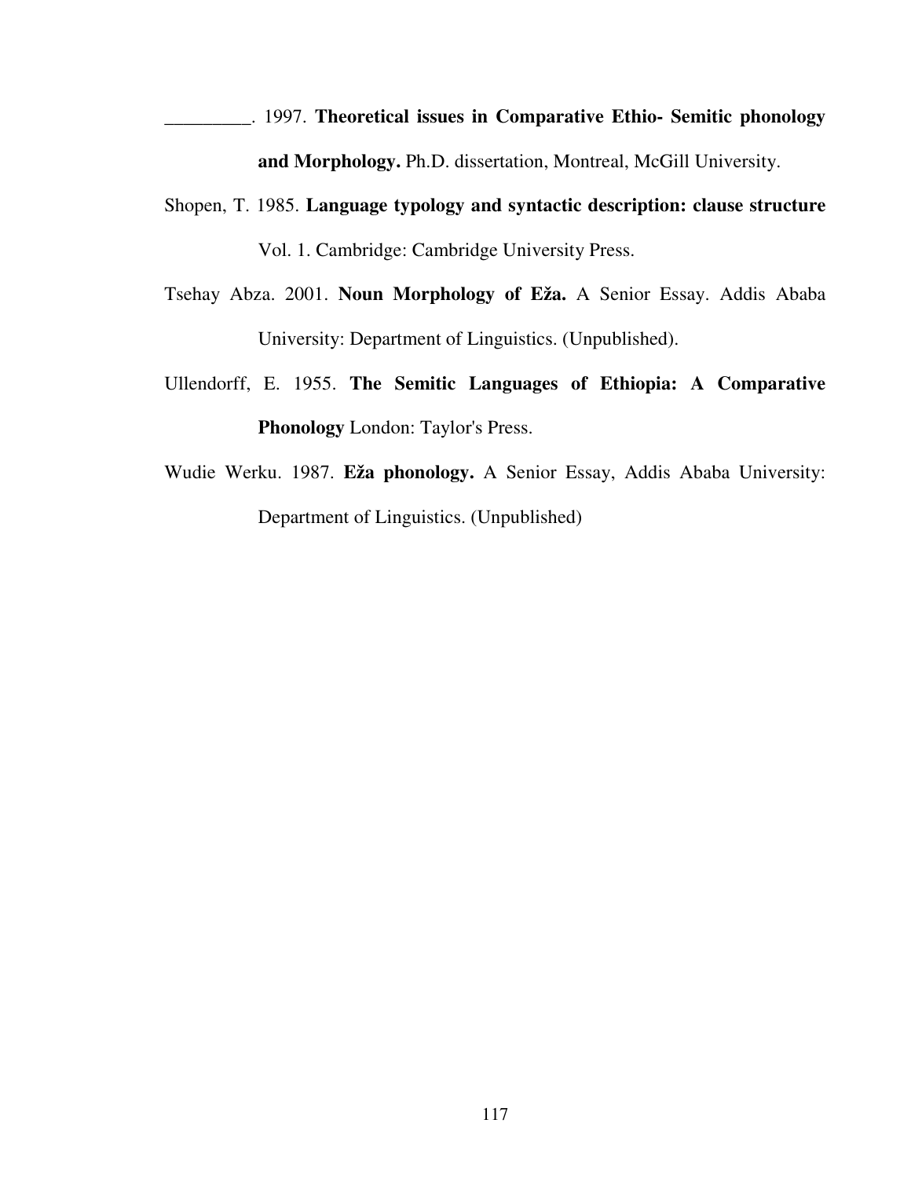\_\_\_\_\_\_\_\_\_. 1997. **Theoretical issues in Comparative Ethio- Semitic phonology and Morphology.** Ph.D. dissertation, Montreal, McGill University.

Shopen, T. 1985. **Language typology and syntactic description: clause structure** Vol. 1. Cambridge: Cambridge University Press.

Tsehay Abza. 2001. **Noun Morphology of Eža.** A Senior Essay. Addis Ababa University: Department of Linguistics. (Unpublished).

Ullendorff, E. 1955. **The Semitic Languages of Ethiopia: A Comparative Phonology** London: Taylor's Press.

Wudie Werku. 1987. **Eža phonology.** A Senior Essay, Addis Ababa University: Department of Linguistics. (Unpublished)